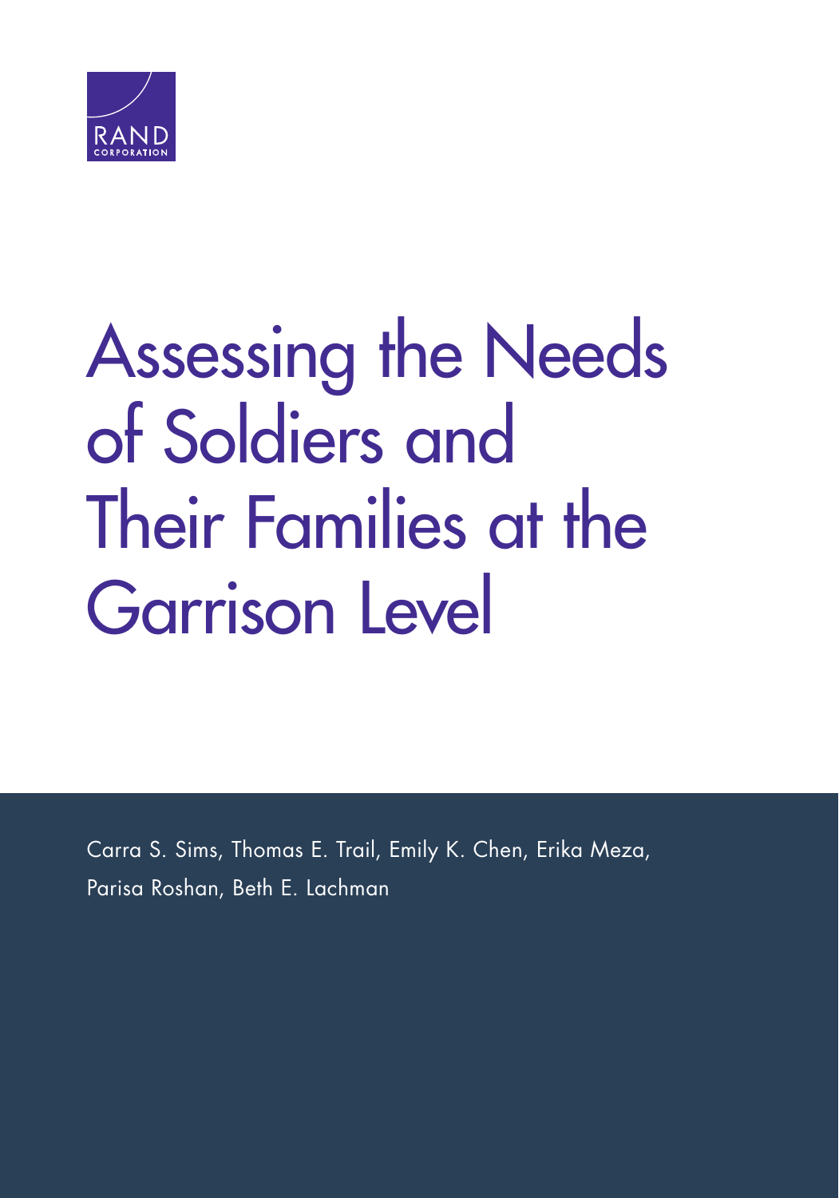RAND CORPORATION

# Assessing the Needs of Soldiers and Their Families at the Garrison Level

Carra S. Sims, Thomas E. Trail, Emily K. Chen, Erika Meza, Parisa Roshan, Beth E. Lachman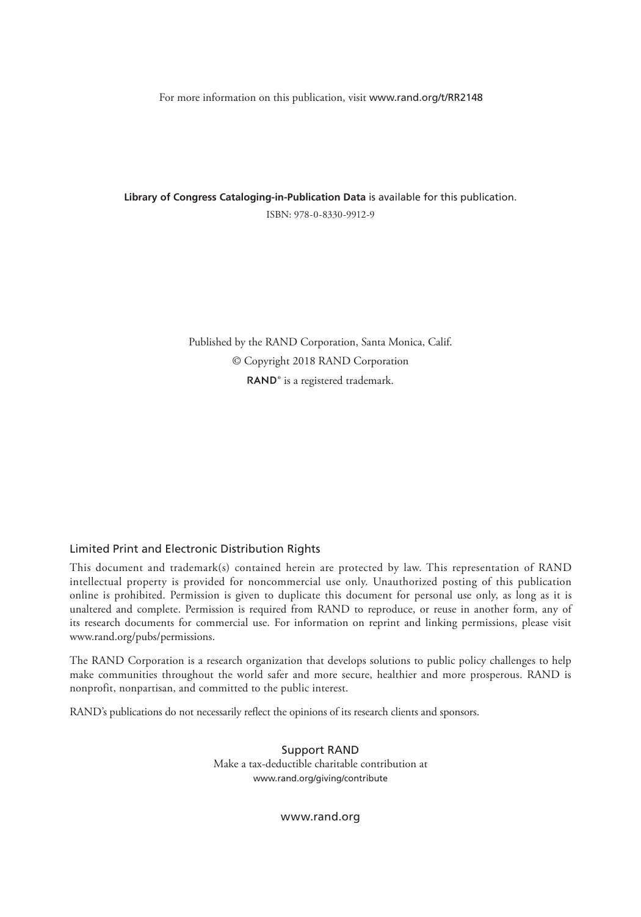For more information on this publication, visit www.rand.org/t/RR2148

**Library of Congress Cataloging-in-Publication Data** is available for this publication.

ISBN: 978-0-8330-9912-9

Published by the RAND Corporation, Santa Monica, Calif.

© Copyright 2018 RAND Corporation

RAND® is a registered trademark.

### Limited Print and Electronic Distribution Rights

This document and trademark(s) contained herein are protected by law. This representation of RAND intellectual property is provided for noncommercial use only. Unauthorized posting of this publication online is prohibited. Permission is given to duplicate this document for personal use only, as long as it is unaltered and complete. Permission is required from RAND to reproduce, or reuse in another form, any of its research documents for commercial use. For information on reprint and linking permissions, please visit www.rand.org/pubs/permissions.

The RAND Corporation is a research organization that develops solutions to public policy challenges to help make communities throughout the world safer and more secure, healthier and more prosperous. RAND is nonprofit, nonpartisan, and committed to the public interest.

RAND's publications do not necessarily reflect the opinions of its research clients and sponsors.

Support RAND

Make a tax-deductible charitable contribution at
www.rand.org/giving/contribute

www.rand.org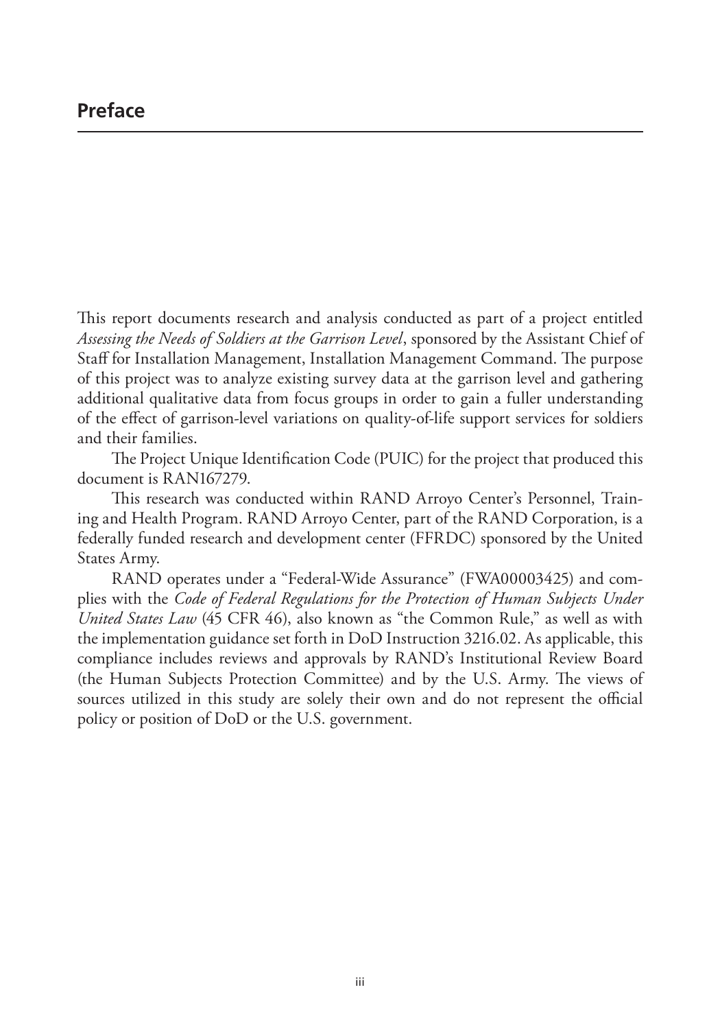# Preface

This report documents research and analysis conducted as part of a project entitled *Assessing the Needs of Soldiers at the Garrison Level*, sponsored by the Assistant Chief of Staff for Installation Management, Installation Management Command. The purpose of this project was to analyze existing survey data at the garrison level and gathering additional qualitative data from focus groups in order to gain a fuller understanding of the effect of garrison-level variations on quality-of-life support services for soldiers and their families.

The Project Unique Identification Code (PUIC) for the project that produced this document is RAN167279.

This research was conducted within RAND Arroyo Center's Personnel, Training and Health Program. RAND Arroyo Center, part of the RAND Corporation, is a federally funded research and development center (FFRDC) sponsored by the United States Army.

RAND operates under a "Federal-Wide Assurance" (FWA00003425) and complies with the *Code of Federal Regulations for the Protection of Human Subjects Under United States Law* (45 CFR 46), also known as "the Common Rule," as well as with the implementation guidance set forth in DoD Instruction 3216.02. As applicable, this compliance includes reviews and approvals by RAND's Institutional Review Board (the Human Subjects Protection Committee) and by the U.S. Army. The views of sources utilized in this study are solely their own and do not represent the official policy or position of DoD or the U.S. government.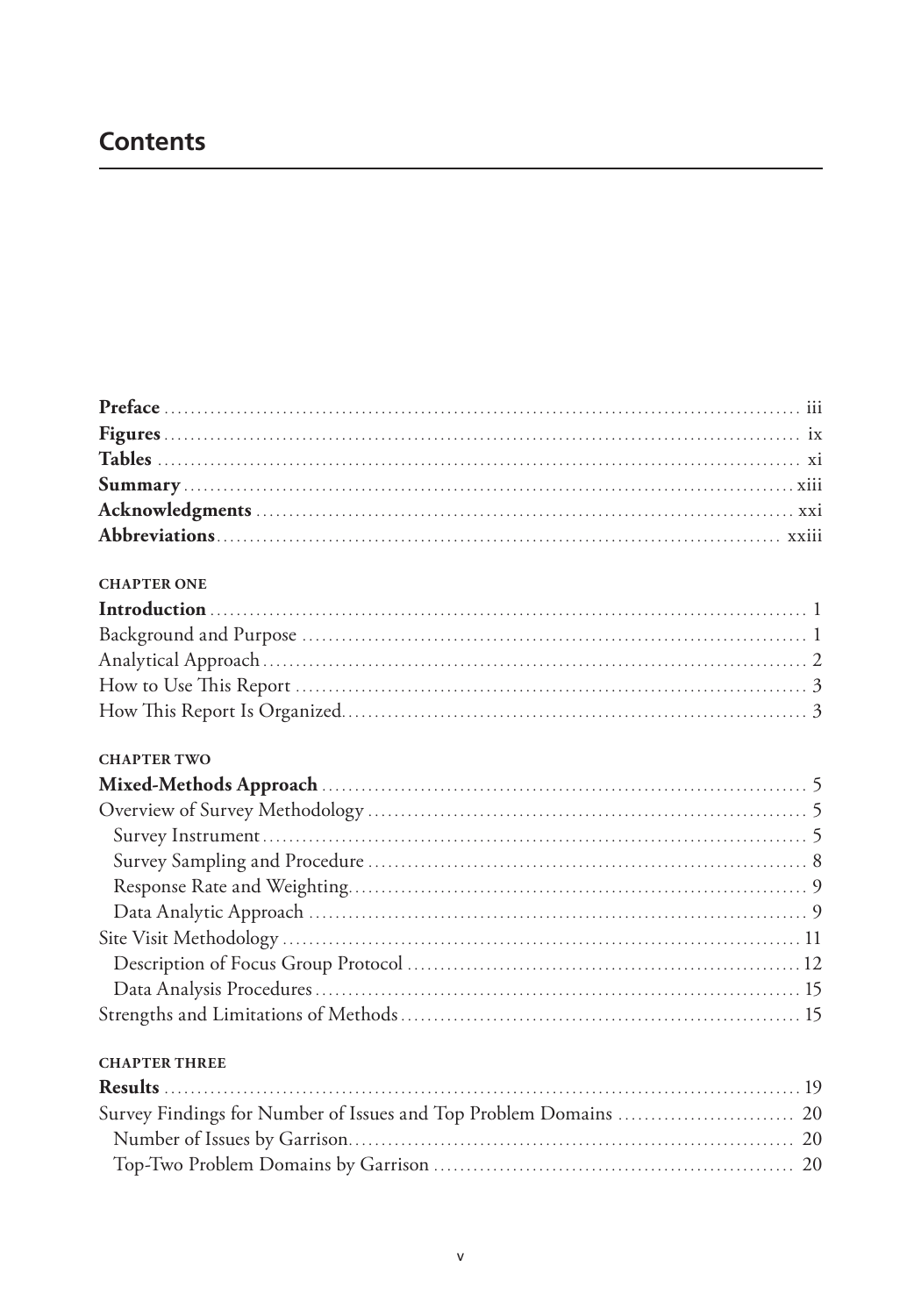# Contents

**Preface** ........................................................................................... iii
**Figures** ........................................................................................... ix
**Tables** ........................................................................................... xi
**Summary** ........................................................................................... xiii
**Acknowledgments** ........................................................................................... xxi
**Abbreviations** ........................................................................................... xxiii

**CHAPTER ONE**

**Introduction** ........................................................................................... 1
Background and Purpose ........................................................................................... 1
Analytical Approach ........................................................................................... 2
How to Use This Report ........................................................................................... 3
How This Report Is Organized ........................................................................................... 3

**CHAPTER TWO**

**Mixed-Methods Approach** ........................................................................................... 5
Overview of Survey Methodology ........................................................................................... 5
  Survey Instrument ........................................................................................... 5
  Survey Sampling and Procedure ........................................................................................... 8
  Response Rate and Weighting ........................................................................................... 9
  Data Analytic Approach ........................................................................................... 9
Site Visit Methodology ........................................................................................... 11
  Description of Focus Group Protocol ........................................................................................... 12
  Data Analysis Procedures ........................................................................................... 15
Strengths and Limitations of Methods ........................................................................................... 15

**CHAPTER THREE**

**Results** ........................................................................................... 19
Survey Findings for Number of Issues and Top Problem Domains ........................................................................................... 20
  Number of Issues by Garrison ........................................................................................... 20
  Top-Two Problem Domains by Garrison ........................................................................................... 20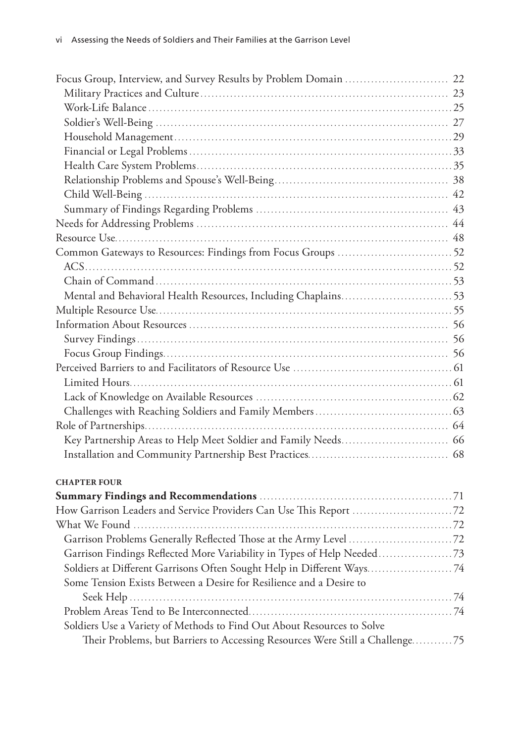Focus Group, Interview, and Survey Results by Problem Domain ............................ 22
- Military Practices and Culture ................................................................. 23
- Work-Life Balance ................................................................................ 25
- Soldier's Well-Being ............................................................................ 27
- Household Management ......................................................................... 29
- Financial or Legal Problems .................................................................. 33
- Health Care System Problems ................................................................. 35
- Relationship Problems and Spouse's Well-Being .......................................... 38
- Child Well-Being ................................................................................. 42
- Summary of Findings Regarding Problems ................................................. 43

Needs for Addressing Problems ................................................................... 44

Resource Use ........................................................................................... 48

Common Gateways to Resources: Findings from Focus Groups .............................. 52
- ACS .................................................................................................. 52
- Chain of Command ............................................................................... 53
- Mental and Behavioral Health Resources, Including Chaplains ........................ 53

Multiple Resource Use ................................................................................ 55

Information About Resources ....................................................................... 56
- Survey Findings .................................................................................... 56
- Focus Group Findings ............................................................................ 56

Perceived Barriers to and Facilitators of Resource Use ........................................ 61
- Limited Hours ...................................................................................... 61
- Lack of Knowledge on Available Resources ................................................ 62
- Challenges with Reaching Soldiers and Family Members ................................ 63

Role of Partnerships ................................................................................... 64
- Key Partnership Areas to Help Meet Soldier and Family Needs ........................ 66
- Installation and Community Partnership Best Practices ................................... 68

**CHAPTER FOUR**

**Summary Findings and Recommendations** ..................................................... 71

How Garrison Leaders and Service Providers Can Use This Report ........................... 72

What We Found ......................................................................................... 72
- Garrison Problems Generally Reflected Those at the Army Level ....................... 72
- Garrison Findings Reflected More Variability in Types of Help Needed ................ 73
- Soldiers at Different Garrisons Often Sought Help in Different Ways ................... 74
- Some Tension Exists Between a Desire for Resilience and a Desire to Seek Help ... 74
- Problem Areas Tend to Be Interconnected .................................................... 74
- Soldiers Use a Variety of Methods to Find Out About Resources to Solve Their Problems, but Barriers to Accessing Resources Were Still a Challenge ........... 75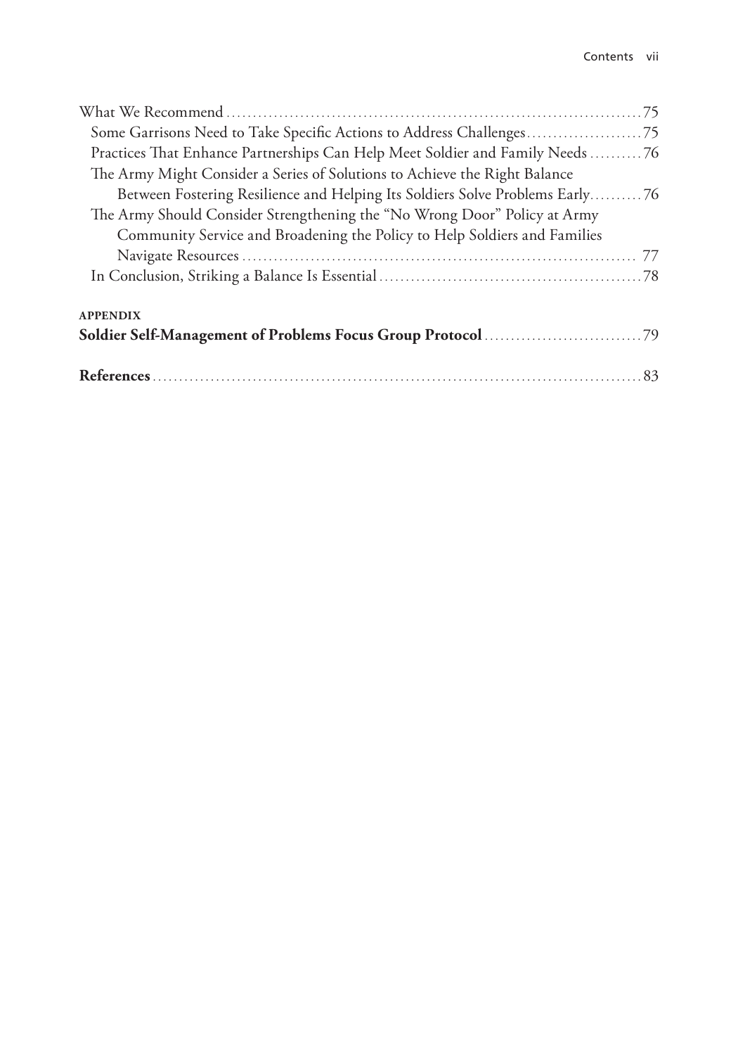What We Recommend ..... 75

Some Garrisons Need to Take Specific Actions to Address Challenges ..... 75

Practices That Enhance Partnerships Can Help Meet Soldier and Family Needs ..... 76

The Army Might Consider a Series of Solutions to Achieve the Right Balance Between Fostering Resilience and Helping Its Soldiers Solve Problems Early ..... 76

The Army Should Consider Strengthening the "No Wrong Door" Policy at Army Community Service and Broadening the Policy to Help Soldiers and Families Navigate Resources ..... 77

In Conclusion, Striking a Balance Is Essential ..... 78

**APPENDIX**

**Soldier Self-Management of Problems Focus Group Protocol** ..... 79

**References** ..... 83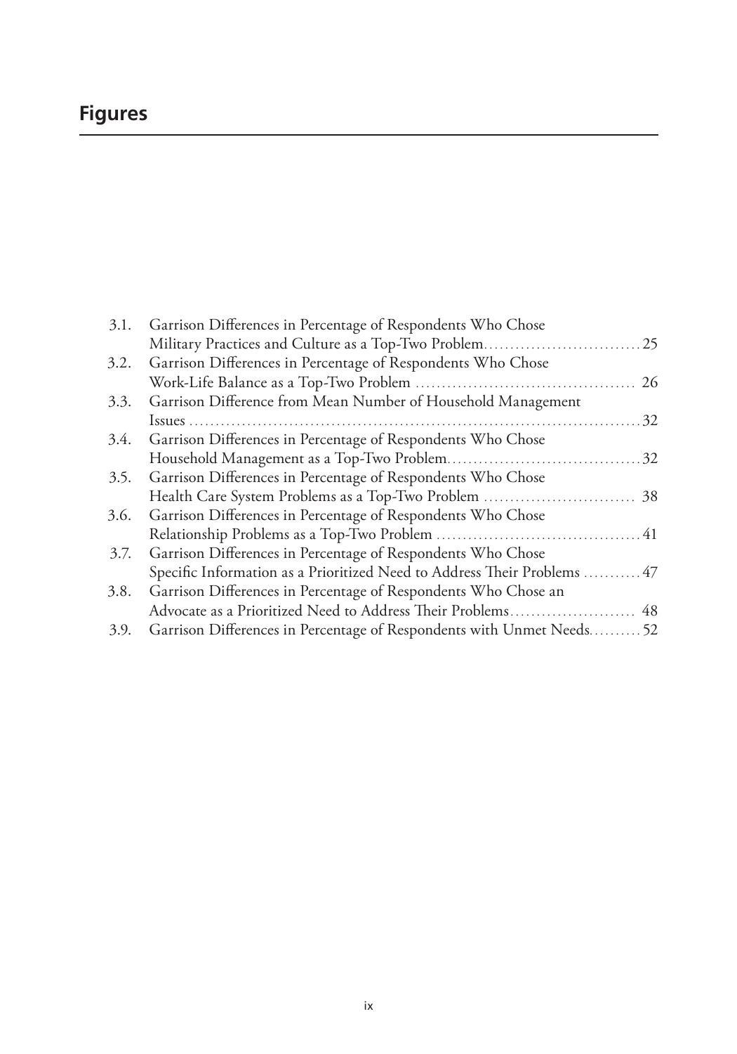# Figures

3.1. Garrison Differences in Percentage of Respondents Who Chose Military Practices and Culture as a Top-Two Problem .......... 25
3.2. Garrison Differences in Percentage of Respondents Who Chose Work-Life Balance as a Top-Two Problem .......... 26
3.3. Garrison Difference from Mean Number of Household Management Issues .......... 32
3.4. Garrison Differences in Percentage of Respondents Who Chose Household Management as a Top-Two Problem .......... 32
3.5. Garrison Differences in Percentage of Respondents Who Chose Health Care System Problems as a Top-Two Problem .......... 38
3.6. Garrison Differences in Percentage of Respondents Who Chose Relationship Problems as a Top-Two Problem .......... 41
3.7. Garrison Differences in Percentage of Respondents Who Chose Specific Information as a Prioritized Need to Address Their Problems .......... 47
3.8. Garrison Differences in Percentage of Respondents Who Chose an Advocate as a Prioritized Need to Address Their Problems .......... 48
3.9. Garrison Differences in Percentage of Respondents with Unmet Needs .......... 52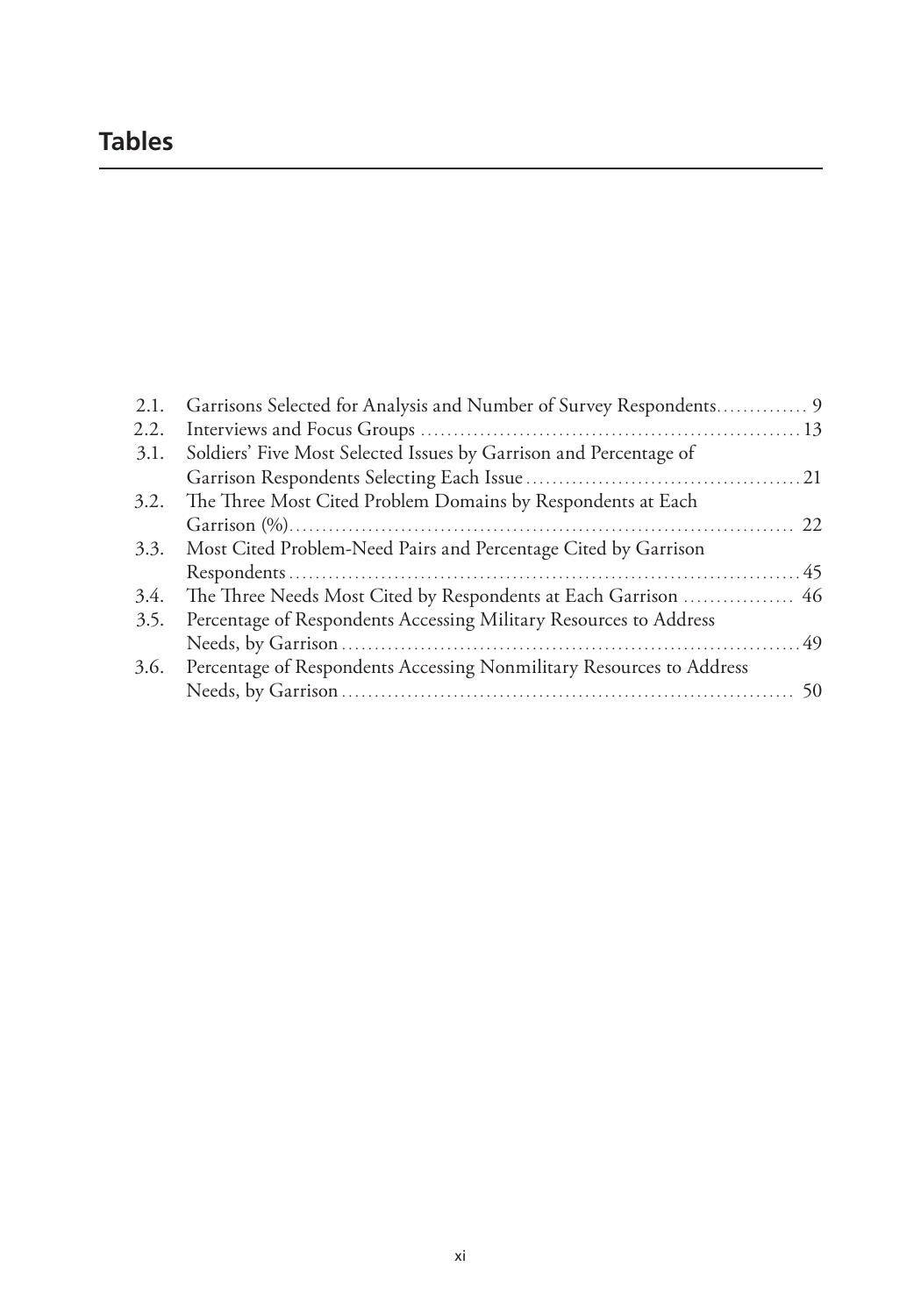# Tables

2.1. Garrisons Selected for Analysis and Number of Survey Respondents .............. 9
2.2. Interviews and Focus Groups .............................................................. 13
3.1. Soldiers' Five Most Selected Issues by Garrison and Percentage of Garrison Respondents Selecting Each Issue .......................................... 21
3.2. The Three Most Cited Problem Domains by Respondents at Each Garrison (%) .......................................................................... 22
3.3. Most Cited Problem-Need Pairs and Percentage Cited by Garrison Respondents .......................................................................... 45
3.4. The Three Needs Most Cited by Respondents at Each Garrison ................. 46
3.5. Percentage of Respondents Accessing Military Resources to Address Needs, by Garrison .................................................................. 49
3.6. Percentage of Respondents Accessing Nonmilitary Resources to Address Needs, by Garrison .................................................................. 50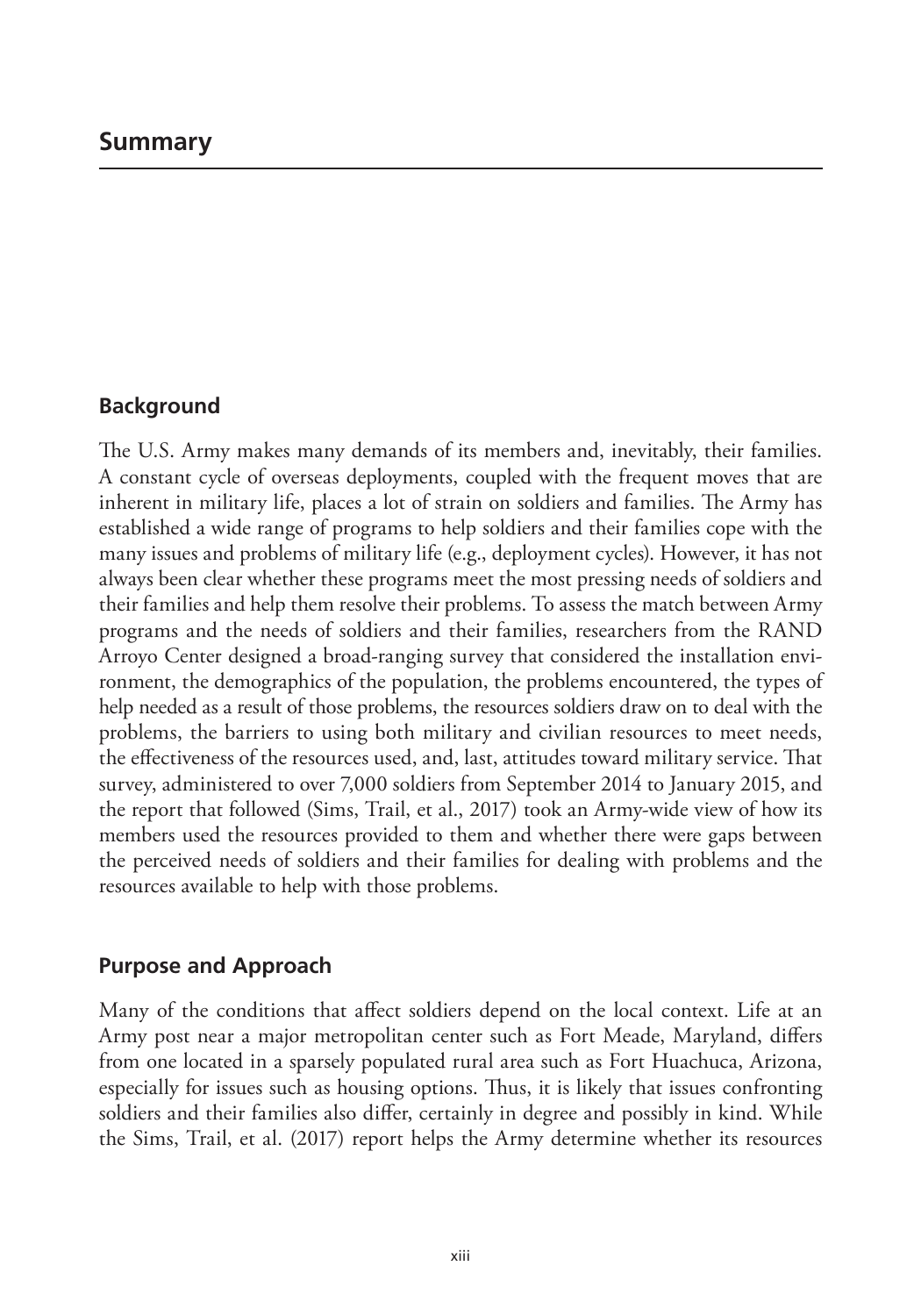# Summary

## Background

The U.S. Army makes many demands of its members and, inevitably, their families. A constant cycle of overseas deployments, coupled with the frequent moves that are inherent in military life, places a lot of strain on soldiers and families. The Army has established a wide range of programs to help soldiers and their families cope with the many issues and problems of military life (e.g., deployment cycles). However, it has not always been clear whether these programs meet the most pressing needs of soldiers and their families and help them resolve their problems. To assess the match between Army programs and the needs of soldiers and their families, researchers from the RAND Arroyo Center designed a broad-ranging survey that considered the installation environment, the demographics of the population, the problems encountered, the types of help needed as a result of those problems, the resources soldiers draw on to deal with the problems, the barriers to using both military and civilian resources to meet needs, the effectiveness of the resources used, and, last, attitudes toward military service. That survey, administered to over 7,000 soldiers from September 2014 to January 2015, and the report that followed (Sims, Trail, et al., 2017) took an Army-wide view of how its members used the resources provided to them and whether there were gaps between the perceived needs of soldiers and their families for dealing with problems and the resources available to help with those problems.

## Purpose and Approach

Many of the conditions that affect soldiers depend on the local context. Life at an Army post near a major metropolitan center such as Fort Meade, Maryland, differs from one located in a sparsely populated rural area such as Fort Huachuca, Arizona, especially for issues such as housing options. Thus, it is likely that issues confronting soldiers and their families also differ, certainly in degree and possibly in kind. While the Sims, Trail, et al. (2017) report helps the Army determine whether its resources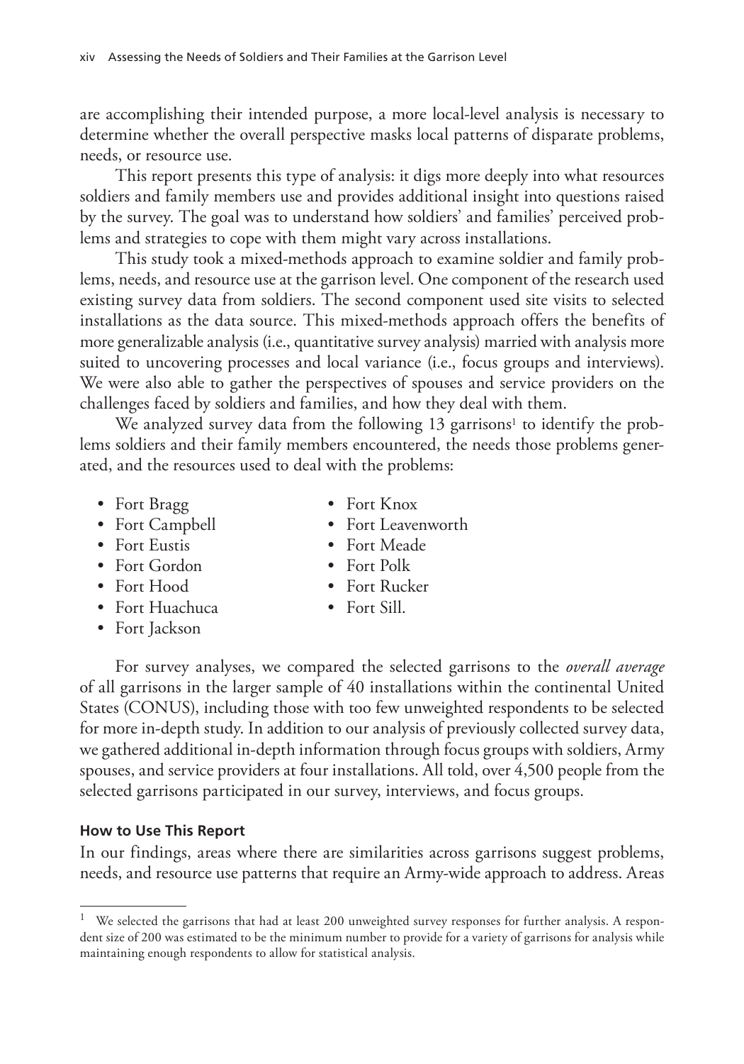are accomplishing their intended purpose, a more local-level analysis is necessary to determine whether the overall perspective masks local patterns of disparate problems, needs, or resource use.

This report presents this type of analysis: it digs more deeply into what resources soldiers and family members use and provides additional insight into questions raised by the survey. The goal was to understand how soldiers' and families' perceived problems and strategies to cope with them might vary across installations.

This study took a mixed-methods approach to examine soldier and family problems, needs, and resource use at the garrison level. One component of the research used existing survey data from soldiers. The second component used site visits to selected installations as the data source. This mixed-methods approach offers the benefits of more generalizable analysis (i.e., quantitative survey analysis) married with analysis more suited to uncovering processes and local variance (i.e., focus groups and interviews). We were also able to gather the perspectives of spouses and service providers on the challenges faced by soldiers and families, and how they deal with them.

We analyzed survey data from the following 13 garrisons[1] to identify the problems soldiers and their family members encountered, the needs those problems generated, and the resources used to deal with the problems:

- Fort Bragg
- Fort Campbell
- Fort Eustis
- Fort Gordon
- Fort Hood
- Fort Huachuca
- Fort Jackson
- Fort Knox
- Fort Leavenworth
- Fort Meade
- Fort Polk
- Fort Rucker
- Fort Sill.

For survey analyses, we compared the selected garrisons to the *overall average* of all garrisons in the larger sample of 40 installations within the continental United States (CONUS), including those with too few unweighted respondents to be selected for more in-depth study. In addition to our analysis of previously collected survey data, we gathered additional in-depth information through focus groups with soldiers, Army spouses, and service providers at four installations. All told, over 4,500 people from the selected garrisons participated in our survey, interviews, and focus groups.

#### How to Use This Report

In our findings, areas where there are similarities across garrisons suggest problems, needs, and resource use patterns that require an Army-wide approach to address. Areas

---

[1] We selected the garrisons that had at least 200 unweighted survey responses for further analysis. A respondent size of 200 was estimated to be the minimum number to provide for a variety of garrisons for analysis while maintaining enough respondents to allow for statistical analysis.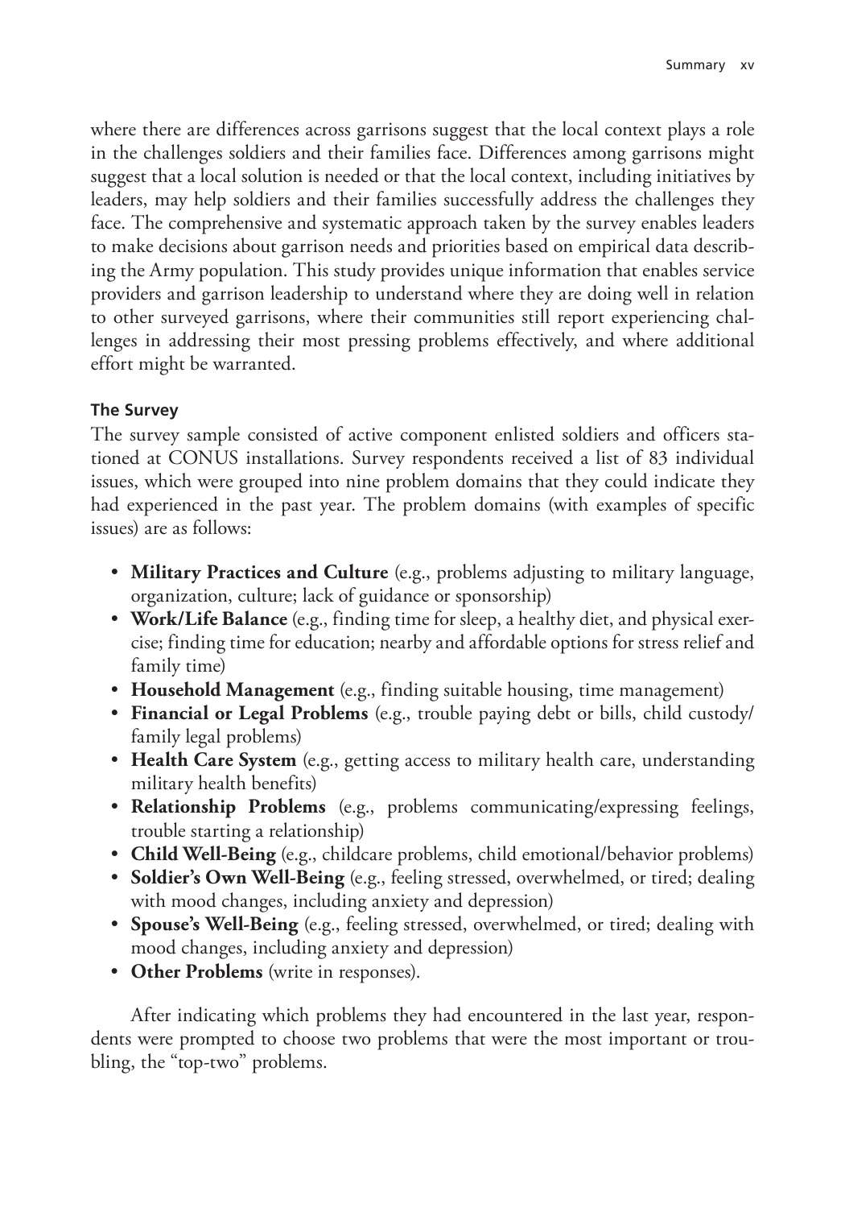where there are differences across garrisons suggest that the local context plays a role in the challenges soldiers and their families face. Differences among garrisons might suggest that a local solution is needed or that the local context, including initiatives by leaders, may help soldiers and their families successfully address the challenges they face. The comprehensive and systematic approach taken by the survey enables leaders to make decisions about garrison needs and priorities based on empirical data describing the Army population. This study provides unique information that enables service providers and garrison leadership to understand where they are doing well in relation to other surveyed garrisons, where their communities still report experiencing challenges in addressing their most pressing problems effectively, and where additional effort might be warranted.

### The Survey

The survey sample consisted of active component enlisted soldiers and officers stationed at CONUS installations. Survey respondents received a list of 83 individual issues, which were grouped into nine problem domains that they could indicate they had experienced in the past year. The problem domains (with examples of specific issues) are as follows:

- **Military Practices and Culture** (e.g., problems adjusting to military language, organization, culture; lack of guidance or sponsorship)
- **Work/Life Balance** (e.g., finding time for sleep, a healthy diet, and physical exercise; finding time for education; nearby and affordable options for stress relief and family time)
- **Household Management** (e.g., finding suitable housing, time management)
- **Financial or Legal Problems** (e.g., trouble paying debt or bills, child custody/family legal problems)
- **Health Care System** (e.g., getting access to military health care, understanding military health benefits)
- **Relationship Problems** (e.g., problems communicating/expressing feelings, trouble starting a relationship)
- **Child Well-Being** (e.g., childcare problems, child emotional/behavior problems)
- **Soldier's Own Well-Being** (e.g., feeling stressed, overwhelmed, or tired; dealing with mood changes, including anxiety and depression)
- **Spouse's Well-Being** (e.g., feeling stressed, overwhelmed, or tired; dealing with mood changes, including anxiety and depression)
- **Other Problems** (write in responses).

After indicating which problems they had encountered in the last year, respondents were prompted to choose two problems that were the most important or troubling, the "top-two" problems.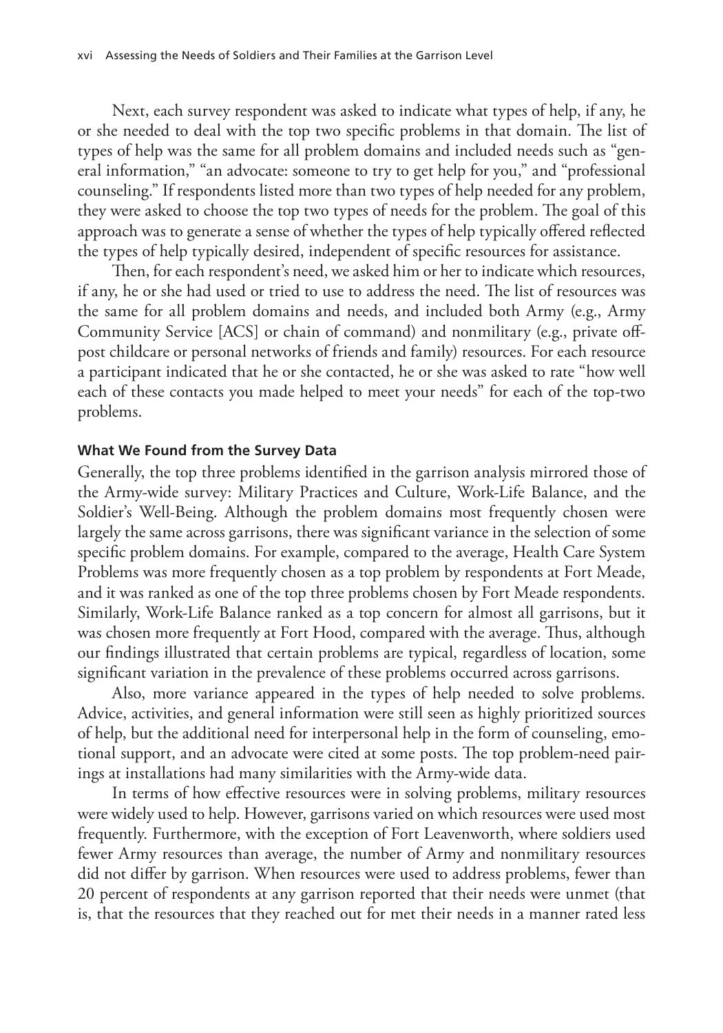Next, each survey respondent was asked to indicate what types of help, if any, he or she needed to deal with the top two specific problems in that domain. The list of types of help was the same for all problem domains and included needs such as "general information," "an advocate: someone to try to get help for you," and "professional counseling." If respondents listed more than two types of help needed for any problem, they were asked to choose the top two types of needs for the problem. The goal of this approach was to generate a sense of whether the types of help typically offered reflected the types of help typically desired, independent of specific resources for assistance.

Then, for each respondent's need, we asked him or her to indicate which resources, if any, he or she had used or tried to use to address the need. The list of resources was the same for all problem domains and needs, and included both Army (e.g., Army Community Service [ACS] or chain of command) and nonmilitary (e.g., private off-post childcare or personal networks of friends and family) resources. For each resource a participant indicated that he or she contacted, he or she was asked to rate "how well each of these contacts you made helped to meet your needs" for each of the top-two problems.

### What We Found from the Survey Data

Generally, the top three problems identified in the garrison analysis mirrored those of the Army-wide survey: Military Practices and Culture, Work-Life Balance, and the Soldier's Well-Being. Although the problem domains most frequently chosen were largely the same across garrisons, there was significant variance in the selection of some specific problem domains. For example, compared to the average, Health Care System Problems was more frequently chosen as a top problem by respondents at Fort Meade, and it was ranked as one of the top three problems chosen by Fort Meade respondents. Similarly, Work-Life Balance ranked as a top concern for almost all garrisons, but it was chosen more frequently at Fort Hood, compared with the average. Thus, although our findings illustrated that certain problems are typical, regardless of location, some significant variation in the prevalence of these problems occurred across garrisons.

Also, more variance appeared in the types of help needed to solve problems. Advice, activities, and general information were still seen as highly prioritized sources of help, but the additional need for interpersonal help in the form of counseling, emotional support, and an advocate were cited at some posts. The top problem-need pairings at installations had many similarities with the Army-wide data.

In terms of how effective resources were in solving problems, military resources were widely used to help. However, garrisons varied on which resources were used most frequently. Furthermore, with the exception of Fort Leavenworth, where soldiers used fewer Army resources than average, the number of Army and nonmilitary resources did not differ by garrison. When resources were used to address problems, fewer than 20 percent of respondents at any garrison reported that their needs were unmet (that is, that the resources that they reached out for met their needs in a manner rated less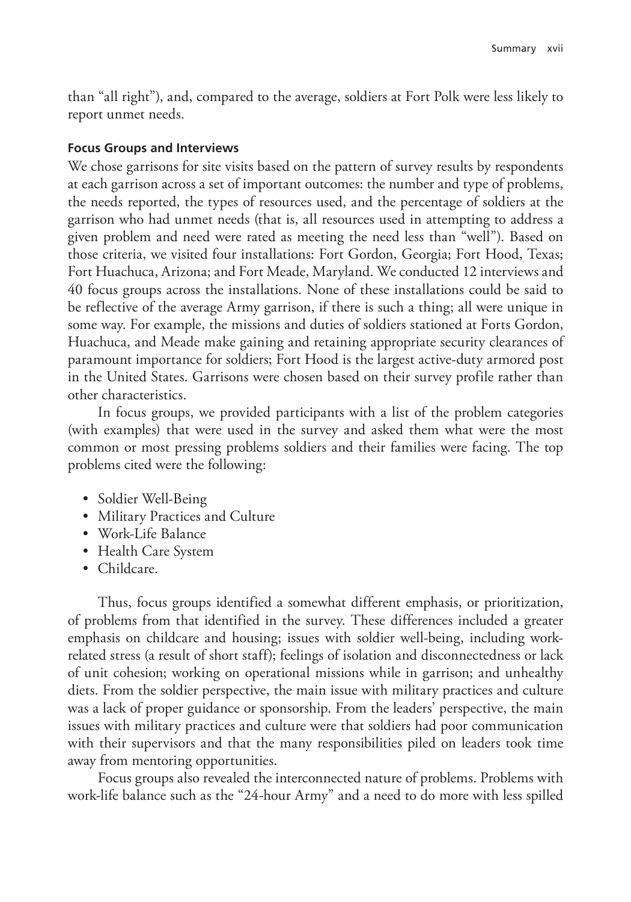than "all right"), and, compared to the average, soldiers at Fort Polk were less likely to report unmet needs.

#### Focus Groups and Interviews

We chose garrisons for site visits based on the pattern of survey results by respondents at each garrison across a set of important outcomes: the number and type of problems, the needs reported, the types of resources used, and the percentage of soldiers at the garrison who had unmet needs (that is, all resources used in attempting to address a given problem and need were rated as meeting the need less than "well"). Based on those criteria, we visited four installations: Fort Gordon, Georgia; Fort Hood, Texas; Fort Huachuca, Arizona; and Fort Meade, Maryland. We conducted 12 interviews and 40 focus groups across the installations. None of these installations could be said to be reflective of the average Army garrison, if there is such a thing; all were unique in some way. For example, the missions and duties of soldiers stationed at Forts Gordon, Huachuca, and Meade make gaining and retaining appropriate security clearances of paramount importance for soldiers; Fort Hood is the largest active-duty armored post in the United States. Garrisons were chosen based on their survey profile rather than other characteristics.

In focus groups, we provided participants with a list of the problem categories (with examples) that were used in the survey and asked them what were the most common or most pressing problems soldiers and their families were facing. The top problems cited were the following:

- Soldier Well-Being
- Military Practices and Culture
- Work-Life Balance
- Health Care System
- Childcare.

Thus, focus groups identified a somewhat different emphasis, or prioritization, of problems from that identified in the survey. These differences included a greater emphasis on childcare and housing; issues with soldier well-being, including work-related stress (a result of short staff); feelings of isolation and disconnectedness or lack of unit cohesion; working on operational missions while in garrison; and unhealthy diets. From the soldier perspective, the main issue with military practices and culture was a lack of proper guidance or sponsorship. From the leaders' perspective, the main issues with military practices and culture were that soldiers had poor communication with their supervisors and that the many responsibilities piled on leaders took time away from mentoring opportunities.

Focus groups also revealed the interconnected nature of problems. Problems with work-life balance such as the "24-hour Army" and a need to do more with less spilled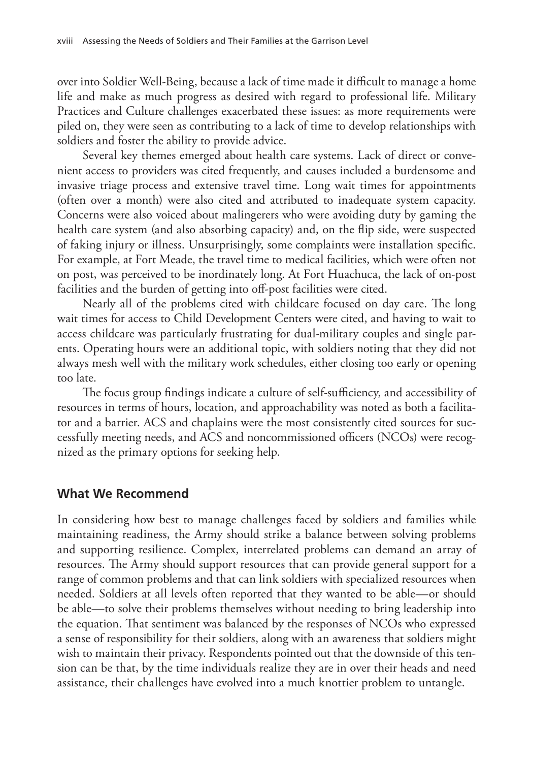over into Soldier Well-Being, because a lack of time made it difficult to manage a home life and make as much progress as desired with regard to professional life. Military Practices and Culture challenges exacerbated these issues: as more requirements were piled on, they were seen as contributing to a lack of time to develop relationships with soldiers and foster the ability to provide advice.

Several key themes emerged about health care systems. Lack of direct or convenient access to providers was cited frequently, and causes included a burdensome and invasive triage process and extensive travel time. Long wait times for appointments (often over a month) were also cited and attributed to inadequate system capacity. Concerns were also voiced about malingerers who were avoiding duty by gaming the health care system (and also absorbing capacity) and, on the flip side, were suspected of faking injury or illness. Unsurprisingly, some complaints were installation specific. For example, at Fort Meade, the travel time to medical facilities, which were often not on post, was perceived to be inordinately long. At Fort Huachuca, the lack of on-post facilities and the burden of getting into off-post facilities were cited.

Nearly all of the problems cited with childcare focused on day care. The long wait times for access to Child Development Centers were cited, and having to wait to access childcare was particularly frustrating for dual-military couples and single parents. Operating hours were an additional topic, with soldiers noting that they did not always mesh well with the military work schedules, either closing too early or opening too late.

The focus group findings indicate a culture of self-sufficiency, and accessibility of resources in terms of hours, location, and approachability was noted as both a facilitator and a barrier. ACS and chaplains were the most consistently cited sources for successfully meeting needs, and ACS and noncommissioned officers (NCOs) were recognized as the primary options for seeking help.

## What We Recommend

In considering how best to manage challenges faced by soldiers and families while maintaining readiness, the Army should strike a balance between solving problems and supporting resilience. Complex, interrelated problems can demand an array of resources. The Army should support resources that can provide general support for a range of common problems and that can link soldiers with specialized resources when needed. Soldiers at all levels often reported that they wanted to be able—or should be able—to solve their problems themselves without needing to bring leadership into the equation. That sentiment was balanced by the responses of NCOs who expressed a sense of responsibility for their soldiers, along with an awareness that soldiers might wish to maintain their privacy. Respondents pointed out that the downside of this tension can be that, by the time individuals realize they are in over their heads and need assistance, their challenges have evolved into a much knottier problem to untangle.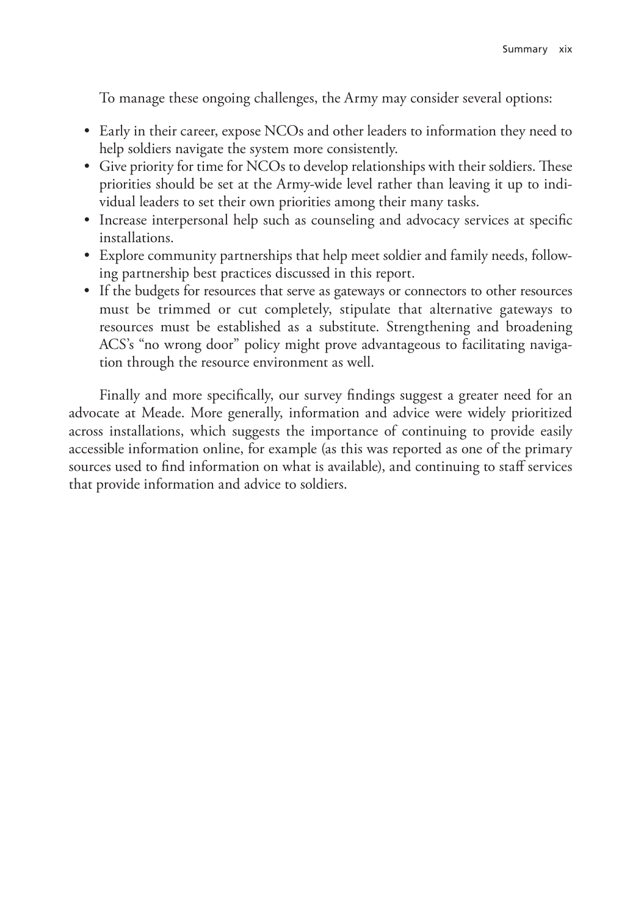To manage these ongoing challenges, the Army may consider several options:

- Early in their career, expose NCOs and other leaders to information they need to help soldiers navigate the system more consistently.
- Give priority for time for NCOs to develop relationships with their soldiers. These priorities should be set at the Army-wide level rather than leaving it up to individual leaders to set their own priorities among their many tasks.
- Increase interpersonal help such as counseling and advocacy services at specific installations.
- Explore community partnerships that help meet soldier and family needs, following partnership best practices discussed in this report.
- If the budgets for resources that serve as gateways or connectors to other resources must be trimmed or cut completely, stipulate that alternative gateways to resources must be established as a substitute. Strengthening and broadening ACS's "no wrong door" policy might prove advantageous to facilitating navigation through the resource environment as well.

Finally and more specifically, our survey findings suggest a greater need for an advocate at Meade. More generally, information and advice were widely prioritized across installations, which suggests the importance of continuing to provide easily accessible information online, for example (as this was reported as one of the primary sources used to find information on what is available), and continuing to staff services that provide information and advice to soldiers.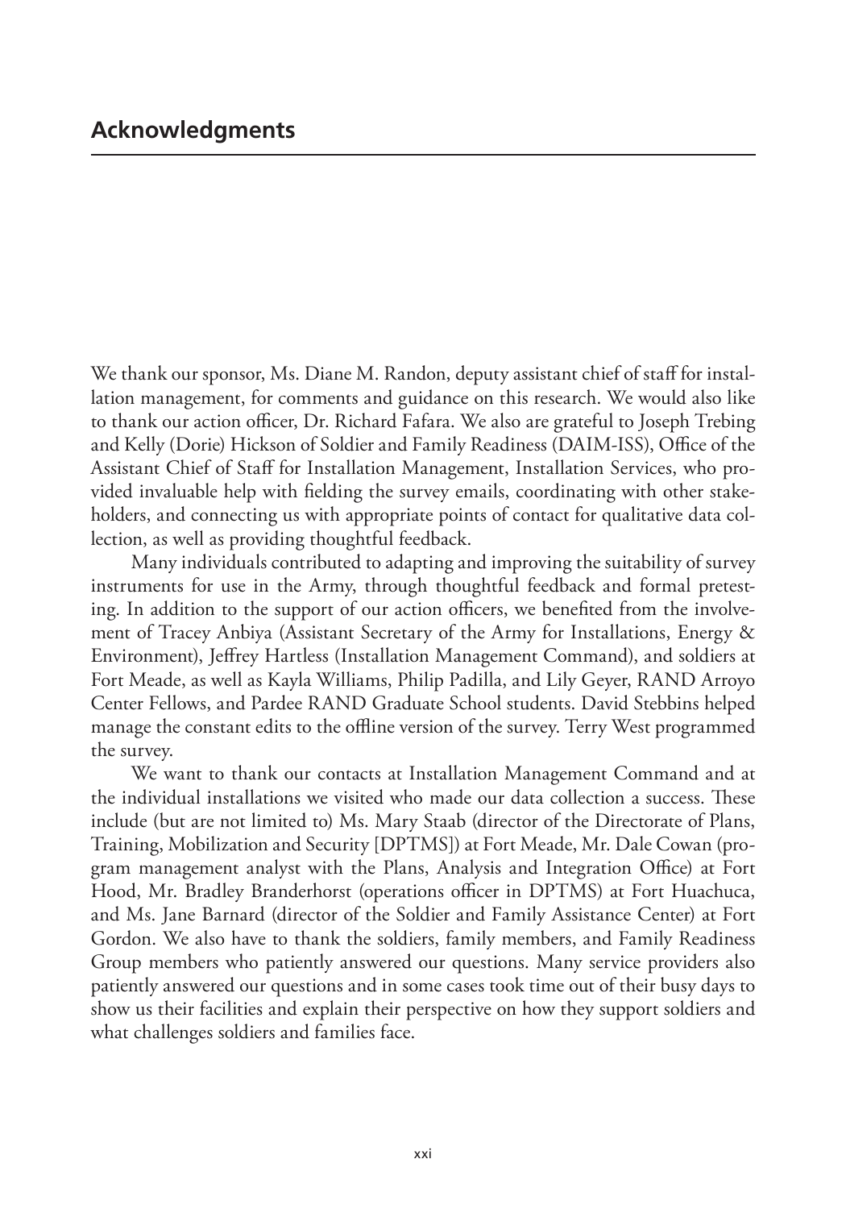## Acknowledgments

We thank our sponsor, Ms. Diane M. Randon, deputy assistant chief of staff for installation management, for comments and guidance on this research. We would also like to thank our action officer, Dr. Richard Fafara. We also are grateful to Joseph Trebing and Kelly (Dorie) Hickson of Soldier and Family Readiness (DAIM-ISS), Office of the Assistant Chief of Staff for Installation Management, Installation Services, who provided invaluable help with fielding the survey emails, coordinating with other stakeholders, and connecting us with appropriate points of contact for qualitative data collection, as well as providing thoughtful feedback.

Many individuals contributed to adapting and improving the suitability of survey instruments for use in the Army, through thoughtful feedback and formal pretesting. In addition to the support of our action officers, we benefited from the involvement of Tracey Anbiya (Assistant Secretary of the Army for Installations, Energy & Environment), Jeffrey Hartless (Installation Management Command), and soldiers at Fort Meade, as well as Kayla Williams, Philip Padilla, and Lily Geyer, RAND Arroyo Center Fellows, and Pardee RAND Graduate School students. David Stebbins helped manage the constant edits to the offline version of the survey. Terry West programmed the survey.

We want to thank our contacts at Installation Management Command and at the individual installations we visited who made our data collection a success. These include (but are not limited to) Ms. Mary Staab (director of the Directorate of Plans, Training, Mobilization and Security [DPTMS]) at Fort Meade, Mr. Dale Cowan (program management analyst with the Plans, Analysis and Integration Office) at Fort Hood, Mr. Bradley Branderhorst (operations officer in DPTMS) at Fort Huachuca, and Ms. Jane Barnard (director of the Soldier and Family Assistance Center) at Fort Gordon. We also have to thank the soldiers, family members, and Family Readiness Group members who patiently answered our questions. Many service providers also patiently answered our questions and in some cases took time out of their busy days to show us their facilities and explain their perspective on how they support soldiers and what challenges soldiers and families face.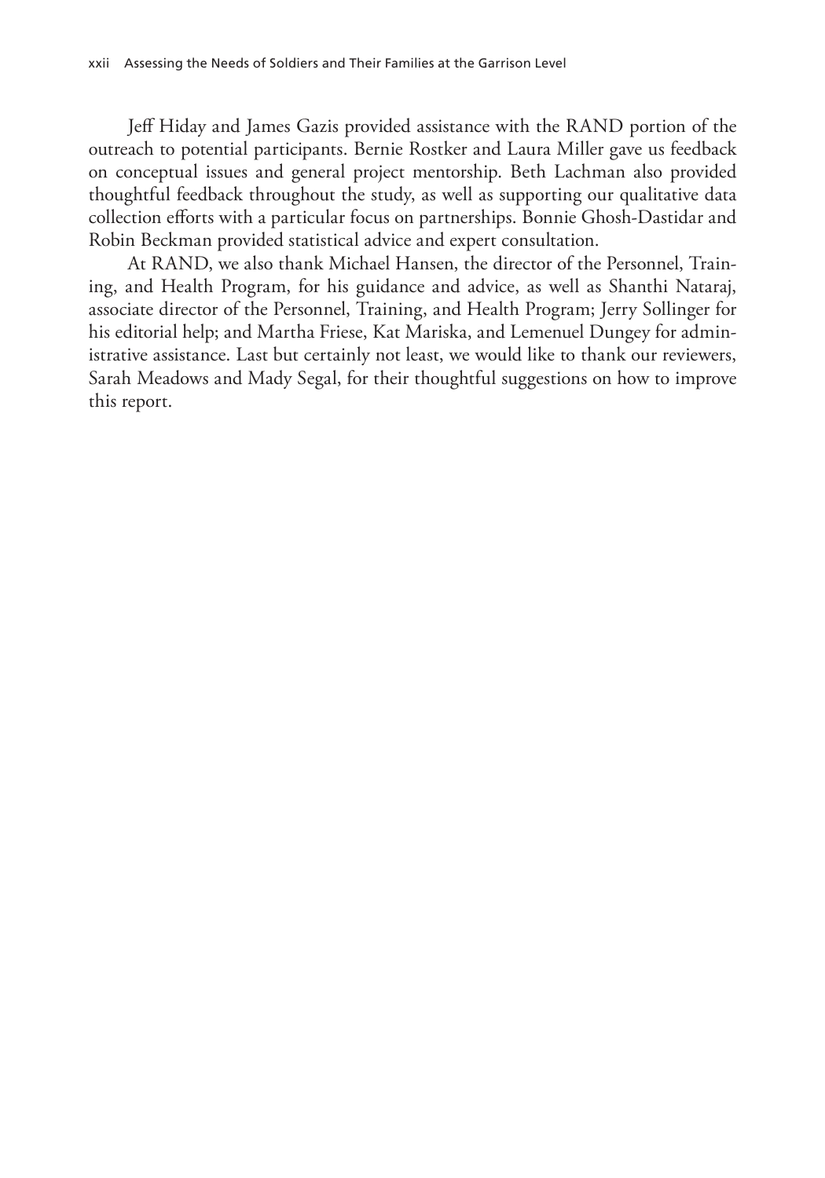Jeff Hiday and James Gazis provided assistance with the RAND portion of the outreach to potential participants. Bernie Rostker and Laura Miller gave us feedback on conceptual issues and general project mentorship. Beth Lachman also provided thoughtful feedback throughout the study, as well as supporting our qualitative data collection efforts with a particular focus on partnerships. Bonnie Ghosh-Dastidar and Robin Beckman provided statistical advice and expert consultation.

At RAND, we also thank Michael Hansen, the director of the Personnel, Training, and Health Program, for his guidance and advice, as well as Shanthi Nataraj, associate director of the Personnel, Training, and Health Program; Jerry Sollinger for his editorial help; and Martha Friese, Kat Mariska, and Lemenuel Dungey for administrative assistance. Last but certainly not least, we would like to thank our reviewers, Sarah Meadows and Mady Segal, for their thoughtful suggestions on how to improve this report.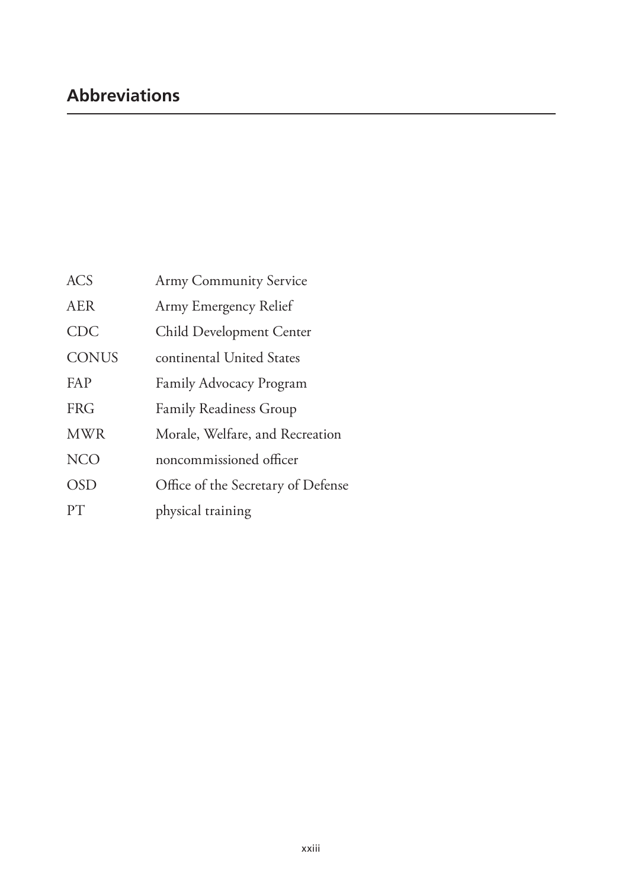## Abbreviations

| | |
|---|---|
| ACS | Army Community Service |
| AER | Army Emergency Relief |
| CDC | Child Development Center |
| CONUS | continental United States |
| FAP | Family Advocacy Program |
| FRG | Family Readiness Group |
| MWR | Morale, Welfare, and Recreation |
| NCO | noncommissioned officer |
| OSD | Office of the Secretary of Defense |
| PT | physical training |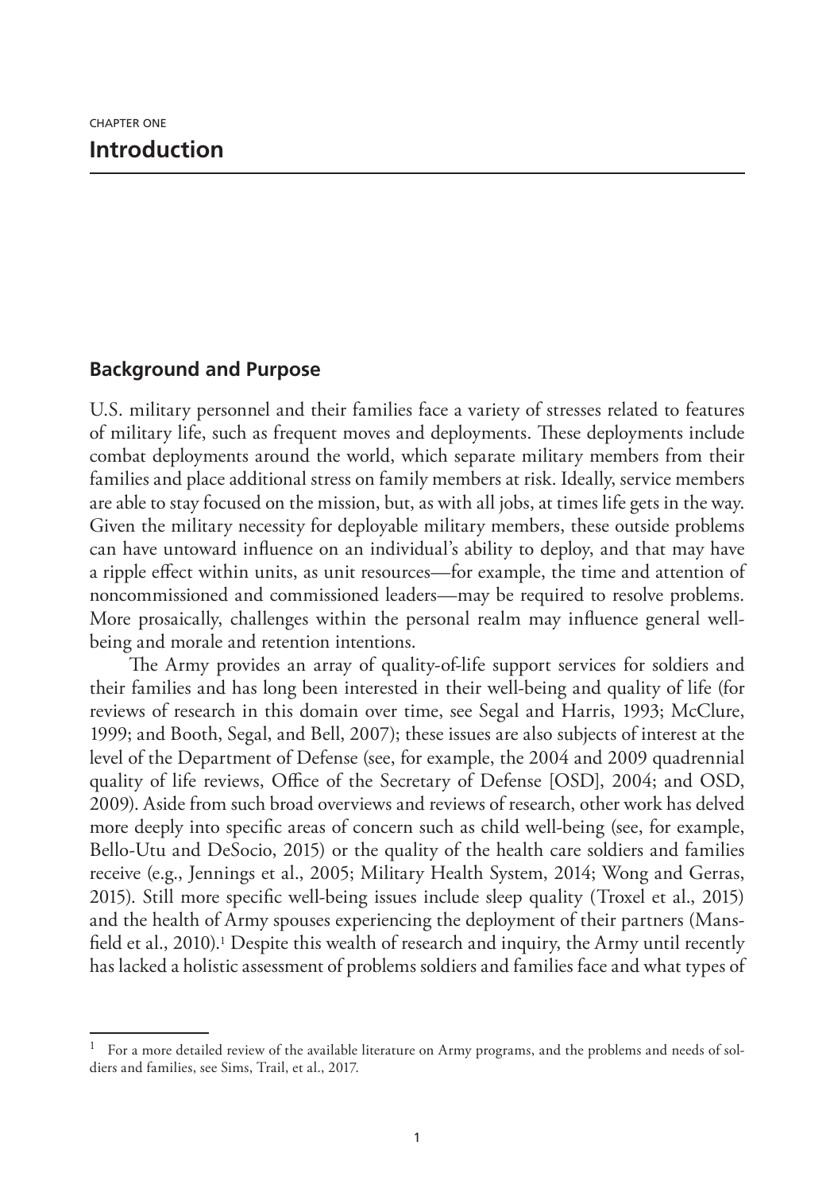CHAPTER ONE

# Introduction

## Background and Purpose

U.S. military personnel and their families face a variety of stresses related to features of military life, such as frequent moves and deployments. These deployments include combat deployments around the world, which separate military members from their families and place additional stress on family members at risk. Ideally, service members are able to stay focused on the mission, but, as with all jobs, at times life gets in the way. Given the military necessity for deployable military members, these outside problems can have untoward influence on an individual's ability to deploy, and that may have a ripple effect within units, as unit resources—for example, the time and attention of noncommissioned and commissioned leaders—may be required to resolve problems. More prosaically, challenges within the personal realm may influence general well-being and morale and retention intentions.

The Army provides an array of quality-of-life support services for soldiers and their families and has long been interested in their well-being and quality of life (for reviews of research in this domain over time, see Segal and Harris, 1993; McClure, 1999; and Booth, Segal, and Bell, 2007); these issues are also subjects of interest at the level of the Department of Defense (see, for example, the 2004 and 2009 quadrennial quality of life reviews, Office of the Secretary of Defense [OSD], 2004; and OSD, 2009). Aside from such broad overviews and reviews of research, other work has delved more deeply into specific areas of concern such as child well-being (see, for example, Bello-Utu and DeSocio, 2015) or the quality of the health care soldiers and families receive (e.g., Jennings et al., 2005; Military Health System, 2014; Wong and Gerras, 2015). Still more specific well-being issues include sleep quality (Troxel et al., 2015) and the health of Army spouses experiencing the deployment of their partners (Mansfield et al., 2010).[1] Despite this wealth of research and inquiry, the Army until recently has lacked a holistic assessment of problems soldiers and families face and what types of

[1] For a more detailed review of the available literature on Army programs, and the problems and needs of soldiers and families, see Sims, Trail, et al., 2017.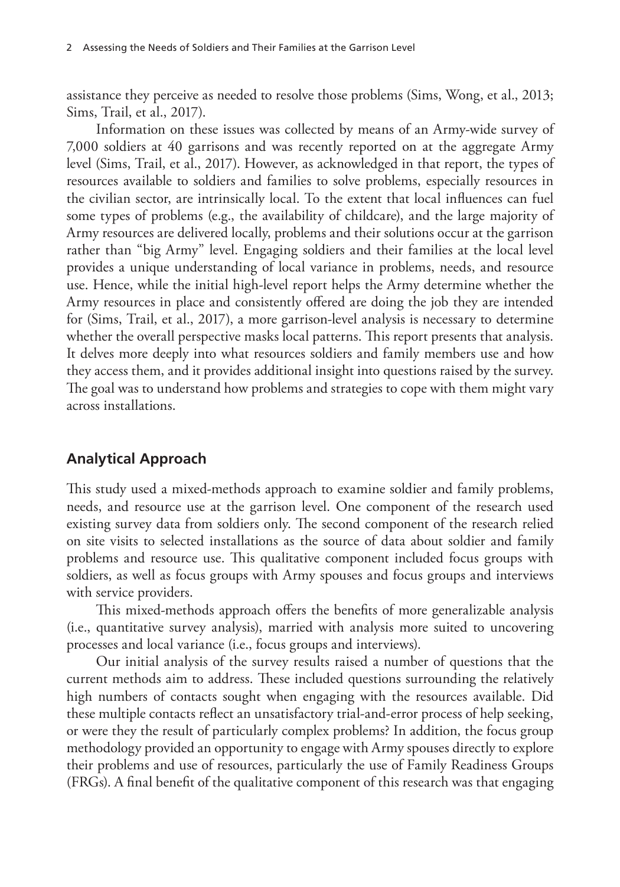assistance they perceive as needed to resolve those problems (Sims, Wong, et al., 2013; Sims, Trail, et al., 2017).

Information on these issues was collected by means of an Army-wide survey of 7,000 soldiers at 40 garrisons and was recently reported on at the aggregate Army level (Sims, Trail, et al., 2017). However, as acknowledged in that report, the types of resources available to soldiers and families to solve problems, especially resources in the civilian sector, are intrinsically local. To the extent that local influences can fuel some types of problems (e.g., the availability of childcare), and the large majority of Army resources are delivered locally, problems and their solutions occur at the garrison rather than "big Army" level. Engaging soldiers and their families at the local level provides a unique understanding of local variance in problems, needs, and resource use. Hence, while the initial high-level report helps the Army determine whether the Army resources in place and consistently offered are doing the job they are intended for (Sims, Trail, et al., 2017), a more garrison-level analysis is necessary to determine whether the overall perspective masks local patterns. This report presents that analysis. It delves more deeply into what resources soldiers and family members use and how they access them, and it provides additional insight into questions raised by the survey. The goal was to understand how problems and strategies to cope with them might vary across installations.

## Analytical Approach

This study used a mixed-methods approach to examine soldier and family problems, needs, and resource use at the garrison level. One component of the research used existing survey data from soldiers only. The second component of the research relied on site visits to selected installations as the source of data about soldier and family problems and resource use. This qualitative component included focus groups with soldiers, as well as focus groups with Army spouses and focus groups and interviews with service providers.

This mixed-methods approach offers the benefits of more generalizable analysis (i.e., quantitative survey analysis), married with analysis more suited to uncovering processes and local variance (i.e., focus groups and interviews).

Our initial analysis of the survey results raised a number of questions that the current methods aim to address. These included questions surrounding the relatively high numbers of contacts sought when engaging with the resources available. Did these multiple contacts reflect an unsatisfactory trial-and-error process of help seeking, or were they the result of particularly complex problems? In addition, the focus group methodology provided an opportunity to engage with Army spouses directly to explore their problems and use of resources, particularly the use of Family Readiness Groups (FRGs). A final benefit of the qualitative component of this research was that engaging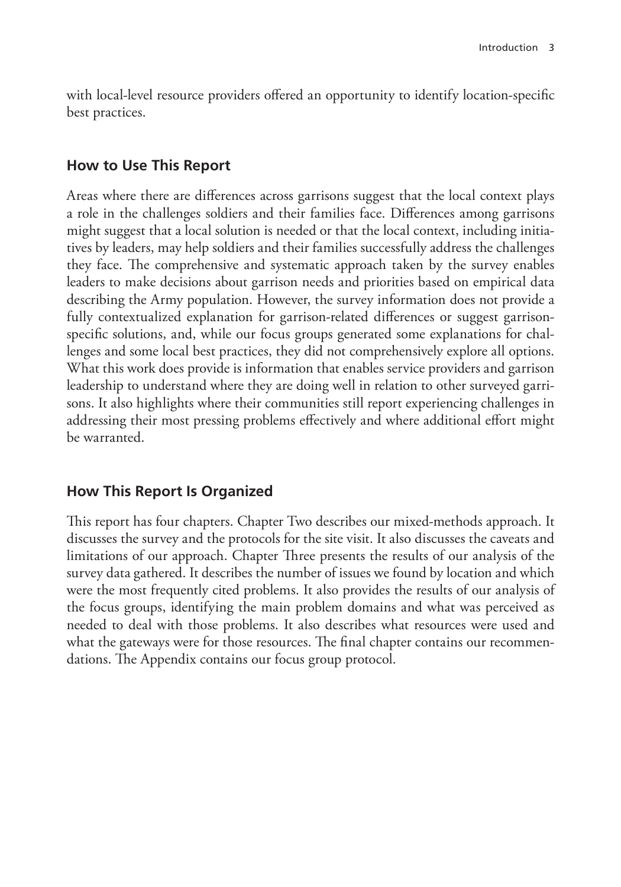with local-level resource providers offered an opportunity to identify location-specific best practices.

## How to Use This Report

Areas where there are differences across garrisons suggest that the local context plays a role in the challenges soldiers and their families face. Differences among garrisons might suggest that a local solution is needed or that the local context, including initiatives by leaders, may help soldiers and their families successfully address the challenges they face. The comprehensive and systematic approach taken by the survey enables leaders to make decisions about garrison needs and priorities based on empirical data describing the Army population. However, the survey information does not provide a fully contextualized explanation for garrison-related differences or suggest garrison-specific solutions, and, while our focus groups generated some explanations for challenges and some local best practices, they did not comprehensively explore all options. What this work does provide is information that enables service providers and garrison leadership to understand where they are doing well in relation to other surveyed garrisons. It also highlights where their communities still report experiencing challenges in addressing their most pressing problems effectively and where additional effort might be warranted.

## How This Report Is Organized

This report has four chapters. Chapter Two describes our mixed-methods approach. It discusses the survey and the protocols for the site visit. It also discusses the caveats and limitations of our approach. Chapter Three presents the results of our analysis of the survey data gathered. It describes the number of issues we found by location and which were the most frequently cited problems. It also provides the results of our analysis of the focus groups, identifying the main problem domains and what was perceived as needed to deal with those problems. It also describes what resources were used and what the gateways were for those resources. The final chapter contains our recommendations. The Appendix contains our focus group protocol.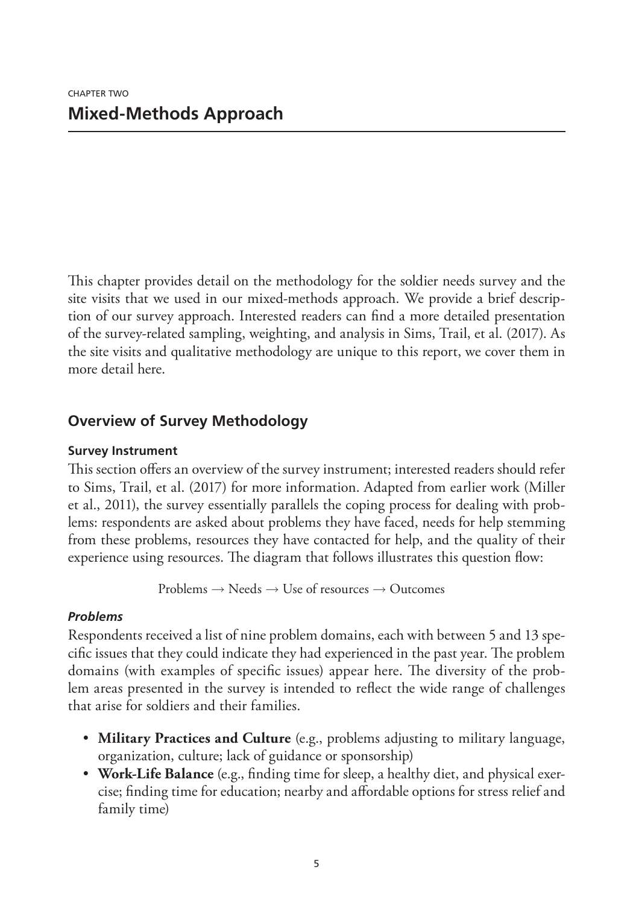CHAPTER TWO

# Mixed-Methods Approach

This chapter provides detail on the methodology for the soldier needs survey and the site visits that we used in our mixed-methods approach. We provide a brief description of our survey approach. Interested readers can find a more detailed presentation of the survey-related sampling, weighting, and analysis in Sims, Trail, et al. (2017). As the site visits and qualitative methodology are unique to this report, we cover them in more detail here.

## Overview of Survey Methodology

### Survey Instrument

This section offers an overview of the survey instrument; interested readers should refer to Sims, Trail, et al. (2017) for more information. Adapted from earlier work (Miller et al., 2011), the survey essentially parallels the coping process for dealing with problems: respondents are asked about problems they have faced, needs for help stemming from these problems, resources they have contacted for help, and the quality of their experience using resources. The diagram that follows illustrates this question flow:

Problems → Needs → Use of resources → Outcomes

#### *Problems*

Respondents received a list of nine problem domains, each with between 5 and 13 specific issues that they could indicate they had experienced in the past year. The problem domains (with examples of specific issues) appear here. The diversity of the problem areas presented in the survey is intended to reflect the wide range of challenges that arise for soldiers and their families.

- **Military Practices and Culture** (e.g., problems adjusting to military language, organization, culture; lack of guidance or sponsorship)
- **Work-Life Balance** (e.g., finding time for sleep, a healthy diet, and physical exercise; finding time for education; nearby and affordable options for stress relief and family time)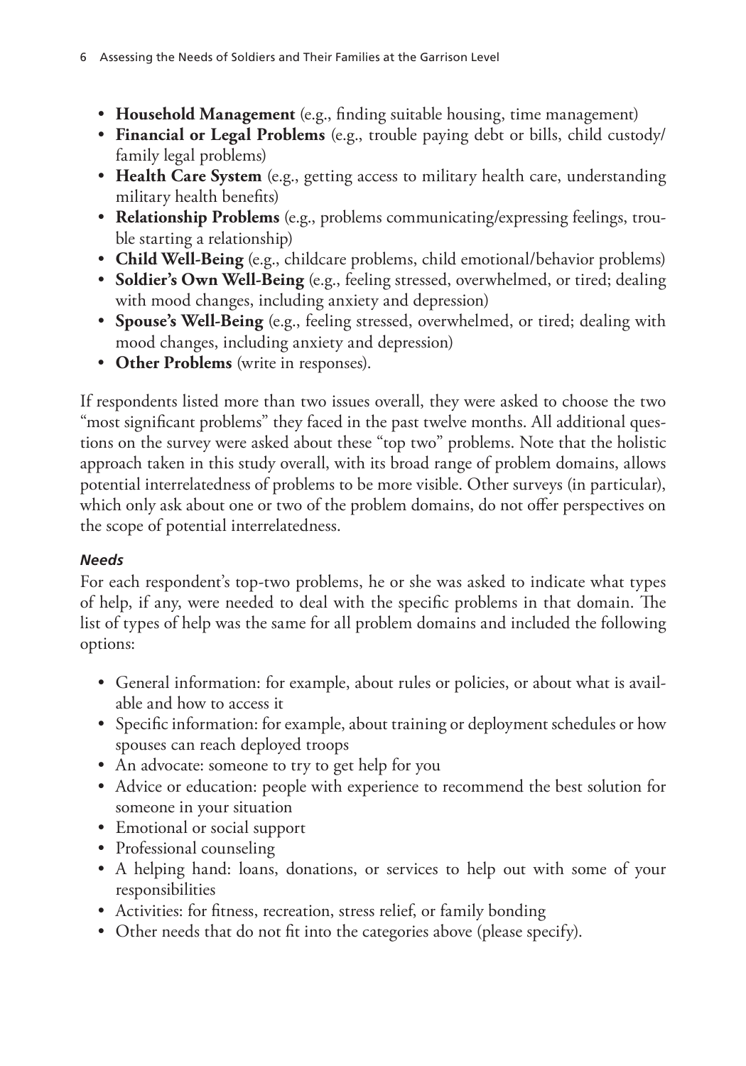- **Household Management** (e.g., finding suitable housing, time management)
- **Financial or Legal Problems** (e.g., trouble paying debt or bills, child custody/family legal problems)
- **Health Care System** (e.g., getting access to military health care, understanding military health benefits)
- **Relationship Problems** (e.g., problems communicating/expressing feelings, trouble starting a relationship)
- **Child Well-Being** (e.g., childcare problems, child emotional/behavior problems)
- **Soldier's Own Well-Being** (e.g., feeling stressed, overwhelmed, or tired; dealing with mood changes, including anxiety and depression)
- **Spouse's Well-Being** (e.g., feeling stressed, overwhelmed, or tired; dealing with mood changes, including anxiety and depression)
- **Other Problems** (write in responses).

If respondents listed more than two issues overall, they were asked to choose the two "most significant problems" they faced in the past twelve months. All additional questions on the survey were asked about these "top two" problems. Note that the holistic approach taken in this study overall, with its broad range of problem domains, allows potential interrelatedness of problems to be more visible. Other surveys (in particular), which only ask about one or two of the problem domains, do not offer perspectives on the scope of potential interrelatedness.

#### *Needs*

For each respondent's top-two problems, he or she was asked to indicate what types of help, if any, were needed to deal with the specific problems in that domain. The list of types of help was the same for all problem domains and included the following options:

- General information: for example, about rules or policies, or about what is available and how to access it
- Specific information: for example, about training or deployment schedules or how spouses can reach deployed troops
- An advocate: someone to try to get help for you
- Advice or education: people with experience to recommend the best solution for someone in your situation
- Emotional or social support
- Professional counseling
- A helping hand: loans, donations, or services to help out with some of your responsibilities
- Activities: for fitness, recreation, stress relief, or family bonding
- Other needs that do not fit into the categories above (please specify).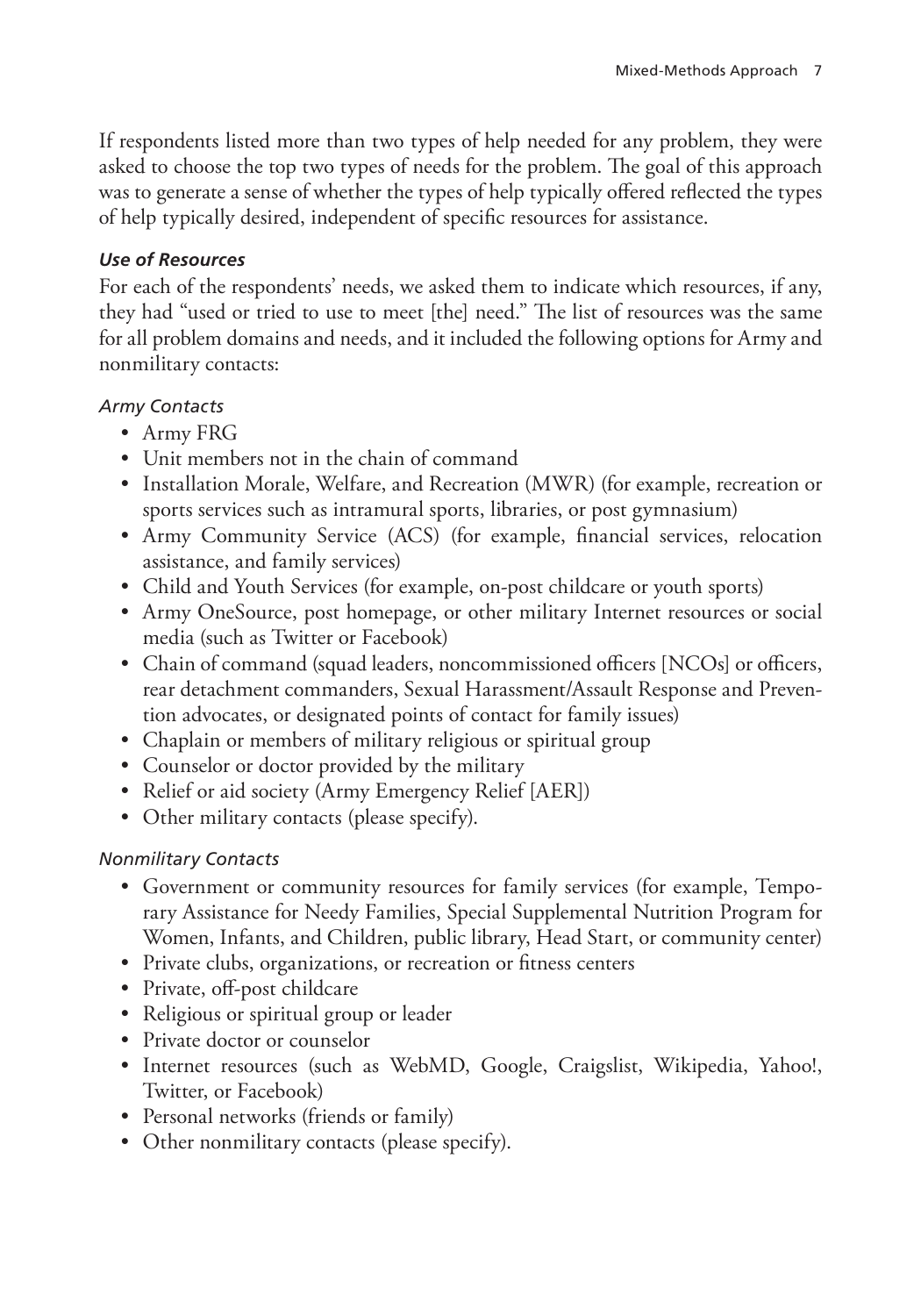If respondents listed more than two types of help needed for any problem, they were asked to choose the top two types of needs for the problem. The goal of this approach was to generate a sense of whether the types of help typically offered reflected the types of help typically desired, independent of specific resources for assistance.

#### *Use of Resources*

For each of the respondents' needs, we asked them to indicate which resources, if any, they had "used or tried to use to meet [the] need." The list of resources was the same for all problem domains and needs, and it included the following options for Army and nonmilitary contacts:

##### *Army Contacts*

- Army FRG
- Unit members not in the chain of command
- Installation Morale, Welfare, and Recreation (MWR) (for example, recreation or sports services such as intramural sports, libraries, or post gymnasium)
- Army Community Service (ACS) (for example, financial services, relocation assistance, and family services)
- Child and Youth Services (for example, on-post childcare or youth sports)
- Army OneSource, post homepage, or other military Internet resources or social media (such as Twitter or Facebook)
- Chain of command (squad leaders, noncommissioned officers [NCOs] or officers, rear detachment commanders, Sexual Harassment/Assault Response and Prevention advocates, or designated points of contact for family issues)
- Chaplain or members of military religious or spiritual group
- Counselor or doctor provided by the military
- Relief or aid society (Army Emergency Relief [AER])
- Other military contacts (please specify).

##### *Nonmilitary Contacts*

- Government or community resources for family services (for example, Temporary Assistance for Needy Families, Special Supplemental Nutrition Program for Women, Infants, and Children, public library, Head Start, or community center)
- Private clubs, organizations, or recreation or fitness centers
- Private, off-post childcare
- Religious or spiritual group or leader
- Private doctor or counselor
- Internet resources (such as WebMD, Google, Craigslist, Wikipedia, Yahoo!, Twitter, or Facebook)
- Personal networks (friends or family)
- Other nonmilitary contacts (please specify).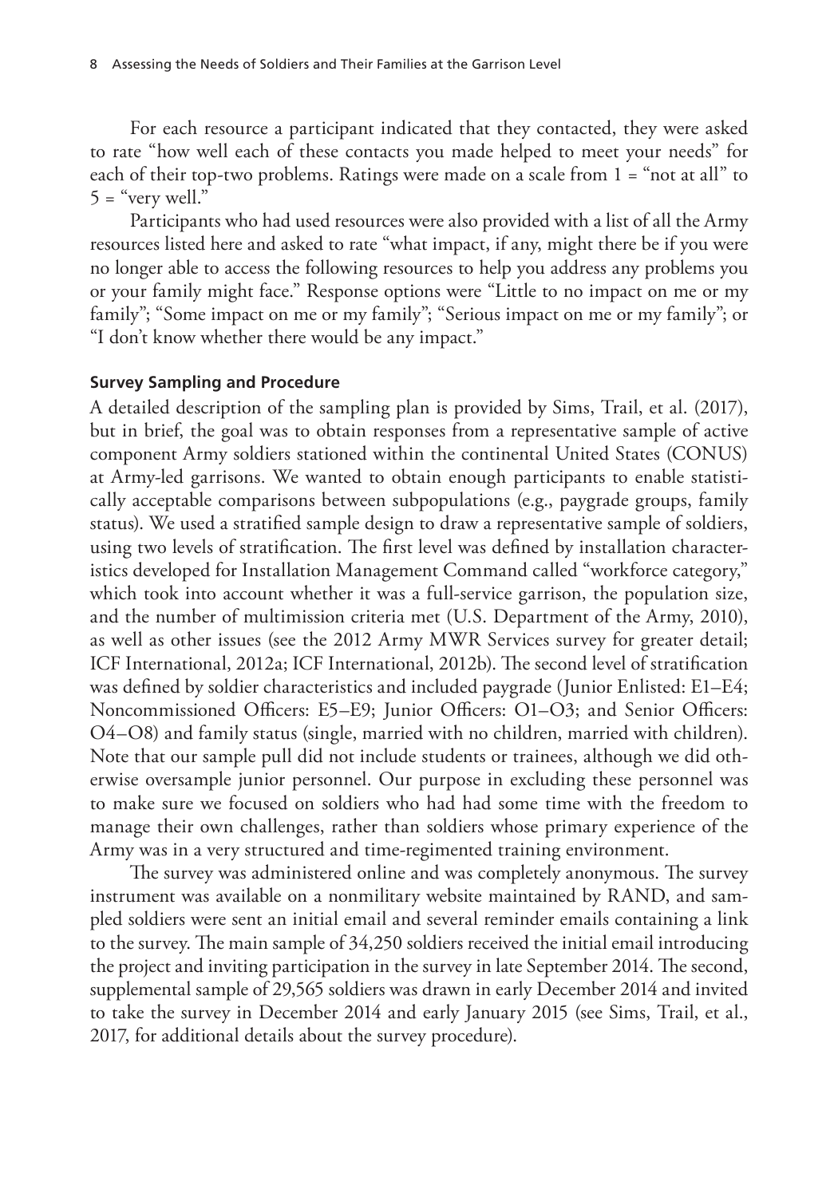For each resource a participant indicated that they contacted, they were asked to rate "how well each of these contacts you made helped to meet your needs" for each of their top-two problems. Ratings were made on a scale from 1 = "not at all" to 5 = "very well."

Participants who had used resources were also provided with a list of all the Army resources listed here and asked to rate "what impact, if any, might there be if you were no longer able to access the following resources to help you address any problems you or your family might face." Response options were "Little to no impact on me or my family"; "Some impact on me or my family"; "Serious impact on me or my family"; or "I don't know whether there would be any impact."

#### Survey Sampling and Procedure

A detailed description of the sampling plan is provided by Sims, Trail, et al. (2017), but in brief, the goal was to obtain responses from a representative sample of active component Army soldiers stationed within the continental United States (CONUS) at Army-led garrisons. We wanted to obtain enough participants to enable statistically acceptable comparisons between subpopulations (e.g., paygrade groups, family status). We used a stratified sample design to draw a representative sample of soldiers, using two levels of stratification. The first level was defined by installation characteristics developed for Installation Management Command called "workforce category," which took into account whether it was a full-service garrison, the population size, and the number of multimission criteria met (U.S. Department of the Army, 2010), as well as other issues (see the 2012 Army MWR Services survey for greater detail; ICF International, 2012a; ICF International, 2012b). The second level of stratification was defined by soldier characteristics and included paygrade (Junior Enlisted: E1–E4; Noncommissioned Officers: E5–E9; Junior Officers: O1–O3; and Senior Officers: O4–O8) and family status (single, married with no children, married with children). Note that our sample pull did not include students or trainees, although we did otherwise oversample junior personnel. Our purpose in excluding these personnel was to make sure we focused on soldiers who had had some time with the freedom to manage their own challenges, rather than soldiers whose primary experience of the Army was in a very structured and time-regimented training environment.

The survey was administered online and was completely anonymous. The survey instrument was available on a nonmilitary website maintained by RAND, and sampled soldiers were sent an initial email and several reminder emails containing a link to the survey. The main sample of 34,250 soldiers received the initial email introducing the project and inviting participation in the survey in late September 2014. The second, supplemental sample of 29,565 soldiers was drawn in early December 2014 and invited to take the survey in December 2014 and early January 2015 (see Sims, Trail, et al., 2017, for additional details about the survey procedure).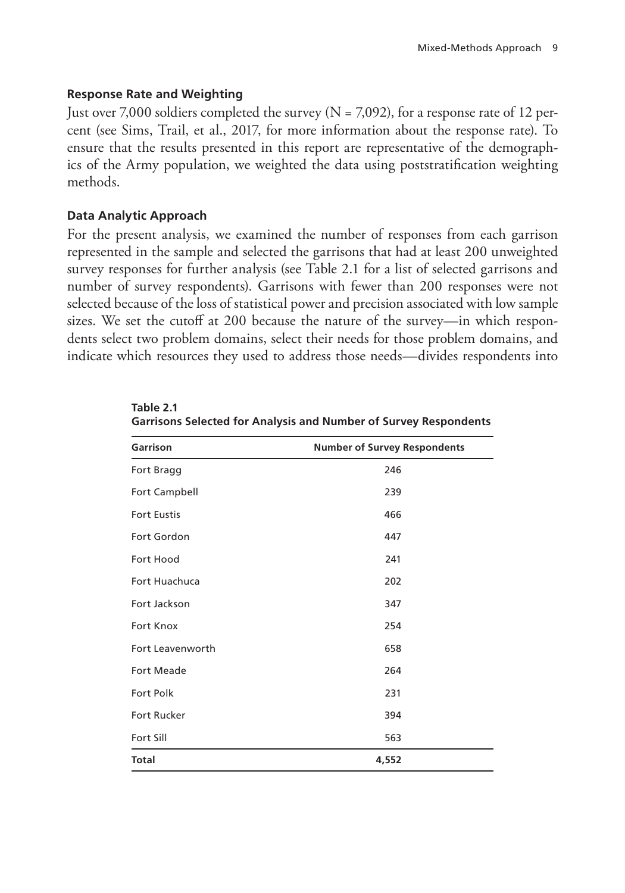### Response Rate and Weighting

Just over 7,000 soldiers completed the survey (N = 7,092), for a response rate of 12 percent (see Sims, Trail, et al., 2017, for more information about the response rate). To ensure that the results presented in this report are representative of the demographics of the Army population, we weighted the data using poststratification weighting methods.

### Data Analytic Approach

For the present analysis, we examined the number of responses from each garrison represented in the sample and selected the garrisons that had at least 200 unweighted survey responses for further analysis (see Table 2.1 for a list of selected garrisons and number of survey respondents). Garrisons with fewer than 200 responses were not selected because of the loss of statistical power and precision associated with low sample sizes. We set the cutoff at 200 because the nature of the survey—in which respondents select two problem domains, select their needs for those problem domains, and indicate which resources they used to address those needs—divides respondents into

**Table 2.1**
**Garrisons Selected for Analysis and Number of Survey Respondents**

| Garrison | Number of Survey Respondents |
|---|---|
| Fort Bragg | 246 |
| Fort Campbell | 239 |
| Fort Eustis | 466 |
| Fort Gordon | 447 |
| Fort Hood | 241 |
| Fort Huachuca | 202 |
| Fort Jackson | 347 |
| Fort Knox | 254 |
| Fort Leavenworth | 658 |
| Fort Meade | 264 |
| Fort Polk | 231 |
| Fort Rucker | 394 |
| Fort Sill | 563 |
| **Total** | **4,552** |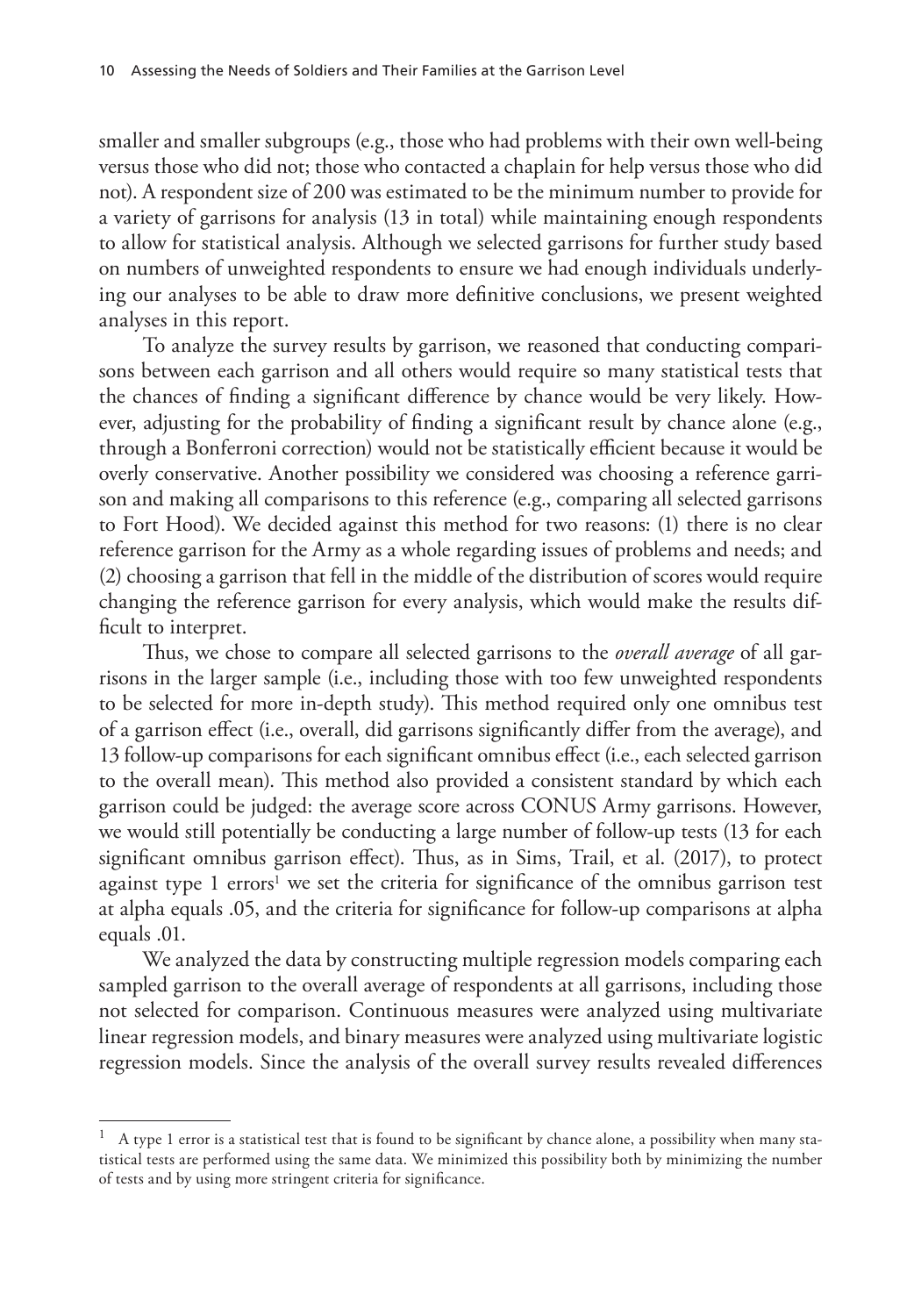smaller and smaller subgroups (e.g., those who had problems with their own well-being versus those who did not; those who contacted a chaplain for help versus those who did not). A respondent size of 200 was estimated to be the minimum number to provide for a variety of garrisons for analysis (13 in total) while maintaining enough respondents to allow for statistical analysis. Although we selected garrisons for further study based on numbers of unweighted respondents to ensure we had enough individuals underlying our analyses to be able to draw more definitive conclusions, we present weighted analyses in this report.

To analyze the survey results by garrison, we reasoned that conducting comparisons between each garrison and all others would require so many statistical tests that the chances of finding a significant difference by chance would be very likely. However, adjusting for the probability of finding a significant result by chance alone (e.g., through a Bonferroni correction) would not be statistically efficient because it would be overly conservative. Another possibility we considered was choosing a reference garrison and making all comparisons to this reference (e.g., comparing all selected garrisons to Fort Hood). We decided against this method for two reasons: (1) there is no clear reference garrison for the Army as a whole regarding issues of problems and needs; and (2) choosing a garrison that fell in the middle of the distribution of scores would require changing the reference garrison for every analysis, which would make the results difficult to interpret.

Thus, we chose to compare all selected garrisons to the *overall average* of all garrisons in the larger sample (i.e., including those with too few unweighted respondents to be selected for more in-depth study). This method required only one omnibus test of a garrison effect (i.e., overall, did garrisons significantly differ from the average), and 13 follow-up comparisons for each significant omnibus effect (i.e., each selected garrison to the overall mean). This method also provided a consistent standard by which each garrison could be judged: the average score across CONUS Army garrisons. However, we would still potentially be conducting a large number of follow-up tests (13 for each significant omnibus garrison effect). Thus, as in Sims, Trail, et al. (2017), to protect against type 1 errors[1] we set the criteria for significance of the omnibus garrison test at alpha equals .05, and the criteria for significance for follow-up comparisons at alpha equals .01.

We analyzed the data by constructing multiple regression models comparing each sampled garrison to the overall average of respondents at all garrisons, including those not selected for comparison. Continuous measures were analyzed using multivariate linear regression models, and binary measures were analyzed using multivariate logistic regression models. Since the analysis of the overall survey results revealed differences

---

[1] A type 1 error is a statistical test that is found to be significant by chance alone, a possibility when many statistical tests are performed using the same data. We minimized this possibility both by minimizing the number of tests and by using more stringent criteria for significance.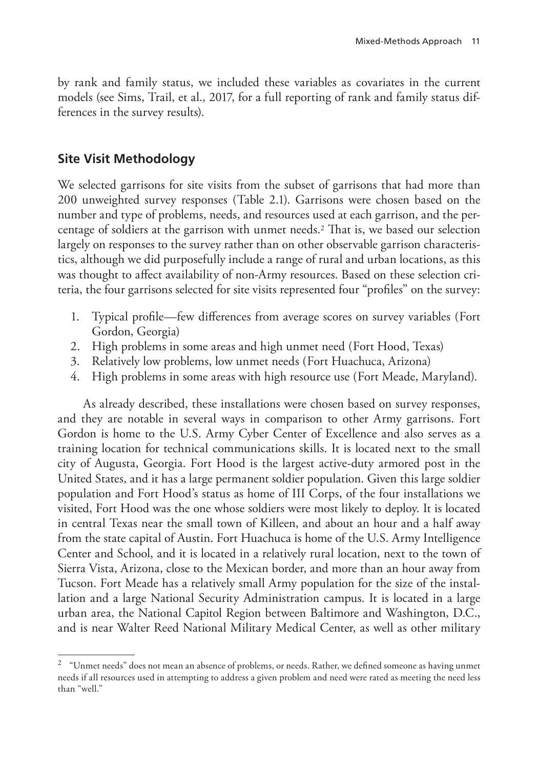by rank and family status, we included these variables as covariates in the current models (see Sims, Trail, et al., 2017, for a full reporting of rank and family status differences in the survey results).

## Site Visit Methodology

We selected garrisons for site visits from the subset of garrisons that had more than 200 unweighted survey responses (Table 2.1). Garrisons were chosen based on the number and type of problems, needs, and resources used at each garrison, and the percentage of soldiers at the garrison with unmet needs.[2] That is, we based our selection largely on responses to the survey rather than on other observable garrison characteristics, although we did purposefully include a range of rural and urban locations, as this was thought to affect availability of non-Army resources. Based on these selection criteria, the four garrisons selected for site visits represented four "profiles" on the survey:

1. Typical profile—few differences from average scores on survey variables (Fort Gordon, Georgia)
2. High problems in some areas and high unmet need (Fort Hood, Texas)
3. Relatively low problems, low unmet needs (Fort Huachuca, Arizona)
4. High problems in some areas with high resource use (Fort Meade, Maryland).

As already described, these installations were chosen based on survey responses, and they are notable in several ways in comparison to other Army garrisons. Fort Gordon is home to the U.S. Army Cyber Center of Excellence and also serves as a training location for technical communications skills. It is located next to the small city of Augusta, Georgia. Fort Hood is the largest active-duty armored post in the United States, and it has a large permanent soldier population. Given this large soldier population and Fort Hood's status as home of III Corps, of the four installations we visited, Fort Hood was the one whose soldiers were most likely to deploy. It is located in central Texas near the small town of Killeen, and about an hour and a half away from the state capital of Austin. Fort Huachuca is home of the U.S. Army Intelligence Center and School, and it is located in a relatively rural location, next to the town of Sierra Vista, Arizona, close to the Mexican border, and more than an hour away from Tucson. Fort Meade has a relatively small Army population for the size of the installation and a large National Security Administration campus. It is located in a large urban area, the National Capitol Region between Baltimore and Washington, D.C., and is near Walter Reed National Military Medical Center, as well as other military

[2] "Unmet needs" does not mean an absence of problems, or needs. Rather, we defined someone as having unmet needs if all resources used in attempting to address a given problem and need were rated as meeting the need less than "well."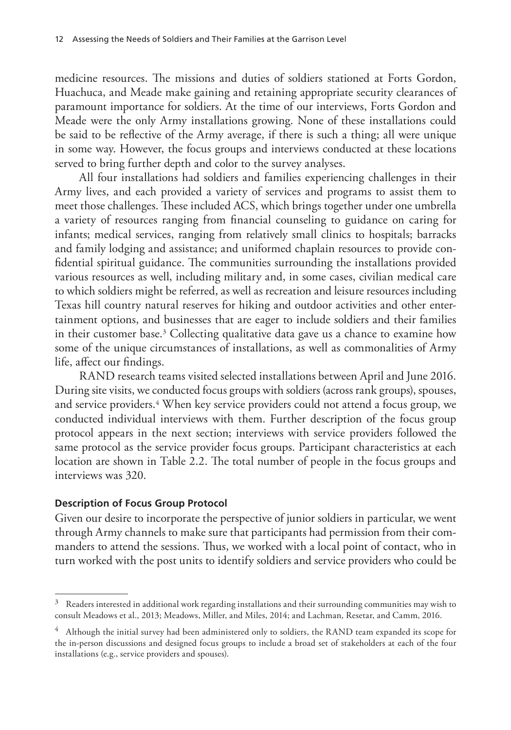medicine resources. The missions and duties of soldiers stationed at Forts Gordon, Huachuca, and Meade make gaining and retaining appropriate security clearances of paramount importance for soldiers. At the time of our interviews, Forts Gordon and Meade were the only Army installations growing. None of these installations could be said to be reflective of the Army average, if there is such a thing; all were unique in some way. However, the focus groups and interviews conducted at these locations served to bring further depth and color to the survey analyses.

All four installations had soldiers and families experiencing challenges in their Army lives, and each provided a variety of services and programs to assist them to meet those challenges. These included ACS, which brings together under one umbrella a variety of resources ranging from financial counseling to guidance on caring for infants; medical services, ranging from relatively small clinics to hospitals; barracks and family lodging and assistance; and uniformed chaplain resources to provide confidential spiritual guidance. The communities surrounding the installations provided various resources as well, including military and, in some cases, civilian medical care to which soldiers might be referred, as well as recreation and leisure resources including Texas hill country natural reserves for hiking and outdoor activities and other entertainment options, and businesses that are eager to include soldiers and their families in their customer base.[3] Collecting qualitative data gave us a chance to examine how some of the unique circumstances of installations, as well as commonalities of Army life, affect our findings.

RAND research teams visited selected installations between April and June 2016. During site visits, we conducted focus groups with soldiers (across rank groups), spouses, and service providers.[4] When key service providers could not attend a focus group, we conducted individual interviews with them. Further description of the focus group protocol appears in the next section; interviews with service providers followed the same protocol as the service provider focus groups. Participant characteristics at each location are shown in Table 2.2. The total number of people in the focus groups and interviews was 320.

### Description of Focus Group Protocol

Given our desire to incorporate the perspective of junior soldiers in particular, we went through Army channels to make sure that participants had permission from their commanders to attend the sessions. Thus, we worked with a local point of contact, who in turn worked with the post units to identify soldiers and service providers who could be

---

[3] Readers interested in additional work regarding installations and their surrounding communities may wish to consult Meadows et al., 2013; Meadows, Miller, and Miles, 2014; and Lachman, Resetar, and Camm, 2016.

[4] Although the initial survey had been administered only to soldiers, the RAND team expanded its scope for the in-person discussions and designed focus groups to include a broad set of stakeholders at each of the four installations (e.g., service providers and spouses).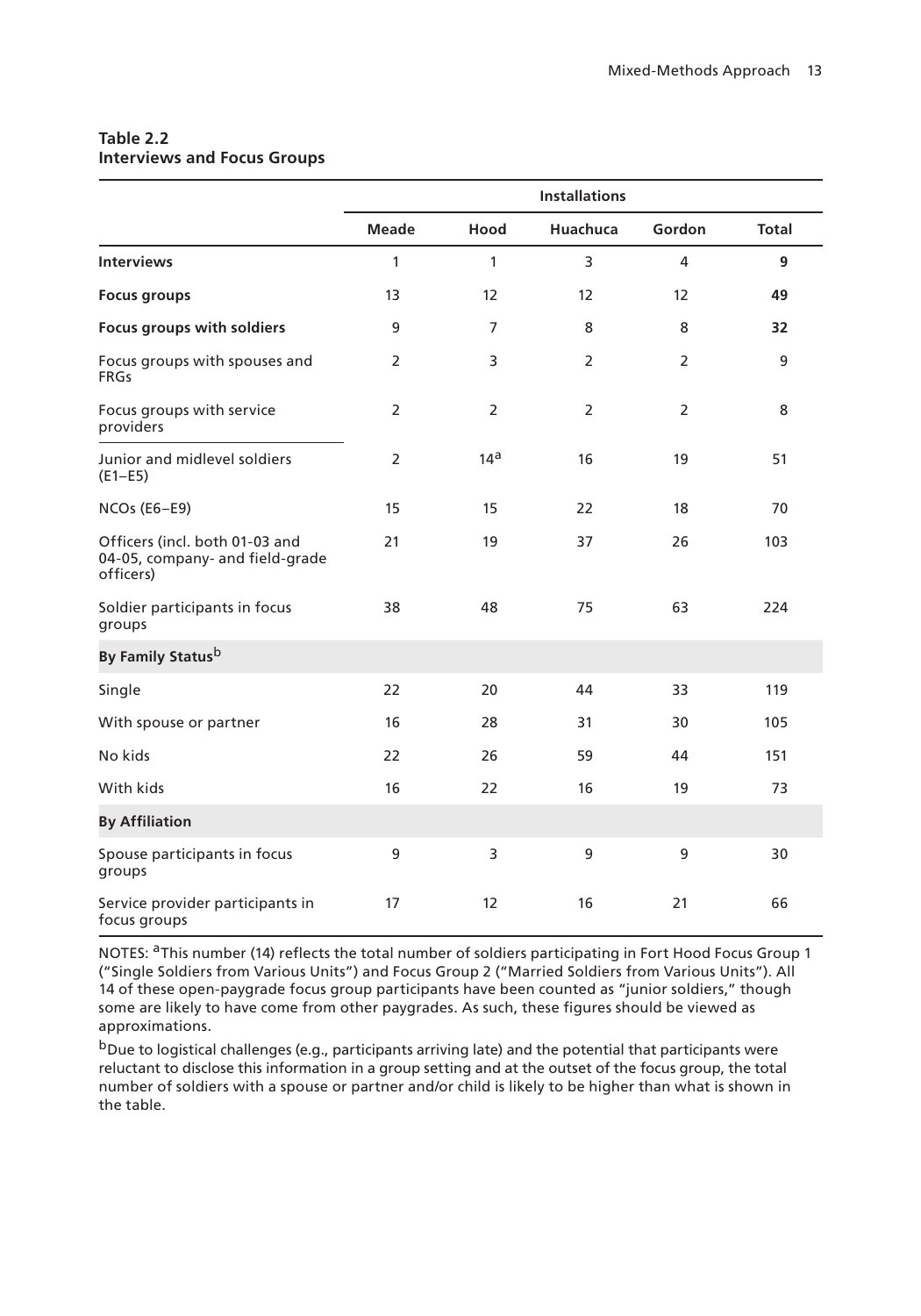**Table 2.2**
**Interviews and Focus Groups**

| | Installations | | | | |
|---|---|---|---|---|---|
| | Meade | Hood | Huachuca | Gordon | Total |
| **Interviews** | 1 | 1 | 3 | 4 | **9** |
| **Focus groups** | 13 | 12 | 12 | 12 | **49** |
| **Focus groups with soldiers** | 9 | 7 | 8 | 8 | **32** |
| Focus groups with spouses and FRGs | 2 | 3 | 2 | 2 | 9 |
| Focus groups with service providers | 2 | 2 | 2 | 2 | 8 |
| Junior and midlevel soldiers (E1–E5) | 2 | 14[a] | 16 | 19 | 51 |
| NCOs (E6–E9) | 15 | 15 | 22 | 18 | 70 |
| Officers (incl. both 01-03 and 04-05, company- and field-grade officers) | 21 | 19 | 37 | 26 | 103 |
| Soldier participants in focus groups | 38 | 48 | 75 | 63 | 224 |
| **By Family Status[b]** | | | | | |
| Single | 22 | 20 | 44 | 33 | 119 |
| With spouse or partner | 16 | 28 | 31 | 30 | 105 |
| No kids | 22 | 26 | 59 | 44 | 151 |
| With kids | 16 | 22 | 16 | 19 | 73 |
| **By Affiliation** | | | | | |
| Spouse participants in focus groups | 9 | 3 | 9 | 9 | 30 |
| Service provider participants in focus groups | 17 | 12 | 16 | 21 | 66 |

NOTES: [a]This number (14) reflects the total number of soldiers participating in Fort Hood Focus Group 1 ("Single Soldiers from Various Units") and Focus Group 2 ("Married Soldiers from Various Units"). All 14 of these open-paygrade focus group participants have been counted as "junior soldiers," though some are likely to have come from other paygrades. As such, these figures should be viewed as approximations.

[b]Due to logistical challenges (e.g., participants arriving late) and the potential that participants were reluctant to disclose this information in a group setting and at the outset of the focus group, the total number of soldiers with a spouse or partner and/or child is likely to be higher than what is shown in the table.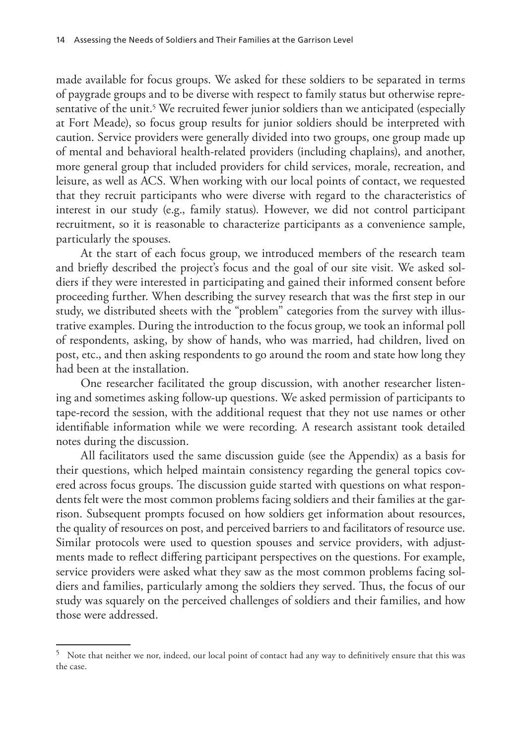made available for focus groups. We asked for these soldiers to be separated in terms of paygrade groups and to be diverse with respect to family status but otherwise representative of the unit.[5] We recruited fewer junior soldiers than we anticipated (especially at Fort Meade), so focus group results for junior soldiers should be interpreted with caution. Service providers were generally divided into two groups, one group made up of mental and behavioral health-related providers (including chaplains), and another, more general group that included providers for child services, morale, recreation, and leisure, as well as ACS. When working with our local points of contact, we requested that they recruit participants who were diverse with regard to the characteristics of interest in our study (e.g., family status). However, we did not control participant recruitment, so it is reasonable to characterize participants as a convenience sample, particularly the spouses.

At the start of each focus group, we introduced members of the research team and briefly described the project's focus and the goal of our site visit. We asked soldiers if they were interested in participating and gained their informed consent before proceeding further. When describing the survey research that was the first step in our study, we distributed sheets with the "problem" categories from the survey with illustrative examples. During the introduction to the focus group, we took an informal poll of respondents, asking, by show of hands, who was married, had children, lived on post, etc., and then asking respondents to go around the room and state how long they had been at the installation.

One researcher facilitated the group discussion, with another researcher listening and sometimes asking follow-up questions. We asked permission of participants to tape-record the session, with the additional request that they not use names or other identifiable information while we were recording. A research assistant took detailed notes during the discussion.

All facilitators used the same discussion guide (see the Appendix) as a basis for their questions, which helped maintain consistency regarding the general topics covered across focus groups. The discussion guide started with questions on what respondents felt were the most common problems facing soldiers and their families at the garrison. Subsequent prompts focused on how soldiers get information about resources, the quality of resources on post, and perceived barriers to and facilitators of resource use. Similar protocols were used to question spouses and service providers, with adjustments made to reflect differing participant perspectives on the questions. For example, service providers were asked what they saw as the most common problems facing soldiers and families, particularly among the soldiers they served. Thus, the focus of our study was squarely on the perceived challenges of soldiers and their families, and how those were addressed.

---

[5] Note that neither we nor, indeed, our local point of contact had any way to definitively ensure that this was the case.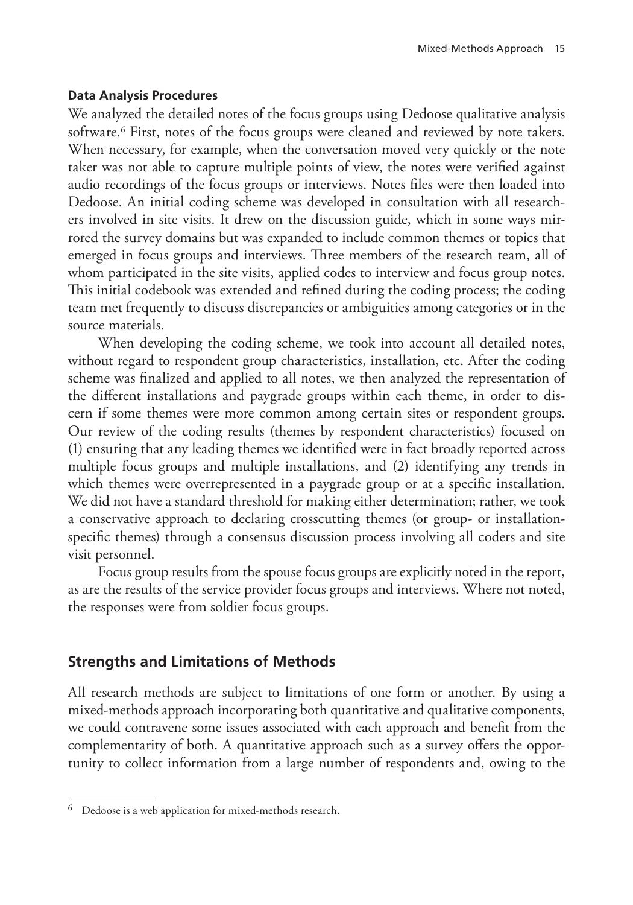#### Data Analysis Procedures

We analyzed the detailed notes of the focus groups using Dedoose qualitative analysis software.[6] First, notes of the focus groups were cleaned and reviewed by note takers. When necessary, for example, when the conversation moved very quickly or the note taker was not able to capture multiple points of view, the notes were verified against audio recordings of the focus groups or interviews. Notes files were then loaded into Dedoose. An initial coding scheme was developed in consultation with all researchers involved in site visits. It drew on the discussion guide, which in some ways mirrored the survey domains but was expanded to include common themes or topics that emerged in focus groups and interviews. Three members of the research team, all of whom participated in the site visits, applied codes to interview and focus group notes. This initial codebook was extended and refined during the coding process; the coding team met frequently to discuss discrepancies or ambiguities among categories or in the source materials.

When developing the coding scheme, we took into account all detailed notes, without regard to respondent group characteristics, installation, etc. After the coding scheme was finalized and applied to all notes, we then analyzed the representation of the different installations and paygrade groups within each theme, in order to discern if some themes were more common among certain sites or respondent groups. Our review of the coding results (themes by respondent characteristics) focused on (1) ensuring that any leading themes we identified were in fact broadly reported across multiple focus groups and multiple installations, and (2) identifying any trends in which themes were overrepresented in a paygrade group or at a specific installation. We did not have a standard threshold for making either determination; rather, we took a conservative approach to declaring crosscutting themes (or group- or installation-specific themes) through a consensus discussion process involving all coders and site visit personnel.

Focus group results from the spouse focus groups are explicitly noted in the report, as are the results of the service provider focus groups and interviews. Where not noted, the responses were from soldier focus groups.

## Strengths and Limitations of Methods

All research methods are subject to limitations of one form or another. By using a mixed-methods approach incorporating both quantitative and qualitative components, we could contravene some issues associated with each approach and benefit from the complementarity of both. A quantitative approach such as a survey offers the opportunity to collect information from a large number of respondents and, owing to the

---

[6] Dedoose is a web application for mixed-methods research.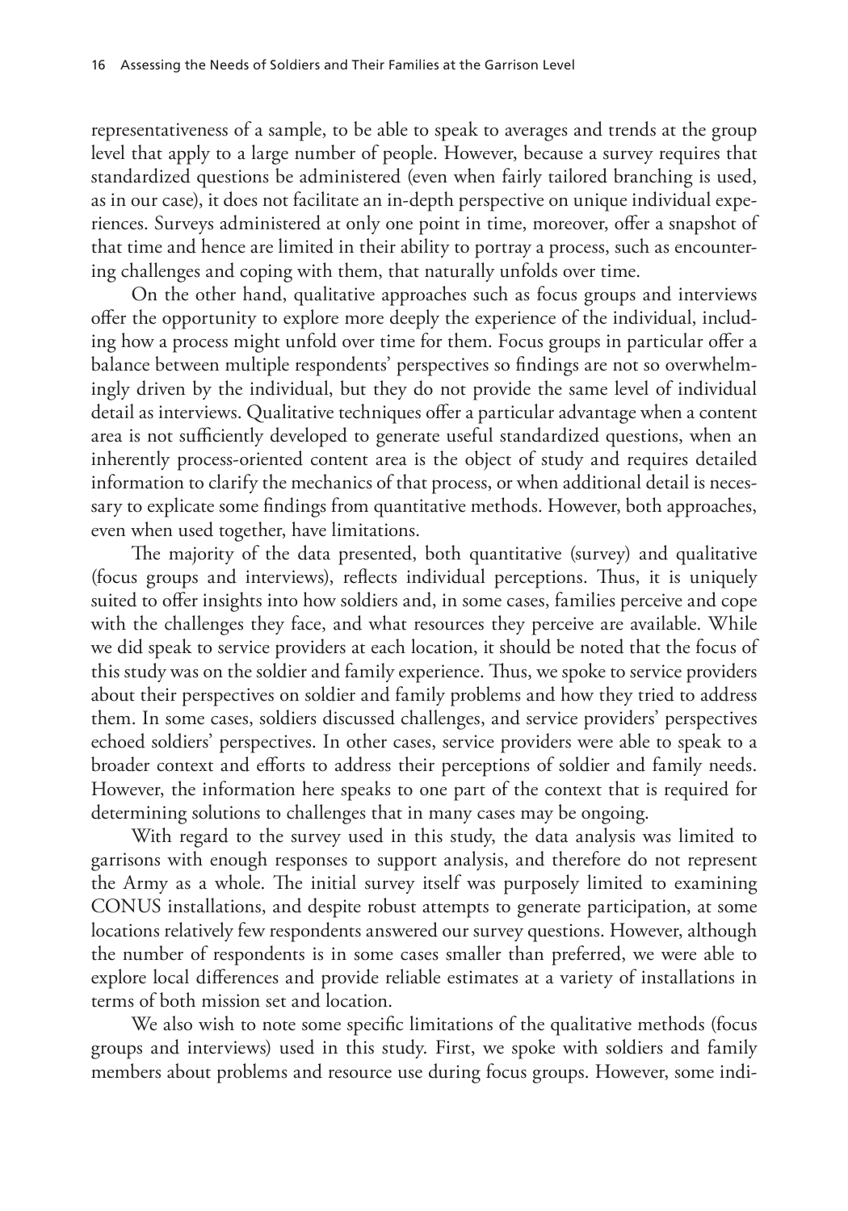representativeness of a sample, to be able to speak to averages and trends at the group level that apply to a large number of people. However, because a survey requires that standardized questions be administered (even when fairly tailored branching is used, as in our case), it does not facilitate an in-depth perspective on unique individual experiences. Surveys administered at only one point in time, moreover, offer a snapshot of that time and hence are limited in their ability to portray a process, such as encountering challenges and coping with them, that naturally unfolds over time.

On the other hand, qualitative approaches such as focus groups and interviews offer the opportunity to explore more deeply the experience of the individual, including how a process might unfold over time for them. Focus groups in particular offer a balance between multiple respondents' perspectives so findings are not so overwhelmingly driven by the individual, but they do not provide the same level of individual detail as interviews. Qualitative techniques offer a particular advantage when a content area is not sufficiently developed to generate useful standardized questions, when an inherently process-oriented content area is the object of study and requires detailed information to clarify the mechanics of that process, or when additional detail is necessary to explicate some findings from quantitative methods. However, both approaches, even when used together, have limitations.

The majority of the data presented, both quantitative (survey) and qualitative (focus groups and interviews), reflects individual perceptions. Thus, it is uniquely suited to offer insights into how soldiers and, in some cases, families perceive and cope with the challenges they face, and what resources they perceive are available. While we did speak to service providers at each location, it should be noted that the focus of this study was on the soldier and family experience. Thus, we spoke to service providers about their perspectives on soldier and family problems and how they tried to address them. In some cases, soldiers discussed challenges, and service providers' perspectives echoed soldiers' perspectives. In other cases, service providers were able to speak to a broader context and efforts to address their perceptions of soldier and family needs. However, the information here speaks to one part of the context that is required for determining solutions to challenges that in many cases may be ongoing.

With regard to the survey used in this study, the data analysis was limited to garrisons with enough responses to support analysis, and therefore do not represent the Army as a whole. The initial survey itself was purposely limited to examining CONUS installations, and despite robust attempts to generate participation, at some locations relatively few respondents answered our survey questions. However, although the number of respondents is in some cases smaller than preferred, we were able to explore local differences and provide reliable estimates at a variety of installations in terms of both mission set and location.

We also wish to note some specific limitations of the qualitative methods (focus groups and interviews) used in this study. First, we spoke with soldiers and family members about problems and resource use during focus groups. However, some indi-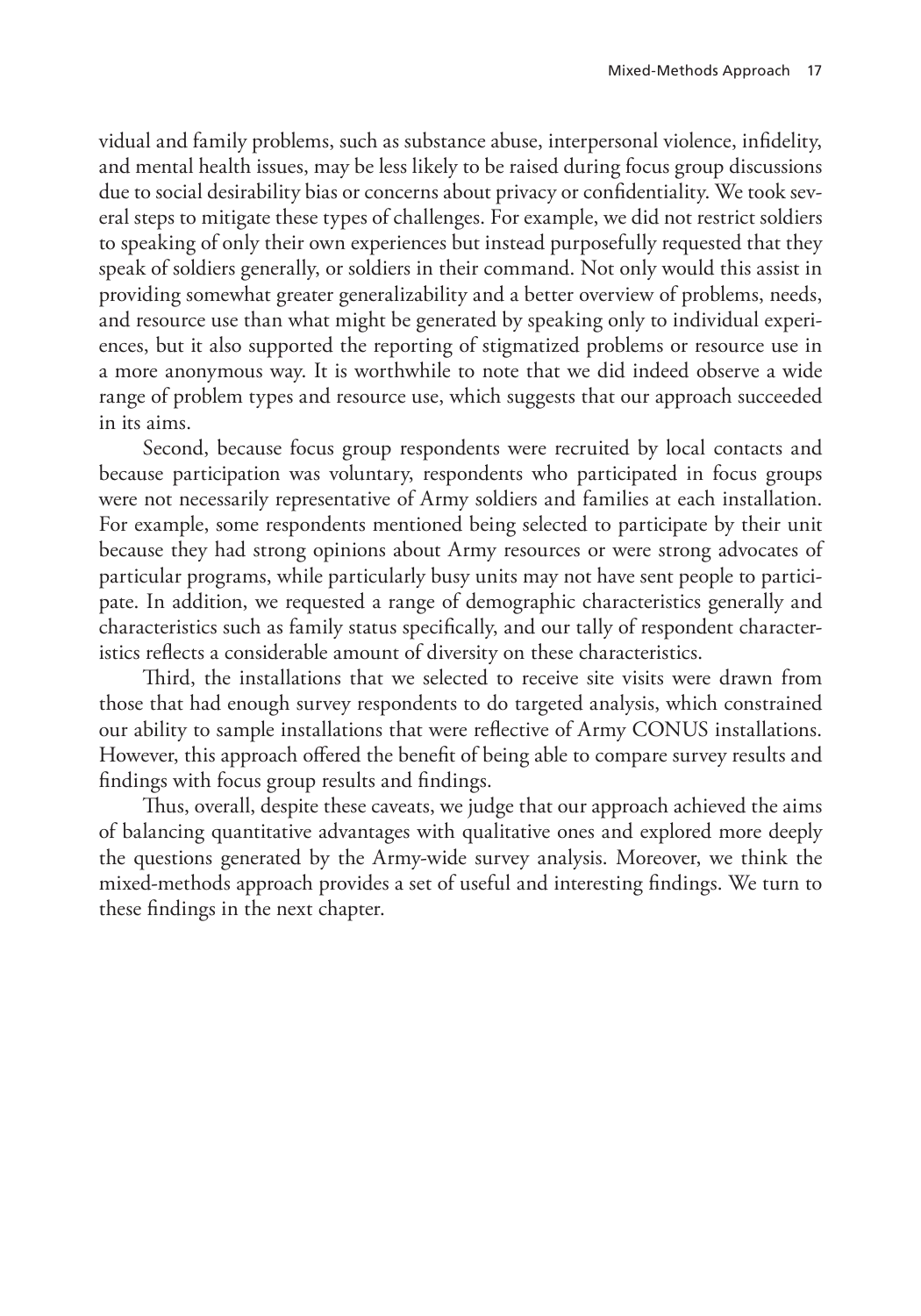vidual and family problems, such as substance abuse, interpersonal violence, infidelity, and mental health issues, may be less likely to be raised during focus group discussions due to social desirability bias or concerns about privacy or confidentiality. We took several steps to mitigate these types of challenges. For example, we did not restrict soldiers to speaking of only their own experiences but instead purposefully requested that they speak of soldiers generally, or soldiers in their command. Not only would this assist in providing somewhat greater generalizability and a better overview of problems, needs, and resource use than what might be generated by speaking only to individual experiences, but it also supported the reporting of stigmatized problems or resource use in a more anonymous way. It is worthwhile to note that we did indeed observe a wide range of problem types and resource use, which suggests that our approach succeeded in its aims.

Second, because focus group respondents were recruited by local contacts and because participation was voluntary, respondents who participated in focus groups were not necessarily representative of Army soldiers and families at each installation. For example, some respondents mentioned being selected to participate by their unit because they had strong opinions about Army resources or were strong advocates of particular programs, while particularly busy units may not have sent people to participate. In addition, we requested a range of demographic characteristics generally and characteristics such as family status specifically, and our tally of respondent characteristics reflects a considerable amount of diversity on these characteristics.

Third, the installations that we selected to receive site visits were drawn from those that had enough survey respondents to do targeted analysis, which constrained our ability to sample installations that were reflective of Army CONUS installations. However, this approach offered the benefit of being able to compare survey results and findings with focus group results and findings.

Thus, overall, despite these caveats, we judge that our approach achieved the aims of balancing quantitative advantages with qualitative ones and explored more deeply the questions generated by the Army-wide survey analysis. Moreover, we think the mixed-methods approach provides a set of useful and interesting findings. We turn to these findings in the next chapter.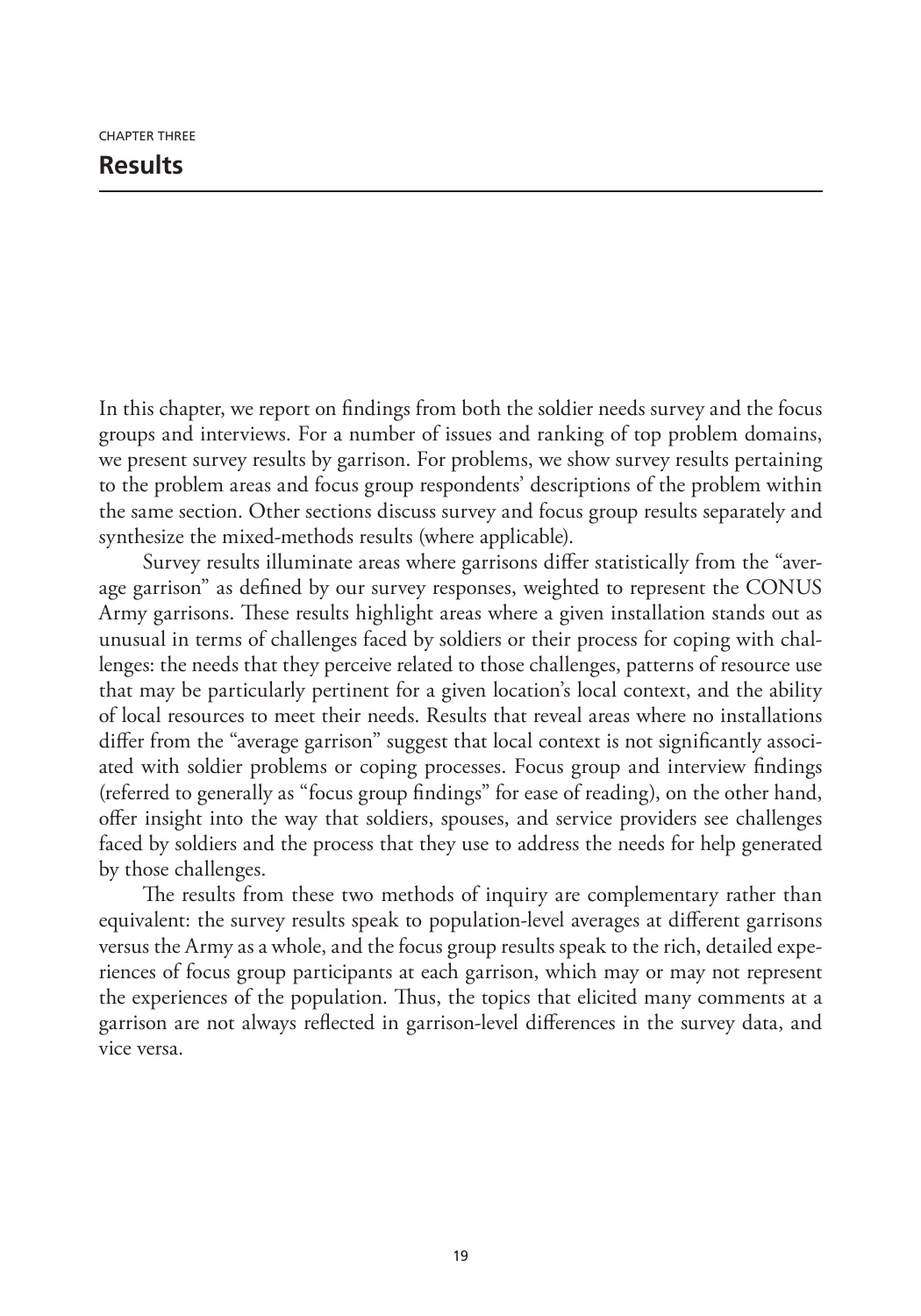CHAPTER THREE

# Results

In this chapter, we report on findings from both the soldier needs survey and the focus groups and interviews. For a number of issues and ranking of top problem domains, we present survey results by garrison. For problems, we show survey results pertaining to the problem areas and focus group respondents' descriptions of the problem within the same section. Other sections discuss survey and focus group results separately and synthesize the mixed-methods results (where applicable).

Survey results illuminate areas where garrisons differ statistically from the "average garrison" as defined by our survey responses, weighted to represent the CONUS Army garrisons. These results highlight areas where a given installation stands out as unusual in terms of challenges faced by soldiers or their process for coping with challenges: the needs that they perceive related to those challenges, patterns of resource use that may be particularly pertinent for a given location's local context, and the ability of local resources to meet their needs. Results that reveal areas where no installations differ from the "average garrison" suggest that local context is not significantly associated with soldier problems or coping processes. Focus group and interview findings (referred to generally as "focus group findings" for ease of reading), on the other hand, offer insight into the way that soldiers, spouses, and service providers see challenges faced by soldiers and the process that they use to address the needs for help generated by those challenges.

The results from these two methods of inquiry are complementary rather than equivalent: the survey results speak to population-level averages at different garrisons versus the Army as a whole, and the focus group results speak to the rich, detailed experiences of focus group participants at each garrison, which may or may not represent the experiences of the population. Thus, the topics that elicited many comments at a garrison are not always reflected in garrison-level differences in the survey data, and vice versa.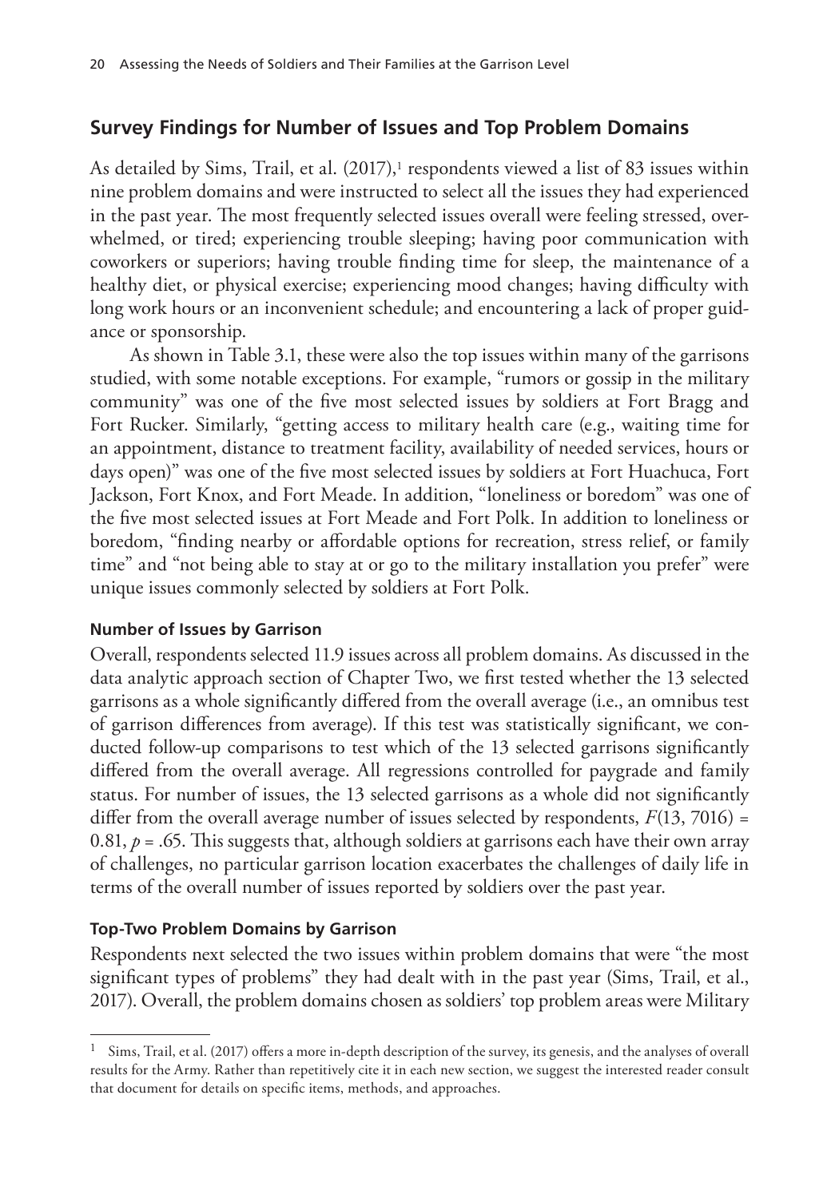## Survey Findings for Number of Issues and Top Problem Domains

As detailed by Sims, Trail, et al. (2017),[1] respondents viewed a list of 83 issues within nine problem domains and were instructed to select all the issues they had experienced in the past year. The most frequently selected issues overall were feeling stressed, overwhelmed, or tired; experiencing trouble sleeping; having poor communication with coworkers or superiors; having trouble finding time for sleep, the maintenance of a healthy diet, or physical exercise; experiencing mood changes; having difficulty with long work hours or an inconvenient schedule; and encountering a lack of proper guidance or sponsorship.

As shown in Table 3.1, these were also the top issues within many of the garrisons studied, with some notable exceptions. For example, "rumors or gossip in the military community" was one of the five most selected issues by soldiers at Fort Bragg and Fort Rucker. Similarly, "getting access to military health care (e.g., waiting time for an appointment, distance to treatment facility, availability of needed services, hours or days open)" was one of the five most selected issues by soldiers at Fort Huachuca, Fort Jackson, Fort Knox, and Fort Meade. In addition, "loneliness or boredom" was one of the five most selected issues at Fort Meade and Fort Polk. In addition to loneliness or boredom, "finding nearby or affordable options for recreation, stress relief, or family time" and "not being able to stay at or go to the military installation you prefer" were unique issues commonly selected by soldiers at Fort Polk.

### Number of Issues by Garrison

Overall, respondents selected 11.9 issues across all problem domains. As discussed in the data analytic approach section of Chapter Two, we first tested whether the 13 selected garrisons as a whole significantly differed from the overall average (i.e., an omnibus test of garrison differences from average). If this test was statistically significant, we conducted follow-up comparisons to test which of the 13 selected garrisons significantly differed from the overall average. All regressions controlled for paygrade and family status. For number of issues, the 13 selected garrisons as a whole did not significantly differ from the overall average number of issues selected by respondents, $F(13, 7016) = 0.81$, $p = .65$. This suggests that, although soldiers at garrisons each have their own array of challenges, no particular garrison location exacerbates the challenges of daily life in terms of the overall number of issues reported by soldiers over the past year.

### Top-Two Problem Domains by Garrison

Respondents next selected the two issues within problem domains that were "the most significant types of problems" they had dealt with in the past year (Sims, Trail, et al., 2017). Overall, the problem domains chosen as soldiers' top problem areas were Military

---

[1] Sims, Trail, et al. (2017) offers a more in-depth description of the survey, its genesis, and the analyses of overall results for the Army. Rather than repetitively cite it in each new section, we suggest the interested reader consult that document for details on specific items, methods, and approaches.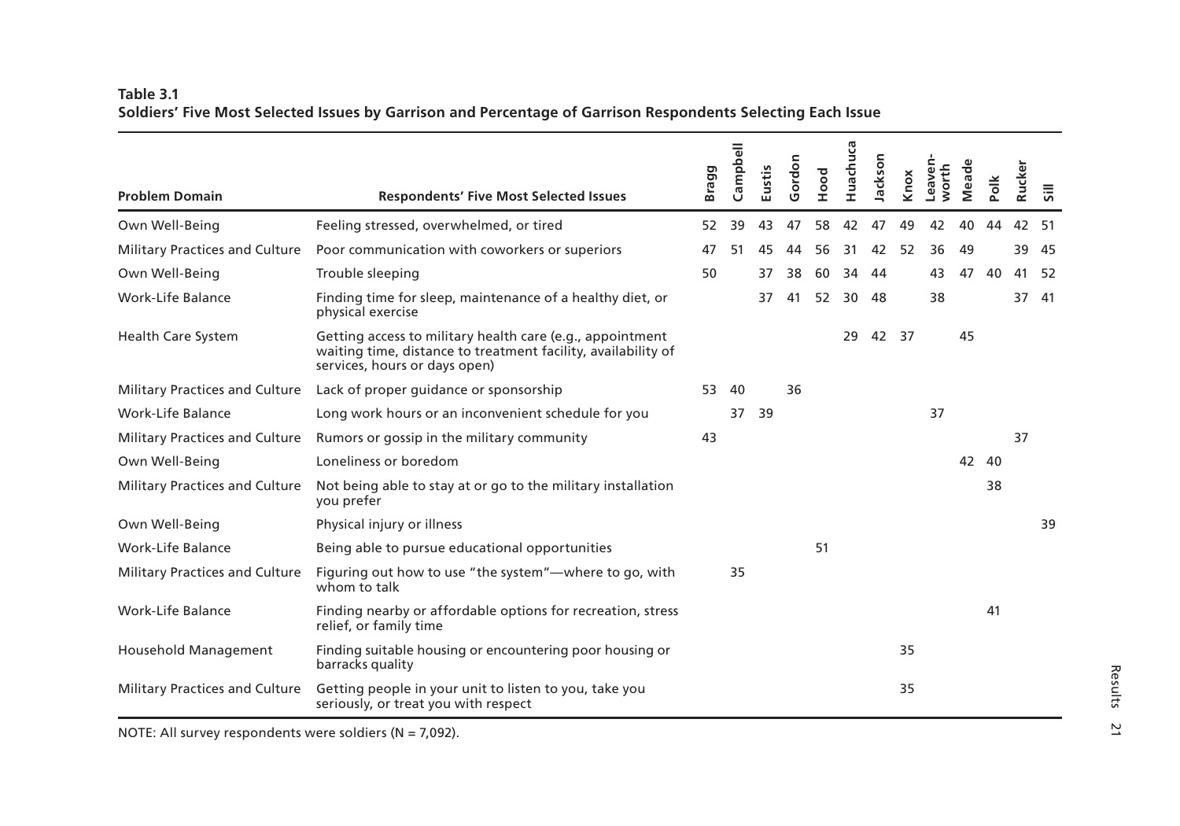**Table 3.1**
**Soldiers' Five Most Selected Issues by Garrison and Percentage of Garrison Respondents Selecting Each Issue**

| Problem Domain | Respondents' Five Most Selected Issues | Bragg | Campbell | Eustis | Gordon | Hood | Huachuca | Jackson | Knox | Leaven-worth | Meade | Polk | Rucker | Sill |
|---|---|---|---|---|---|---|---|---|---|---|---|---|---|---|
| Own Well-Being | Feeling stressed, overwhelmed, or tired | 52 | 39 | 43 | 47 | 58 | 42 | 47 | 49 | 42 | 40 | 44 | 42 | 51 |
| Military Practices and Culture | Poor communication with coworkers or superiors | 47 | 51 | 45 | 44 | 56 | 31 | 42 | 52 | 36 | 49 | | 39 | 45 |
| Own Well-Being | Trouble sleeping | 50 | | 37 | 38 | 60 | 34 | 44 | | 43 | 47 | 40 | 41 | 52 |
| Work-Life Balance | Finding time for sleep, maintenance of a healthy diet, or physical exercise | | | 37 | 41 | 52 | 30 | 48 | | 38 | | | 37 | 41 |
| Health Care System | Getting access to military health care (e.g., appointment waiting time, distance to treatment facility, availability of services, hours or days open) | | | | | | 29 | 42 | 37 | | 45 | | | |
| Military Practices and Culture | Lack of proper guidance or sponsorship | 53 | 40 | | 36 | | | | | | | | | |
| Work-Life Balance | Long work hours or an inconvenient schedule for you | | 37 | 39 | | | | | | 37 | | | | |
| Military Practices and Culture | Rumors or gossip in the military community | 43 | | | | | | | | | | | 37 | |
| Own Well-Being | Loneliness or boredom | | | | | | | | | | 42 | 40 | | |
| Military Practices and Culture | Not being able to stay at or go to the military installation you prefer | | | | | | | | | | | 38 | | |
| Own Well-Being | Physical injury or illness | | | | | | | | | | | | | 39 |
| Work-Life Balance | Being able to pursue educational opportunities | | | | | 51 | | | | | | | | |
| Military Practices and Culture | Figuring out how to use "the system"—where to go, with whom to talk | | 35 | | | | | | | | | | | |
| Work-Life Balance | Finding nearby or affordable options for recreation, stress relief, or family time | | | | | | | | | | | 41 | | |
| Household Management | Finding suitable housing or encountering poor housing or barracks quality | | | | | | | | 35 | | | | | |
| Military Practices and Culture | Getting people in your unit to listen to you, take you seriously, or treat you with respect | | | | | | | | 35 | | | | | |

NOTE: All survey respondents were soldiers (N = 7,092).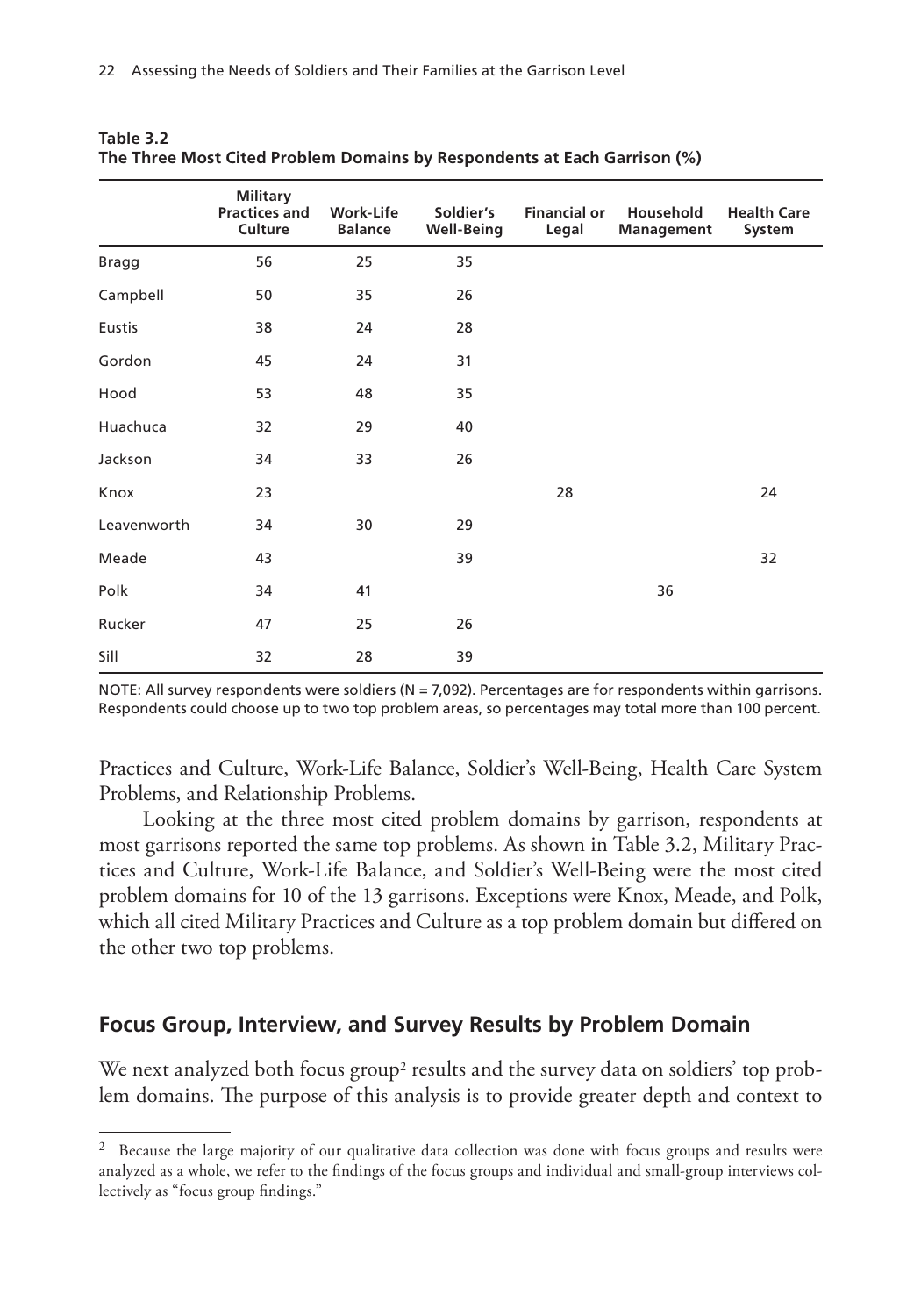**Table 3.2**
**The Three Most Cited Problem Domains by Respondents at Each Garrison (%)**

| | Military Practices and Culture | Work-Life Balance | Soldier's Well-Being | Financial or Legal | Household Management | Health Care System |
|---|---|---|---|---|---|---|
| Bragg | 56 | 25 | 35 | | | |
| Campbell | 50 | 35 | 26 | | | |
| Eustis | 38 | 24 | 28 | | | |
| Gordon | 45 | 24 | 31 | | | |
| Hood | 53 | 48 | 35 | | | |
| Huachuca | 32 | 29 | 40 | | | |
| Jackson | 34 | 33 | 26 | | | |
| Knox | 23 | | | 28 | | 24 |
| Leavenworth | 34 | 30 | 29 | | | |
| Meade | 43 | | 39 | | | 32 |
| Polk | 34 | 41 | | | 36 | |
| Rucker | 47 | 25 | 26 | | | |
| Sill | 32 | 28 | 39 | | | |

NOTE: All survey respondents were soldiers (N = 7,092). Percentages are for respondents within garrisons. Respondents could choose up to two top problem areas, so percentages may total more than 100 percent.

Practices and Culture, Work-Life Balance, Soldier's Well-Being, Health Care System Problems, and Relationship Problems.

Looking at the three most cited problem domains by garrison, respondents at most garrisons reported the same top problems. As shown in Table 3.2, Military Practices and Culture, Work-Life Balance, and Soldier's Well-Being were the most cited problem domains for 10 of the 13 garrisons. Exceptions were Knox, Meade, and Polk, which all cited Military Practices and Culture as a top problem domain but differed on the other two top problems.

## Focus Group, Interview, and Survey Results by Problem Domain

We next analyzed both focus group[2] results and the survey data on soldiers' top problem domains. The purpose of this analysis is to provide greater depth and context to

[2] Because the large majority of our qualitative data collection was done with focus groups and results were analyzed as a whole, we refer to the findings of the focus groups and individual and small-group interviews collectively as "focus group findings."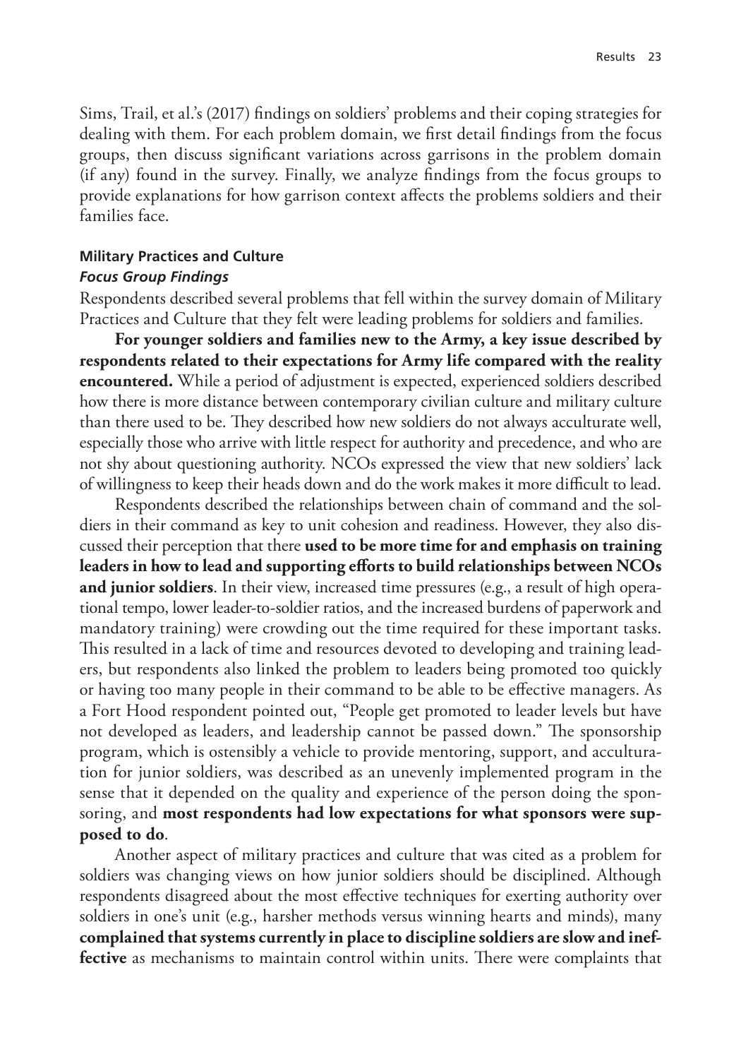Sims, Trail, et al.'s (2017) findings on soldiers' problems and their coping strategies for dealing with them. For each problem domain, we first detail findings from the focus groups, then discuss significant variations across garrisons in the problem domain (if any) found in the survey. Finally, we analyze findings from the focus groups to provide explanations for how garrison context affects the problems soldiers and their families face.

### Military Practices and Culture

#### *Focus Group Findings*

Respondents described several problems that fell within the survey domain of Military Practices and Culture that they felt were leading problems for soldiers and families.

**For younger soldiers and families new to the Army, a key issue described by respondents related to their expectations for Army life compared with the reality encountered.** While a period of adjustment is expected, experienced soldiers described how there is more distance between contemporary civilian culture and military culture than there used to be. They described how new soldiers do not always acculturate well, especially those who arrive with little respect for authority and precedence, and who are not shy about questioning authority. NCOs expressed the view that new soldiers' lack of willingness to keep their heads down and do the work makes it more difficult to lead.

Respondents described the relationships between chain of command and the soldiers in their command as key to unit cohesion and readiness. However, they also discussed their perception that there **used to be more time for and emphasis on training leaders in how to lead and supporting efforts to build relationships between NCOs and junior soldiers**. In their view, increased time pressures (e.g., a result of high operational tempo, lower leader-to-soldier ratios, and the increased burdens of paperwork and mandatory training) were crowding out the time required for these important tasks. This resulted in a lack of time and resources devoted to developing and training leaders, but respondents also linked the problem to leaders being promoted too quickly or having too many people in their command to be able to be effective managers. As a Fort Hood respondent pointed out, "People get promoted to leader levels but have not developed as leaders, and leadership cannot be passed down." The sponsorship program, which is ostensibly a vehicle to provide mentoring, support, and acculturation for junior soldiers, was described as an unevenly implemented program in the sense that it depended on the quality and experience of the person doing the sponsoring, and **most respondents had low expectations for what sponsors were supposed to do**.

Another aspect of military practices and culture that was cited as a problem for soldiers was changing views on how junior soldiers should be disciplined. Although respondents disagreed about the most effective techniques for exerting authority over soldiers in one's unit (e.g., harsher methods versus winning hearts and minds), many **complained that systems currently in place to discipline soldiers are slow and ineffective** as mechanisms to maintain control within units. There were complaints that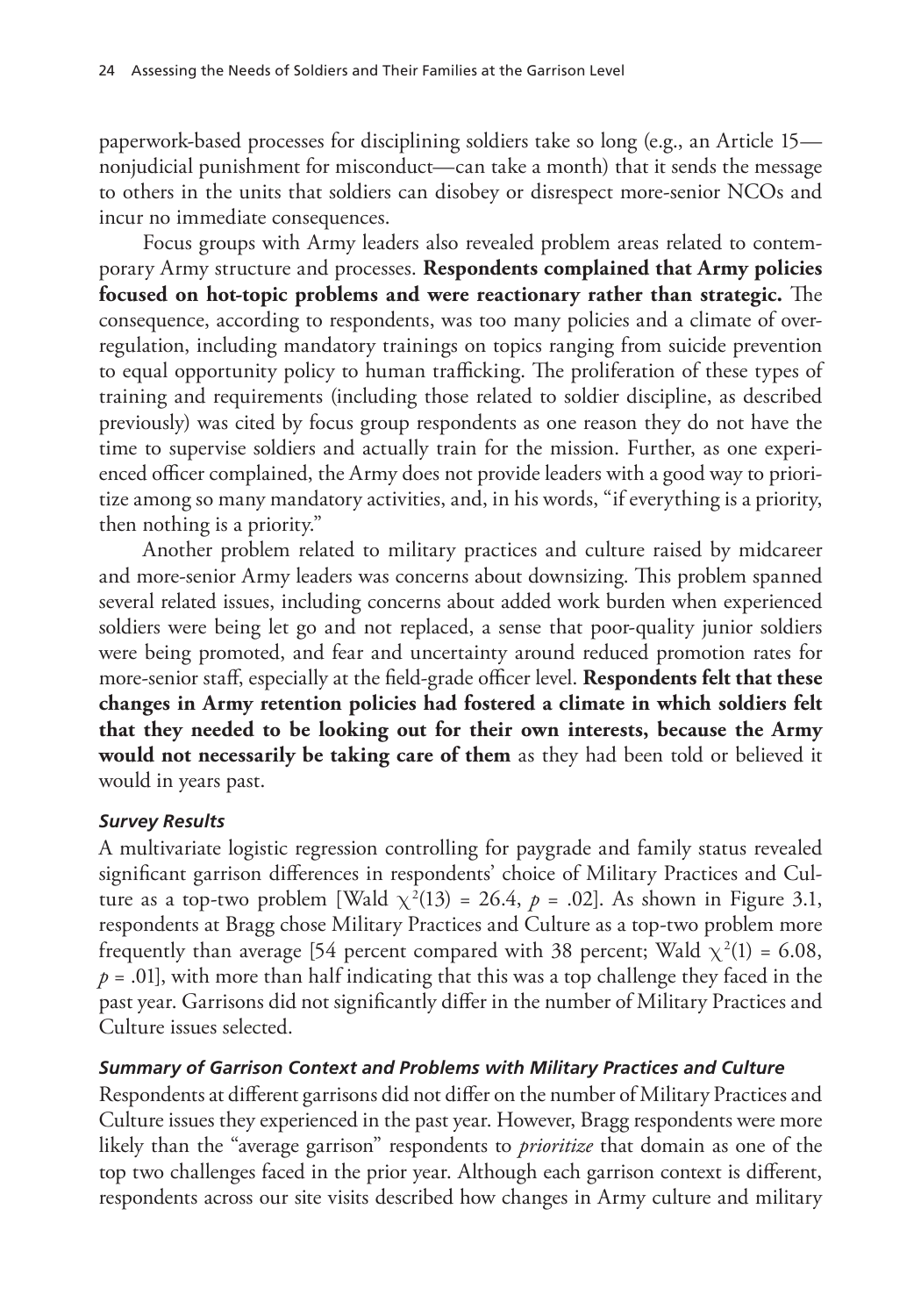paperwork-based processes for disciplining soldiers take so long (e.g., an Article 15—nonjudicial punishment for misconduct—can take a month) that it sends the message to others in the units that soldiers can disobey or disrespect more-senior NCOs and incur no immediate consequences.

Focus groups with Army leaders also revealed problem areas related to contemporary Army structure and processes. **Respondents complained that Army policies focused on hot-topic problems and were reactionary rather than strategic.** The consequence, according to respondents, was too many policies and a climate of over-regulation, including mandatory trainings on topics ranging from suicide prevention to equal opportunity policy to human trafficking. The proliferation of these types of training and requirements (including those related to soldier discipline, as described previously) was cited by focus group respondents as one reason they do not have the time to supervise soldiers and actually train for the mission. Further, as one experienced officer complained, the Army does not provide leaders with a good way to prioritize among so many mandatory activities, and, in his words, "if everything is a priority, then nothing is a priority."

Another problem related to military practices and culture raised by midcareer and more-senior Army leaders was concerns about downsizing. This problem spanned several related issues, including concerns about added work burden when experienced soldiers were being let go and not replaced, a sense that poor-quality junior soldiers were being promoted, and fear and uncertainty around reduced promotion rates for more-senior staff, especially at the field-grade officer level. **Respondents felt that these changes in Army retention policies had fostered a climate in which soldiers felt that they needed to be looking out for their own interests, because the Army would not necessarily be taking care of them** as they had been told or believed it would in years past.

#### *Survey Results*

A multivariate logistic regression controlling for paygrade and family status revealed significant garrison differences in respondents' choice of Military Practices and Culture as a top-two problem [Wald $\chi^2(13) = 26.4$, $p = .02$]. As shown in Figure 3.1, respondents at Bragg chose Military Practices and Culture as a top-two problem more frequently than average [54 percent compared with 38 percent; Wald $\chi^2(1) = 6.08$, $p = .01$], with more than half indicating that this was a top challenge they faced in the past year. Garrisons did not significantly differ in the number of Military Practices and Culture issues selected.

#### *Summary of Garrison Context and Problems with Military Practices and Culture*

Respondents at different garrisons did not differ on the number of Military Practices and Culture issues they experienced in the past year. However, Bragg respondents were more likely than the "average garrison" respondents to *prioritize* that domain as one of the top two challenges faced in the prior year. Although each garrison context is different, respondents across our site visits described how changes in Army culture and military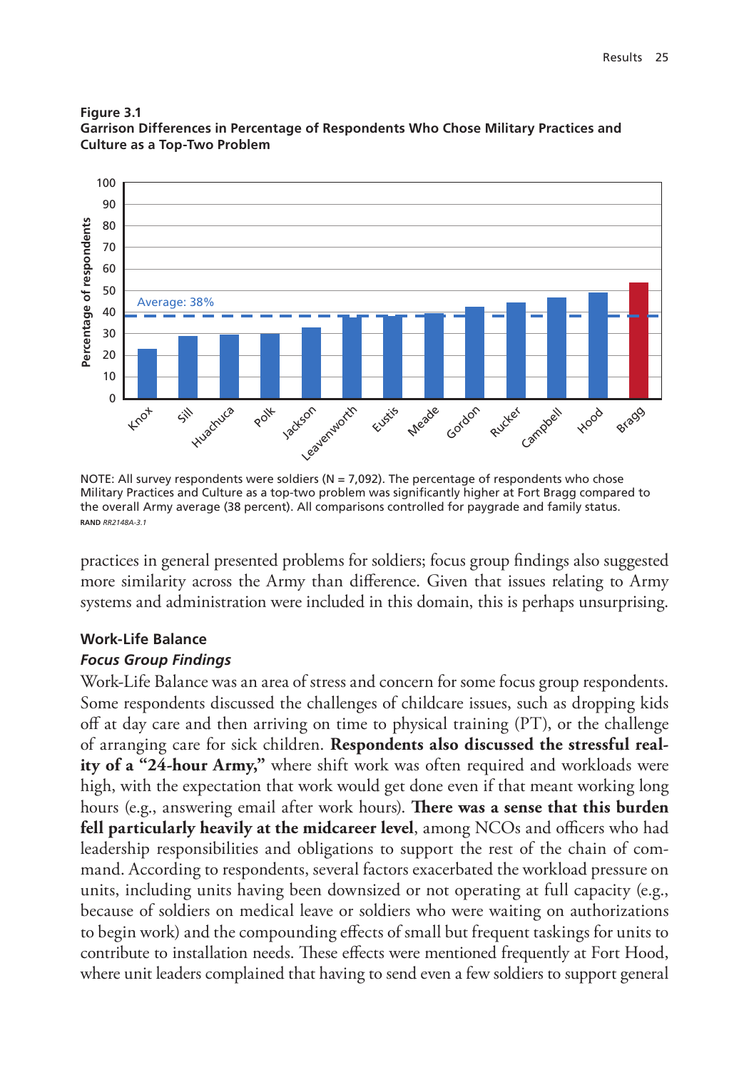**Figure 3.1**
**Garrison Differences in Percentage of Respondents Who Chose Military Practices and Culture as a Top-Two Problem**

NOTE: All survey respondents were soldiers (N = 7,092). The percentage of respondents who chose Military Practices and Culture as a top-two problem was significantly higher at Fort Bragg compared to the overall Army average (38 percent). All comparisons controlled for paygrade and family status.
RAND *RR2148A-3.1*

practices in general presented problems for soldiers; focus group findings also suggested more similarity across the Army than difference. Given that issues relating to Army systems and administration were included in this domain, this is perhaps unsurprising.

### Work-Life Balance

#### *Focus Group Findings*

Work-Life Balance was an area of stress and concern for some focus group respondents. Some respondents discussed the challenges of childcare issues, such as dropping kids off at day care and then arriving on time to physical training (PT), or the challenge of arranging care for sick children. **Respondents also discussed the stressful reality of a "24-hour Army,"** where shift work was often required and workloads were high, with the expectation that work would get done even if that meant working long hours (e.g., answering email after work hours). **There was a sense that this burden fell particularly heavily at the midcareer level**, among NCOs and officers who had leadership responsibilities and obligations to support the rest of the chain of command. According to respondents, several factors exacerbated the workload pressure on units, including units having been downsized or not operating at full capacity (e.g., because of soldiers on medical leave or soldiers who were waiting on authorizations to begin work) and the compounding effects of small but frequent taskings for units to contribute to installation needs. These effects were mentioned frequently at Fort Hood, where unit leaders complained that having to send even a few soldiers to support general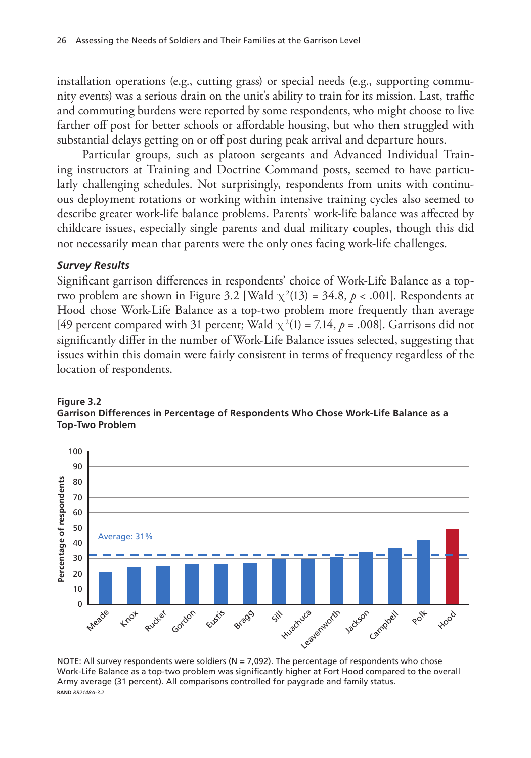installation operations (e.g., cutting grass) or special needs (e.g., supporting community events) was a serious drain on the unit's ability to train for its mission. Last, traffic and commuting burdens were reported by some respondents, who might choose to live farther off post for better schools or affordable housing, but who then struggled with substantial delays getting on or off post during peak arrival and departure hours.

Particular groups, such as platoon sergeants and Advanced Individual Training instructors at Training and Doctrine Command posts, seemed to have particularly challenging schedules. Not surprisingly, respondents from units with continuous deployment rotations or working within intensive training cycles also seemed to describe greater work-life balance problems. Parents' work-life balance was affected by childcare issues, especially single parents and dual military couples, though this did not necessarily mean that parents were the only ones facing work-life challenges.

#### *Survey Results*

Significant garrison differences in respondents' choice of Work-Life Balance as a top-two problem are shown in Figure 3.2 [Wald $\chi^2(13) = 34.8$, $p < .001$]. Respondents at Hood chose Work-Life Balance as a top-two problem more frequently than average [49 percent compared with 31 percent; Wald $\chi^2(1) = 7.14$, $p = .008$]. Garrisons did not significantly differ in the number of Work-Life Balance issues selected, suggesting that issues within this domain were fairly consistent in terms of frequency regardless of the location of respondents.

**Figure 3.2**
**Garrison Differences in Percentage of Respondents Who Chose Work-Life Balance as a Top-Two Problem**

NOTE: All survey respondents were soldiers (N = 7,092). The percentage of respondents who chose Work-Life Balance as a top-two problem was significantly higher at Fort Hood compared to the overall Army average (31 percent). All comparisons controlled for paygrade and family status.

RAND *RR2148A-3.2*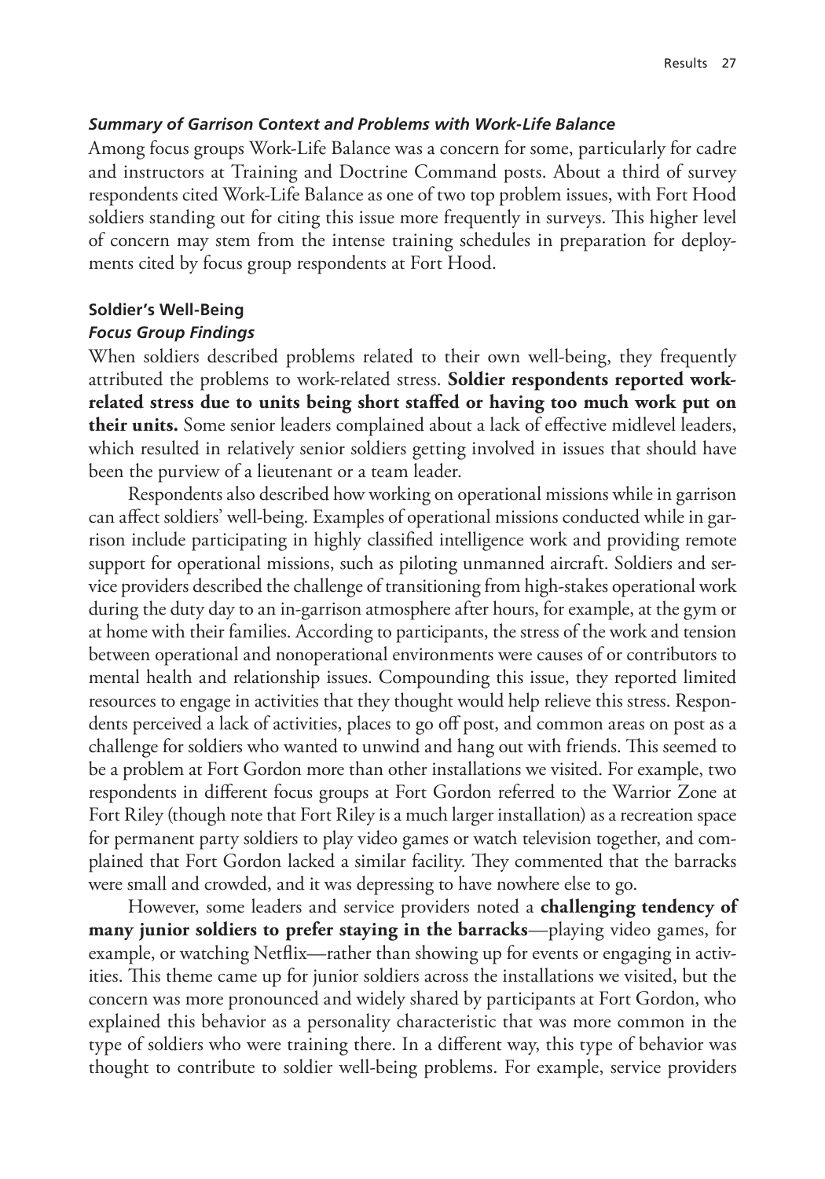### *Summary of Garrison Context and Problems with Work-Life Balance*

Among focus groups Work-Life Balance was a concern for some, particularly for cadre and instructors at Training and Doctrine Command posts. About a third of survey respondents cited Work-Life Balance as one of two top problem issues, with Fort Hood soldiers standing out for citing this issue more frequently in surveys. This higher level of concern may stem from the intense training schedules in preparation for deployments cited by focus group respondents at Fort Hood.

#### Soldier's Well-Being

##### *Focus Group Findings*

When soldiers described problems related to their own well-being, they frequently attributed the problems to work-related stress. **Soldier respondents reported work-related stress due to units being short staffed or having too much work put on their units.** Some senior leaders complained about a lack of effective midlevel leaders, which resulted in relatively senior soldiers getting involved in issues that should have been the purview of a lieutenant or a team leader.

Respondents also described how working on operational missions while in garrison can affect soldiers' well-being. Examples of operational missions conducted while in garrison include participating in highly classified intelligence work and providing remote support for operational missions, such as piloting unmanned aircraft. Soldiers and service providers described the challenge of transitioning from high-stakes operational work during the duty day to an in-garrison atmosphere after hours, for example, at the gym or at home with their families. According to participants, the stress of the work and tension between operational and nonoperational environments were causes of or contributors to mental health and relationship issues. Compounding this issue, they reported limited resources to engage in activities that they thought would help relieve this stress. Respondents perceived a lack of activities, places to go off post, and common areas on post as a challenge for soldiers who wanted to unwind and hang out with friends. This seemed to be a problem at Fort Gordon more than other installations we visited. For example, two respondents in different focus groups at Fort Gordon referred to the Warrior Zone at Fort Riley (though note that Fort Riley is a much larger installation) as a recreation space for permanent party soldiers to play video games or watch television together, and complained that Fort Gordon lacked a similar facility. They commented that the barracks were small and crowded, and it was depressing to have nowhere else to go.

However, some leaders and service providers noted a **challenging tendency of many junior soldiers to prefer staying in the barracks**—playing video games, for example, or watching Netflix—rather than showing up for events or engaging in activities. This theme came up for junior soldiers across the installations we visited, but the concern was more pronounced and widely shared by participants at Fort Gordon, who explained this behavior as a personality characteristic that was more common in the type of soldiers who were training there. In a different way, this type of behavior was thought to contribute to soldier well-being problems. For example, service providers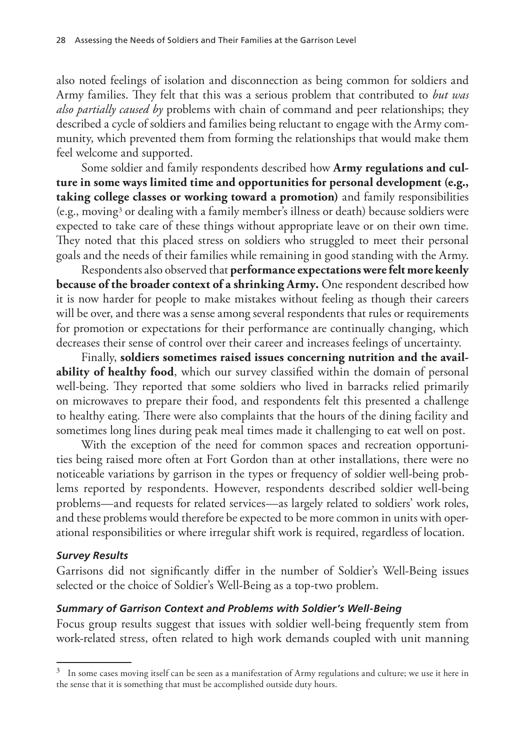also noted feelings of isolation and disconnection as being common for soldiers and Army families. They felt that this was a serious problem that contributed to *but was also partially caused by* problems with chain of command and peer relationships; they described a cycle of soldiers and families being reluctant to engage with the Army community, which prevented them from forming the relationships that would make them feel welcome and supported.

Some soldier and family respondents described how **Army regulations and culture in some ways limited time and opportunities for personal development (e.g., taking college classes or working toward a promotion)** and family responsibilities (e.g., moving[3] or dealing with a family member's illness or death) because soldiers were expected to take care of these things without appropriate leave or on their own time. They noted that this placed stress on soldiers who struggled to meet their personal goals and the needs of their families while remaining in good standing with the Army.

Respondents also observed that **performance expectations were felt more keenly because of the broader context of a shrinking Army.** One respondent described how it is now harder for people to make mistakes without feeling as though their careers will be over, and there was a sense among several respondents that rules or requirements for promotion or expectations for their performance are continually changing, which decreases their sense of control over their career and increases feelings of uncertainty.

Finally, **soldiers sometimes raised issues concerning nutrition and the availability of healthy food**, which our survey classified within the domain of personal well-being. They reported that some soldiers who lived in barracks relied primarily on microwaves to prepare their food, and respondents felt this presented a challenge to healthy eating. There were also complaints that the hours of the dining facility and sometimes long lines during peak meal times made it challenging to eat well on post.

With the exception of the need for common spaces and recreation opportunities being raised more often at Fort Gordon than at other installations, there were no noticeable variations by garrison in the types or frequency of soldier well-being problems reported by respondents. However, respondents described soldier well-being problems—and requests for related services—as largely related to soldiers' work roles, and these problems would therefore be expected to be more common in units with operational responsibilities or where irregular shift work is required, regardless of location.

#### *Survey Results*

Garrisons did not significantly differ in the number of Soldier's Well-Being issues selected or the choice of Soldier's Well-Being as a top-two problem.

#### *Summary of Garrison Context and Problems with Soldier's Well-Being*

Focus group results suggest that issues with soldier well-being frequently stem from work-related stress, often related to high work demands coupled with unit manning

---

[3] In some cases moving itself can be seen as a manifestation of Army regulations and culture; we use it here in the sense that it is something that must be accomplished outside duty hours.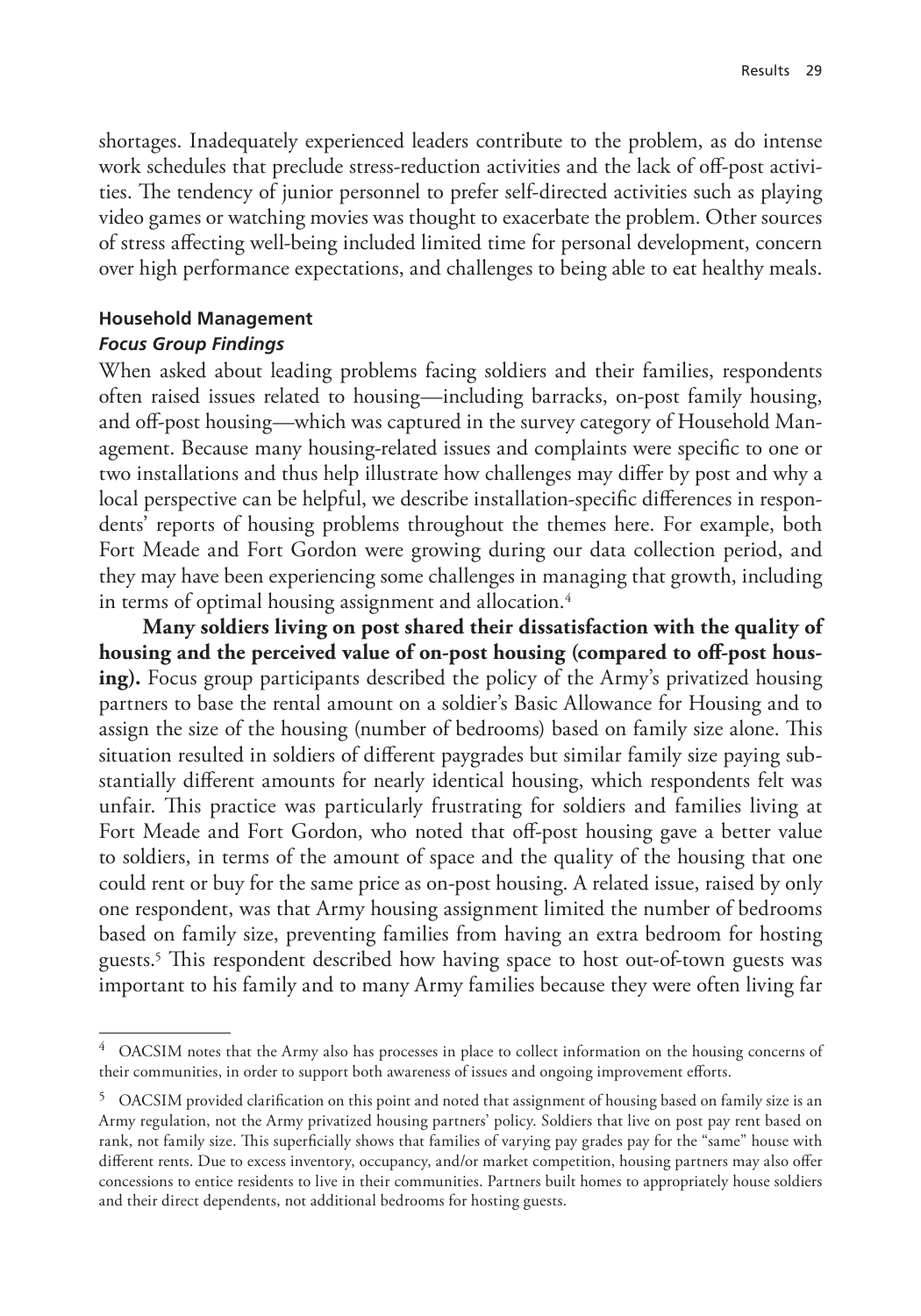shortages. Inadequately experienced leaders contribute to the problem, as do intense work schedules that preclude stress-reduction activities and the lack of off-post activities. The tendency of junior personnel to prefer self-directed activities such as playing video games or watching movies was thought to exacerbate the problem. Other sources of stress affecting well-being included limited time for personal development, concern over high performance expectations, and challenges to being able to eat healthy meals.

### Household Management

#### *Focus Group Findings*

When asked about leading problems facing soldiers and their families, respondents often raised issues related to housing—including barracks, on-post family housing, and off-post housing—which was captured in the survey category of Household Management. Because many housing-related issues and complaints were specific to one or two installations and thus help illustrate how challenges may differ by post and why a local perspective can be helpful, we describe installation-specific differences in respondents' reports of housing problems throughout the themes here. For example, both Fort Meade and Fort Gordon were growing during our data collection period, and they may have been experiencing some challenges in managing that growth, including in terms of optimal housing assignment and allocation.[4]

**Many soldiers living on post shared their dissatisfaction with the quality of housing and the perceived value of on-post housing (compared to off-post housing).** Focus group participants described the policy of the Army's privatized housing partners to base the rental amount on a soldier's Basic Allowance for Housing and to assign the size of the housing (number of bedrooms) based on family size alone. This situation resulted in soldiers of different paygrades but similar family size paying substantially different amounts for nearly identical housing, which respondents felt was unfair. This practice was particularly frustrating for soldiers and families living at Fort Meade and Fort Gordon, who noted that off-post housing gave a better value to soldiers, in terms of the amount of space and the quality of the housing that one could rent or buy for the same price as on-post housing. A related issue, raised by only one respondent, was that Army housing assignment limited the number of bedrooms based on family size, preventing families from having an extra bedroom for hosting guests.[5] This respondent described how having space to host out-of-town guests was important to his family and to many Army families because they were often living far

---

[4] OACSIM notes that the Army also has processes in place to collect information on the housing concerns of their communities, in order to support both awareness of issues and ongoing improvement efforts.

[5] OACSIM provided clarification on this point and noted that assignment of housing based on family size is an Army regulation, not the Army privatized housing partners' policy. Soldiers that live on post pay rent based on rank, not family size. This superficially shows that families of varying pay grades pay for the "same" house with different rents. Due to excess inventory, occupancy, and/or market competition, housing partners may also offer concessions to entice residents to live in their communities. Partners built homes to appropriately house soldiers and their direct dependents, not additional bedrooms for hosting guests.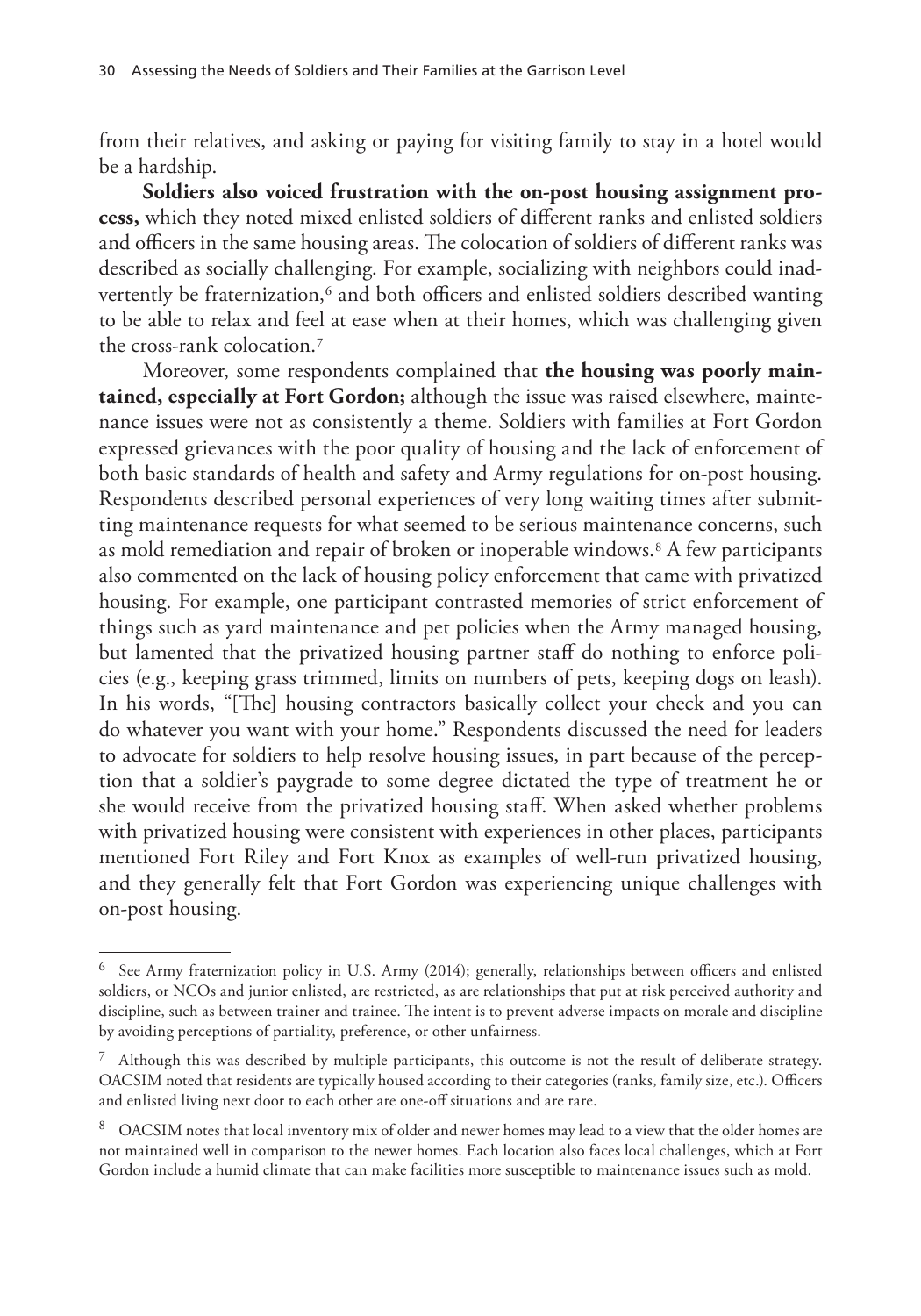from their relatives, and asking or paying for visiting family to stay in a hotel would be a hardship.

**Soldiers also voiced frustration with the on-post housing assignment process,** which they noted mixed enlisted soldiers of different ranks and enlisted soldiers and officers in the same housing areas. The colocation of soldiers of different ranks was described as socially challenging. For example, socializing with neighbors could inadvertently be fraternization,[6] and both officers and enlisted soldiers described wanting to be able to relax and feel at ease when at their homes, which was challenging given the cross-rank colocation.[7]

Moreover, some respondents complained that **the housing was poorly maintained, especially at Fort Gordon;** although the issue was raised elsewhere, maintenance issues were not as consistently a theme. Soldiers with families at Fort Gordon expressed grievances with the poor quality of housing and the lack of enforcement of both basic standards of health and safety and Army regulations for on-post housing. Respondents described personal experiences of very long waiting times after submitting maintenance requests for what seemed to be serious maintenance concerns, such as mold remediation and repair of broken or inoperable windows.[8] A few participants also commented on the lack of housing policy enforcement that came with privatized housing. For example, one participant contrasted memories of strict enforcement of things such as yard maintenance and pet policies when the Army managed housing, but lamented that the privatized housing partner staff do nothing to enforce policies (e.g., keeping grass trimmed, limits on numbers of pets, keeping dogs on leash). In his words, "[The] housing contractors basically collect your check and you can do whatever you want with your home." Respondents discussed the need for leaders to advocate for soldiers to help resolve housing issues, in part because of the perception that a soldier's paygrade to some degree dictated the type of treatment he or she would receive from the privatized housing staff. When asked whether problems with privatized housing were consistent with experiences in other places, participants mentioned Fort Riley and Fort Knox as examples of well-run privatized housing, and they generally felt that Fort Gordon was experiencing unique challenges with on-post housing.

---

[6] See Army fraternization policy in U.S. Army (2014); generally, relationships between officers and enlisted soldiers, or NCOs and junior enlisted, are restricted, as are relationships that put at risk perceived authority and discipline, such as between trainer and trainee. The intent is to prevent adverse impacts on morale and discipline by avoiding perceptions of partiality, preference, or other unfairness.

[7] Although this was described by multiple participants, this outcome is not the result of deliberate strategy. OACSIM noted that residents are typically housed according to their categories (ranks, family size, etc.). Officers and enlisted living next door to each other are one-off situations and are rare.

[8] OACSIM notes that local inventory mix of older and newer homes may lead to a view that the older homes are not maintained well in comparison to the newer homes. Each location also faces local challenges, which at Fort Gordon include a humid climate that can make facilities more susceptible to maintenance issues such as mold.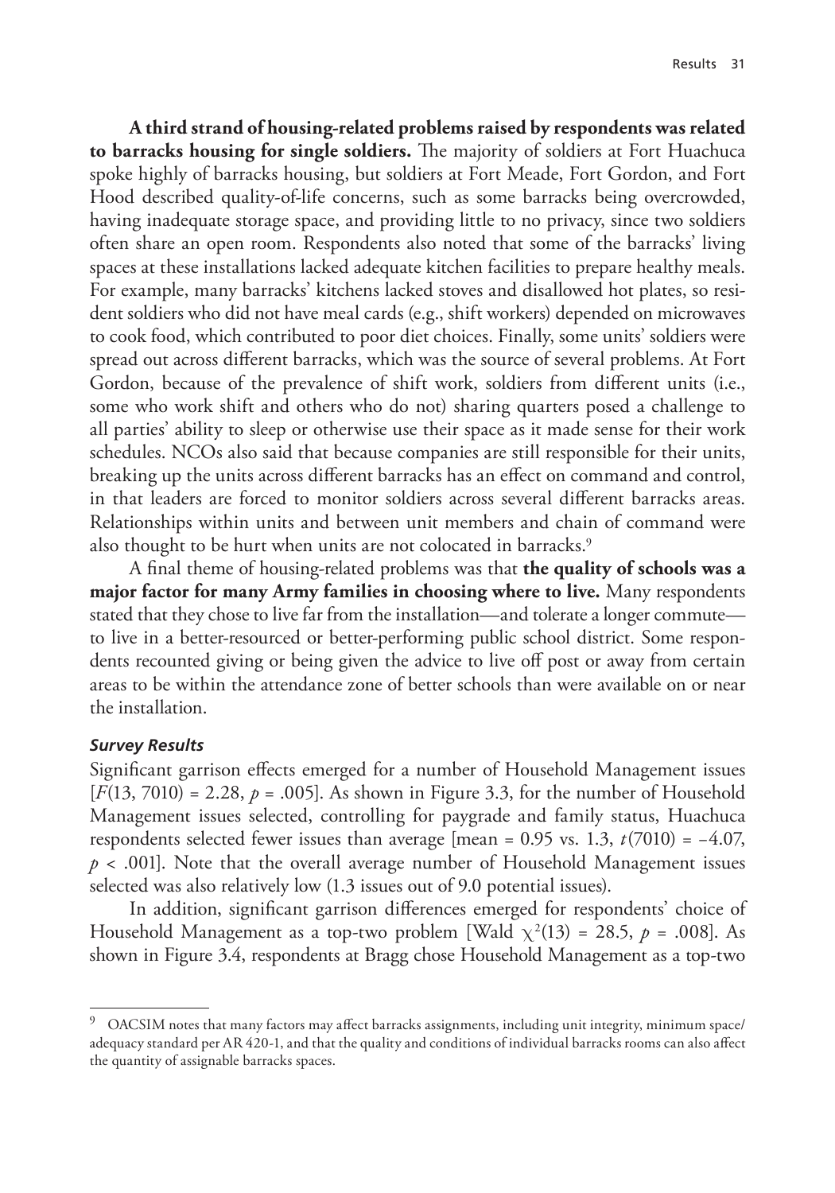**A third strand of housing-related problems raised by respondents was related to barracks housing for single soldiers.** The majority of soldiers at Fort Huachuca spoke highly of barracks housing, but soldiers at Fort Meade, Fort Gordon, and Fort Hood described quality-of-life concerns, such as some barracks being overcrowded, having inadequate storage space, and providing little to no privacy, since two soldiers often share an open room. Respondents also noted that some of the barracks' living spaces at these installations lacked adequate kitchen facilities to prepare healthy meals. For example, many barracks' kitchens lacked stoves and disallowed hot plates, so resident soldiers who did not have meal cards (e.g., shift workers) depended on microwaves to cook food, which contributed to poor diet choices. Finally, some units' soldiers were spread out across different barracks, which was the source of several problems. At Fort Gordon, because of the prevalence of shift work, soldiers from different units (i.e., some who work shift and others who do not) sharing quarters posed a challenge to all parties' ability to sleep or otherwise use their space as it made sense for their work schedules. NCOs also said that because companies are still responsible for their units, breaking up the units across different barracks has an effect on command and control, in that leaders are forced to monitor soldiers across several different barracks areas. Relationships within units and between unit members and chain of command were also thought to be hurt when units are not colocated in barracks.[9]

A final theme of housing-related problems was that **the quality of schools was a major factor for many Army families in choosing where to live.** Many respondents stated that they chose to live far from the installation—and tolerate a longer commute—to live in a better-resourced or better-performing public school district. Some respondents recounted giving or being given the advice to live off post or away from certain areas to be within the attendance zone of better schools than were available on or near the installation.

#### *Survey Results*

Significant garrison effects emerged for a number of Household Management issues [$F(13, 7010) = 2.28$, $p = .005$]. As shown in Figure 3.3, for the number of Household Management issues selected, controlling for paygrade and family status, Huachuca respondents selected fewer issues than average [mean = 0.95 vs. 1.3, $t(7010) = -4.07$, $p < .001$]. Note that the overall average number of Household Management issues selected was also relatively low (1.3 issues out of 9.0 potential issues).

In addition, significant garrison differences emerged for respondents' choice of Household Management as a top-two problem [Wald $\chi^2(13) = 28.5$, $p = .008$]. As shown in Figure 3.4, respondents at Bragg chose Household Management as a top-two

---

[9] OACSIM notes that many factors may affect barracks assignments, including unit integrity, minimum space/adequacy standard per AR 420-1, and that the quality and conditions of individual barracks rooms can also affect the quantity of assignable barracks spaces.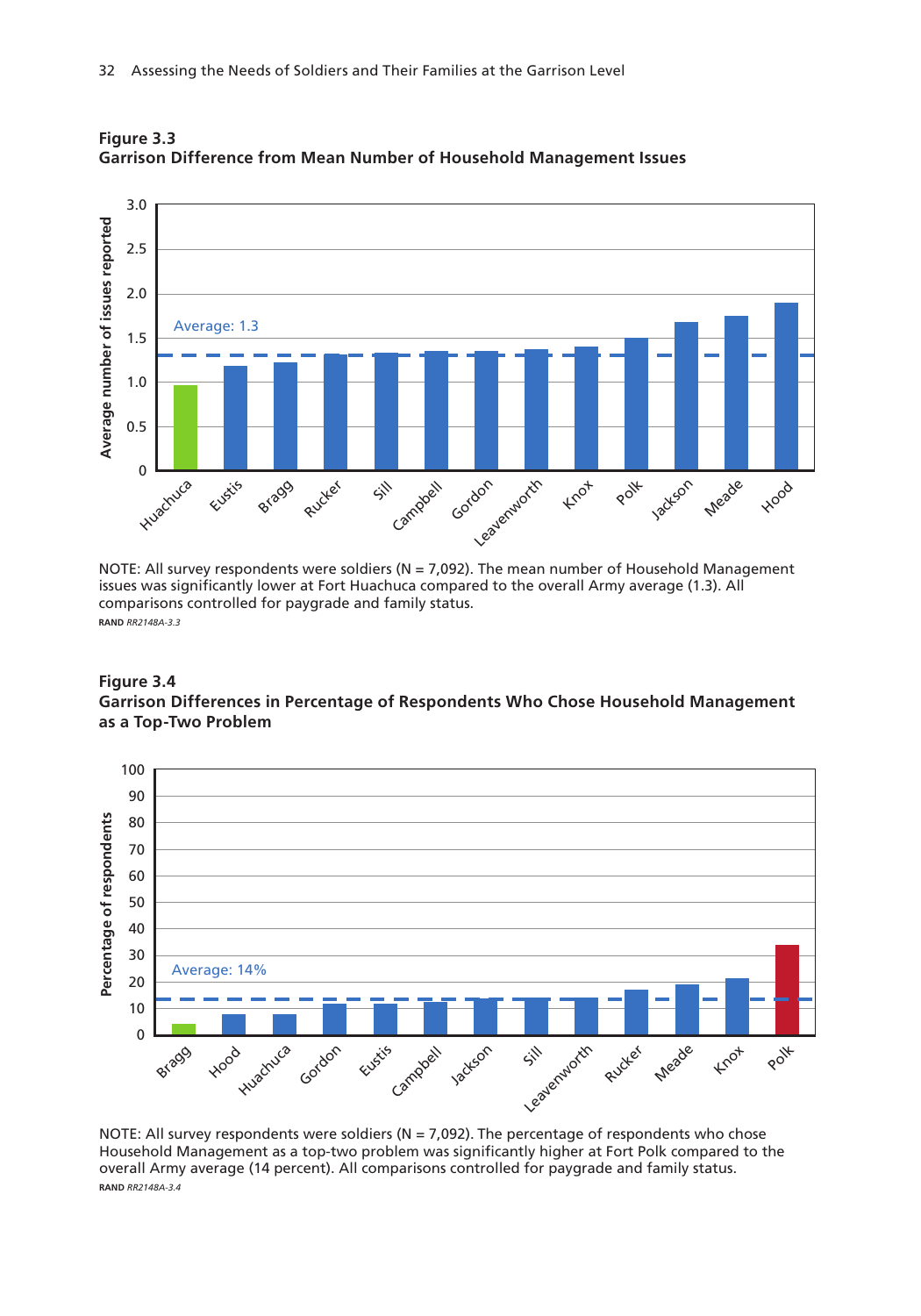**Figure 3.3**
**Garrison Difference from Mean Number of Household Management Issues**

NOTE: All survey respondents were soldiers (N = 7,092). The mean number of Household Management issues was significantly lower at Fort Huachuca compared to the overall Army average (1.3). All comparisons controlled for paygrade and family status.

RAND *RR2148A-3.3*

**Figure 3.4**
**Garrison Differences in Percentage of Respondents Who Chose Household Management as a Top-Two Problem**

NOTE: All survey respondents were soldiers (N = 7,092). The percentage of respondents who chose Household Management as a top-two problem was significantly higher at Fort Polk compared to the overall Army average (14 percent). All comparisons controlled for paygrade and family status.

RAND *RR2148A-3.4*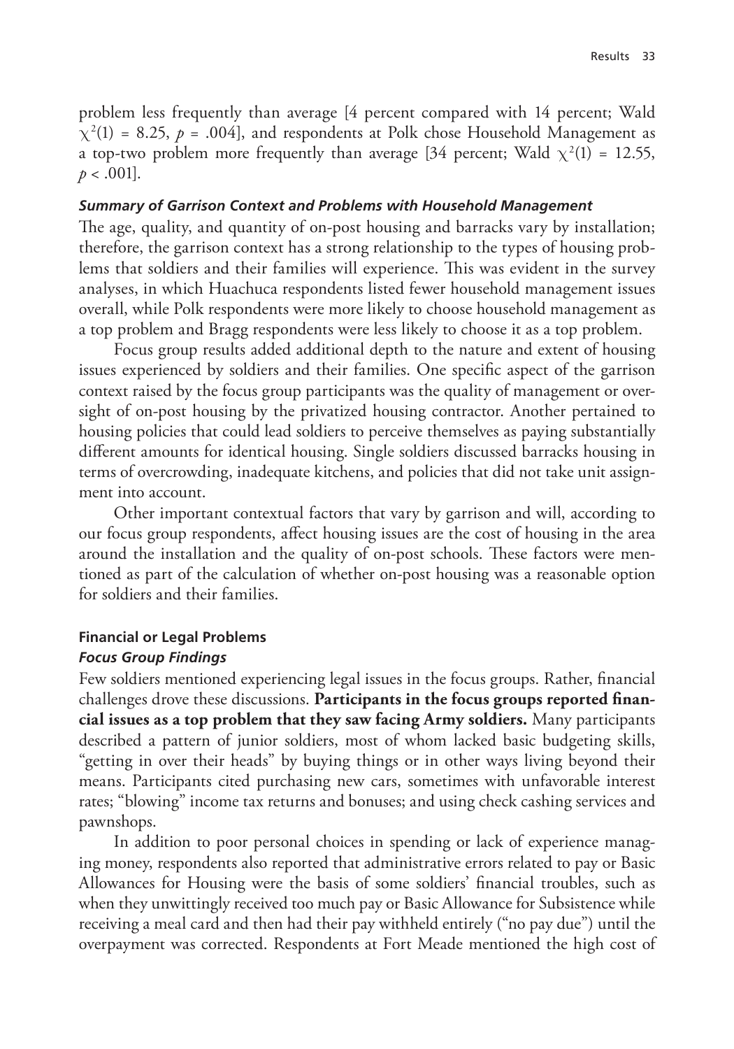problem less frequently than average [4 percent compared with 14 percent; Wald $\chi^2(1) = 8.25$, $p = .004$], and respondents at Polk chose Household Management as a top-two problem more frequently than average [34 percent; Wald $\chi^2(1) = 12.55$, $p < .001$].

#### *Summary of Garrison Context and Problems with Household Management*

The age, quality, and quantity of on-post housing and barracks vary by installation; therefore, the garrison context has a strong relationship to the types of housing problems that soldiers and their families will experience. This was evident in the survey analyses, in which Huachuca respondents listed fewer household management issues overall, while Polk respondents were more likely to choose household management as a top problem and Bragg respondents were less likely to choose it as a top problem.

Focus group results added additional depth to the nature and extent of housing issues experienced by soldiers and their families. One specific aspect of the garrison context raised by the focus group participants was the quality of management or oversight of on-post housing by the privatized housing contractor. Another pertained to housing policies that could lead soldiers to perceive themselves as paying substantially different amounts for identical housing. Single soldiers discussed barracks housing in terms of overcrowding, inadequate kitchens, and policies that did not take unit assignment into account.

Other important contextual factors that vary by garrison and will, according to our focus group respondents, affect housing issues are the cost of housing in the area around the installation and the quality of on-post schools. These factors were mentioned as part of the calculation of whether on-post housing was a reasonable option for soldiers and their families.

### Financial or Legal Problems

#### *Focus Group Findings*

Few soldiers mentioned experiencing legal issues in the focus groups. Rather, financial challenges drove these discussions. **Participants in the focus groups reported financial issues as a top problem that they saw facing Army soldiers.** Many participants described a pattern of junior soldiers, most of whom lacked basic budgeting skills, "getting in over their heads" by buying things or in other ways living beyond their means. Participants cited purchasing new cars, sometimes with unfavorable interest rates; "blowing" income tax returns and bonuses; and using check cashing services and pawnshops.

In addition to poor personal choices in spending or lack of experience managing money, respondents also reported that administrative errors related to pay or Basic Allowances for Housing were the basis of some soldiers' financial troubles, such as when they unwittingly received too much pay or Basic Allowance for Subsistence while receiving a meal card and then had their pay withheld entirely ("no pay due") until the overpayment was corrected. Respondents at Fort Meade mentioned the high cost of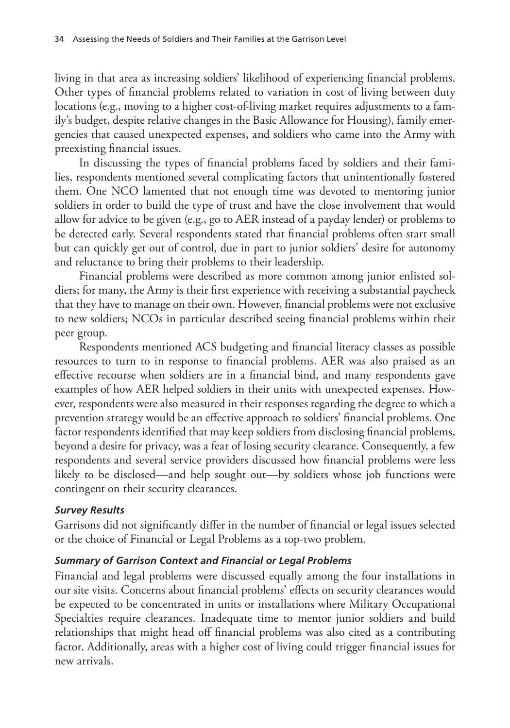living in that area as increasing soldiers' likelihood of experiencing financial problems. Other types of financial problems related to variation in cost of living between duty locations (e.g., moving to a higher cost-of-living market requires adjustments to a family's budget, despite relative changes in the Basic Allowance for Housing), family emergencies that caused unexpected expenses, and soldiers who came into the Army with preexisting financial issues.

In discussing the types of financial problems faced by soldiers and their families, respondents mentioned several complicating factors that unintentionally fostered them. One NCO lamented that not enough time was devoted to mentoring junior soldiers in order to build the type of trust and have the close involvement that would allow for advice to be given (e.g., go to AER instead of a payday lender) or problems to be detected early. Several respondents stated that financial problems often start small but can quickly get out of control, due in part to junior soldiers' desire for autonomy and reluctance to bring their problems to their leadership.

Financial problems were described as more common among junior enlisted soldiers; for many, the Army is their first experience with receiving a substantial paycheck that they have to manage on their own. However, financial problems were not exclusive to new soldiers; NCOs in particular described seeing financial problems within their peer group.

Respondents mentioned ACS budgeting and financial literacy classes as possible resources to turn to in response to financial problems. AER was also praised as an effective recourse when soldiers are in a financial bind, and many respondents gave examples of how AER helped soldiers in their units with unexpected expenses. However, respondents were also measured in their responses regarding the degree to which a prevention strategy would be an effective approach to soldiers' financial problems. One factor respondents identified that may keep soldiers from disclosing financial problems, beyond a desire for privacy, was a fear of losing security clearance. Consequently, a few respondents and several service providers discussed how financial problems were less likely to be disclosed—and help sought out—by soldiers whose job functions were contingent on their security clearances.

#### *Survey Results*

Garrisons did not significantly differ in the number of financial or legal issues selected or the choice of Financial or Legal Problems as a top-two problem.

#### *Summary of Garrison Context and Financial or Legal Problems*

Financial and legal problems were discussed equally among the four installations in our site visits. Concerns about financial problems' effects on security clearances would be expected to be concentrated in units or installations where Military Occupational Specialties require clearances. Inadequate time to mentor junior soldiers and build relationships that might head off financial problems was also cited as a contributing factor. Additionally, areas with a higher cost of living could trigger financial issues for new arrivals.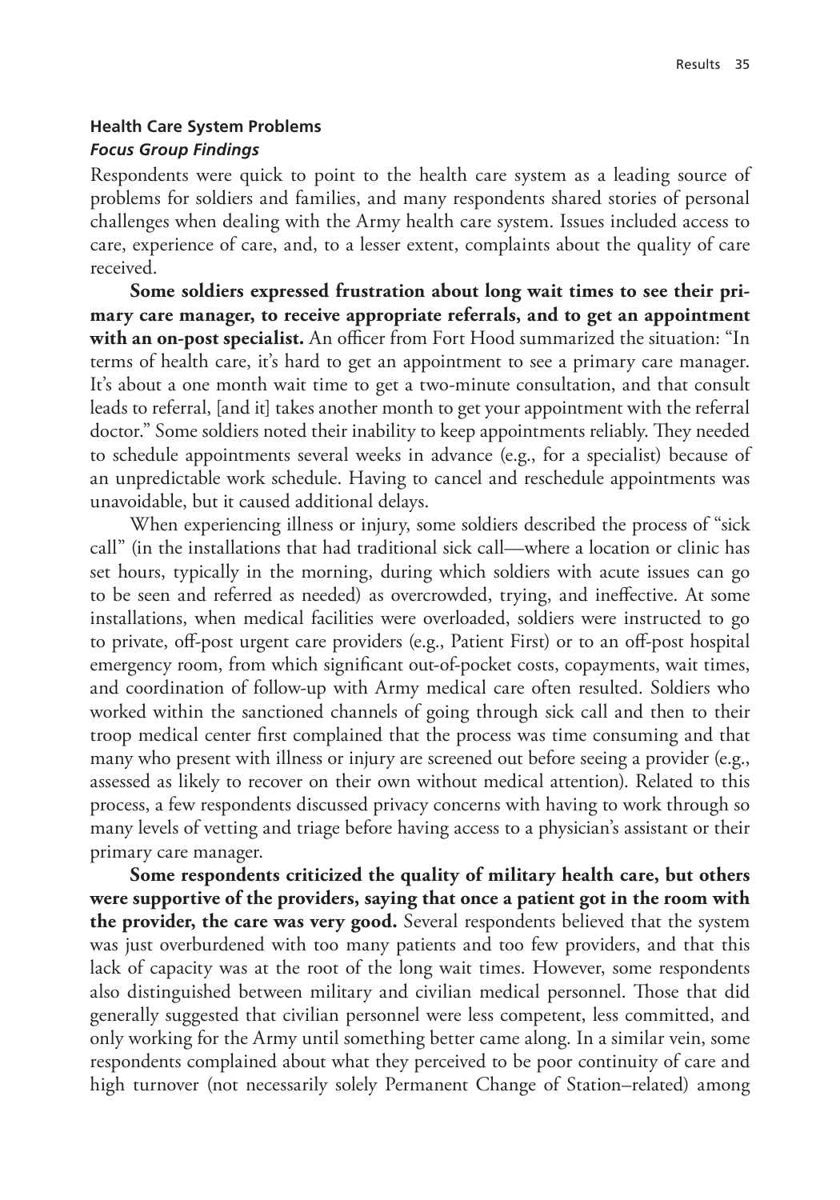### Health Care System Problems

#### *Focus Group Findings*

Respondents were quick to point to the health care system as a leading source of problems for soldiers and families, and many respondents shared stories of personal challenges when dealing with the Army health care system. Issues included access to care, experience of care, and, to a lesser extent, complaints about the quality of care received.

**Some soldiers expressed frustration about long wait times to see their primary care manager, to receive appropriate referrals, and to get an appointment with an on-post specialist.** An officer from Fort Hood summarized the situation: "In terms of health care, it's hard to get an appointment to see a primary care manager. It's about a one month wait time to get a two-minute consultation, and that consult leads to referral, [and it] takes another month to get your appointment with the referral doctor." Some soldiers noted their inability to keep appointments reliably. They needed to schedule appointments several weeks in advance (e.g., for a specialist) because of an unpredictable work schedule. Having to cancel and reschedule appointments was unavoidable, but it caused additional delays.

When experiencing illness or injury, some soldiers described the process of "sick call" (in the installations that had traditional sick call—where a location or clinic has set hours, typically in the morning, during which soldiers with acute issues can go to be seen and referred as needed) as overcrowded, trying, and ineffective. At some installations, when medical facilities were overloaded, soldiers were instructed to go to private, off-post urgent care providers (e.g., Patient First) or to an off-post hospital emergency room, from which significant out-of-pocket costs, copayments, wait times, and coordination of follow-up with Army medical care often resulted. Soldiers who worked within the sanctioned channels of going through sick call and then to their troop medical center first complained that the process was time consuming and that many who present with illness or injury are screened out before seeing a provider (e.g., assessed as likely to recover on their own without medical attention). Related to this process, a few respondents discussed privacy concerns with having to work through so many levels of vetting and triage before having access to a physician's assistant or their primary care manager.

**Some respondents criticized the quality of military health care, but others were supportive of the providers, saying that once a patient got in the room with the provider, the care was very good.** Several respondents believed that the system was just overburdened with too many patients and too few providers, and that this lack of capacity was at the root of the long wait times. However, some respondents also distinguished between military and civilian medical personnel. Those that did generally suggested that civilian personnel were less competent, less committed, and only working for the Army until something better came along. In a similar vein, some respondents complained about what they perceived to be poor continuity of care and high turnover (not necessarily solely Permanent Change of Station–related) among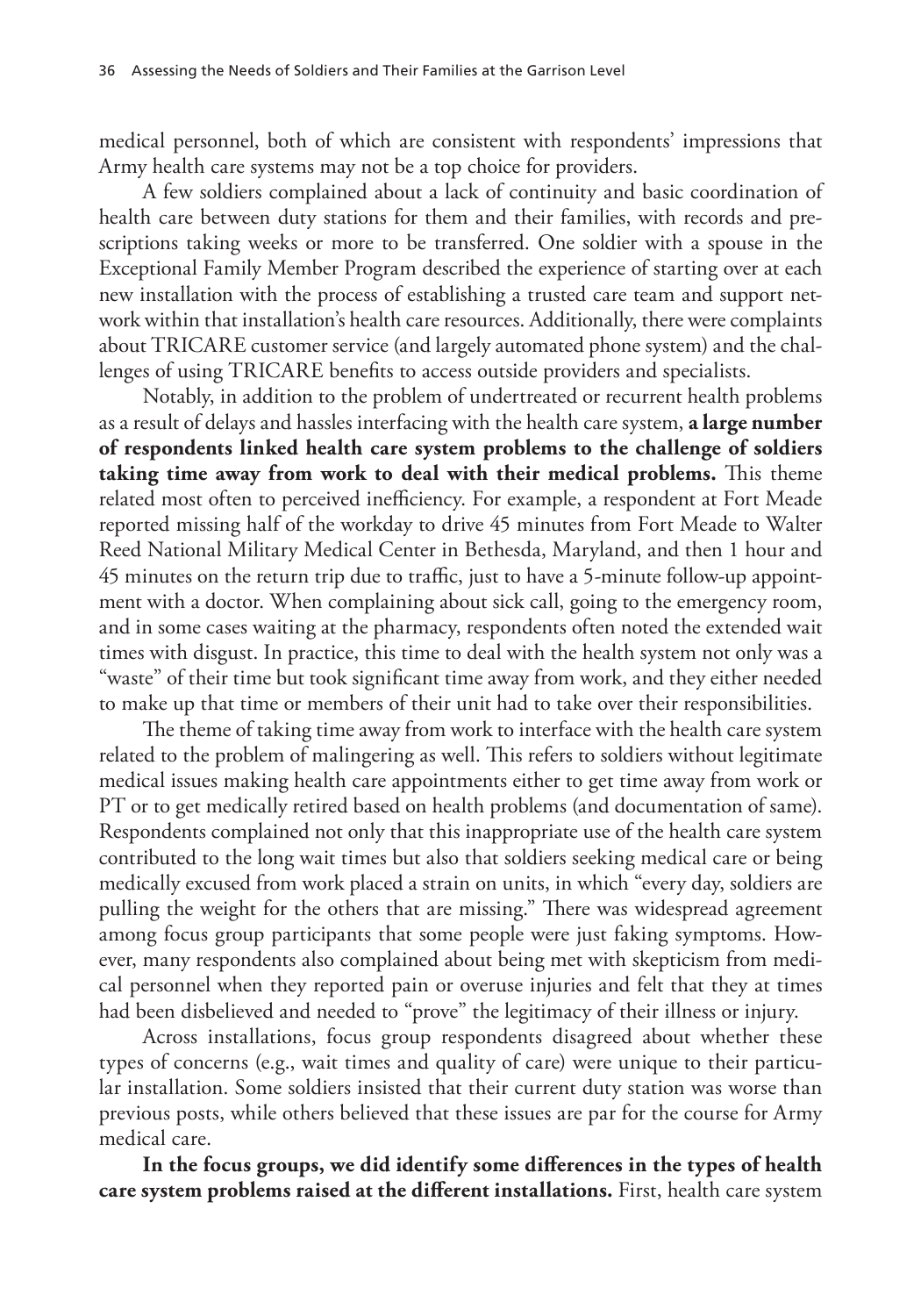medical personnel, both of which are consistent with respondents' impressions that Army health care systems may not be a top choice for providers.

A few soldiers complained about a lack of continuity and basic coordination of health care between duty stations for them and their families, with records and prescriptions taking weeks or more to be transferred. One soldier with a spouse in the Exceptional Family Member Program described the experience of starting over at each new installation with the process of establishing a trusted care team and support network within that installation's health care resources. Additionally, there were complaints about TRICARE customer service (and largely automated phone system) and the challenges of using TRICARE benefits to access outside providers and specialists.

Notably, in addition to the problem of undertreated or recurrent health problems as a result of delays and hassles interfacing with the health care system, **a large number of respondents linked health care system problems to the challenge of soldiers taking time away from work to deal with their medical problems.** This theme related most often to perceived inefficiency. For example, a respondent at Fort Meade reported missing half of the workday to drive 45 minutes from Fort Meade to Walter Reed National Military Medical Center in Bethesda, Maryland, and then 1 hour and 45 minutes on the return trip due to traffic, just to have a 5-minute follow-up appointment with a doctor. When complaining about sick call, going to the emergency room, and in some cases waiting at the pharmacy, respondents often noted the extended wait times with disgust. In practice, this time to deal with the health system not only was a "waste" of their time but took significant time away from work, and they either needed to make up that time or members of their unit had to take over their responsibilities.

The theme of taking time away from work to interface with the health care system related to the problem of malingering as well. This refers to soldiers without legitimate medical issues making health care appointments either to get time away from work or PT or to get medically retired based on health problems (and documentation of same). Respondents complained not only that this inappropriate use of the health care system contributed to the long wait times but also that soldiers seeking medical care or being medically excused from work placed a strain on units, in which "every day, soldiers are pulling the weight for the others that are missing." There was widespread agreement among focus group participants that some people were just faking symptoms. However, many respondents also complained about being met with skepticism from medical personnel when they reported pain or overuse injuries and felt that they at times had been disbelieved and needed to "prove" the legitimacy of their illness or injury.

Across installations, focus group respondents disagreed about whether these types of concerns (e.g., wait times and quality of care) were unique to their particular installation. Some soldiers insisted that their current duty station was worse than previous posts, while others believed that these issues are par for the course for Army medical care.

**In the focus groups, we did identify some differences in the types of health care system problems raised at the different installations.** First, health care system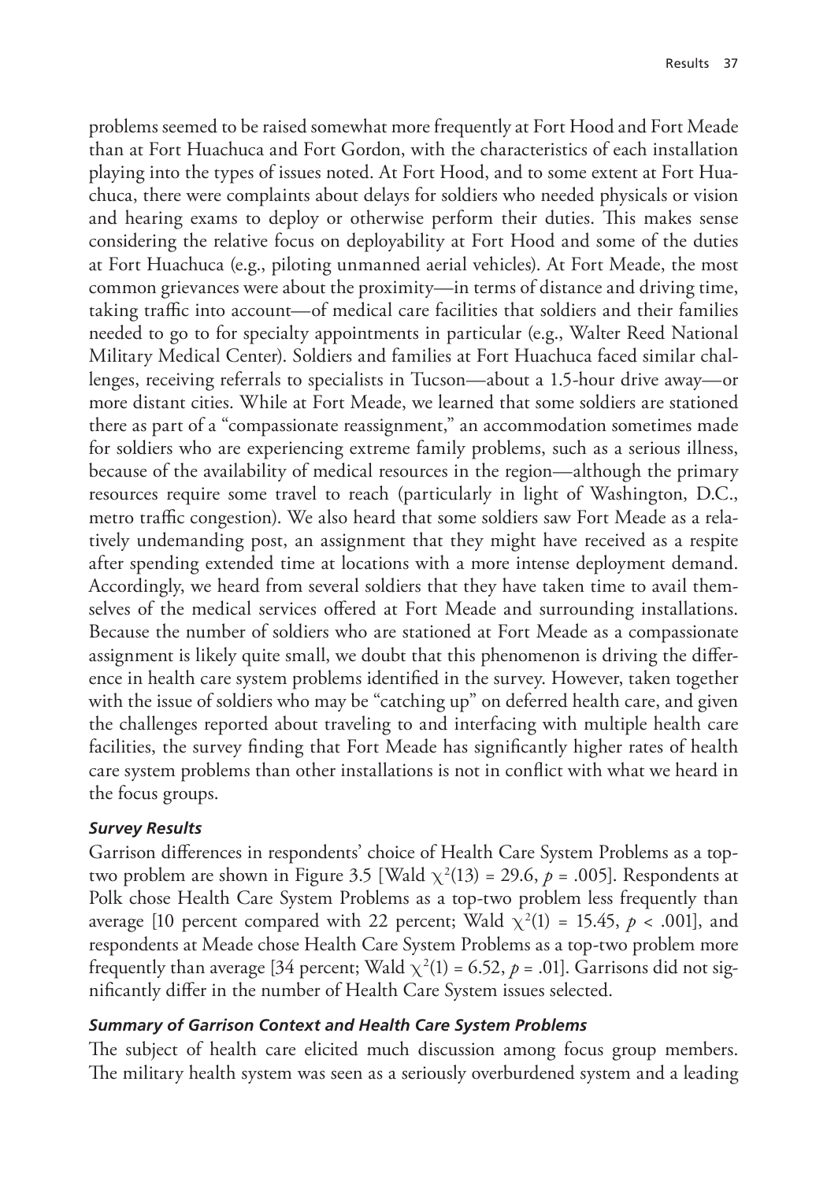problems seemed to be raised somewhat more frequently at Fort Hood and Fort Meade than at Fort Huachuca and Fort Gordon, with the characteristics of each installation playing into the types of issues noted. At Fort Hood, and to some extent at Fort Huachuca, there were complaints about delays for soldiers who needed physicals or vision and hearing exams to deploy or otherwise perform their duties. This makes sense considering the relative focus on deployability at Fort Hood and some of the duties at Fort Huachuca (e.g., piloting unmanned aerial vehicles). At Fort Meade, the most common grievances were about the proximity—in terms of distance and driving time, taking traffic into account—of medical care facilities that soldiers and their families needed to go to for specialty appointments in particular (e.g., Walter Reed National Military Medical Center). Soldiers and families at Fort Huachuca faced similar challenges, receiving referrals to specialists in Tucson—about a 1.5-hour drive away—or more distant cities. While at Fort Meade, we learned that some soldiers are stationed there as part of a "compassionate reassignment," an accommodation sometimes made for soldiers who are experiencing extreme family problems, such as a serious illness, because of the availability of medical resources in the region—although the primary resources require some travel to reach (particularly in light of Washington, D.C., metro traffic congestion). We also heard that some soldiers saw Fort Meade as a relatively undemanding post, an assignment that they might have received as a respite after spending extended time at locations with a more intense deployment demand. Accordingly, we heard from several soldiers that they have taken time to avail themselves of the medical services offered at Fort Meade and surrounding installations. Because the number of soldiers who are stationed at Fort Meade as a compassionate assignment is likely quite small, we doubt that this phenomenon is driving the difference in health care system problems identified in the survey. However, taken together with the issue of soldiers who may be "catching up" on deferred health care, and given the challenges reported about traveling to and interfacing with multiple health care facilities, the survey finding that Fort Meade has significantly higher rates of health care system problems than other installations is not in conflict with what we heard in the focus groups.

#### *Survey Results*

Garrison differences in respondents' choice of Health Care System Problems as a top-two problem are shown in Figure 3.5 [Wald $\chi^2(13) = 29.6$, $p = .005$]. Respondents at Polk chose Health Care System Problems as a top-two problem less frequently than average [10 percent compared with 22 percent; Wald $\chi^2(1) = 15.45$, $p < .001$], and respondents at Meade chose Health Care System Problems as a top-two problem more frequently than average [34 percent; Wald $\chi^2(1) = 6.52$, $p = .01$]. Garrisons did not significantly differ in the number of Health Care System issues selected.

#### *Summary of Garrison Context and Health Care System Problems*

The subject of health care elicited much discussion among focus group members. The military health system was seen as a seriously overburdened system and a leading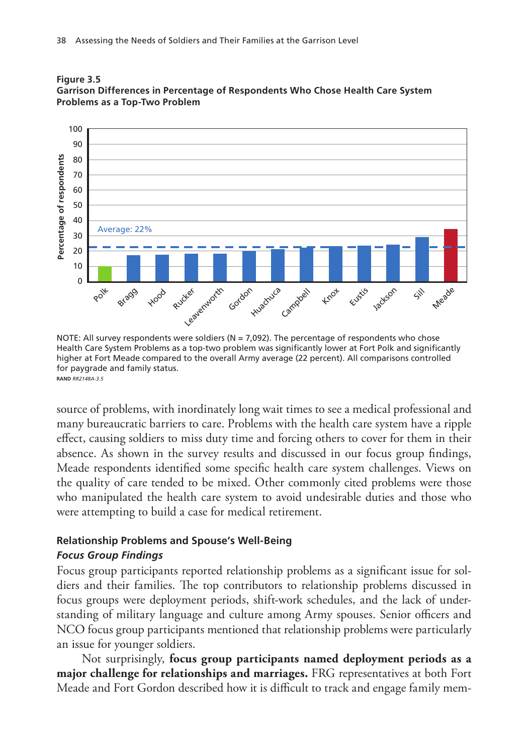**Figure 3.5**
**Garrison Differences in Percentage of Respondents Who Chose Health Care System Problems as a Top-Two Problem**

NOTE: All survey respondents were soldiers (N = 7,092). The percentage of respondents who chose Health Care System Problems as a top-two problem was significantly lower at Fort Polk and significantly higher at Fort Meade compared to the overall Army average (22 percent). All comparisons controlled for paygrade and family status.
RAND *RR2148A-3.5*

source of problems, with inordinately long wait times to see a medical professional and many bureaucratic barriers to care. Problems with the health care system have a ripple effect, causing soldiers to miss duty time and forcing others to cover for them in their absence. As shown in the survey results and discussed in our focus group findings, Meade respondents identified some specific health care system challenges. Views on the quality of care tended to be mixed. Other commonly cited problems were those who manipulated the health care system to avoid undesirable duties and those who were attempting to build a case for medical retirement.

### Relationship Problems and Spouse's Well-Being

#### *Focus Group Findings*

Focus group participants reported relationship problems as a significant issue for soldiers and their families. The top contributors to relationship problems discussed in focus groups were deployment periods, shift-work schedules, and the lack of understanding of military language and culture among Army spouses. Senior officers and NCO focus group participants mentioned that relationship problems were particularly an issue for younger soldiers.

Not surprisingly, **focus group participants named deployment periods as a major challenge for relationships and marriages.** FRG representatives at both Fort Meade and Fort Gordon described how it is difficult to track and engage family mem-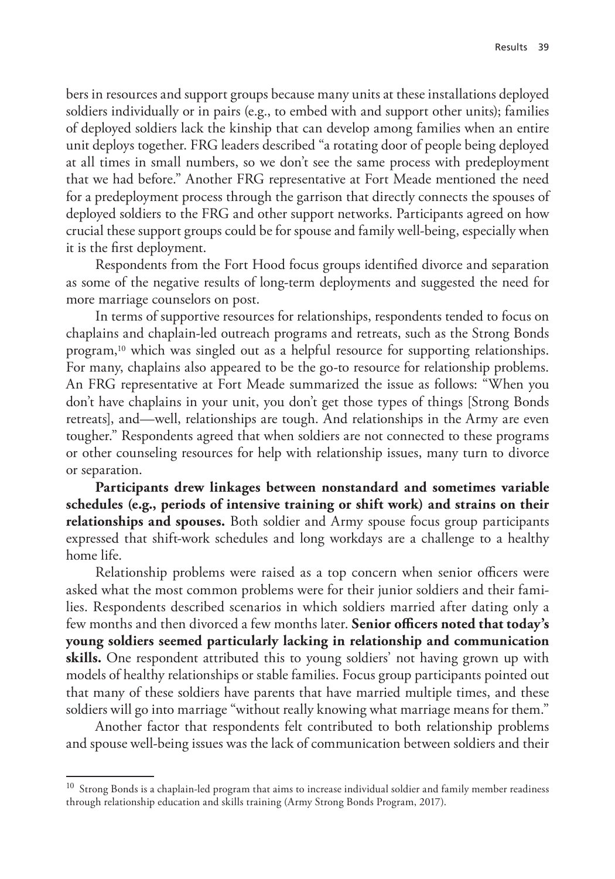bers in resources and support groups because many units at these installations deployed soldiers individually or in pairs (e.g., to embed with and support other units); families of deployed soldiers lack the kinship that can develop among families when an entire unit deploys together. FRG leaders described "a rotating door of people being deployed at all times in small numbers, so we don't see the same process with predeployment that we had before." Another FRG representative at Fort Meade mentioned the need for a predeployment process through the garrison that directly connects the spouses of deployed soldiers to the FRG and other support networks. Participants agreed on how crucial these support groups could be for spouse and family well-being, especially when it is the first deployment.

Respondents from the Fort Hood focus groups identified divorce and separation as some of the negative results of long-term deployments and suggested the need for more marriage counselors on post.

In terms of supportive resources for relationships, respondents tended to focus on chaplains and chaplain-led outreach programs and retreats, such as the Strong Bonds program,[10] which was singled out as a helpful resource for supporting relationships. For many, chaplains also appeared to be the go-to resource for relationship problems. An FRG representative at Fort Meade summarized the issue as follows: "When you don't have chaplains in your unit, you don't get those types of things [Strong Bonds retreats], and—well, relationships are tough. And relationships in the Army are even tougher." Respondents agreed that when soldiers are not connected to these programs or other counseling resources for help with relationship issues, many turn to divorce or separation.

**Participants drew linkages between nonstandard and sometimes variable schedules (e.g., periods of intensive training or shift work) and strains on their relationships and spouses.** Both soldier and Army spouse focus group participants expressed that shift-work schedules and long workdays are a challenge to a healthy home life.

Relationship problems were raised as a top concern when senior officers were asked what the most common problems were for their junior soldiers and their families. Respondents described scenarios in which soldiers married after dating only a few months and then divorced a few months later. **Senior officers noted that today's young soldiers seemed particularly lacking in relationship and communication skills.** One respondent attributed this to young soldiers' not having grown up with models of healthy relationships or stable families. Focus group participants pointed out that many of these soldiers have parents that have married multiple times, and these soldiers will go into marriage "without really knowing what marriage means for them."

Another factor that respondents felt contributed to both relationship problems and spouse well-being issues was the lack of communication between soldiers and their

---

[10] Strong Bonds is a chaplain-led program that aims to increase individual soldier and family member readiness through relationship education and skills training (Army Strong Bonds Program, 2017).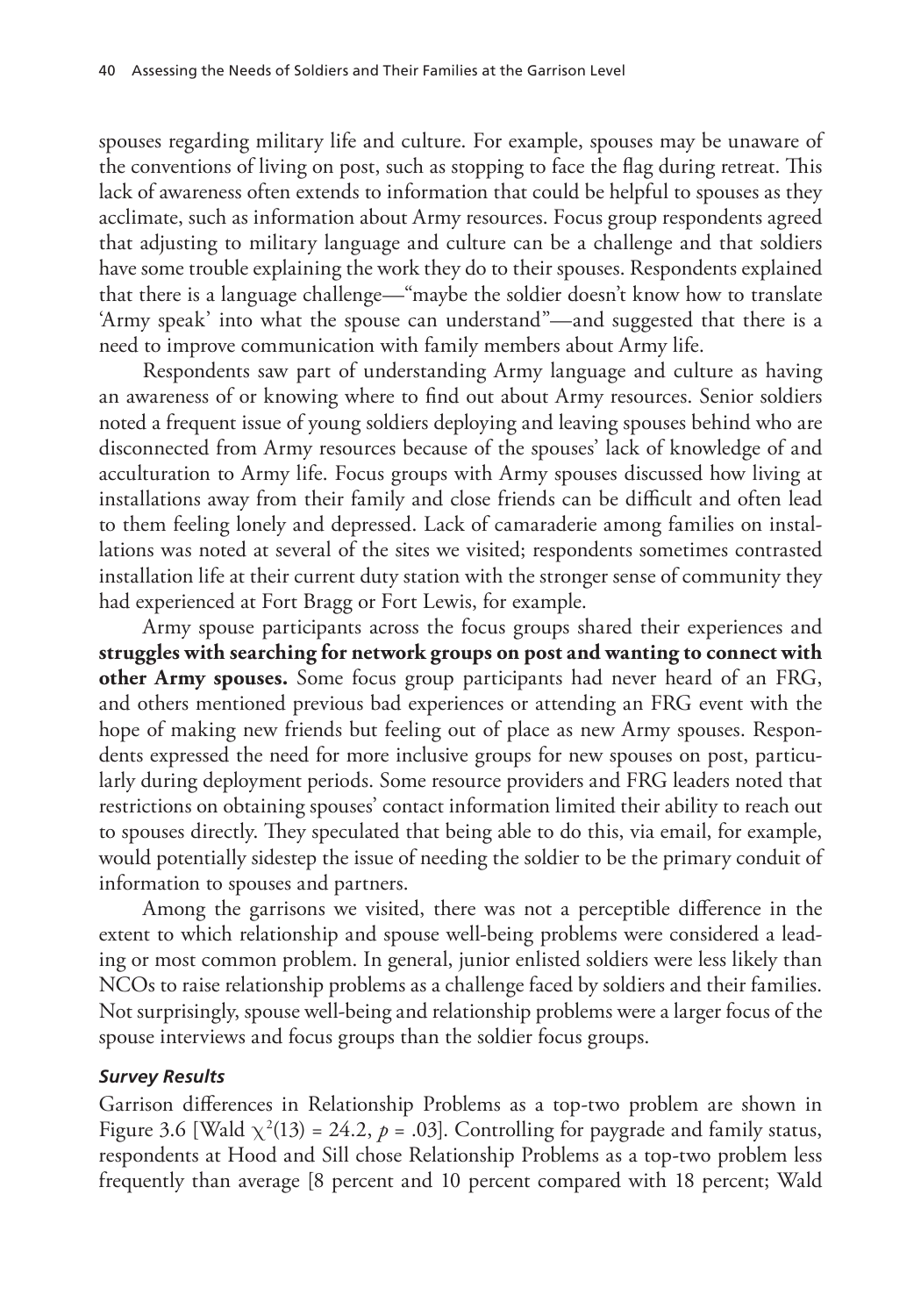spouses regarding military life and culture. For example, spouses may be unaware of the conventions of living on post, such as stopping to face the flag during retreat. This lack of awareness often extends to information that could be helpful to spouses as they acclimate, such as information about Army resources. Focus group respondents agreed that adjusting to military language and culture can be a challenge and that soldiers have some trouble explaining the work they do to their spouses. Respondents explained that there is a language challenge—"maybe the soldier doesn't know how to translate 'Army speak' into what the spouse can understand"—and suggested that there is a need to improve communication with family members about Army life.

Respondents saw part of understanding Army language and culture as having an awareness of or knowing where to find out about Army resources. Senior soldiers noted a frequent issue of young soldiers deploying and leaving spouses behind who are disconnected from Army resources because of the spouses' lack of knowledge of and acculturation to Army life. Focus groups with Army spouses discussed how living at installations away from their family and close friends can be difficult and often lead to them feeling lonely and depressed. Lack of camaraderie among families on installations was noted at several of the sites we visited; respondents sometimes contrasted installation life at their current duty station with the stronger sense of community they had experienced at Fort Bragg or Fort Lewis, for example.

Army spouse participants across the focus groups shared their experiences and **struggles with searching for network groups on post and wanting to connect with other Army spouses.** Some focus group participants had never heard of an FRG, and others mentioned previous bad experiences or attending an FRG event with the hope of making new friends but feeling out of place as new Army spouses. Respondents expressed the need for more inclusive groups for new spouses on post, particularly during deployment periods. Some resource providers and FRG leaders noted that restrictions on obtaining spouses' contact information limited their ability to reach out to spouses directly. They speculated that being able to do this, via email, for example, would potentially sidestep the issue of needing the soldier to be the primary conduit of information to spouses and partners.

Among the garrisons we visited, there was not a perceptible difference in the extent to which relationship and spouse well-being problems were considered a leading or most common problem. In general, junior enlisted soldiers were less likely than NCOs to raise relationship problems as a challenge faced by soldiers and their families. Not surprisingly, spouse well-being and relationship problems were a larger focus of the spouse interviews and focus groups than the soldier focus groups.

#### *Survey Results*

Garrison differences in Relationship Problems as a top-two problem are shown in Figure 3.6 [Wald $\chi^2(13) = 24.2$, $p = .03$]. Controlling for paygrade and family status, respondents at Hood and Sill chose Relationship Problems as a top-two problem less frequently than average [8 percent and 10 percent compared with 18 percent; Wald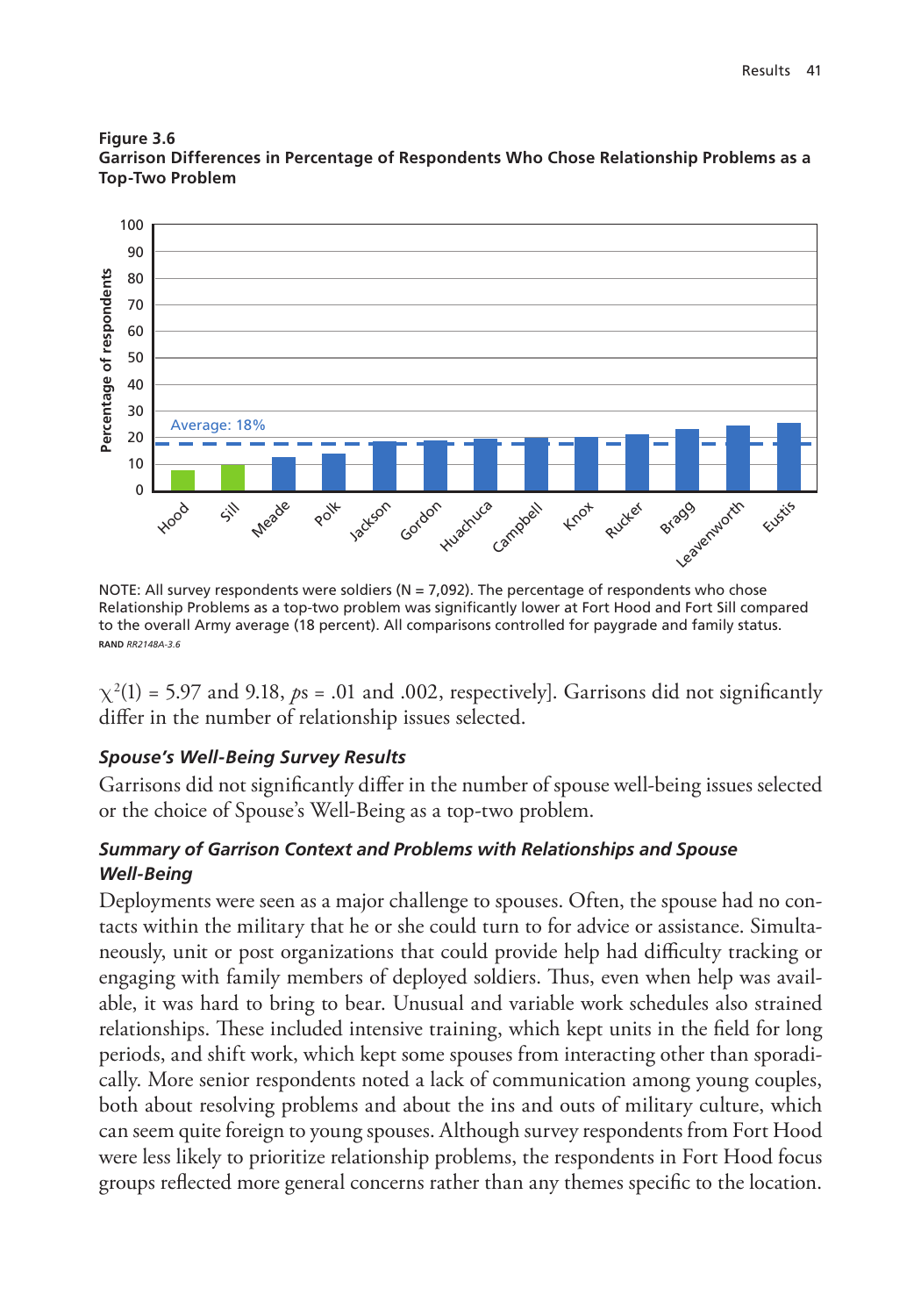**Figure 3.6**
**Garrison Differences in Percentage of Respondents Who Chose Relationship Problems as a Top-Two Problem**

NOTE: All survey respondents were soldiers (N = 7,092). The percentage of respondents who chose Relationship Problems as a top-two problem was significantly lower at Fort Hood and Fort Sill compared to the overall Army average (18 percent). All comparisons controlled for paygrade and family status.
RAND *RR2148A-3.6*

$\chi^2(1)$ = 5.97 and 9.18, *p*s = .01 and .002, respectively]. Garrisons did not significantly differ in the number of relationship issues selected.

### *Spouse's Well-Being Survey Results*

Garrisons did not significantly differ in the number of spouse well-being issues selected or the choice of Spouse's Well-Being as a top-two problem.

### *Summary of Garrison Context and Problems with Relationships and Spouse Well-Being*

Deployments were seen as a major challenge to spouses. Often, the spouse had no contacts within the military that he or she could turn to for advice or assistance. Simultaneously, unit or post organizations that could provide help had difficulty tracking or engaging with family members of deployed soldiers. Thus, even when help was available, it was hard to bring to bear. Unusual and variable work schedules also strained relationships. These included intensive training, which kept units in the field for long periods, and shift work, which kept some spouses from interacting other than sporadically. More senior respondents noted a lack of communication among young couples, both about resolving problems and about the ins and outs of military culture, which can seem quite foreign to young spouses. Although survey respondents from Fort Hood were less likely to prioritize relationship problems, the respondents in Fort Hood focus groups reflected more general concerns rather than any themes specific to the location.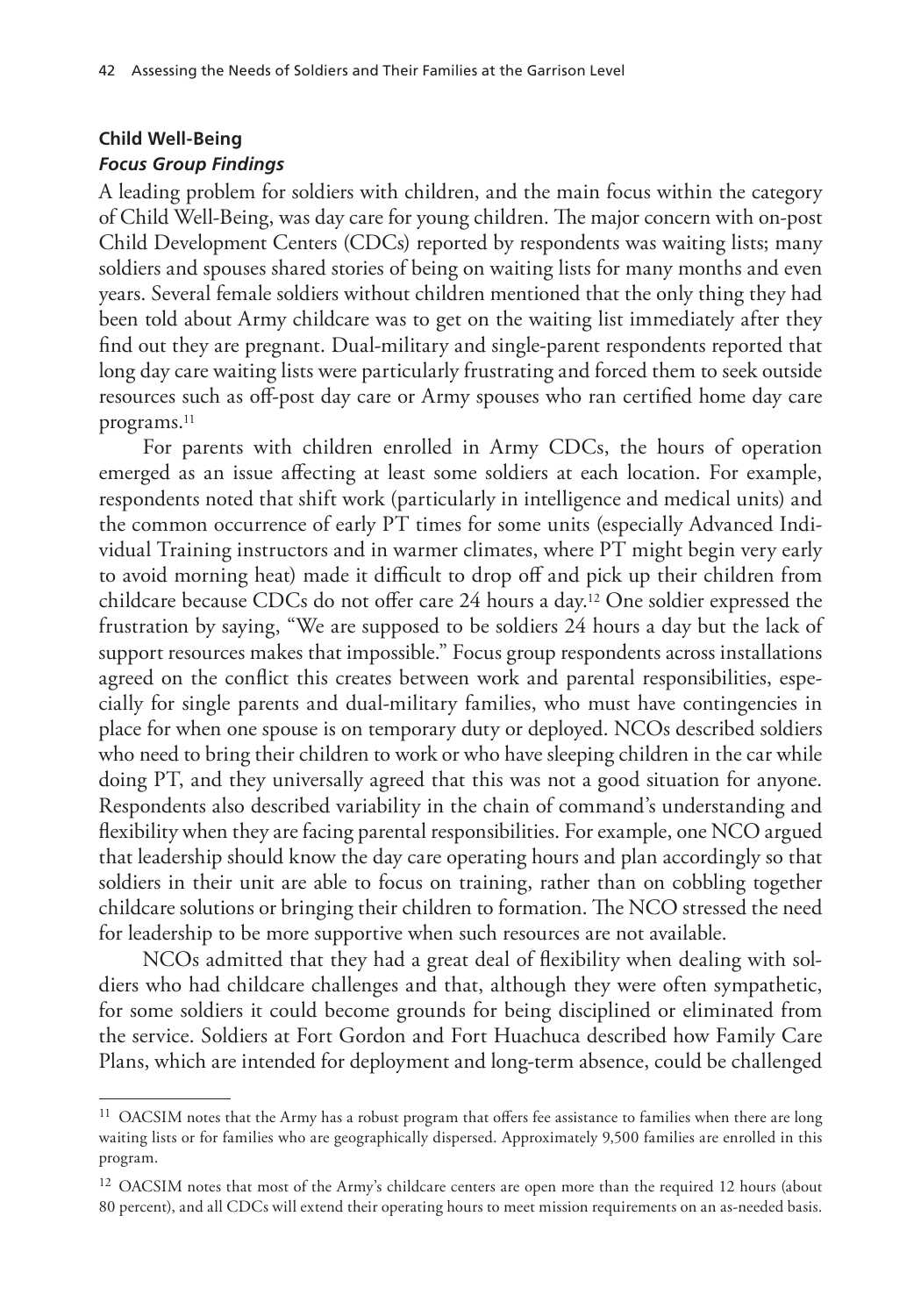### Child Well-Being

#### *Focus Group Findings*

A leading problem for soldiers with children, and the main focus within the category of Child Well-Being, was day care for young children. The major concern with on-post Child Development Centers (CDCs) reported by respondents was waiting lists; many soldiers and spouses shared stories of being on waiting lists for many months and even years. Several female soldiers without children mentioned that the only thing they had been told about Army childcare was to get on the waiting list immediately after they find out they are pregnant. Dual-military and single-parent respondents reported that long day care waiting lists were particularly frustrating and forced them to seek outside resources such as off-post day care or Army spouses who ran certified home day care programs.[11]

For parents with children enrolled in Army CDCs, the hours of operation emerged as an issue affecting at least some soldiers at each location. For example, respondents noted that shift work (particularly in intelligence and medical units) and the common occurrence of early PT times for some units (especially Advanced Individual Training instructors and in warmer climates, where PT might begin very early to avoid morning heat) made it difficult to drop off and pick up their children from childcare because CDCs do not offer care 24 hours a day.[12] One soldier expressed the frustration by saying, "We are supposed to be soldiers 24 hours a day but the lack of support resources makes that impossible." Focus group respondents across installations agreed on the conflict this creates between work and parental responsibilities, especially for single parents and dual-military families, who must have contingencies in place for when one spouse is on temporary duty or deployed. NCOs described soldiers who need to bring their children to work or who have sleeping children in the car while doing PT, and they universally agreed that this was not a good situation for anyone. Respondents also described variability in the chain of command's understanding and flexibility when they are facing parental responsibilities. For example, one NCO argued that leadership should know the day care operating hours and plan accordingly so that soldiers in their unit are able to focus on training, rather than on cobbling together childcare solutions or bringing their children to formation. The NCO stressed the need for leadership to be more supportive when such resources are not available.

NCOs admitted that they had a great deal of flexibility when dealing with soldiers who had childcare challenges and that, although they were often sympathetic, for some soldiers it could become grounds for being disciplined or eliminated from the service. Soldiers at Fort Gordon and Fort Huachuca described how Family Care Plans, which are intended for deployment and long-term absence, could be challenged

---

[11] OACSIM notes that the Army has a robust program that offers fee assistance to families when there are long waiting lists or for families who are geographically dispersed. Approximately 9,500 families are enrolled in this program.

[12] OACSIM notes that most of the Army's childcare centers are open more than the required 12 hours (about 80 percent), and all CDCs will extend their operating hours to meet mission requirements on an as-needed basis.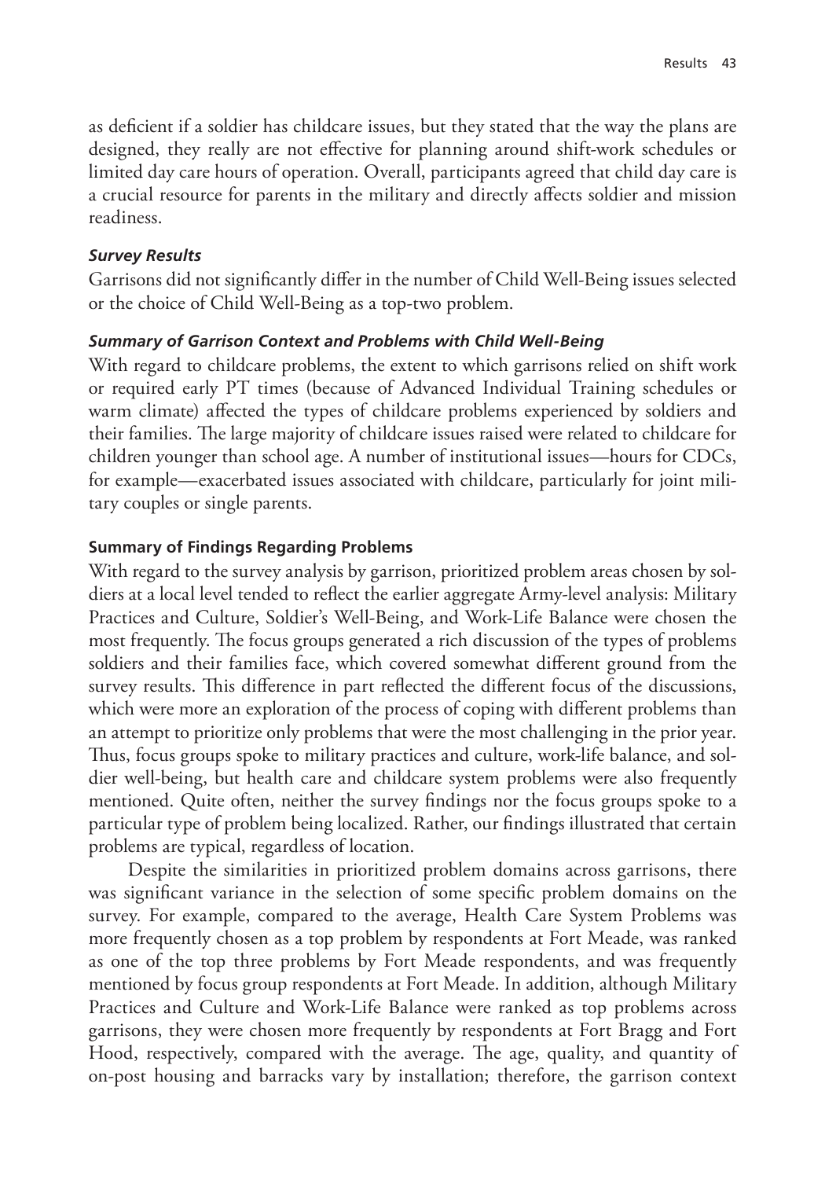as deficient if a soldier has childcare issues, but they stated that the way the plans are designed, they really are not effective for planning around shift-work schedules or limited day care hours of operation. Overall, participants agreed that child day care is a crucial resource for parents in the military and directly affects soldier and mission readiness.

#### *Survey Results*

Garrisons did not significantly differ in the number of Child Well-Being issues selected or the choice of Child Well-Being as a top-two problem.

#### *Summary of Garrison Context and Problems with Child Well-Being*

With regard to childcare problems, the extent to which garrisons relied on shift work or required early PT times (because of Advanced Individual Training schedules or warm climate) affected the types of childcare problems experienced by soldiers and their families. The large majority of childcare issues raised were related to childcare for children younger than school age. A number of institutional issues—hours for CDCs, for example—exacerbated issues associated with childcare, particularly for joint military couples or single parents.

### Summary of Findings Regarding Problems

With regard to the survey analysis by garrison, prioritized problem areas chosen by soldiers at a local level tended to reflect the earlier aggregate Army-level analysis: Military Practices and Culture, Soldier's Well-Being, and Work-Life Balance were chosen the most frequently. The focus groups generated a rich discussion of the types of problems soldiers and their families face, which covered somewhat different ground from the survey results. This difference in part reflected the different focus of the discussions, which were more an exploration of the process of coping with different problems than an attempt to prioritize only problems that were the most challenging in the prior year. Thus, focus groups spoke to military practices and culture, work-life balance, and soldier well-being, but health care and childcare system problems were also frequently mentioned. Quite often, neither the survey findings nor the focus groups spoke to a particular type of problem being localized. Rather, our findings illustrated that certain problems are typical, regardless of location.

Despite the similarities in prioritized problem domains across garrisons, there was significant variance in the selection of some specific problem domains on the survey. For example, compared to the average, Health Care System Problems was more frequently chosen as a top problem by respondents at Fort Meade, was ranked as one of the top three problems by Fort Meade respondents, and was frequently mentioned by focus group respondents at Fort Meade. In addition, although Military Practices and Culture and Work-Life Balance were ranked as top problems across garrisons, they were chosen more frequently by respondents at Fort Bragg and Fort Hood, respectively, compared with the average. The age, quality, and quantity of on-post housing and barracks vary by installation; therefore, the garrison context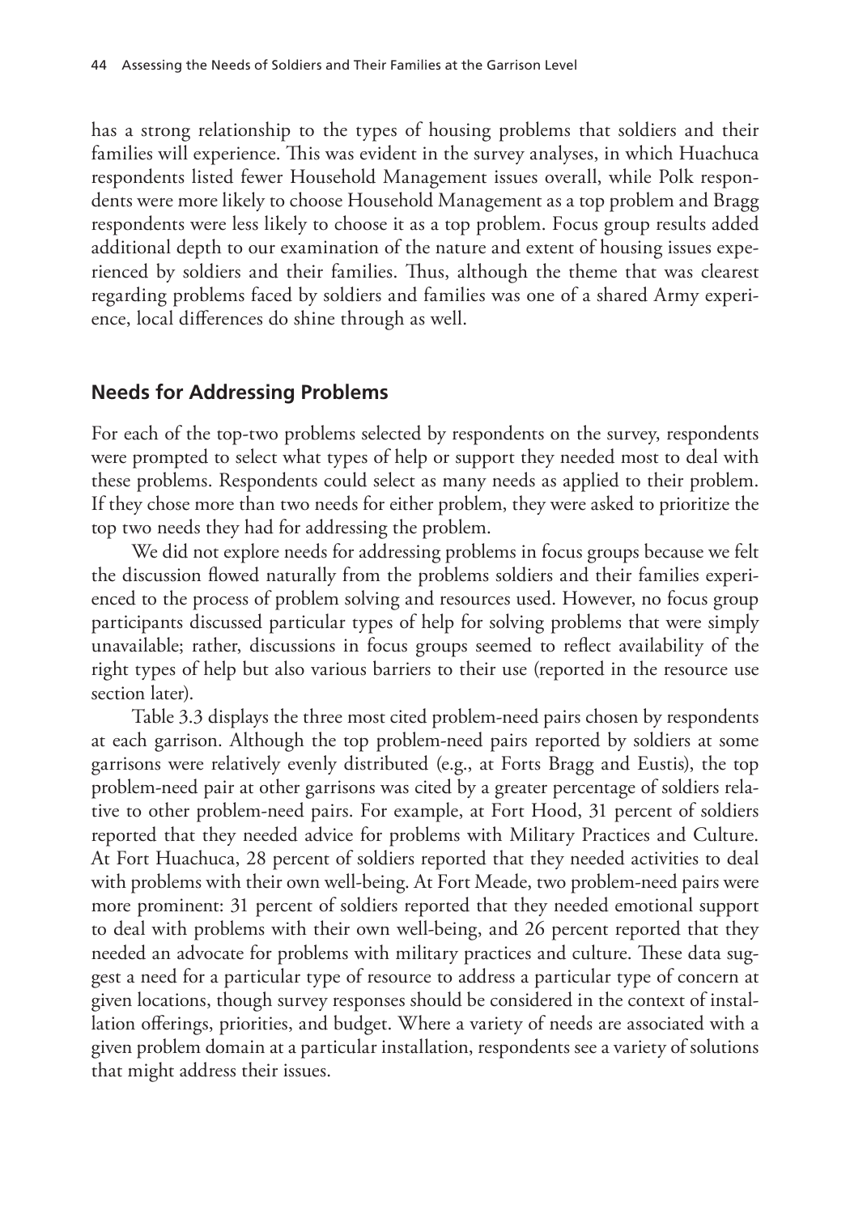has a strong relationship to the types of housing problems that soldiers and their families will experience. This was evident in the survey analyses, in which Huachuca respondents listed fewer Household Management issues overall, while Polk respondents were more likely to choose Household Management as a top problem and Bragg respondents were less likely to choose it as a top problem. Focus group results added additional depth to our examination of the nature and extent of housing issues experienced by soldiers and their families. Thus, although the theme that was clearest regarding problems faced by soldiers and families was one of a shared Army experience, local differences do shine through as well.

## Needs for Addressing Problems

For each of the top-two problems selected by respondents on the survey, respondents were prompted to select what types of help or support they needed most to deal with these problems. Respondents could select as many needs as applied to their problem. If they chose more than two needs for either problem, they were asked to prioritize the top two needs they had for addressing the problem.

We did not explore needs for addressing problems in focus groups because we felt the discussion flowed naturally from the problems soldiers and their families experienced to the process of problem solving and resources used. However, no focus group participants discussed particular types of help for solving problems that were simply unavailable; rather, discussions in focus groups seemed to reflect availability of the right types of help but also various barriers to their use (reported in the resource use section later).

Table 3.3 displays the three most cited problem-need pairs chosen by respondents at each garrison. Although the top problem-need pairs reported by soldiers at some garrisons were relatively evenly distributed (e.g., at Forts Bragg and Eustis), the top problem-need pair at other garrisons was cited by a greater percentage of soldiers relative to other problem-need pairs. For example, at Fort Hood, 31 percent of soldiers reported that they needed advice for problems with Military Practices and Culture. At Fort Huachuca, 28 percent of soldiers reported that they needed activities to deal with problems with their own well-being. At Fort Meade, two problem-need pairs were more prominent: 31 percent of soldiers reported that they needed emotional support to deal with problems with their own well-being, and 26 percent reported that they needed an advocate for problems with military practices and culture. These data suggest a need for a particular type of resource to address a particular type of concern at given locations, though survey responses should be considered in the context of installation offerings, priorities, and budget. Where a variety of needs are associated with a given problem domain at a particular installation, respondents see a variety of solutions that might address their issues.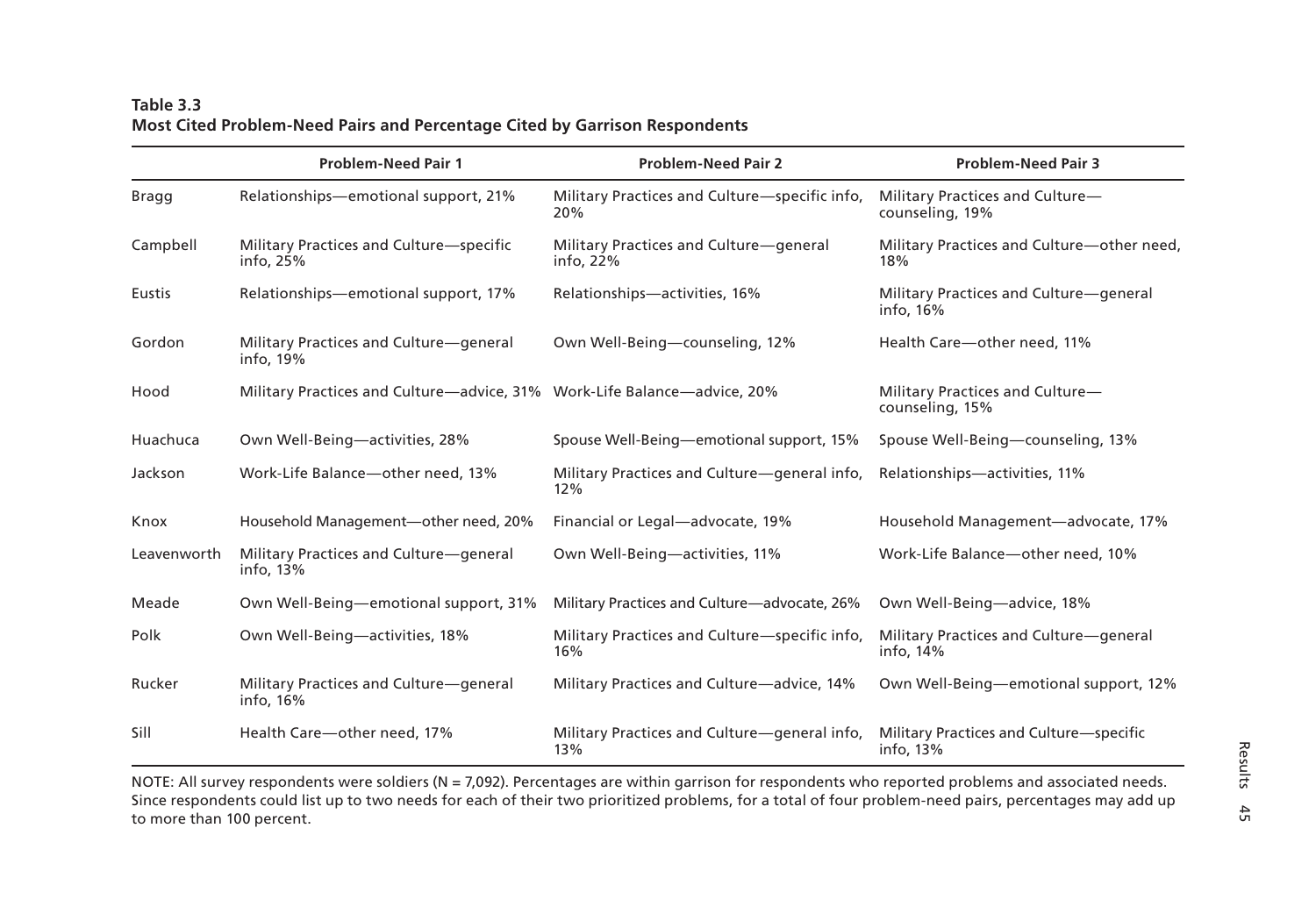**Table 3.3**
**Most Cited Problem-Need Pairs and Percentage Cited by Garrison Respondents**

| | Problem-Need Pair 1 | Problem-Need Pair 2 | Problem-Need Pair 3 |
|---|---|---|---|
| Bragg | Relationships—emotional support, 21% | Military Practices and Culture—specific info, 20% | Military Practices and Culture—counseling, 19% |
| Campbell | Military Practices and Culture—specific info, 25% | Military Practices and Culture—general info, 22% | Military Practices and Culture—other need, 18% |
| Eustis | Relationships—emotional support, 17% | Relationships—activities, 16% | Military Practices and Culture—general info, 16% |
| Gordon | Military Practices and Culture—general info, 19% | Own Well-Being—counseling, 12% | Health Care—other need, 11% |
| Hood | Military Practices and Culture—advice, 31% | Work-Life Balance—advice, 20% | Military Practices and Culture—counseling, 15% |
| Huachuca | Own Well-Being—activities, 28% | Spouse Well-Being—emotional support, 15% | Spouse Well-Being—counseling, 13% |
| Jackson | Work-Life Balance—other need, 13% | Military Practices and Culture—general info, 12% | Relationships—activities, 11% |
| Knox | Household Management—other need, 20% | Financial or Legal—advocate, 19% | Household Management—advocate, 17% |
| Leavenworth | Military Practices and Culture—general info, 13% | Own Well-Being—activities, 11% | Work-Life Balance—other need, 10% |
| Meade | Own Well-Being—emotional support, 31% | Military Practices and Culture—advocate, 26% | Own Well-Being—advice, 18% |
| Polk | Own Well-Being—activities, 18% | Military Practices and Culture—specific info, 16% | Military Practices and Culture—general info, 14% |
| Rucker | Military Practices and Culture—general info, 16% | Military Practices and Culture—advice, 14% | Own Well-Being—emotional support, 12% |
| Sill | Health Care—other need, 17% | Military Practices and Culture—general info, 13% | Military Practices and Culture—specific info, 13% |

NOTE: All survey respondents were soldiers (N = 7,092). Percentages are within garrison for respondents who reported problems and associated needs. Since respondents could list up to two needs for each of their two prioritized problems, for a total of four problem-need pairs, percentages may add up to more than 100 percent.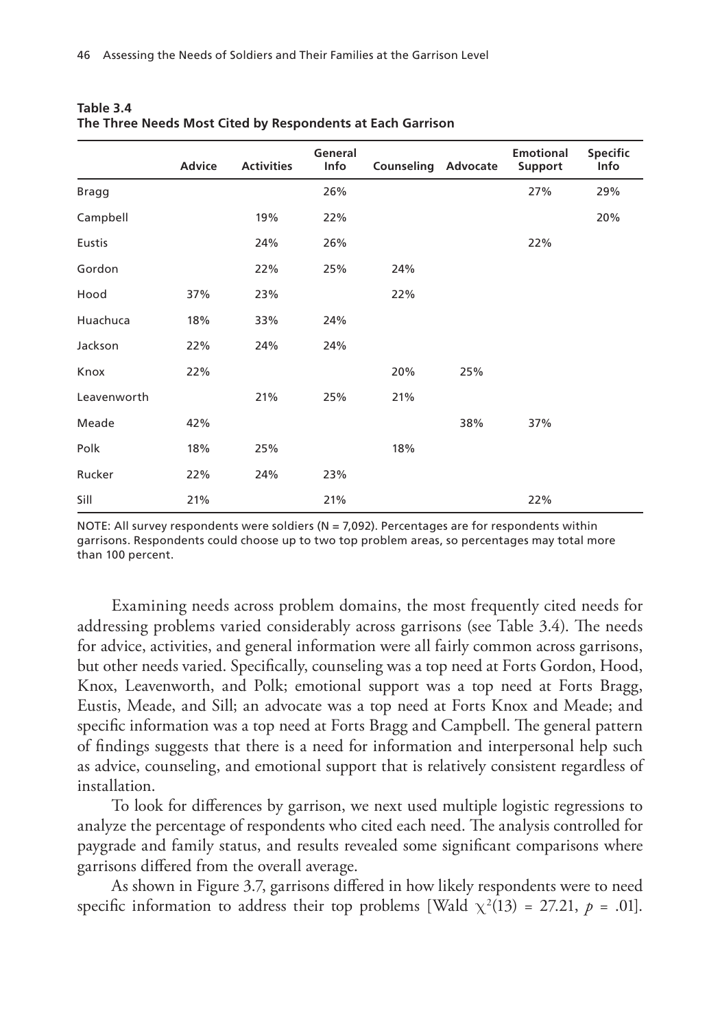**Table 3.4**
**The Three Needs Most Cited by Respondents at Each Garrison**

| | Advice | Activities | General Info | Counseling | Advocate | Emotional Support | Specific Info |
|---|---|---|---|---|---|---|---|
| Bragg | | | 26% | | | 27% | 29% |
| Campbell | | 19% | 22% | | | | 20% |
| Eustis | | 24% | 26% | | | 22% | |
| Gordon | | 22% | 25% | 24% | | | |
| Hood | 37% | 23% | | 22% | | | |
| Huachuca | 18% | 33% | 24% | | | | |
| Jackson | 22% | 24% | 24% | | | | |
| Knox | 22% | | | 20% | 25% | | |
| Leavenworth | | 21% | 25% | 21% | | | |
| Meade | 42% | | | | 38% | 37% | |
| Polk | 18% | 25% | | 18% | | | |
| Rucker | 22% | 24% | 23% | | | | |
| Sill | 21% | | 21% | | | 22% | |

NOTE: All survey respondents were soldiers (N = 7,092). Percentages are for respondents within garrisons. Respondents could choose up to two top problem areas, so percentages may total more than 100 percent.

Examining needs across problem domains, the most frequently cited needs for addressing problems varied considerably across garrisons (see Table 3.4). The needs for advice, activities, and general information were all fairly common across garrisons, but other needs varied. Specifically, counseling was a top need at Forts Gordon, Hood, Knox, Leavenworth, and Polk; emotional support was a top need at Forts Bragg, Eustis, Meade, and Sill; an advocate was a top need at Forts Knox and Meade; and specific information was a top need at Forts Bragg and Campbell. The general pattern of findings suggests that there is a need for information and interpersonal help such as advice, counseling, and emotional support that is relatively consistent regardless of installation.

To look for differences by garrison, we next used multiple logistic regressions to analyze the percentage of respondents who cited each need. The analysis controlled for paygrade and family status, and results revealed some significant comparisons where garrisons differed from the overall average.

As shown in Figure 3.7, garrisons differed in how likely respondents were to need specific information to address their top problems [Wald $\chi^2(13) = 27.21$, $p = .01$].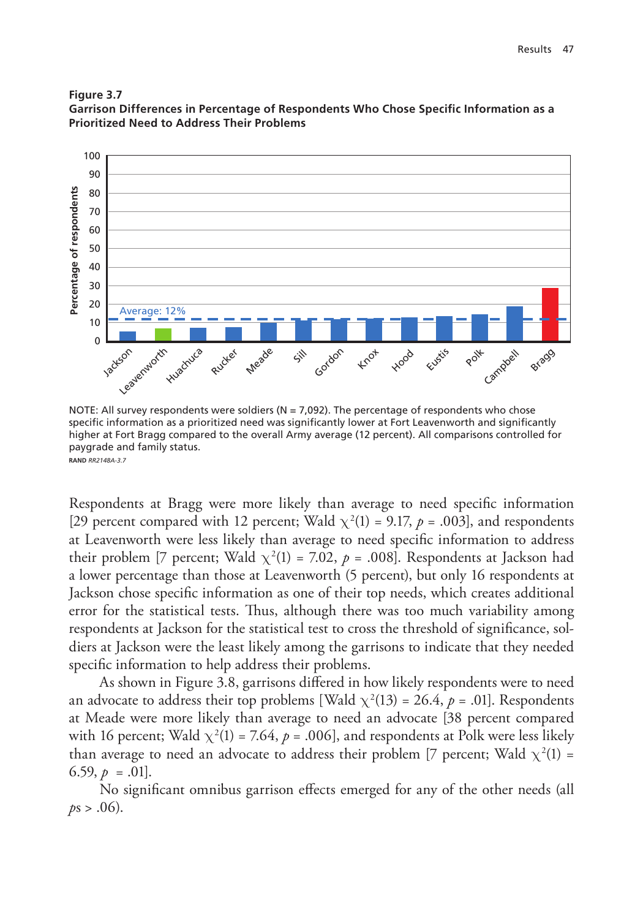**Figure 3.7**
**Garrison Differences in Percentage of Respondents Who Chose Specific Information as a Prioritized Need to Address Their Problems**

NOTE: All survey respondents were soldiers (N = 7,092). The percentage of respondents who chose specific information as a prioritized need was significantly lower at Fort Leavenworth and significantly higher at Fort Bragg compared to the overall Army average (12 percent). All comparisons controlled for paygrade and family status.

RAND *RR2148A-3.7*

Respondents at Bragg were more likely than average to need specific information [29 percent compared with 12 percent; Wald $\chi^2(1) = 9.17$, $p = .003$], and respondents at Leavenworth were less likely than average to need specific information to address their problem [7 percent; Wald $\chi^2(1) = 7.02$, $p = .008$]. Respondents at Jackson had a lower percentage than those at Leavenworth (5 percent), but only 16 respondents at Jackson chose specific information as one of their top needs, which creates additional error for the statistical tests. Thus, although there was too much variability among respondents at Jackson for the statistical test to cross the threshold of significance, soldiers at Jackson were the least likely among the garrisons to indicate that they needed specific information to help address their problems.

As shown in Figure 3.8, garrisons differed in how likely respondents were to need an advocate to address their top problems [Wald $\chi^2(13) = 26.4$, $p = .01$]. Respondents at Meade were more likely than average to need an advocate [38 percent compared with 16 percent; Wald $\chi^2(1) = 7.64$, $p = .006$], and respondents at Polk were less likely than average to need an advocate to address their problem [7 percent; Wald $\chi^2(1) = 6.59$, $p = .01$].

No significant omnibus garrison effects emerged for any of the other needs (all *p*s > .06).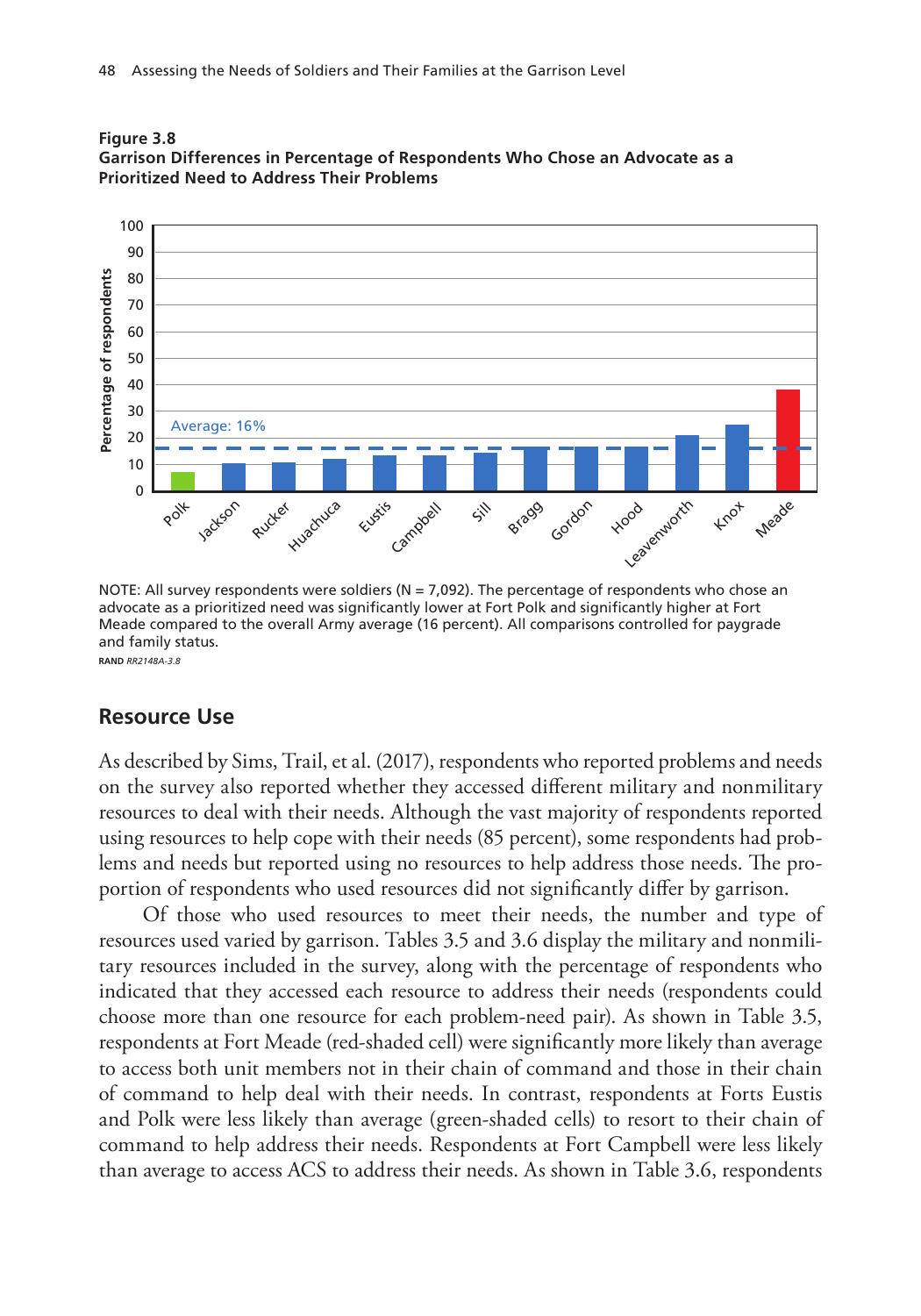**Figure 3.8**
**Garrison Differences in Percentage of Respondents Who Chose an Advocate as a Prioritized Need to Address Their Problems**

NOTE: All survey respondents were soldiers (N = 7,092). The percentage of respondents who chose an advocate as a prioritized need was significantly lower at Fort Polk and significantly higher at Fort Meade compared to the overall Army average (16 percent). All comparisons controlled for paygrade and family status.

RAND *RR2148A-3.8*

## Resource Use

As described by Sims, Trail, et al. (2017), respondents who reported problems and needs on the survey also reported whether they accessed different military and nonmilitary resources to deal with their needs. Although the vast majority of respondents reported using resources to help cope with their needs (85 percent), some respondents had problems and needs but reported using no resources to help address those needs. The proportion of respondents who used resources did not significantly differ by garrison.

Of those who used resources to meet their needs, the number and type of resources used varied by garrison. Tables 3.5 and 3.6 display the military and nonmilitary resources included in the survey, along with the percentage of respondents who indicated that they accessed each resource to address their needs (respondents could choose more than one resource for each problem-need pair). As shown in Table 3.5, respondents at Fort Meade (red-shaded cell) were significantly more likely than average to access both unit members not in their chain of command and those in their chain of command to help deal with their needs. In contrast, respondents at Forts Eustis and Polk were less likely than average (green-shaded cells) to resort to their chain of command to help address their needs. Respondents at Fort Campbell were less likely than average to access ACS to address their needs. As shown in Table 3.6, respondents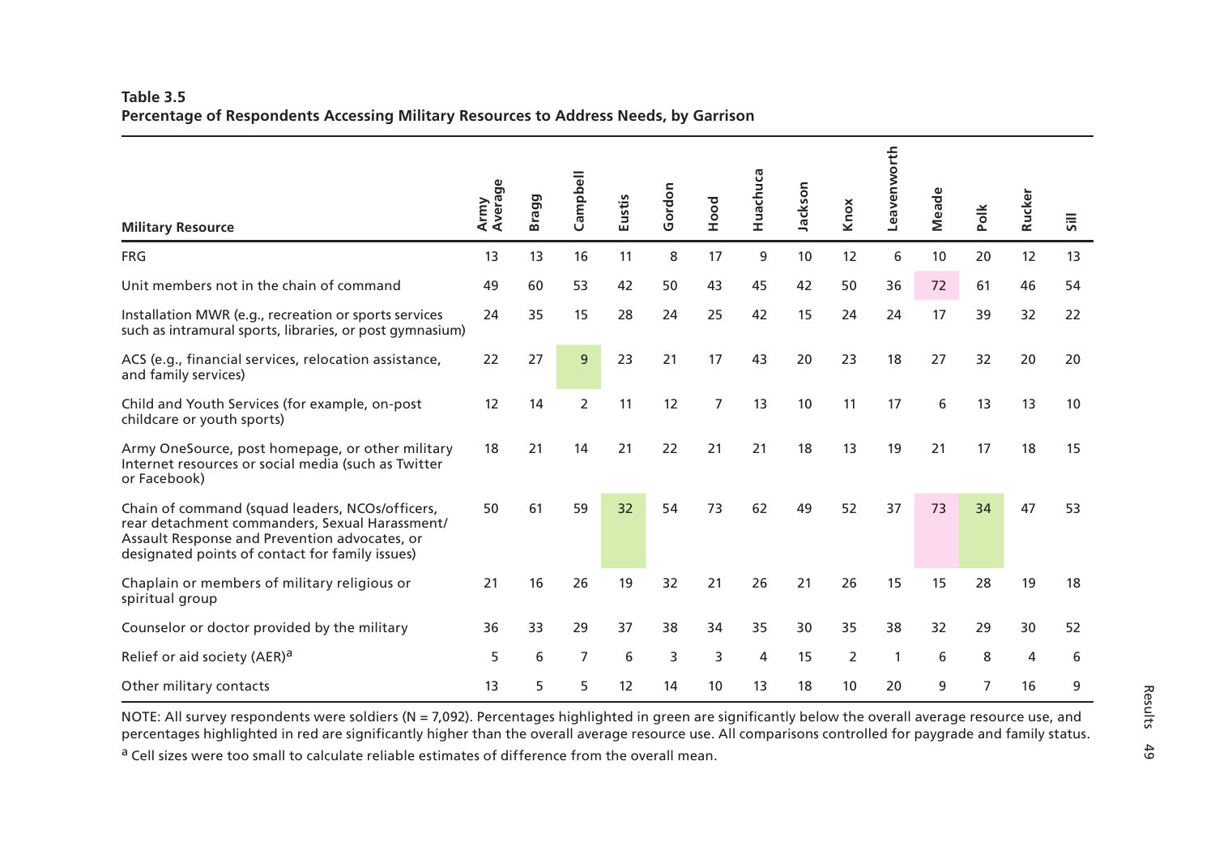**Table 3.5**
**Percentage of Respondents Accessing Military Resources to Address Needs, by Garrison**

| Military Resource | Army Average | Bragg | Campbell | Eustis | Gordon | Hood | Huachuca | Jackson | Knox | Leavenworth | Meade | Polk | Rucker | Sill |
|---|---|---|---|---|---|---|---|---|---|---|---|---|---|---|
| FRG | 13 | 13 | 16 | 11 | 8 | 17 | 9 | 10 | 12 | 6 | 10 | 20 | 12 | 13 |
| Unit members not in the chain of command | 49 | 60 | 53 | 42 | 50 | 43 | 45 | 42 | 50 | 36 | 72 | 61 | 46 | 54 |
| Installation MWR (e.g., recreation or sports services such as intramural sports, libraries, or post gymnasium) | 24 | 35 | 15 | 28 | 24 | 25 | 42 | 15 | 24 | 24 | 17 | 39 | 32 | 22 |
| ACS (e.g., financial services, relocation assistance, and family services) | 22 | 27 | 9 | 23 | 21 | 17 | 43 | 20 | 23 | 18 | 27 | 32 | 20 | 20 |
| Child and Youth Services (for example, on-post childcare or youth sports) | 12 | 14 | 2 | 11 | 12 | 7 | 13 | 10 | 11 | 17 | 6 | 13 | 13 | 10 |
| Army OneSource, post homepage, or other military Internet resources or social media (such as Twitter or Facebook) | 18 | 21 | 14 | 21 | 22 | 21 | 21 | 18 | 13 | 19 | 21 | 17 | 18 | 15 |
| Chain of command (squad leaders, NCOs/officers, rear detachment commanders, Sexual Harassment/ Assault Response and Prevention advocates, or designated points of contact for family issues) | 50 | 61 | 59 | 32 | 54 | 73 | 62 | 49 | 52 | 37 | 73 | 34 | 47 | 53 |
| Chaplain or members of military religious or spiritual group | 21 | 16 | 26 | 19 | 32 | 21 | 26 | 21 | 26 | 15 | 15 | 28 | 19 | 18 |
| Counselor or doctor provided by the military | 36 | 33 | 29 | 37 | 38 | 34 | 35 | 30 | 35 | 38 | 32 | 29 | 30 | 52 |
| Relief or aid society (AER)[a] | 5 | 6 | 7 | 6 | 3 | 3 | 4 | 15 | 2 | 1 | 6 | 8 | 4 | 6 |
| Other military contacts | 13 | 5 | 5 | 12 | 14 | 10 | 13 | 18 | 10 | 20 | 9 | 7 | 16 | 9 |

NOTE: All survey respondents were soldiers (N = 7,092). Percentages highlighted in green are significantly below the overall average resource use, and percentages highlighted in red are significantly higher than the overall average resource use. All comparisons controlled for paygrade and family status.

[a] Cell sizes were too small to calculate reliable estimates of difference from the overall mean.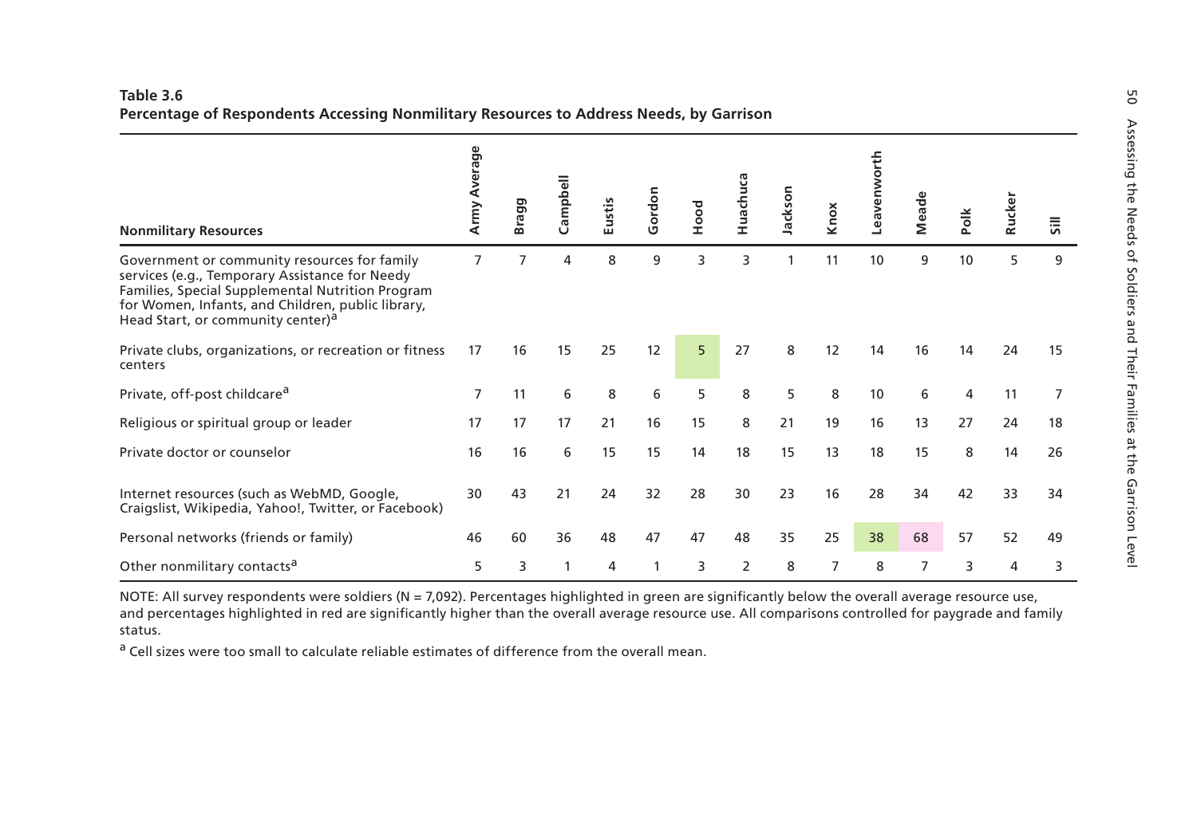**Table 3.6**
**Percentage of Respondents Accessing Nonmilitary Resources to Address Needs, by Garrison**

| Nonmilitary Resources | Army Average | Bragg | Campbell | Eustis | Gordon | Hood | Huachuca | Jackson | Knox | Leavenworth | Meade | Polk | Rucker | Sill |
|---|---|---|---|---|---|---|---|---|---|---|---|---|---|---|
| Government or community resources for family services (e.g., Temporary Assistance for Needy Families, Special Supplemental Nutrition Program for Women, Infants, and Children, public library, Head Start, or community center)[a] | 7 | 7 | 4 | 8 | 9 | 3 | 3 | 1 | 11 | 10 | 9 | 10 | 5 | 9 |
| Private clubs, organizations, or recreation or fitness centers | 17 | 16 | 15 | 25 | 12 | 5 | 27 | 8 | 12 | 14 | 16 | 14 | 24 | 15 |
| Private, off-post childcare[a] | 7 | 11 | 6 | 8 | 6 | 5 | 8 | 5 | 8 | 10 | 6 | 4 | 11 | 7 |
| Religious or spiritual group or leader | 17 | 17 | 17 | 21 | 16 | 15 | 8 | 21 | 19 | 16 | 13 | 27 | 24 | 18 |
| Private doctor or counselor | 16 | 16 | 6 | 15 | 15 | 14 | 18 | 15 | 13 | 18 | 15 | 8 | 14 | 26 |
| Internet resources (such as WebMD, Google, Craigslist, Wikipedia, Yahoo!, Twitter, or Facebook) | 30 | 43 | 21 | 24 | 32 | 28 | 30 | 23 | 16 | 28 | 34 | 42 | 33 | 34 |
| Personal networks (friends or family) | 46 | 60 | 36 | 48 | 47 | 47 | 48 | 35 | 25 | 38 | 68 | 57 | 52 | 49 |
| Other nonmilitary contacts[a] | 5 | 3 | 1 | 4 | 1 | 3 | 2 | 8 | 7 | 8 | 7 | 3 | 4 | 3 |

NOTE: All survey respondents were soldiers (N = 7,092). Percentages highlighted in green are significantly below the overall average resource use, and percentages highlighted in red are significantly higher than the overall average resource use. All comparisons controlled for paygrade and family status.

[a] Cell sizes were too small to calculate reliable estimates of difference from the overall mean.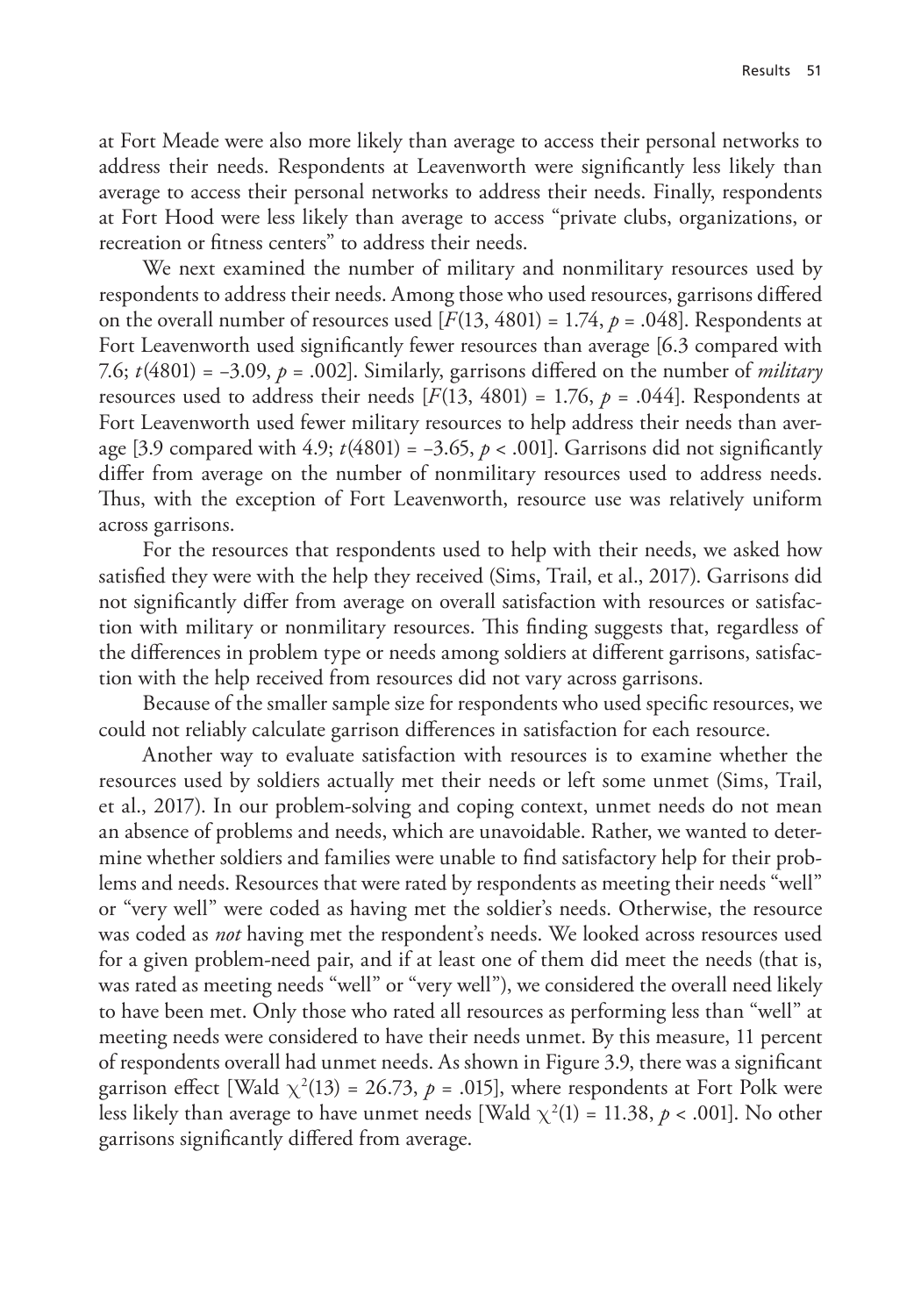at Fort Meade were also more likely than average to access their personal networks to address their needs. Respondents at Leavenworth were significantly less likely than average to access their personal networks to address their needs. Finally, respondents at Fort Hood were less likely than average to access "private clubs, organizations, or recreation or fitness centers" to address their needs.

We next examined the number of military and nonmilitary resources used by respondents to address their needs. Among those who used resources, garrisons differed on the overall number of resources used [$F(13, 4801) = 1.74$, $p = .048$]. Respondents at Fort Leavenworth used significantly fewer resources than average [6.3 compared with 7.6; $t(4801) = -3.09$, $p = .002$]. Similarly, garrisons differed on the number of *military* resources used to address their needs [$F(13, 4801) = 1.76$, $p = .044$]. Respondents at Fort Leavenworth used fewer military resources to help address their needs than average [3.9 compared with 4.9; $t(4801) = -3.65$, $p < .001$]. Garrisons did not significantly differ from average on the number of nonmilitary resources used to address needs. Thus, with the exception of Fort Leavenworth, resource use was relatively uniform across garrisons.

For the resources that respondents used to help with their needs, we asked how satisfied they were with the help they received (Sims, Trail, et al., 2017). Garrisons did not significantly differ from average on overall satisfaction with resources or satisfaction with military or nonmilitary resources. This finding suggests that, regardless of the differences in problem type or needs among soldiers at different garrisons, satisfaction with the help received from resources did not vary across garrisons.

Because of the smaller sample size for respondents who used specific resources, we could not reliably calculate garrison differences in satisfaction for each resource.

Another way to evaluate satisfaction with resources is to examine whether the resources used by soldiers actually met their needs or left some unmet (Sims, Trail, et al., 2017). In our problem-solving and coping context, unmet needs do not mean an absence of problems and needs, which are unavoidable. Rather, we wanted to determine whether soldiers and families were unable to find satisfactory help for their problems and needs. Resources that were rated by respondents as meeting their needs "well" or "very well" were coded as having met the soldier's needs. Otherwise, the resource was coded as *not* having met the respondent's needs. We looked across resources used for a given problem-need pair, and if at least one of them did meet the needs (that is, was rated as meeting needs "well" or "very well"), we considered the overall need likely to have been met. Only those who rated all resources as performing less than "well" at meeting needs were considered to have their needs unmet. By this measure, 11 percent of respondents overall had unmet needs. As shown in Figure 3.9, there was a significant garrison effect [Wald $\chi^2(13) = 26.73$, $p = .015$], where respondents at Fort Polk were less likely than average to have unmet needs [Wald $\chi^2(1) = 11.38$, $p < .001$]. No other garrisons significantly differed from average.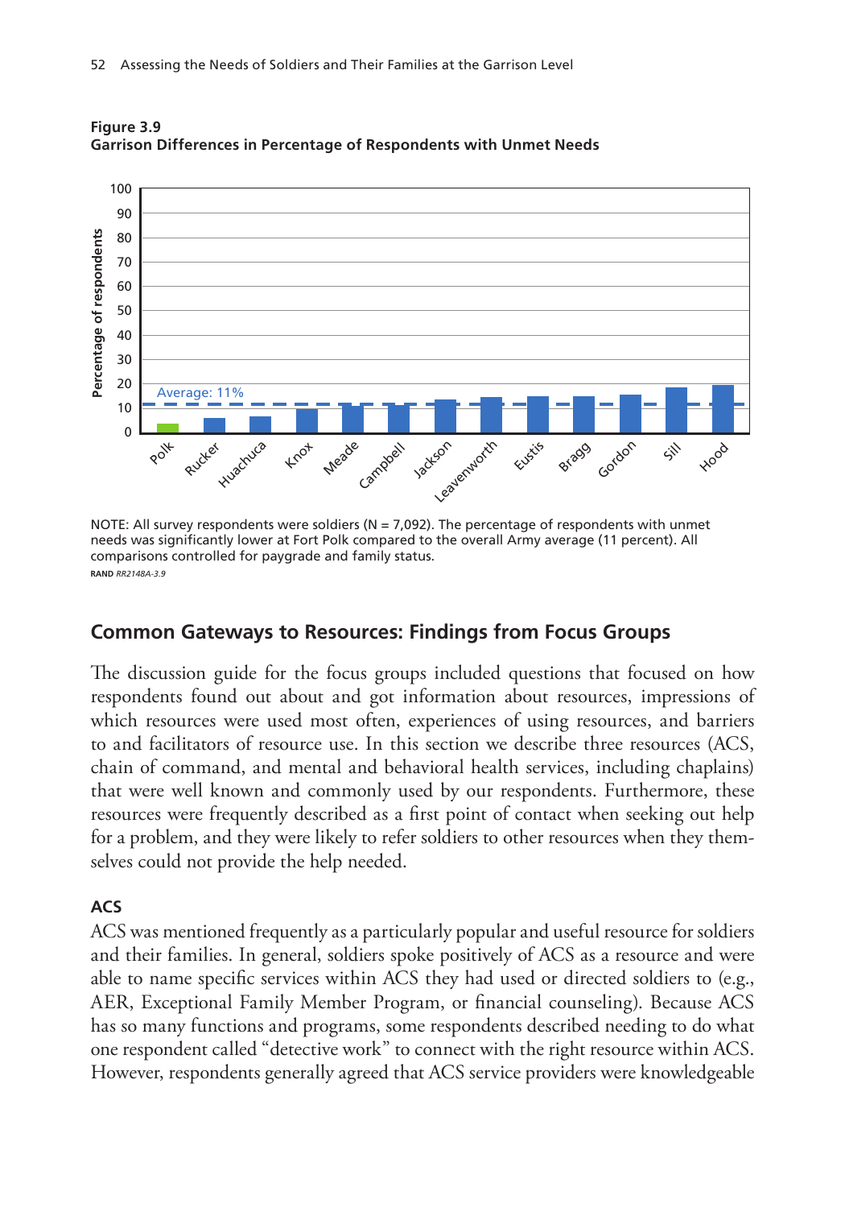**Figure 3.9**
**Garrison Differences in Percentage of Respondents with Unmet Needs**

NOTE: All survey respondents were soldiers (N = 7,092). The percentage of respondents with unmet needs was significantly lower at Fort Polk compared to the overall Army average (11 percent). All comparisons controlled for paygrade and family status.

RAND *RR2148A-3.9*

## Common Gateways to Resources: Findings from Focus Groups

The discussion guide for the focus groups included questions that focused on how respondents found out about and got information about resources, impressions of which resources were used most often, experiences of using resources, and barriers to and facilitators of resource use. In this section we describe three resources (ACS, chain of command, and mental and behavioral health services, including chaplains) that were well known and commonly used by our respondents. Furthermore, these resources were frequently described as a first point of contact when seeking out help for a problem, and they were likely to refer soldiers to other resources when they themselves could not provide the help needed.

### ACS

ACS was mentioned frequently as a particularly popular and useful resource for soldiers and their families. In general, soldiers spoke positively of ACS as a resource and were able to name specific services within ACS they had used or directed soldiers to (e.g., AER, Exceptional Family Member Program, or financial counseling). Because ACS has so many functions and programs, some respondents described needing to do what one respondent called "detective work" to connect with the right resource within ACS. However, respondents generally agreed that ACS service providers were knowledgeable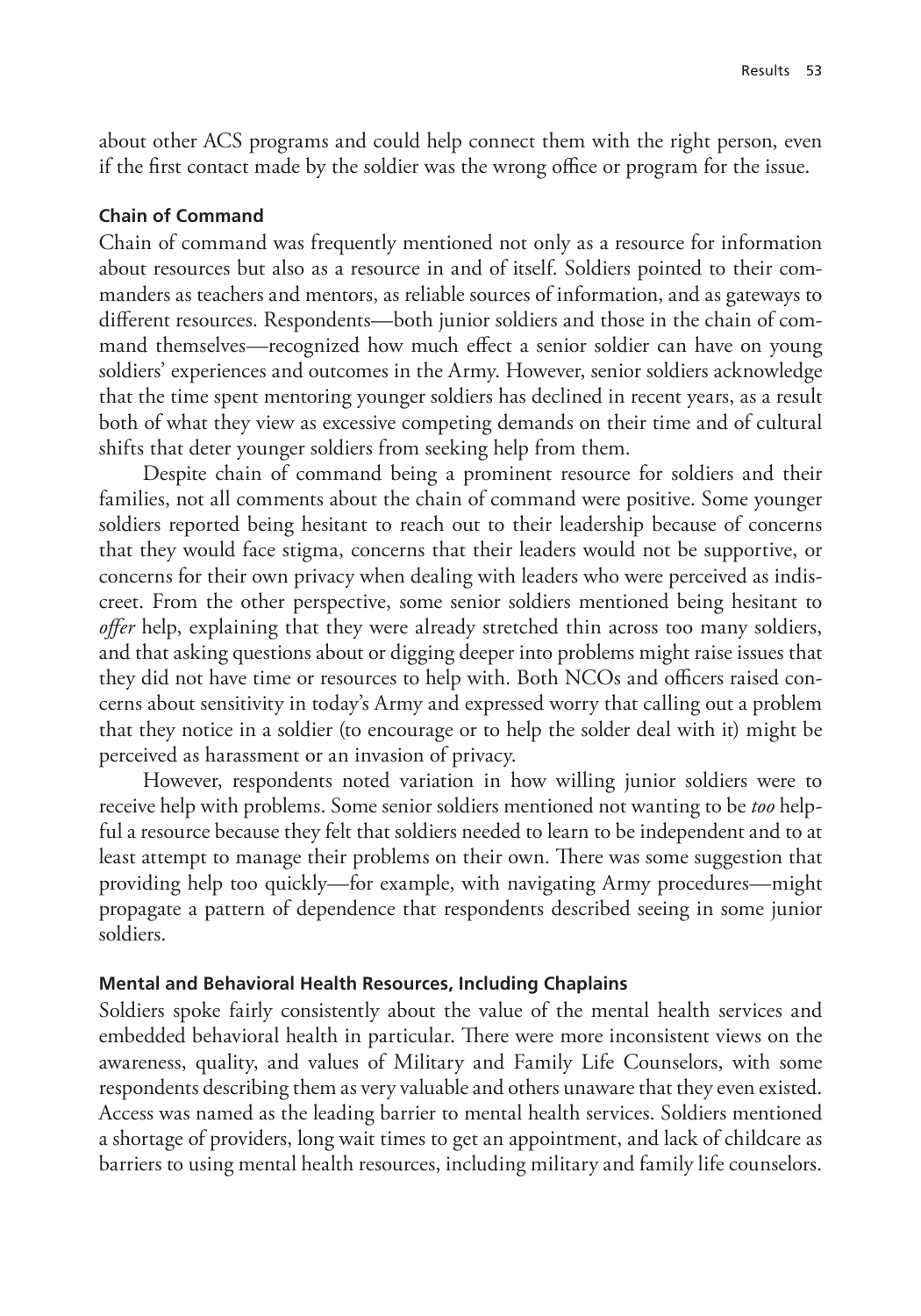about other ACS programs and could help connect them with the right person, even if the first contact made by the soldier was the wrong office or program for the issue.

### Chain of Command

Chain of command was frequently mentioned not only as a resource for information about resources but also as a resource in and of itself. Soldiers pointed to their commanders as teachers and mentors, as reliable sources of information, and as gateways to different resources. Respondents—both junior soldiers and those in the chain of command themselves—recognized how much effect a senior soldier can have on young soldiers' experiences and outcomes in the Army. However, senior soldiers acknowledge that the time spent mentoring younger soldiers has declined in recent years, as a result both of what they view as excessive competing demands on their time and of cultural shifts that deter younger soldiers from seeking help from them.

Despite chain of command being a prominent resource for soldiers and their families, not all comments about the chain of command were positive. Some younger soldiers reported being hesitant to reach out to their leadership because of concerns that they would face stigma, concerns that their leaders would not be supportive, or concerns for their own privacy when dealing with leaders who were perceived as indiscreet. From the other perspective, some senior soldiers mentioned being hesitant to *offer* help, explaining that they were already stretched thin across too many soldiers, and that asking questions about or digging deeper into problems might raise issues that they did not have time or resources to help with. Both NCOs and officers raised concerns about sensitivity in today's Army and expressed worry that calling out a problem that they notice in a soldier (to encourage or to help the solder deal with it) might be perceived as harassment or an invasion of privacy.

However, respondents noted variation in how willing junior soldiers were to receive help with problems. Some senior soldiers mentioned not wanting to be *too* helpful a resource because they felt that soldiers needed to learn to be independent and to at least attempt to manage their problems on their own. There was some suggestion that providing help too quickly—for example, with navigating Army procedures—might propagate a pattern of dependence that respondents described seeing in some junior soldiers.

### Mental and Behavioral Health Resources, Including Chaplains

Soldiers spoke fairly consistently about the value of the mental health services and embedded behavioral health in particular. There were more inconsistent views on the awareness, quality, and values of Military and Family Life Counselors, with some respondents describing them as very valuable and others unaware that they even existed. Access was named as the leading barrier to mental health services. Soldiers mentioned a shortage of providers, long wait times to get an appointment, and lack of childcare as barriers to using mental health resources, including military and family life counselors.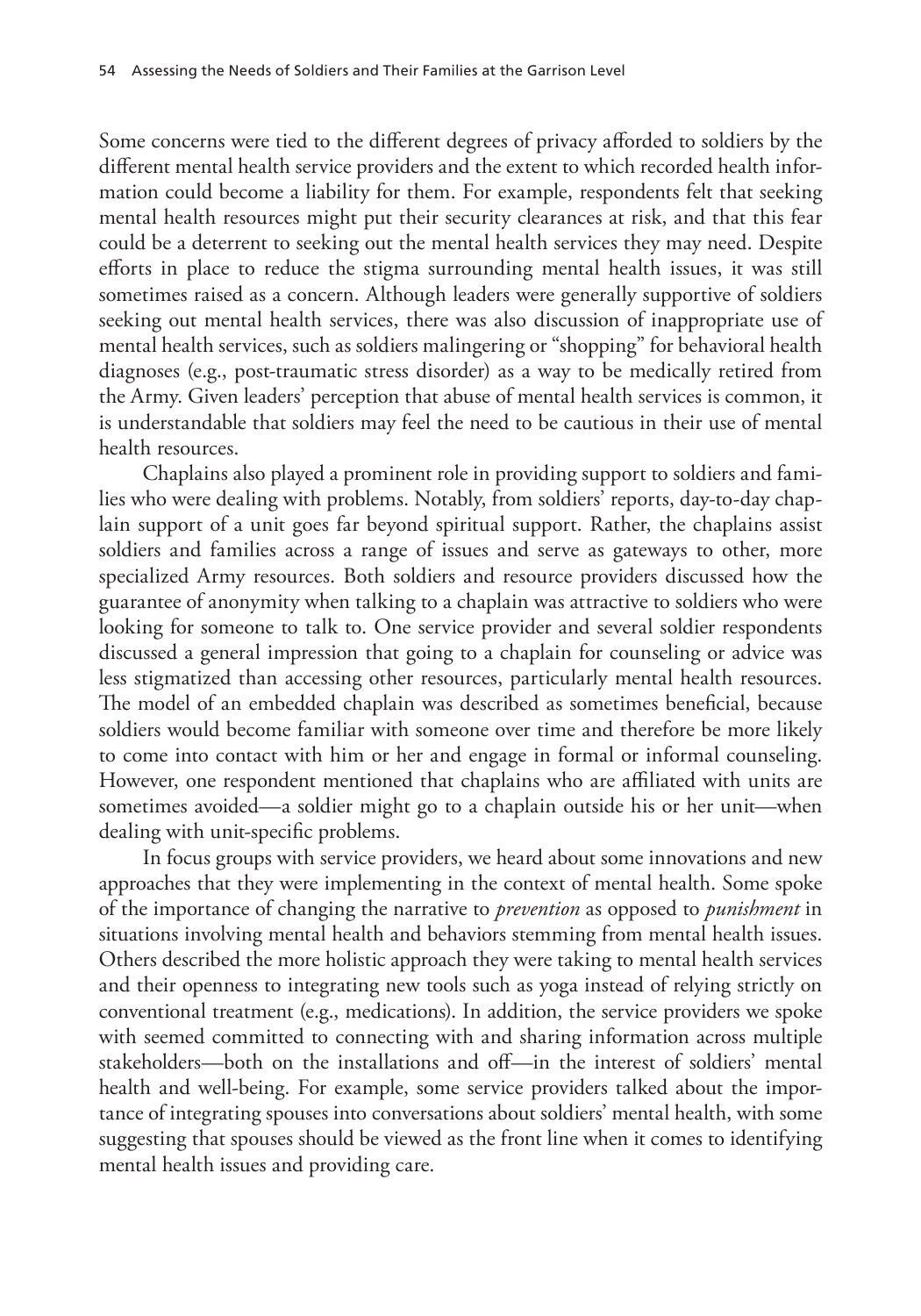Some concerns were tied to the different degrees of privacy afforded to soldiers by the different mental health service providers and the extent to which recorded health information could become a liability for them. For example, respondents felt that seeking mental health resources might put their security clearances at risk, and that this fear could be a deterrent to seeking out the mental health services they may need. Despite efforts in place to reduce the stigma surrounding mental health issues, it was still sometimes raised as a concern. Although leaders were generally supportive of soldiers seeking out mental health services, there was also discussion of inappropriate use of mental health services, such as soldiers malingering or "shopping" for behavioral health diagnoses (e.g., post-traumatic stress disorder) as a way to be medically retired from the Army. Given leaders' perception that abuse of mental health services is common, it is understandable that soldiers may feel the need to be cautious in their use of mental health resources.

Chaplains also played a prominent role in providing support to soldiers and families who were dealing with problems. Notably, from soldiers' reports, day-to-day chaplain support of a unit goes far beyond spiritual support. Rather, the chaplains assist soldiers and families across a range of issues and serve as gateways to other, more specialized Army resources. Both soldiers and resource providers discussed how the guarantee of anonymity when talking to a chaplain was attractive to soldiers who were looking for someone to talk to. One service provider and several soldier respondents discussed a general impression that going to a chaplain for counseling or advice was less stigmatized than accessing other resources, particularly mental health resources. The model of an embedded chaplain was described as sometimes beneficial, because soldiers would become familiar with someone over time and therefore be more likely to come into contact with him or her and engage in formal or informal counseling. However, one respondent mentioned that chaplains who are affiliated with units are sometimes avoided—a soldier might go to a chaplain outside his or her unit—when dealing with unit-specific problems.

In focus groups with service providers, we heard about some innovations and new approaches that they were implementing in the context of mental health. Some spoke of the importance of changing the narrative to *prevention* as opposed to *punishment* in situations involving mental health and behaviors stemming from mental health issues. Others described the more holistic approach they were taking to mental health services and their openness to integrating new tools such as yoga instead of relying strictly on conventional treatment (e.g., medications). In addition, the service providers we spoke with seemed committed to connecting with and sharing information across multiple stakeholders—both on the installations and off—in the interest of soldiers' mental health and well-being. For example, some service providers talked about the importance of integrating spouses into conversations about soldiers' mental health, with some suggesting that spouses should be viewed as the front line when it comes to identifying mental health issues and providing care.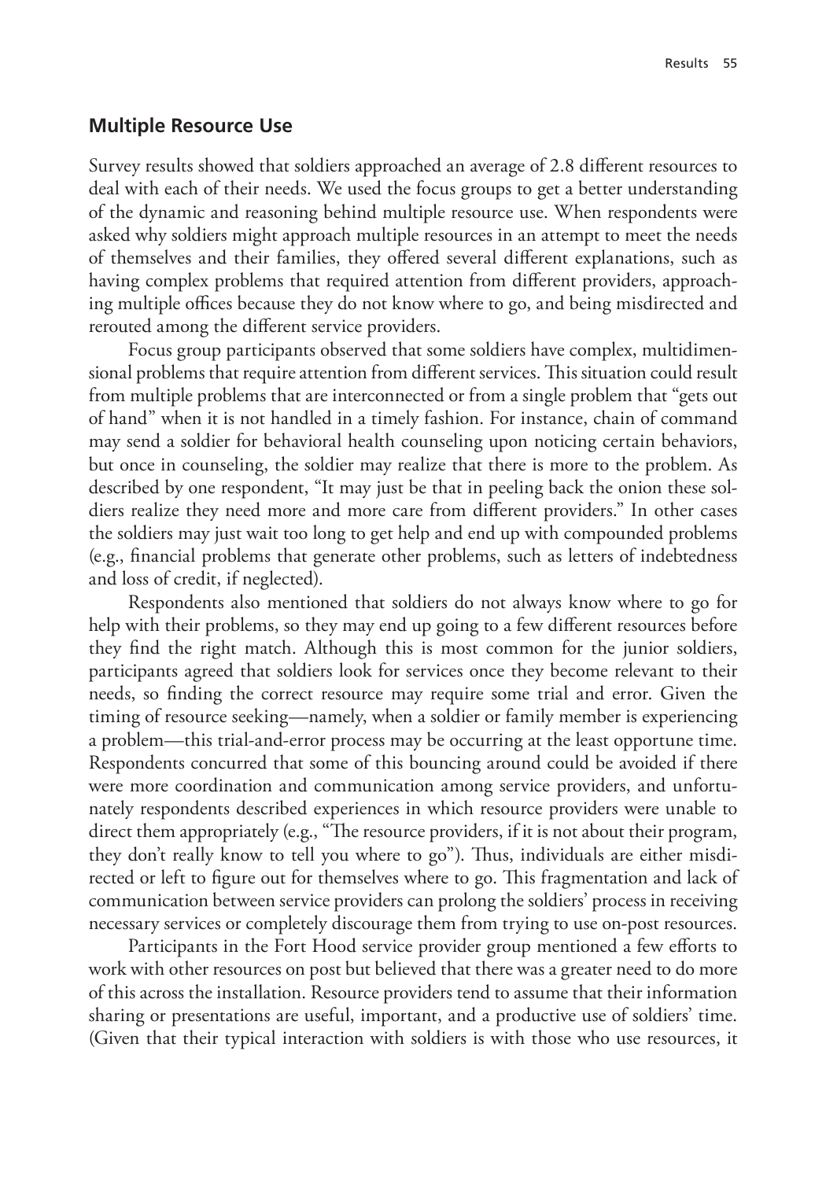## Multiple Resource Use

Survey results showed that soldiers approached an average of 2.8 different resources to deal with each of their needs. We used the focus groups to get a better understanding of the dynamic and reasoning behind multiple resource use. When respondents were asked why soldiers might approach multiple resources in an attempt to meet the needs of themselves and their families, they offered several different explanations, such as having complex problems that required attention from different providers, approaching multiple offices because they do not know where to go, and being misdirected and rerouted among the different service providers.

Focus group participants observed that some soldiers have complex, multidimensional problems that require attention from different services. This situation could result from multiple problems that are interconnected or from a single problem that "gets out of hand" when it is not handled in a timely fashion. For instance, chain of command may send a soldier for behavioral health counseling upon noticing certain behaviors, but once in counseling, the soldier may realize that there is more to the problem. As described by one respondent, "It may just be that in peeling back the onion these soldiers realize they need more and more care from different providers." In other cases the soldiers may just wait too long to get help and end up with compounded problems (e.g., financial problems that generate other problems, such as letters of indebtedness and loss of credit, if neglected).

Respondents also mentioned that soldiers do not always know where to go for help with their problems, so they may end up going to a few different resources before they find the right match. Although this is most common for the junior soldiers, participants agreed that soldiers look for services once they become relevant to their needs, so finding the correct resource may require some trial and error. Given the timing of resource seeking—namely, when a soldier or family member is experiencing a problem—this trial-and-error process may be occurring at the least opportune time. Respondents concurred that some of this bouncing around could be avoided if there were more coordination and communication among service providers, and unfortunately respondents described experiences in which resource providers were unable to direct them appropriately (e.g., "The resource providers, if it is not about their program, they don't really know to tell you where to go"). Thus, individuals are either misdirected or left to figure out for themselves where to go. This fragmentation and lack of communication between service providers can prolong the soldiers' process in receiving necessary services or completely discourage them from trying to use on-post resources.

Participants in the Fort Hood service provider group mentioned a few efforts to work with other resources on post but believed that there was a greater need to do more of this across the installation. Resource providers tend to assume that their information sharing or presentations are useful, important, and a productive use of soldiers' time. (Given that their typical interaction with soldiers is with those who use resources, it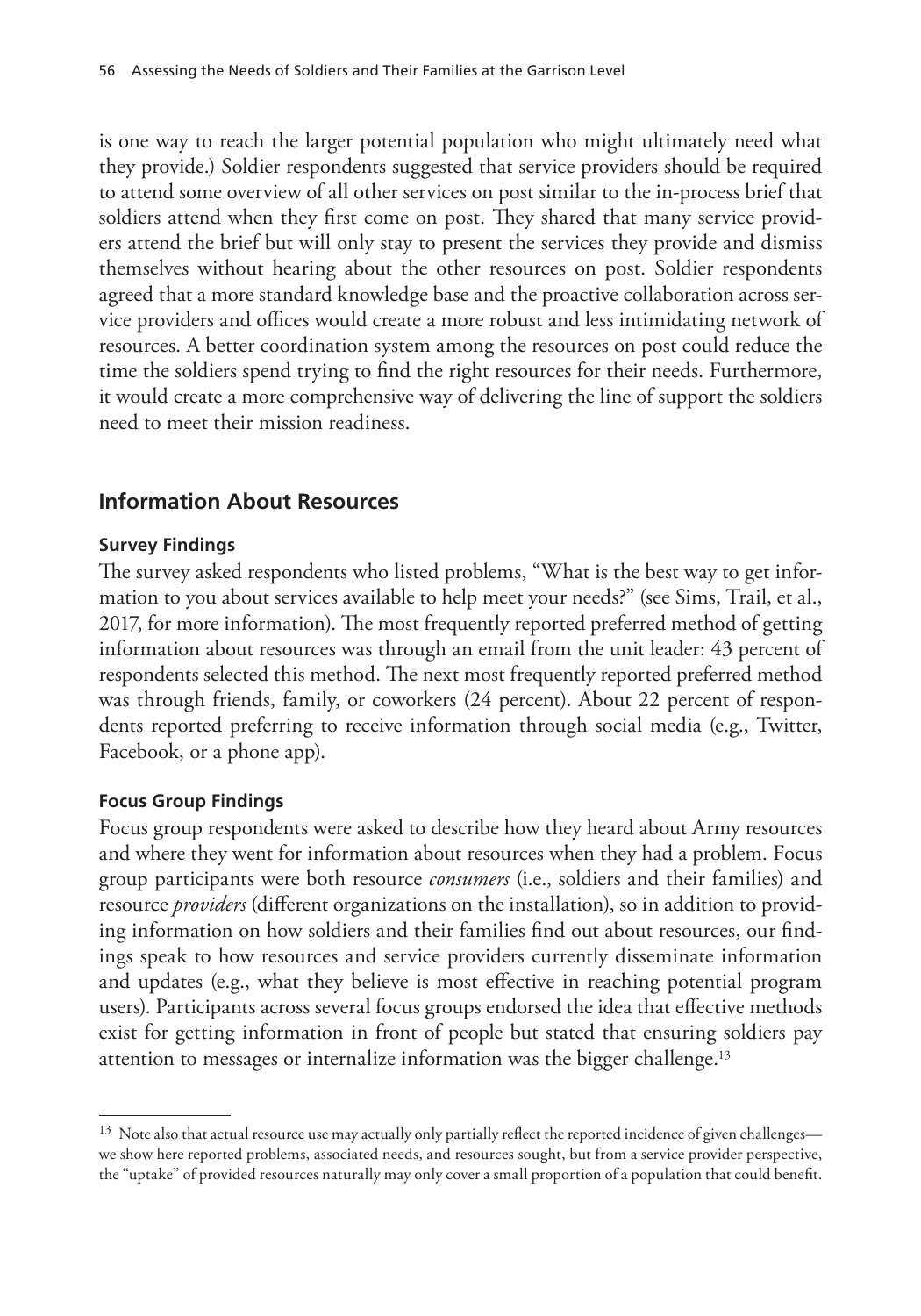is one way to reach the larger potential population who might ultimately need what they provide.) Soldier respondents suggested that service providers should be required to attend some overview of all other services on post similar to the in-process brief that soldiers attend when they first come on post. They shared that many service providers attend the brief but will only stay to present the services they provide and dismiss themselves without hearing about the other resources on post. Soldier respondents agreed that a more standard knowledge base and the proactive collaboration across service providers and offices would create a more robust and less intimidating network of resources. A better coordination system among the resources on post could reduce the time the soldiers spend trying to find the right resources for their needs. Furthermore, it would create a more comprehensive way of delivering the line of support the soldiers need to meet their mission readiness.

## Information About Resources

### Survey Findings

The survey asked respondents who listed problems, "What is the best way to get information to you about services available to help meet your needs?" (see Sims, Trail, et al., 2017, for more information). The most frequently reported preferred method of getting information about resources was through an email from the unit leader: 43 percent of respondents selected this method. The next most frequently reported preferred method was through friends, family, or coworkers (24 percent). About 22 percent of respondents reported preferring to receive information through social media (e.g., Twitter, Facebook, or a phone app).

### Focus Group Findings

Focus group respondents were asked to describe how they heard about Army resources and where they went for information about resources when they had a problem. Focus group participants were both resource *consumers* (i.e., soldiers and their families) and resource *providers* (different organizations on the installation), so in addition to providing information on how soldiers and their families find out about resources, our findings speak to how resources and service providers currently disseminate information and updates (e.g., what they believe is most effective in reaching potential program users). Participants across several focus groups endorsed the idea that effective methods exist for getting information in front of people but stated that ensuring soldiers pay attention to messages or internalize information was the bigger challenge.[13]

---

[13] Note also that actual resource use may actually only partially reflect the reported incidence of given challenges—we show here reported problems, associated needs, and resources sought, but from a service provider perspective, the "uptake" of provided resources naturally may only cover a small proportion of a population that could benefit.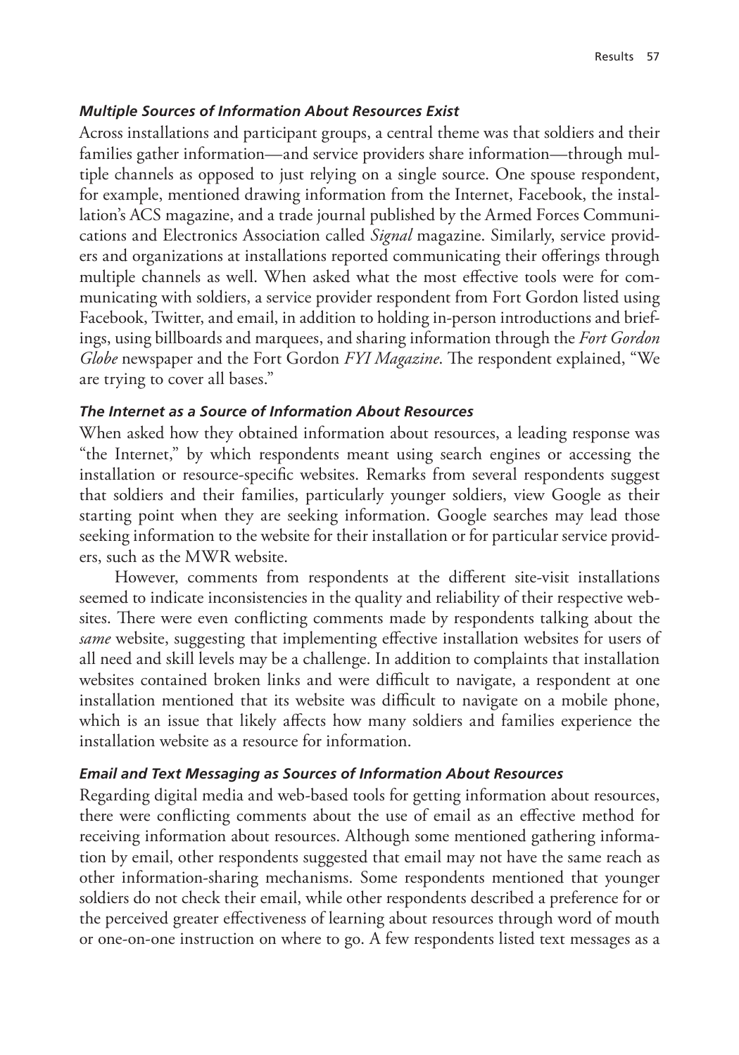#### ***Multiple Sources of Information About Resources Exist***

Across installations and participant groups, a central theme was that soldiers and their families gather information—and service providers share information—through multiple channels as opposed to just relying on a single source. One spouse respondent, for example, mentioned drawing information from the Internet, Facebook, the installation's ACS magazine, and a trade journal published by the Armed Forces Communications and Electronics Association called *Signal* magazine. Similarly, service providers and organizations at installations reported communicating their offerings through multiple channels as well. When asked what the most effective tools were for communicating with soldiers, a service provider respondent from Fort Gordon listed using Facebook, Twitter, and email, in addition to holding in-person introductions and briefings, using billboards and marquees, and sharing information through the *Fort Gordon Globe* newspaper and the Fort Gordon *FYI Magazine*. The respondent explained, "We are trying to cover all bases."

#### ***The Internet as a Source of Information About Resources***

When asked how they obtained information about resources, a leading response was "the Internet," by which respondents meant using search engines or accessing the installation or resource-specific websites. Remarks from several respondents suggest that soldiers and their families, particularly younger soldiers, view Google as their starting point when they are seeking information. Google searches may lead those seeking information to the website for their installation or for particular service providers, such as the MWR website.

However, comments from respondents at the different site-visit installations seemed to indicate inconsistencies in the quality and reliability of their respective websites. There were even conflicting comments made by respondents talking about the *same* website, suggesting that implementing effective installation websites for users of all need and skill levels may be a challenge. In addition to complaints that installation websites contained broken links and were difficult to navigate, a respondent at one installation mentioned that its website was difficult to navigate on a mobile phone, which is an issue that likely affects how many soldiers and families experience the installation website as a resource for information.

#### ***Email and Text Messaging as Sources of Information About Resources***

Regarding digital media and web-based tools for getting information about resources, there were conflicting comments about the use of email as an effective method for receiving information about resources. Although some mentioned gathering information by email, other respondents suggested that email may not have the same reach as other information-sharing mechanisms. Some respondents mentioned that younger soldiers do not check their email, while other respondents described a preference for or the perceived greater effectiveness of learning about resources through word of mouth or one-on-one instruction on where to go. A few respondents listed text messages as a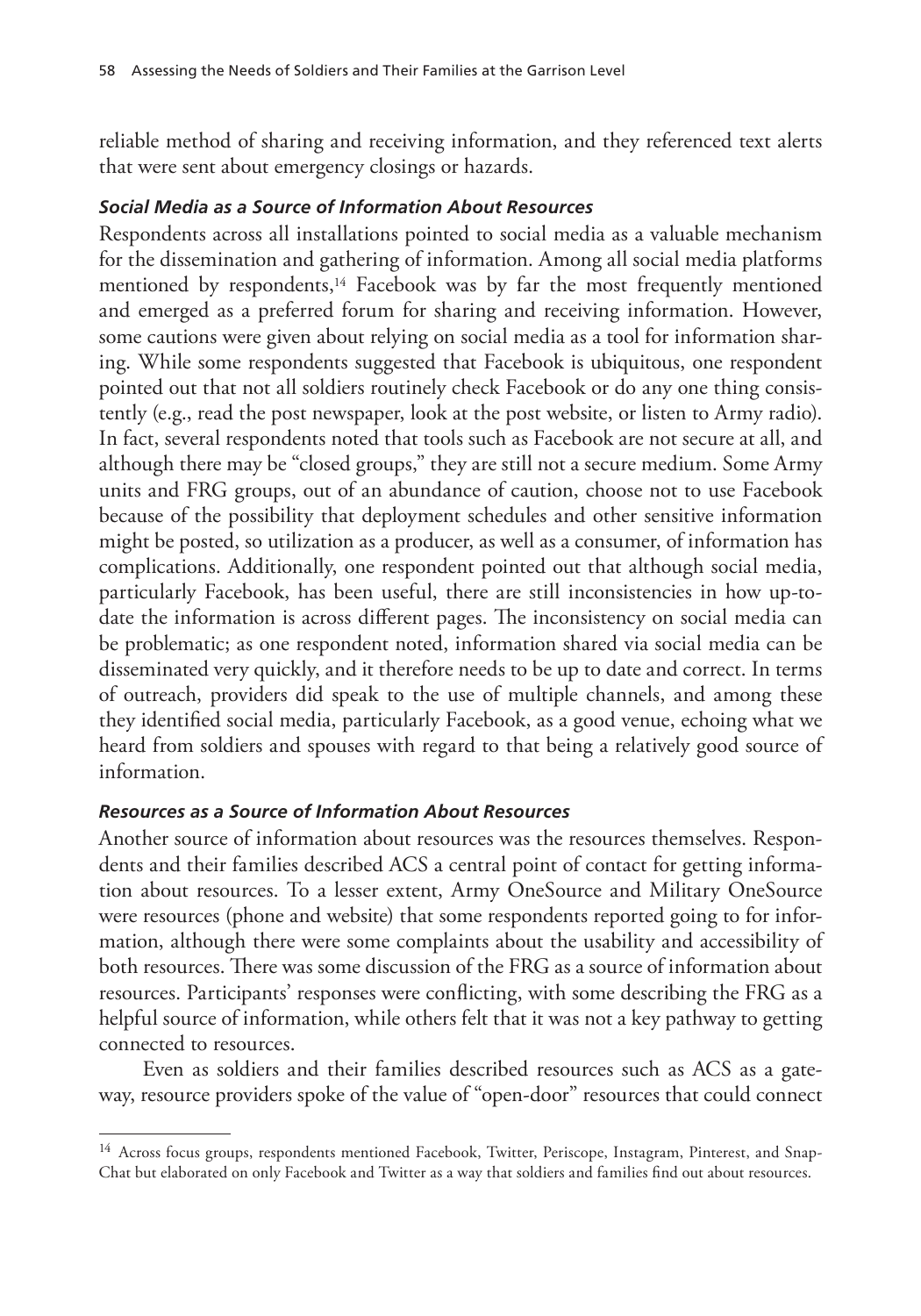reliable method of sharing and receiving information, and they referenced text alerts that were sent about emergency closings or hazards.

### *Social Media as a Source of Information About Resources*

Respondents across all installations pointed to social media as a valuable mechanism for the dissemination and gathering of information. Among all social media platforms mentioned by respondents,[14] Facebook was by far the most frequently mentioned and emerged as a preferred forum for sharing and receiving information. However, some cautions were given about relying on social media as a tool for information sharing. While some respondents suggested that Facebook is ubiquitous, one respondent pointed out that not all soldiers routinely check Facebook or do any one thing consistently (e.g., read the post newspaper, look at the post website, or listen to Army radio). In fact, several respondents noted that tools such as Facebook are not secure at all, and although there may be "closed groups," they are still not a secure medium. Some Army units and FRG groups, out of an abundance of caution, choose not to use Facebook because of the possibility that deployment schedules and other sensitive information might be posted, so utilization as a producer, as well as a consumer, of information has complications. Additionally, one respondent pointed out that although social media, particularly Facebook, has been useful, there are still inconsistencies in how up-to-date the information is across different pages. The inconsistency on social media can be problematic; as one respondent noted, information shared via social media can be disseminated very quickly, and it therefore needs to be up to date and correct. In terms of outreach, providers did speak to the use of multiple channels, and among these they identified social media, particularly Facebook, as a good venue, echoing what we heard from soldiers and spouses with regard to that being a relatively good source of information.

### *Resources as a Source of Information About Resources*

Another source of information about resources was the resources themselves. Respondents and their families described ACS a central point of contact for getting information about resources. To a lesser extent, Army OneSource and Military OneSource were resources (phone and website) that some respondents reported going to for information, although there were some complaints about the usability and accessibility of both resources. There was some discussion of the FRG as a source of information about resources. Participants' responses were conflicting, with some describing the FRG as a helpful source of information, while others felt that it was not a key pathway to getting connected to resources.

Even as soldiers and their families described resources such as ACS as a gateway, resource providers spoke of the value of "open-door" resources that could connect

---

[14] Across focus groups, respondents mentioned Facebook, Twitter, Periscope, Instagram, Pinterest, and SnapChat but elaborated on only Facebook and Twitter as a way that soldiers and families find out about resources.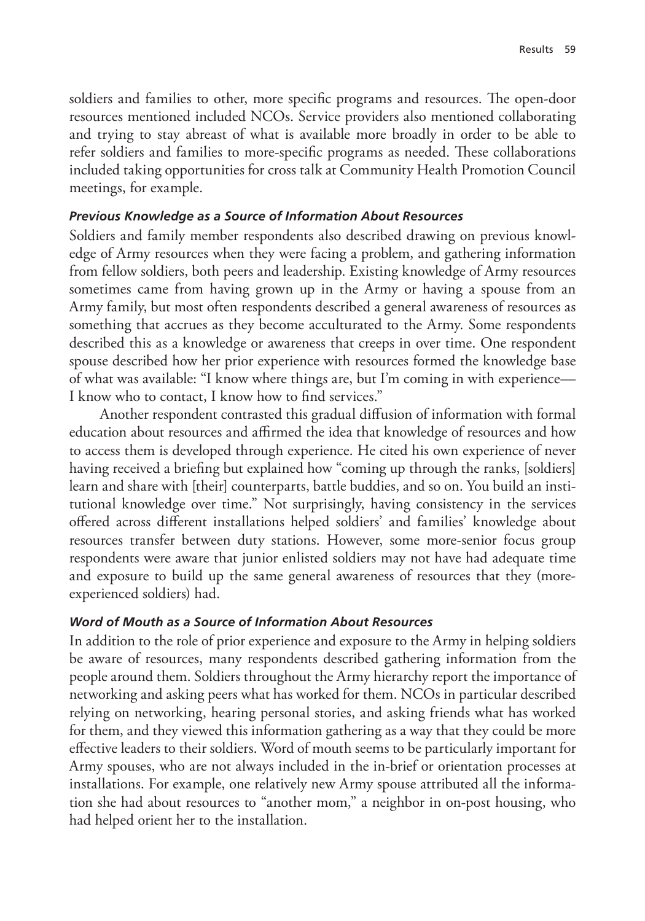soldiers and families to other, more specific programs and resources. The open-door resources mentioned included NCOs. Service providers also mentioned collaborating and trying to stay abreast of what is available more broadly in order to be able to refer soldiers and families to more-specific programs as needed. These collaborations included taking opportunities for cross talk at Community Health Promotion Council meetings, for example.

#### *Previous Knowledge as a Source of Information About Resources*

Soldiers and family member respondents also described drawing on previous knowledge of Army resources when they were facing a problem, and gathering information from fellow soldiers, both peers and leadership. Existing knowledge of Army resources sometimes came from having grown up in the Army or having a spouse from an Army family, but most often respondents described a general awareness of resources as something that accrues as they become acculturated to the Army. Some respondents described this as a knowledge or awareness that creeps in over time. One respondent spouse described how her prior experience with resources formed the knowledge base of what was available: "I know where things are, but I'm coming in with experience—I know who to contact, I know how to find services."

Another respondent contrasted this gradual diffusion of information with formal education about resources and affirmed the idea that knowledge of resources and how to access them is developed through experience. He cited his own experience of never having received a briefing but explained how "coming up through the ranks, [soldiers] learn and share with [their] counterparts, battle buddies, and so on. You build an institutional knowledge over time." Not surprisingly, having consistency in the services offered across different installations helped soldiers' and families' knowledge about resources transfer between duty stations. However, some more-senior focus group respondents were aware that junior enlisted soldiers may not have had adequate time and exposure to build up the same general awareness of resources that they (more-experienced soldiers) had.

#### *Word of Mouth as a Source of Information About Resources*

In addition to the role of prior experience and exposure to the Army in helping soldiers be aware of resources, many respondents described gathering information from the people around them. Soldiers throughout the Army hierarchy report the importance of networking and asking peers what has worked for them. NCOs in particular described relying on networking, hearing personal stories, and asking friends what has worked for them, and they viewed this information gathering as a way that they could be more effective leaders to their soldiers. Word of mouth seems to be particularly important for Army spouses, who are not always included in the in-brief or orientation processes at installations. For example, one relatively new Army spouse attributed all the information she had about resources to "another mom," a neighbor in on-post housing, who had helped orient her to the installation.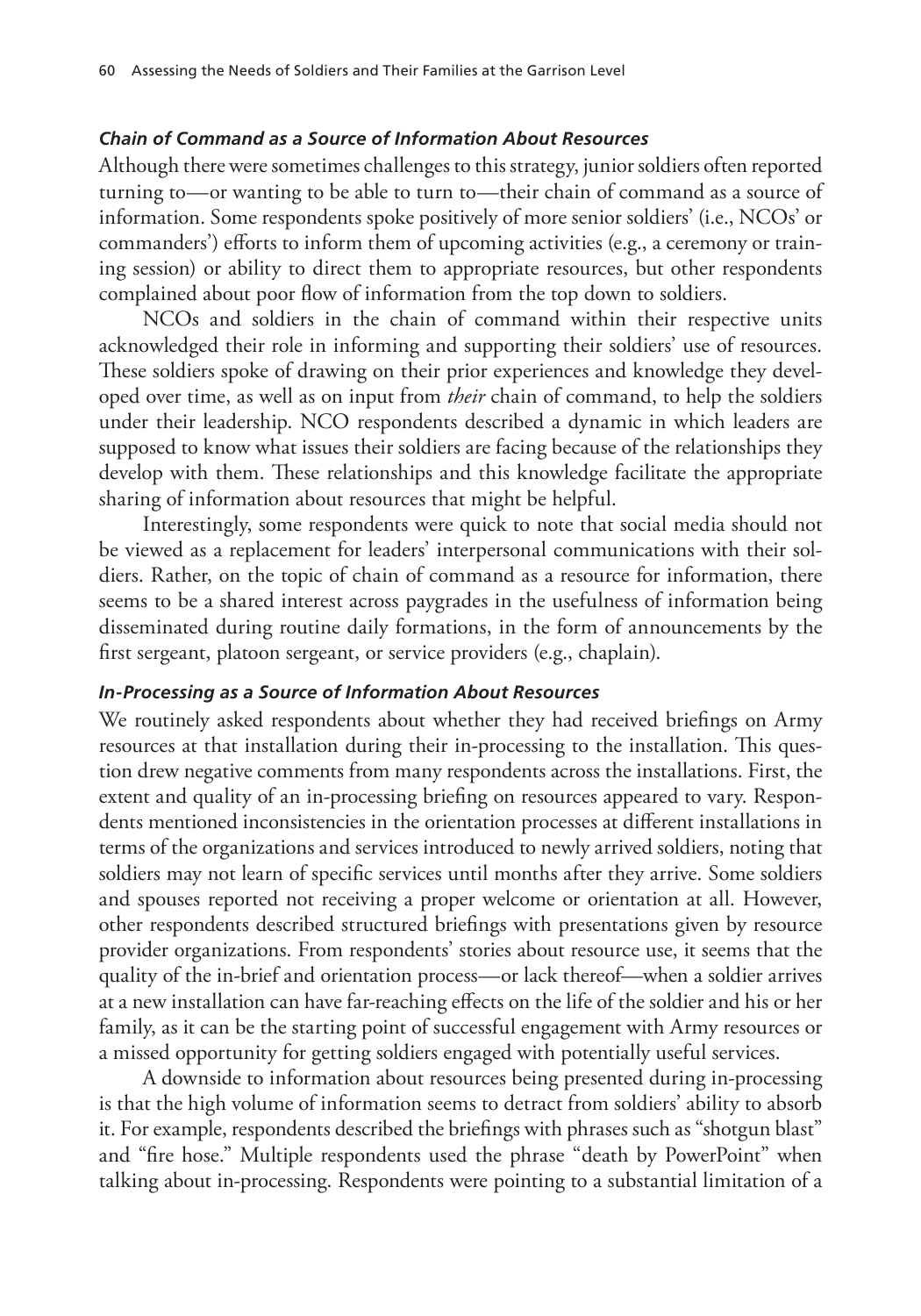#### *Chain of Command as a Source of Information About Resources*

Although there were sometimes challenges to this strategy, junior soldiers often reported turning to—or wanting to be able to turn to—their chain of command as a source of information. Some respondents spoke positively of more senior soldiers' (i.e., NCOs' or commanders') efforts to inform them of upcoming activities (e.g., a ceremony or training session) or ability to direct them to appropriate resources, but other respondents complained about poor flow of information from the top down to soldiers.

NCOs and soldiers in the chain of command within their respective units acknowledged their role in informing and supporting their soldiers' use of resources. These soldiers spoke of drawing on their prior experiences and knowledge they developed over time, as well as on input from *their* chain of command, to help the soldiers under their leadership. NCO respondents described a dynamic in which leaders are supposed to know what issues their soldiers are facing because of the relationships they develop with them. These relationships and this knowledge facilitate the appropriate sharing of information about resources that might be helpful.

Interestingly, some respondents were quick to note that social media should not be viewed as a replacement for leaders' interpersonal communications with their soldiers. Rather, on the topic of chain of command as a resource for information, there seems to be a shared interest across paygrades in the usefulness of information being disseminated during routine daily formations, in the form of announcements by the first sergeant, platoon sergeant, or service providers (e.g., chaplain).

#### *In-Processing as a Source of Information About Resources*

We routinely asked respondents about whether they had received briefings on Army resources at that installation during their in-processing to the installation. This question drew negative comments from many respondents across the installations. First, the extent and quality of an in-processing briefing on resources appeared to vary. Respondents mentioned inconsistencies in the orientation processes at different installations in terms of the organizations and services introduced to newly arrived soldiers, noting that soldiers may not learn of specific services until months after they arrive. Some soldiers and spouses reported not receiving a proper welcome or orientation at all. However, other respondents described structured briefings with presentations given by resource provider organizations. From respondents' stories about resource use, it seems that the quality of the in-brief and orientation process—or lack thereof—when a soldier arrives at a new installation can have far-reaching effects on the life of the soldier and his or her family, as it can be the starting point of successful engagement with Army resources or a missed opportunity for getting soldiers engaged with potentially useful services.

A downside to information about resources being presented during in-processing is that the high volume of information seems to detract from soldiers' ability to absorb it. For example, respondents described the briefings with phrases such as "shotgun blast" and "fire hose." Multiple respondents used the phrase "death by PowerPoint" when talking about in-processing. Respondents were pointing to a substantial limitation of a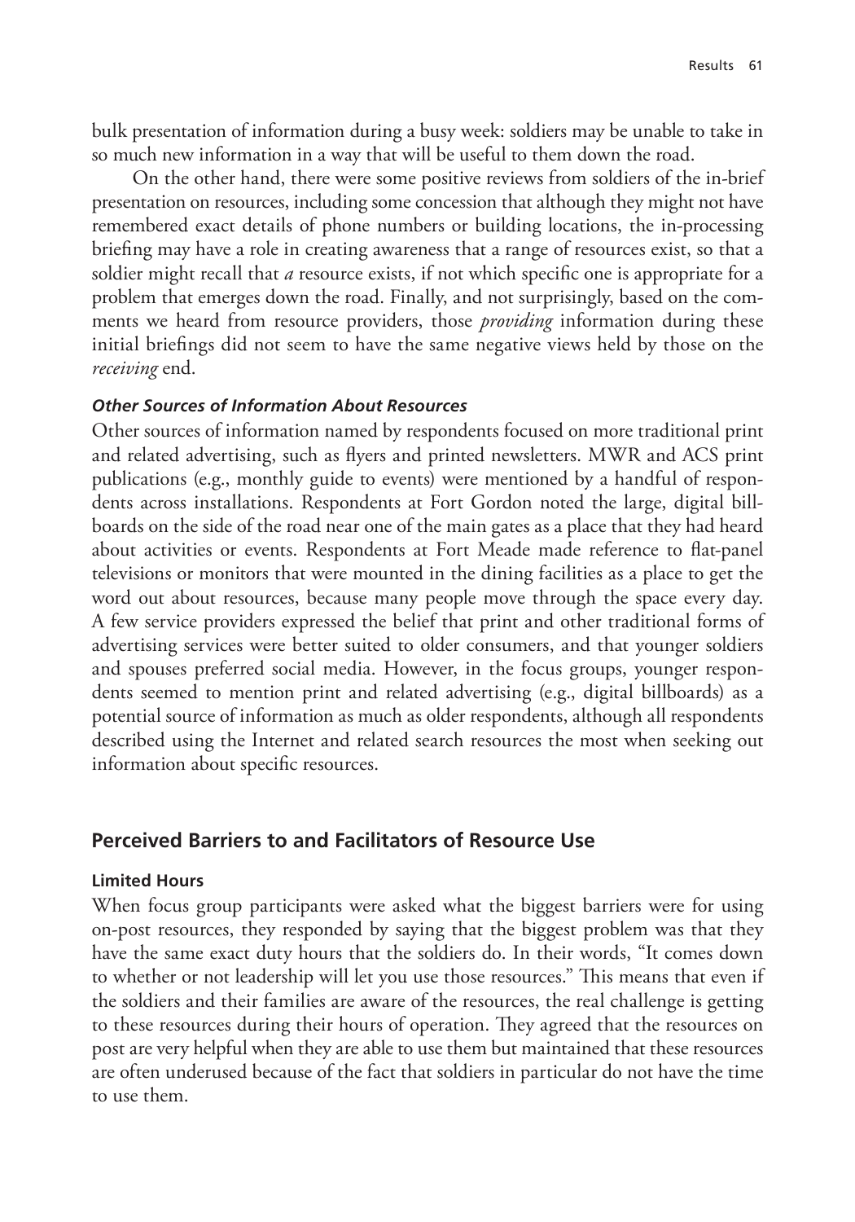bulk presentation of information during a busy week: soldiers may be unable to take in so much new information in a way that will be useful to them down the road.

On the other hand, there were some positive reviews from soldiers of the in-brief presentation on resources, including some concession that although they might not have remembered exact details of phone numbers or building locations, the in-processing briefing may have a role in creating awareness that a range of resources exist, so that a soldier might recall that *a* resource exists, if not which specific one is appropriate for a problem that emerges down the road. Finally, and not surprisingly, based on the comments we heard from resource providers, those *providing* information during these initial briefings did not seem to have the same negative views held by those on the *receiving* end.

#### *Other Sources of Information About Resources*

Other sources of information named by respondents focused on more traditional print and related advertising, such as flyers and printed newsletters. MWR and ACS print publications (e.g., monthly guide to events) were mentioned by a handful of respondents across installations. Respondents at Fort Gordon noted the large, digital billboards on the side of the road near one of the main gates as a place that they had heard about activities or events. Respondents at Fort Meade made reference to flat-panel televisions or monitors that were mounted in the dining facilities as a place to get the word out about resources, because many people move through the space every day. A few service providers expressed the belief that print and other traditional forms of advertising services were better suited to older consumers, and that younger soldiers and spouses preferred social media. However, in the focus groups, younger respondents seemed to mention print and related advertising (e.g., digital billboards) as a potential source of information as much as older respondents, although all respondents described using the Internet and related search resources the most when seeking out information about specific resources.

## Perceived Barriers to and Facilitators of Resource Use

### Limited Hours

When focus group participants were asked what the biggest barriers were for using on-post resources, they responded by saying that the biggest problem was that they have the same exact duty hours that the soldiers do. In their words, "It comes down to whether or not leadership will let you use those resources." This means that even if the soldiers and their families are aware of the resources, the real challenge is getting to these resources during their hours of operation. They agreed that the resources on post are very helpful when they are able to use them but maintained that these resources are often underused because of the fact that soldiers in particular do not have the time to use them.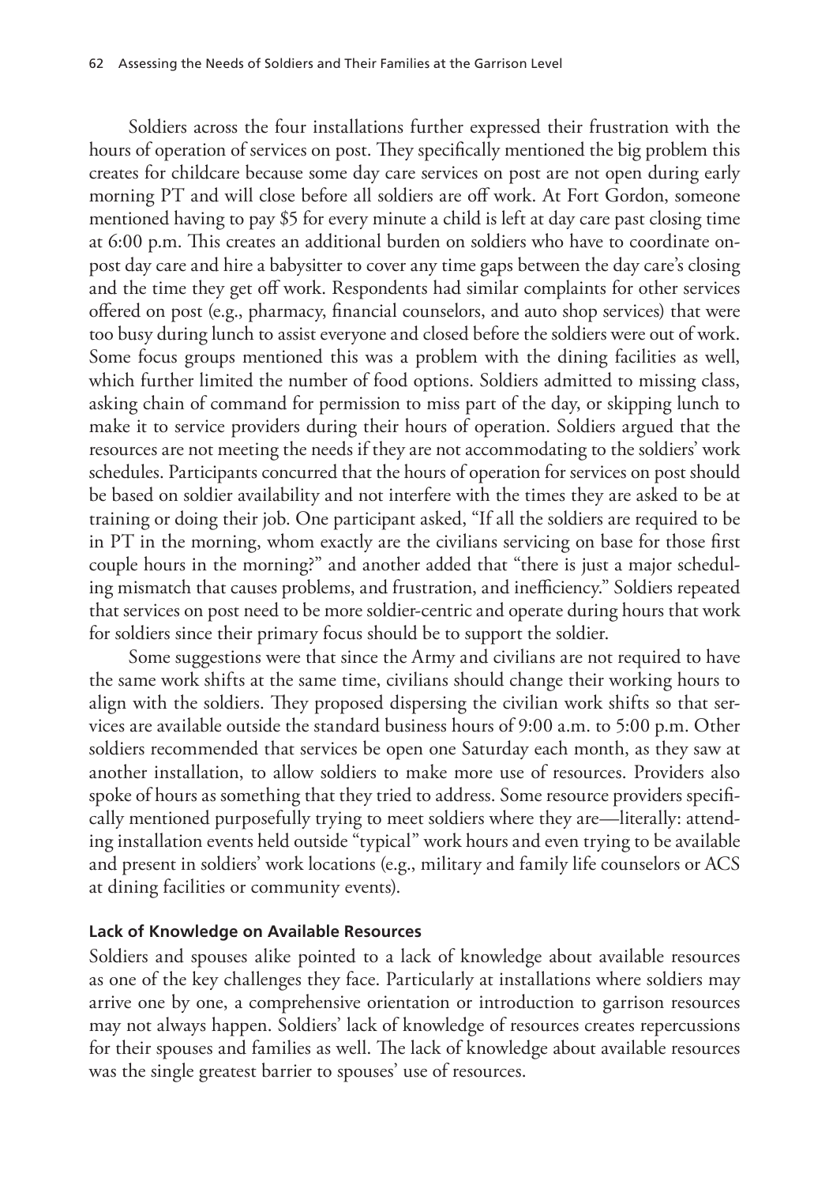Soldiers across the four installations further expressed their frustration with the hours of operation of services on post. They specifically mentioned the big problem this creates for childcare because some day care services on post are not open during early morning PT and will close before all soldiers are off work. At Fort Gordon, someone mentioned having to pay $5 for every minute a child is left at day care past closing time at 6:00 p.m. This creates an additional burden on soldiers who have to coordinate on-post day care and hire a babysitter to cover any time gaps between the day care's closing and the time they get off work. Respondents had similar complaints for other services offered on post (e.g., pharmacy, financial counselors, and auto shop services) that were too busy during lunch to assist everyone and closed before the soldiers were out of work. Some focus groups mentioned this was a problem with the dining facilities as well, which further limited the number of food options. Soldiers admitted to missing class, asking chain of command for permission to miss part of the day, or skipping lunch to make it to service providers during their hours of operation. Soldiers argued that the resources are not meeting the needs if they are not accommodating to the soldiers' work schedules. Participants concurred that the hours of operation for services on post should be based on soldier availability and not interfere with the times they are asked to be at training or doing their job. One participant asked, "If all the soldiers are required to be in PT in the morning, whom exactly are the civilians servicing on base for those first couple hours in the morning?" and another added that "there is just a major scheduling mismatch that causes problems, and frustration, and inefficiency." Soldiers repeated that services on post need to be more soldier-centric and operate during hours that work for soldiers since their primary focus should be to support the soldier.

Some suggestions were that since the Army and civilians are not required to have the same work shifts at the same time, civilians should change their working hours to align with the soldiers. They proposed dispersing the civilian work shifts so that services are available outside the standard business hours of 9:00 a.m. to 5:00 p.m. Other soldiers recommended that services be open one Saturday each month, as they saw at another installation, to allow soldiers to make more use of resources. Providers also spoke of hours as something that they tried to address. Some resource providers specifically mentioned purposefully trying to meet soldiers where they are—literally: attending installation events held outside "typical" work hours and even trying to be available and present in soldiers' work locations (e.g., military and family life counselors or ACS at dining facilities or community events).

#### Lack of Knowledge on Available Resources

Soldiers and spouses alike pointed to a lack of knowledge about available resources as one of the key challenges they face. Particularly at installations where soldiers may arrive one by one, a comprehensive orientation or introduction to garrison resources may not always happen. Soldiers' lack of knowledge of resources creates repercussions for their spouses and families as well. The lack of knowledge about available resources was the single greatest barrier to spouses' use of resources.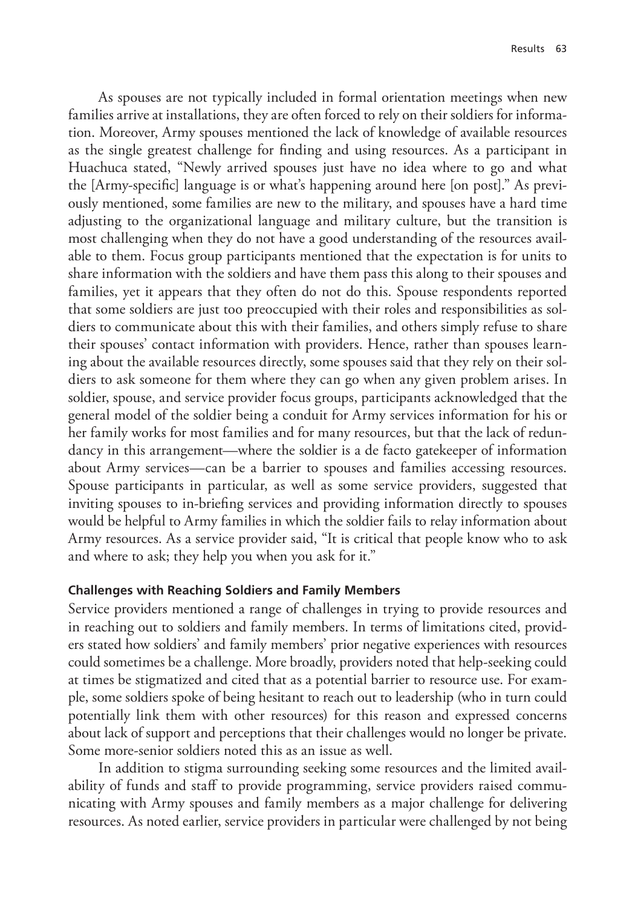As spouses are not typically included in formal orientation meetings when new families arrive at installations, they are often forced to rely on their soldiers for information. Moreover, Army spouses mentioned the lack of knowledge of available resources as the single greatest challenge for finding and using resources. As a participant in Huachuca stated, "Newly arrived spouses just have no idea where to go and what the [Army-specific] language is or what's happening around here [on post]." As previously mentioned, some families are new to the military, and spouses have a hard time adjusting to the organizational language and military culture, but the transition is most challenging when they do not have a good understanding of the resources available to them. Focus group participants mentioned that the expectation is for units to share information with the soldiers and have them pass this along to their spouses and families, yet it appears that they often do not do this. Spouse respondents reported that some soldiers are just too preoccupied with their roles and responsibilities as soldiers to communicate about this with their families, and others simply refuse to share their spouses' contact information with providers. Hence, rather than spouses learning about the available resources directly, some spouses said that they rely on their soldiers to ask someone for them where they can go when any given problem arises. In soldier, spouse, and service provider focus groups, participants acknowledged that the general model of the soldier being a conduit for Army services information for his or her family works for most families and for many resources, but that the lack of redundancy in this arrangement—where the soldier is a de facto gatekeeper of information about Army services—can be a barrier to spouses and families accessing resources. Spouse participants in particular, as well as some service providers, suggested that inviting spouses to in-briefing services and providing information directly to spouses would be helpful to Army families in which the soldier fails to relay information about Army resources. As a service provider said, "It is critical that people know who to ask and where to ask; they help you when you ask for it."

#### Challenges with Reaching Soldiers and Family Members

Service providers mentioned a range of challenges in trying to provide resources and in reaching out to soldiers and family members. In terms of limitations cited, providers stated how soldiers' and family members' prior negative experiences with resources could sometimes be a challenge. More broadly, providers noted that help-seeking could at times be stigmatized and cited that as a potential barrier to resource use. For example, some soldiers spoke of being hesitant to reach out to leadership (who in turn could potentially link them with other resources) for this reason and expressed concerns about lack of support and perceptions that their challenges would no longer be private. Some more-senior soldiers noted this as an issue as well.

In addition to stigma surrounding seeking some resources and the limited availability of funds and staff to provide programming, service providers raised communicating with Army spouses and family members as a major challenge for delivering resources. As noted earlier, service providers in particular were challenged by not being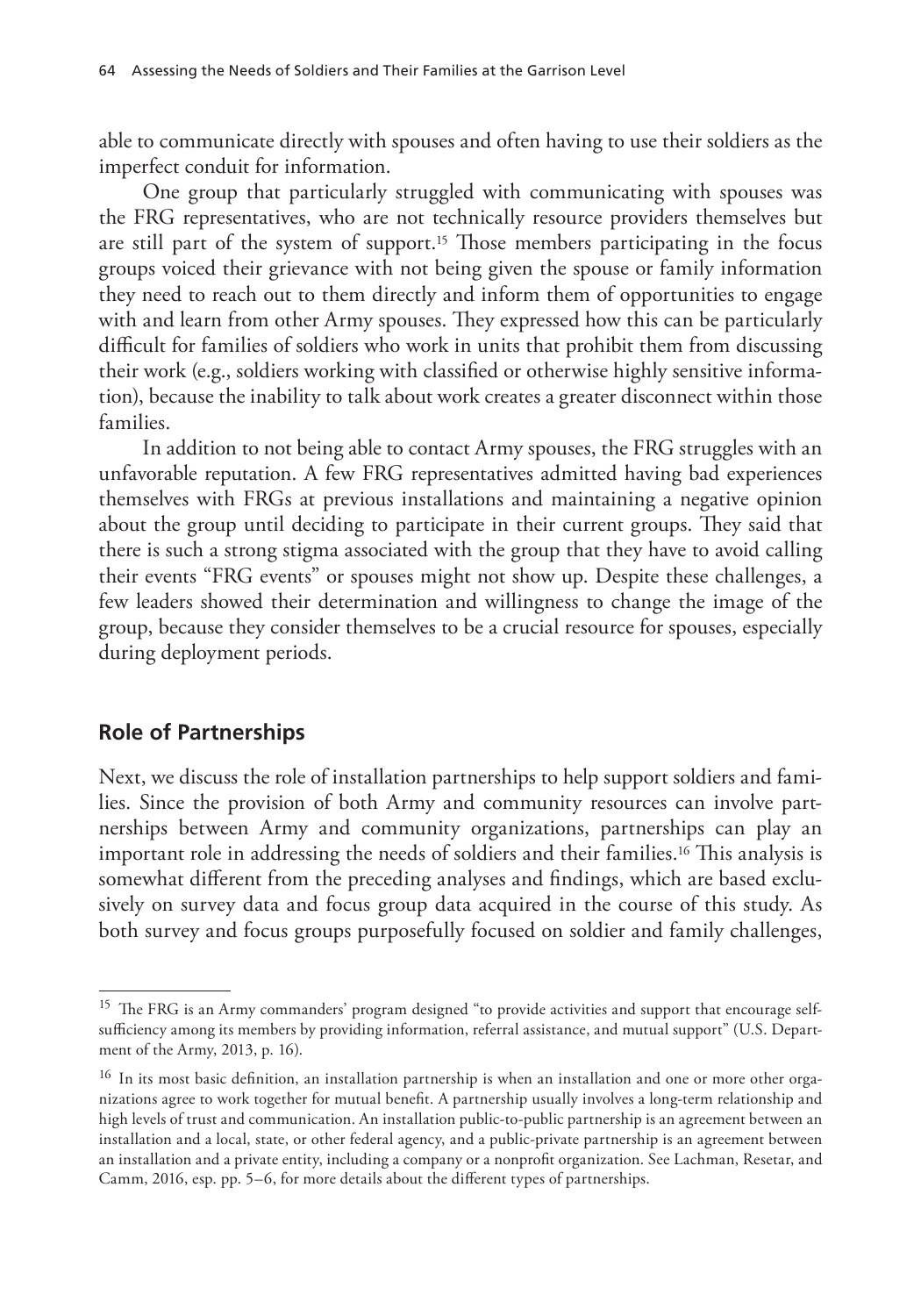able to communicate directly with spouses and often having to use their soldiers as the imperfect conduit for information.

One group that particularly struggled with communicating with spouses was the FRG representatives, who are not technically resource providers themselves but are still part of the system of support.[15] Those members participating in the focus groups voiced their grievance with not being given the spouse or family information they need to reach out to them directly and inform them of opportunities to engage with and learn from other Army spouses. They expressed how this can be particularly difficult for families of soldiers who work in units that prohibit them from discussing their work (e.g., soldiers working with classified or otherwise highly sensitive information), because the inability to talk about work creates a greater disconnect within those families.

In addition to not being able to contact Army spouses, the FRG struggles with an unfavorable reputation. A few FRG representatives admitted having bad experiences themselves with FRGs at previous installations and maintaining a negative opinion about the group until deciding to participate in their current groups. They said that there is such a strong stigma associated with the group that they have to avoid calling their events "FRG events" or spouses might not show up. Despite these challenges, a few leaders showed their determination and willingness to change the image of the group, because they consider themselves to be a crucial resource for spouses, especially during deployment periods.

## Role of Partnerships

Next, we discuss the role of installation partnerships to help support soldiers and families. Since the provision of both Army and community resources can involve partnerships between Army and community organizations, partnerships can play an important role in addressing the needs of soldiers and their families.[16] This analysis is somewhat different from the preceding analyses and findings, which are based exclusively on survey data and focus group data acquired in the course of this study. As both survey and focus groups purposefully focused on soldier and family challenges,

---

[15] The FRG is an Army commanders' program designed "to provide activities and support that encourage self-sufficiency among its members by providing information, referral assistance, and mutual support" (U.S. Department of the Army, 2013, p. 16).

[16] In its most basic definition, an installation partnership is when an installation and one or more other organizations agree to work together for mutual benefit. A partnership usually involves a long-term relationship and high levels of trust and communication. An installation public-to-public partnership is an agreement between an installation and a local, state, or other federal agency, and a public-private partnership is an agreement between an installation and a private entity, including a company or a nonprofit organization. See Lachman, Resetar, and Camm, 2016, esp. pp. 5–6, for more details about the different types of partnerships.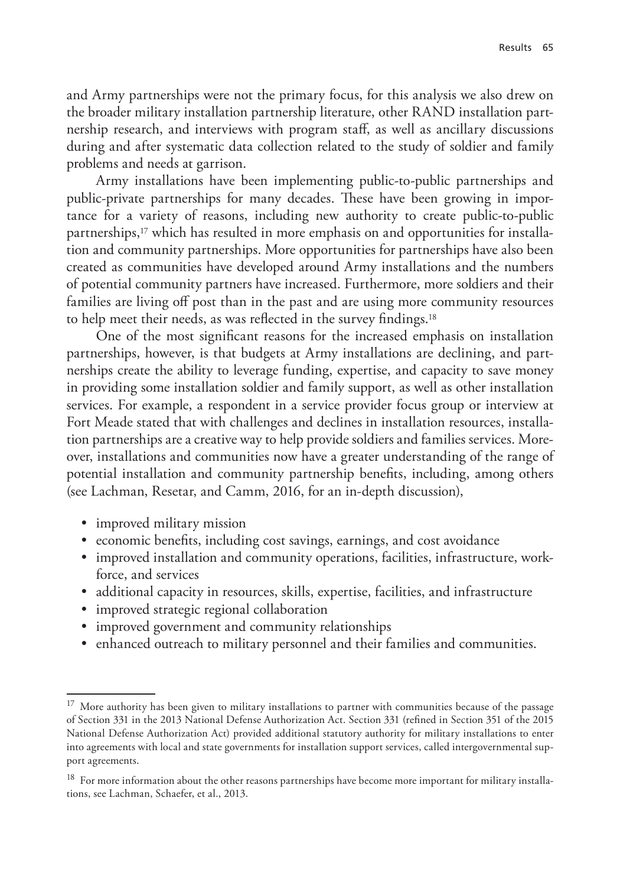and Army partnerships were not the primary focus, for this analysis we also drew on the broader military installation partnership literature, other RAND installation partnership research, and interviews with program staff, as well as ancillary discussions during and after systematic data collection related to the study of soldier and family problems and needs at garrison.

Army installations have been implementing public-to-public partnerships and public-private partnerships for many decades. These have been growing in importance for a variety of reasons, including new authority to create public-to-public partnerships,[17] which has resulted in more emphasis on and opportunities for installation and community partnerships. More opportunities for partnerships have also been created as communities have developed around Army installations and the numbers of potential community partners have increased. Furthermore, more soldiers and their families are living off post than in the past and are using more community resources to help meet their needs, as was reflected in the survey findings.[18]

One of the most significant reasons for the increased emphasis on installation partnerships, however, is that budgets at Army installations are declining, and partnerships create the ability to leverage funding, expertise, and capacity to save money in providing some installation soldier and family support, as well as other installation services. For example, a respondent in a service provider focus group or interview at Fort Meade stated that with challenges and declines in installation resources, installation partnerships are a creative way to help provide soldiers and families services. Moreover, installations and communities now have a greater understanding of the range of potential installation and community partnership benefits, including, among others (see Lachman, Resetar, and Camm, 2016, for an in-depth discussion),

- improved military mission
- economic benefits, including cost savings, earnings, and cost avoidance
- improved installation and community operations, facilities, infrastructure, workforce, and services
- additional capacity in resources, skills, expertise, facilities, and infrastructure
- improved strategic regional collaboration
- improved government and community relationships
- enhanced outreach to military personnel and their families and communities.

---

[17] More authority has been given to military installations to partner with communities because of the passage of Section 331 in the 2013 National Defense Authorization Act. Section 331 (refined in Section 351 of the 2015 National Defense Authorization Act) provided additional statutory authority for military installations to enter into agreements with local and state governments for installation support services, called intergovernmental support agreements.

[18] For more information about the other reasons partnerships have become more important for military installations, see Lachman, Schaefer, et al., 2013.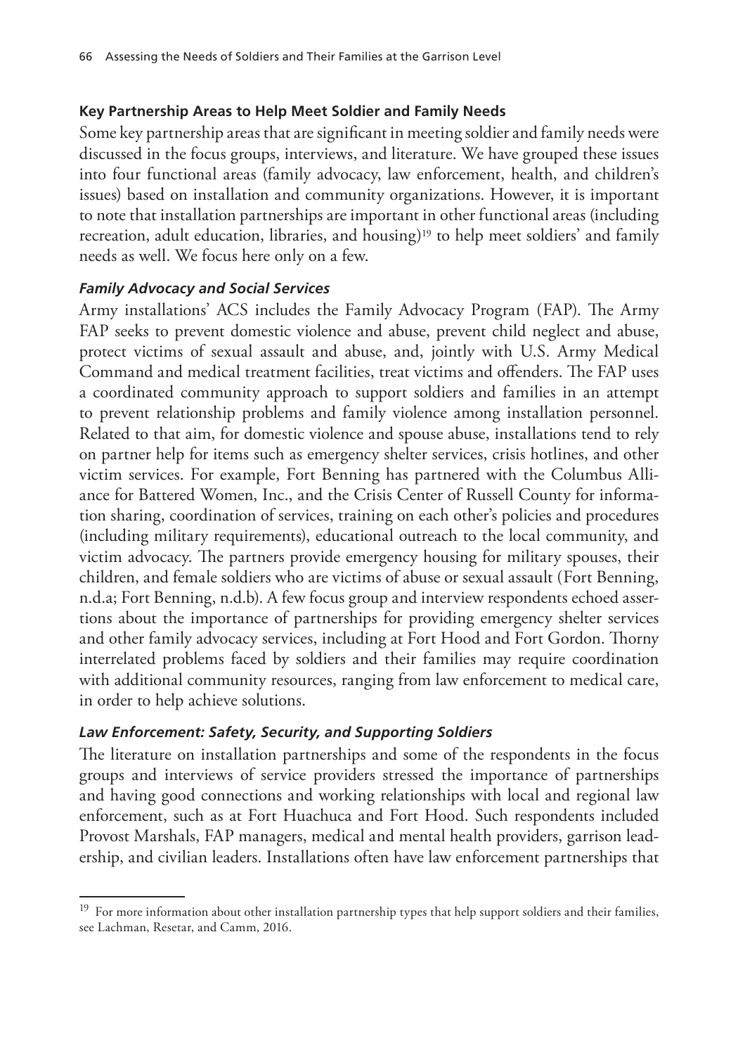### Key Partnership Areas to Help Meet Soldier and Family Needs

Some key partnership areas that are significant in meeting soldier and family needs were discussed in the focus groups, interviews, and literature. We have grouped these issues into four functional areas (family advocacy, law enforcement, health, and children's issues) based on installation and community organizations. However, it is important to note that installation partnerships are important in other functional areas (including recreation, adult education, libraries, and housing)[19] to help meet soldiers' and family needs as well. We focus here only on a few.

#### *Family Advocacy and Social Services*

Army installations' ACS includes the Family Advocacy Program (FAP). The Army FAP seeks to prevent domestic violence and abuse, prevent child neglect and abuse, protect victims of sexual assault and abuse, and, jointly with U.S. Army Medical Command and medical treatment facilities, treat victims and offenders. The FAP uses a coordinated community approach to support soldiers and families in an attempt to prevent relationship problems and family violence among installation personnel. Related to that aim, for domestic violence and spouse abuse, installations tend to rely on partner help for items such as emergency shelter services, crisis hotlines, and other victim services. For example, Fort Benning has partnered with the Columbus Alliance for Battered Women, Inc., and the Crisis Center of Russell County for information sharing, coordination of services, training on each other's policies and procedures (including military requirements), educational outreach to the local community, and victim advocacy. The partners provide emergency housing for military spouses, their children, and female soldiers who are victims of abuse or sexual assault (Fort Benning, n.d.a; Fort Benning, n.d.b). A few focus group and interview respondents echoed assertions about the importance of partnerships for providing emergency shelter services and other family advocacy services, including at Fort Hood and Fort Gordon. Thorny interrelated problems faced by soldiers and their families may require coordination with additional community resources, ranging from law enforcement to medical care, in order to help achieve solutions.

#### *Law Enforcement: Safety, Security, and Supporting Soldiers*

The literature on installation partnerships and some of the respondents in the focus groups and interviews of service providers stressed the importance of partnerships and having good connections and working relationships with local and regional law enforcement, such as at Fort Huachuca and Fort Hood. Such respondents included Provost Marshals, FAP managers, medical and mental health providers, garrison leadership, and civilian leaders. Installations often have law enforcement partnerships that

---

[19] For more information about other installation partnership types that help support soldiers and their families, see Lachman, Resetar, and Camm, 2016.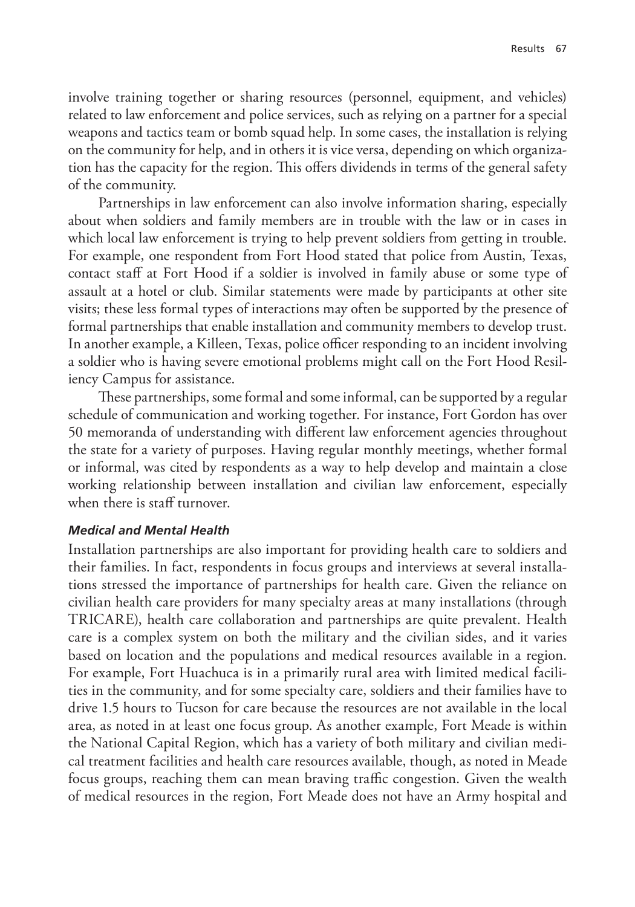involve training together or sharing resources (personnel, equipment, and vehicles) related to law enforcement and police services, such as relying on a partner for a special weapons and tactics team or bomb squad help. In some cases, the installation is relying on the community for help, and in others it is vice versa, depending on which organization has the capacity for the region. This offers dividends in terms of the general safety of the community.

Partnerships in law enforcement can also involve information sharing, especially about when soldiers and family members are in trouble with the law or in cases in which local law enforcement is trying to help prevent soldiers from getting in trouble. For example, one respondent from Fort Hood stated that police from Austin, Texas, contact staff at Fort Hood if a soldier is involved in family abuse or some type of assault at a hotel or club. Similar statements were made by participants at other site visits; these less formal types of interactions may often be supported by the presence of formal partnerships that enable installation and community members to develop trust. In another example, a Killeen, Texas, police officer responding to an incident involving a soldier who is having severe emotional problems might call on the Fort Hood Resiliency Campus for assistance.

These partnerships, some formal and some informal, can be supported by a regular schedule of communication and working together. For instance, Fort Gordon has over 50 memoranda of understanding with different law enforcement agencies throughout the state for a variety of purposes. Having regular monthly meetings, whether formal or informal, was cited by respondents as a way to help develop and maintain a close working relationship between installation and civilian law enforcement, especially when there is staff turnover.

#### *Medical and Mental Health*

Installation partnerships are also important for providing health care to soldiers and their families. In fact, respondents in focus groups and interviews at several installations stressed the importance of partnerships for health care. Given the reliance on civilian health care providers for many specialty areas at many installations (through TRICARE), health care collaboration and partnerships are quite prevalent. Health care is a complex system on both the military and the civilian sides, and it varies based on location and the populations and medical resources available in a region. For example, Fort Huachuca is in a primarily rural area with limited medical facilities in the community, and for some specialty care, soldiers and their families have to drive 1.5 hours to Tucson for care because the resources are not available in the local area, as noted in at least one focus group. As another example, Fort Meade is within the National Capital Region, which has a variety of both military and civilian medical treatment facilities and health care resources available, though, as noted in Meade focus groups, reaching them can mean braving traffic congestion. Given the wealth of medical resources in the region, Fort Meade does not have an Army hospital and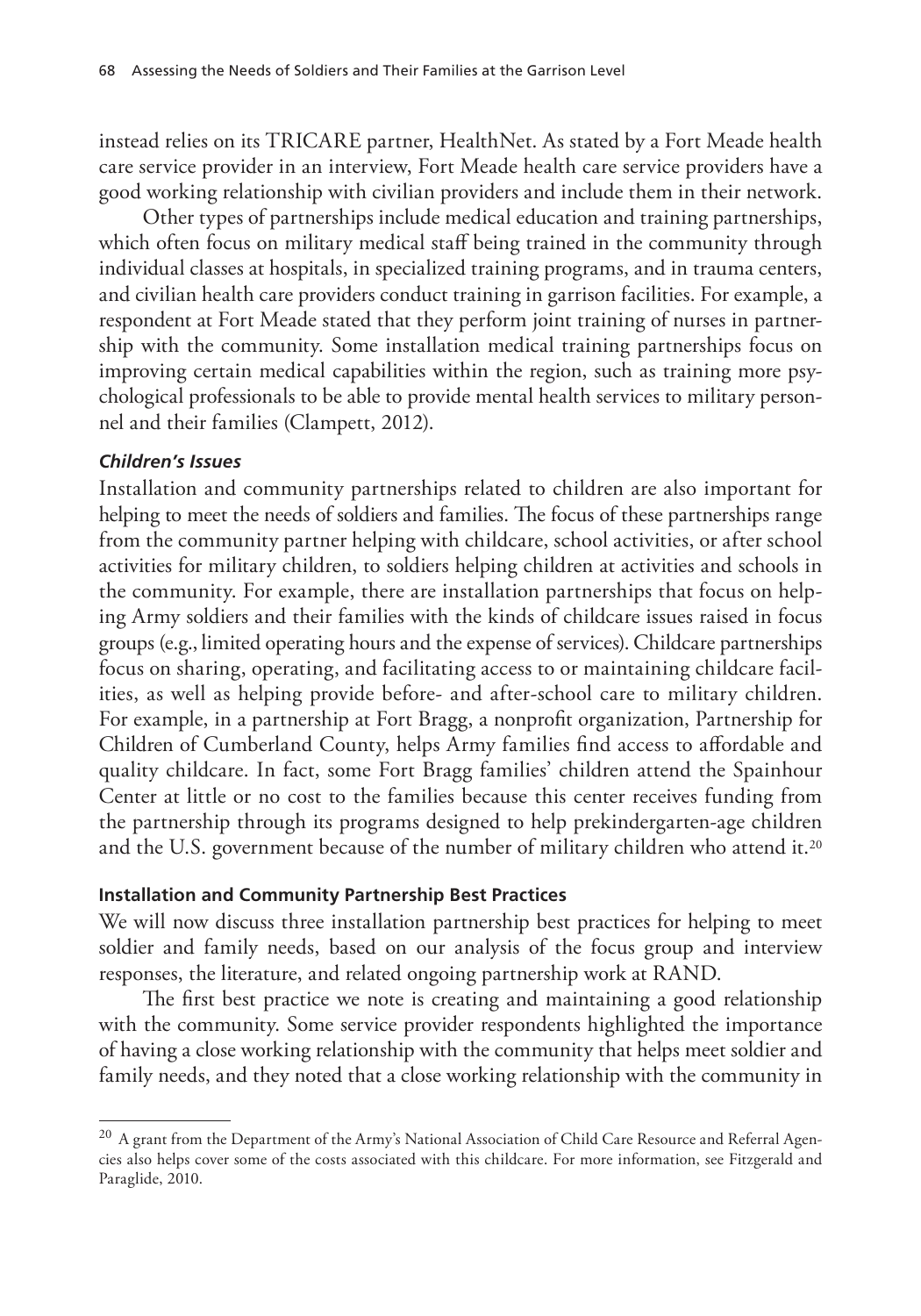instead relies on its TRICARE partner, HealthNet. As stated by a Fort Meade health care service provider in an interview, Fort Meade health care service providers have a good working relationship with civilian providers and include them in their network.

Other types of partnerships include medical education and training partnerships, which often focus on military medical staff being trained in the community through individual classes at hospitals, in specialized training programs, and in trauma centers, and civilian health care providers conduct training in garrison facilities. For example, a respondent at Fort Meade stated that they perform joint training of nurses in partnership with the community. Some installation medical training partnerships focus on improving certain medical capabilities within the region, such as training more psychological professionals to be able to provide mental health services to military personnel and their families (Clampett, 2012).

#### *Children's Issues*

Installation and community partnerships related to children are also important for helping to meet the needs of soldiers and families. The focus of these partnerships range from the community partner helping with childcare, school activities, or after school activities for military children, to soldiers helping children at activities and schools in the community. For example, there are installation partnerships that focus on helping Army soldiers and their families with the kinds of childcare issues raised in focus groups (e.g., limited operating hours and the expense of services). Childcare partnerships focus on sharing, operating, and facilitating access to or maintaining childcare facilities, as well as helping provide before- and after-school care to military children. For example, in a partnership at Fort Bragg, a nonprofit organization, Partnership for Children of Cumberland County, helps Army families find access to affordable and quality childcare. In fact, some Fort Bragg families' children attend the Spainhour Center at little or no cost to the families because this center receives funding from the partnership through its programs designed to help prekindergarten-age children and the U.S. government because of the number of military children who attend it.[20]

### Installation and Community Partnership Best Practices

We will now discuss three installation partnership best practices for helping to meet soldier and family needs, based on our analysis of the focus group and interview responses, the literature, and related ongoing partnership work at RAND.

The first best practice we note is creating and maintaining a good relationship with the community. Some service provider respondents highlighted the importance of having a close working relationship with the community that helps meet soldier and family needs, and they noted that a close working relationship with the community in

---

[20] A grant from the Department of the Army's National Association of Child Care Resource and Referral Agencies also helps cover some of the costs associated with this childcare. For more information, see Fitzgerald and Paraglide, 2010.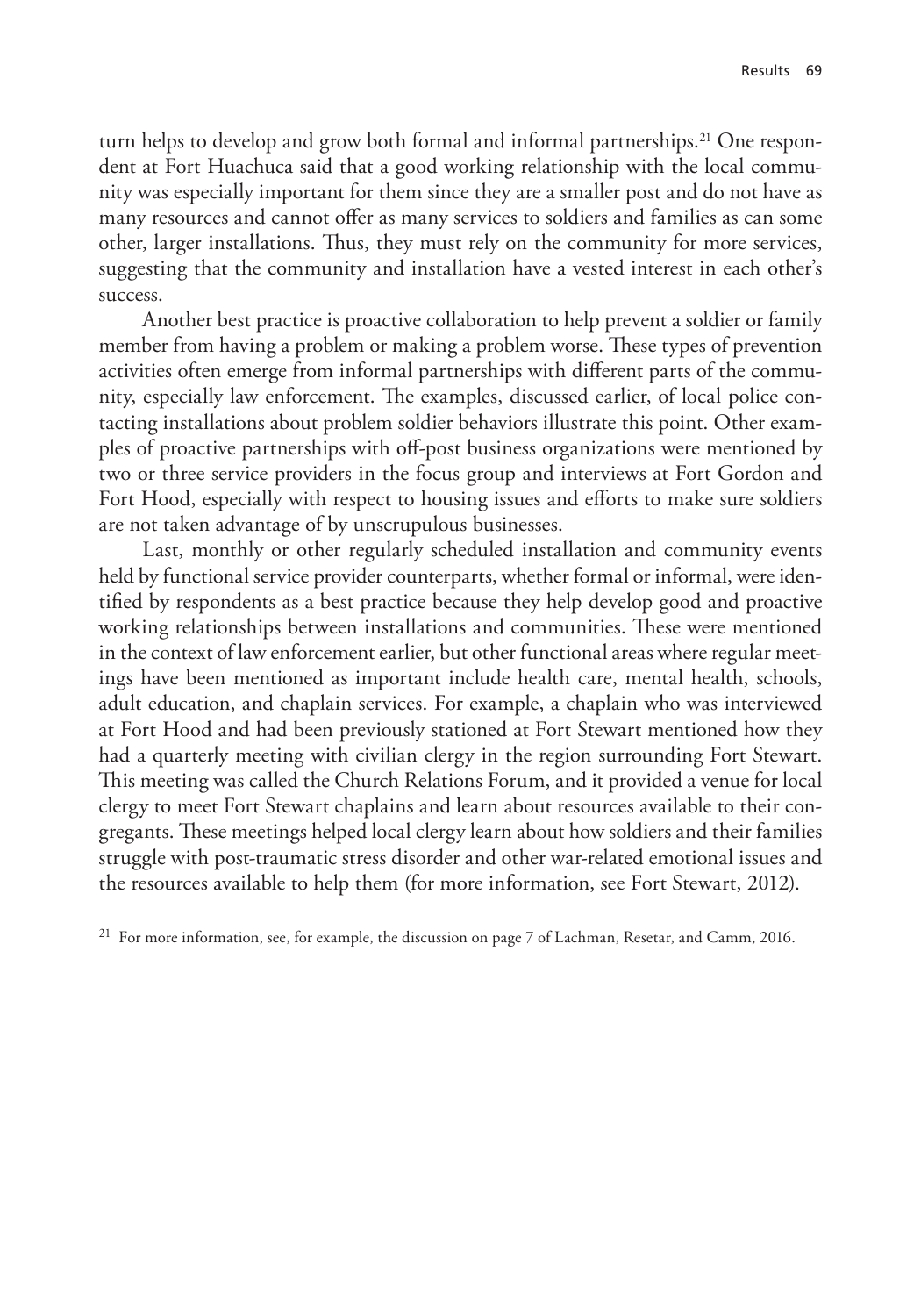turn helps to develop and grow both formal and informal partnerships.[21] One respondent at Fort Huachuca said that a good working relationship with the local community was especially important for them since they are a smaller post and do not have as many resources and cannot offer as many services to soldiers and families as can some other, larger installations. Thus, they must rely on the community for more services, suggesting that the community and installation have a vested interest in each other's success.

Another best practice is proactive collaboration to help prevent a soldier or family member from having a problem or making a problem worse. These types of prevention activities often emerge from informal partnerships with different parts of the community, especially law enforcement. The examples, discussed earlier, of local police contacting installations about problem soldier behaviors illustrate this point. Other examples of proactive partnerships with off-post business organizations were mentioned by two or three service providers in the focus group and interviews at Fort Gordon and Fort Hood, especially with respect to housing issues and efforts to make sure soldiers are not taken advantage of by unscrupulous businesses.

Last, monthly or other regularly scheduled installation and community events held by functional service provider counterparts, whether formal or informal, were identified by respondents as a best practice because they help develop good and proactive working relationships between installations and communities. These were mentioned in the context of law enforcement earlier, but other functional areas where regular meetings have been mentioned as important include health care, mental health, schools, adult education, and chaplain services. For example, a chaplain who was interviewed at Fort Hood and had been previously stationed at Fort Stewart mentioned how they had a quarterly meeting with civilian clergy in the region surrounding Fort Stewart. This meeting was called the Church Relations Forum, and it provided a venue for local clergy to meet Fort Stewart chaplains and learn about resources available to their congregants. These meetings helped local clergy learn about how soldiers and their families struggle with post-traumatic stress disorder and other war-related emotional issues and the resources available to help them (for more information, see Fort Stewart, 2012).

---

[21] For more information, see, for example, the discussion on page 7 of Lachman, Resetar, and Camm, 2016.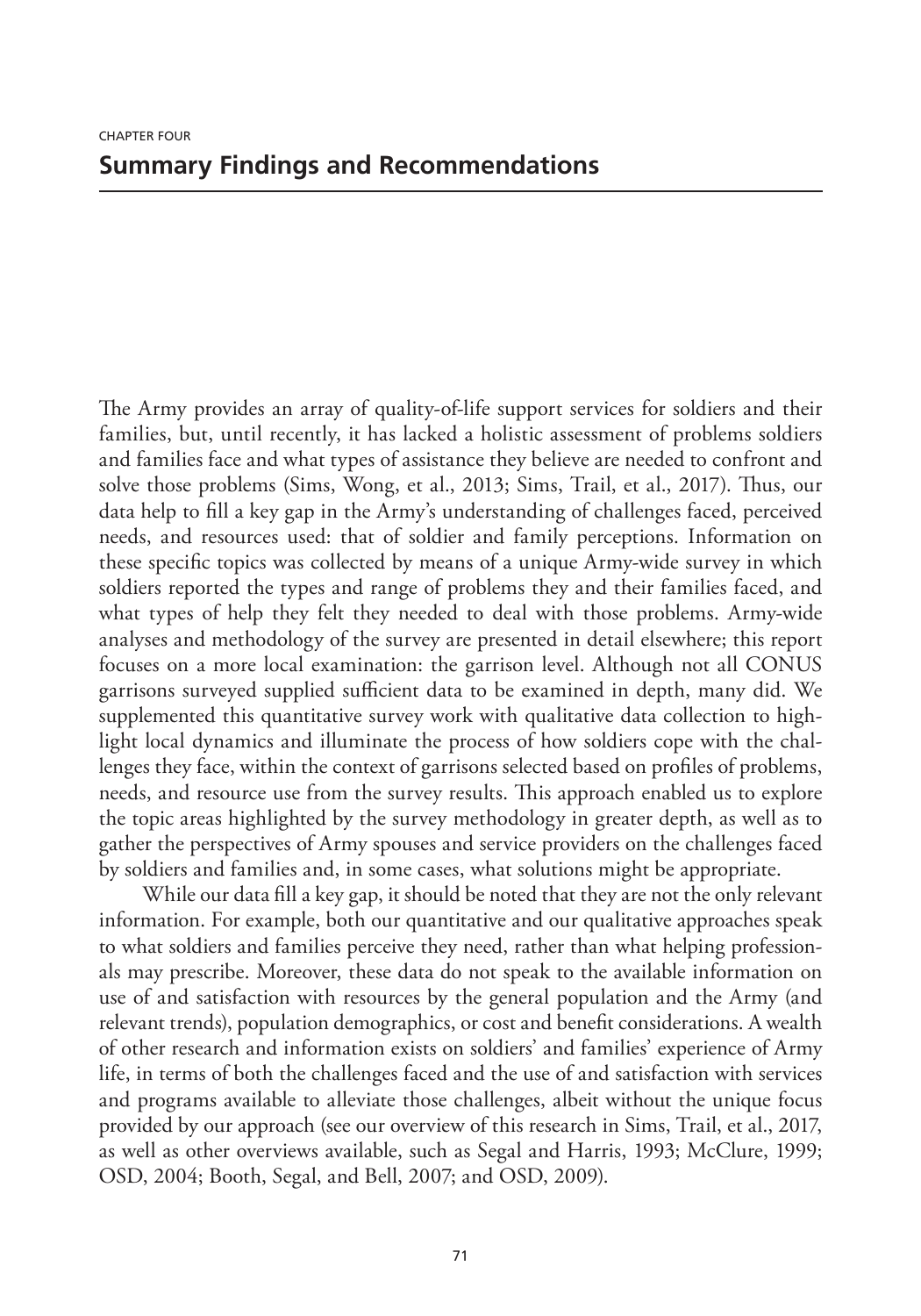CHAPTER FOUR

# Summary Findings and Recommendations

The Army provides an array of quality-of-life support services for soldiers and their families, but, until recently, it has lacked a holistic assessment of problems soldiers and families face and what types of assistance they believe are needed to confront and solve those problems (Sims, Wong, et al., 2013; Sims, Trail, et al., 2017). Thus, our data help to fill a key gap in the Army's understanding of challenges faced, perceived needs, and resources used: that of soldier and family perceptions. Information on these specific topics was collected by means of a unique Army-wide survey in which soldiers reported the types and range of problems they and their families faced, and what types of help they felt they needed to deal with those problems. Army-wide analyses and methodology of the survey are presented in detail elsewhere; this report focuses on a more local examination: the garrison level. Although not all CONUS garrisons surveyed supplied sufficient data to be examined in depth, many did. We supplemented this quantitative survey work with qualitative data collection to highlight local dynamics and illuminate the process of how soldiers cope with the challenges they face, within the context of garrisons selected based on profiles of problems, needs, and resource use from the survey results. This approach enabled us to explore the topic areas highlighted by the survey methodology in greater depth, as well as to gather the perspectives of Army spouses and service providers on the challenges faced by soldiers and families and, in some cases, what solutions might be appropriate.

While our data fill a key gap, it should be noted that they are not the only relevant information. For example, both our quantitative and our qualitative approaches speak to what soldiers and families perceive they need, rather than what helping professionals may prescribe. Moreover, these data do not speak to the available information on use of and satisfaction with resources by the general population and the Army (and relevant trends), population demographics, or cost and benefit considerations. A wealth of other research and information exists on soldiers' and families' experience of Army life, in terms of both the challenges faced and the use of and satisfaction with services and programs available to alleviate those challenges, albeit without the unique focus provided by our approach (see our overview of this research in Sims, Trail, et al., 2017, as well as other overviews available, such as Segal and Harris, 1993; McClure, 1999; OSD, 2004; Booth, Segal, and Bell, 2007; and OSD, 2009).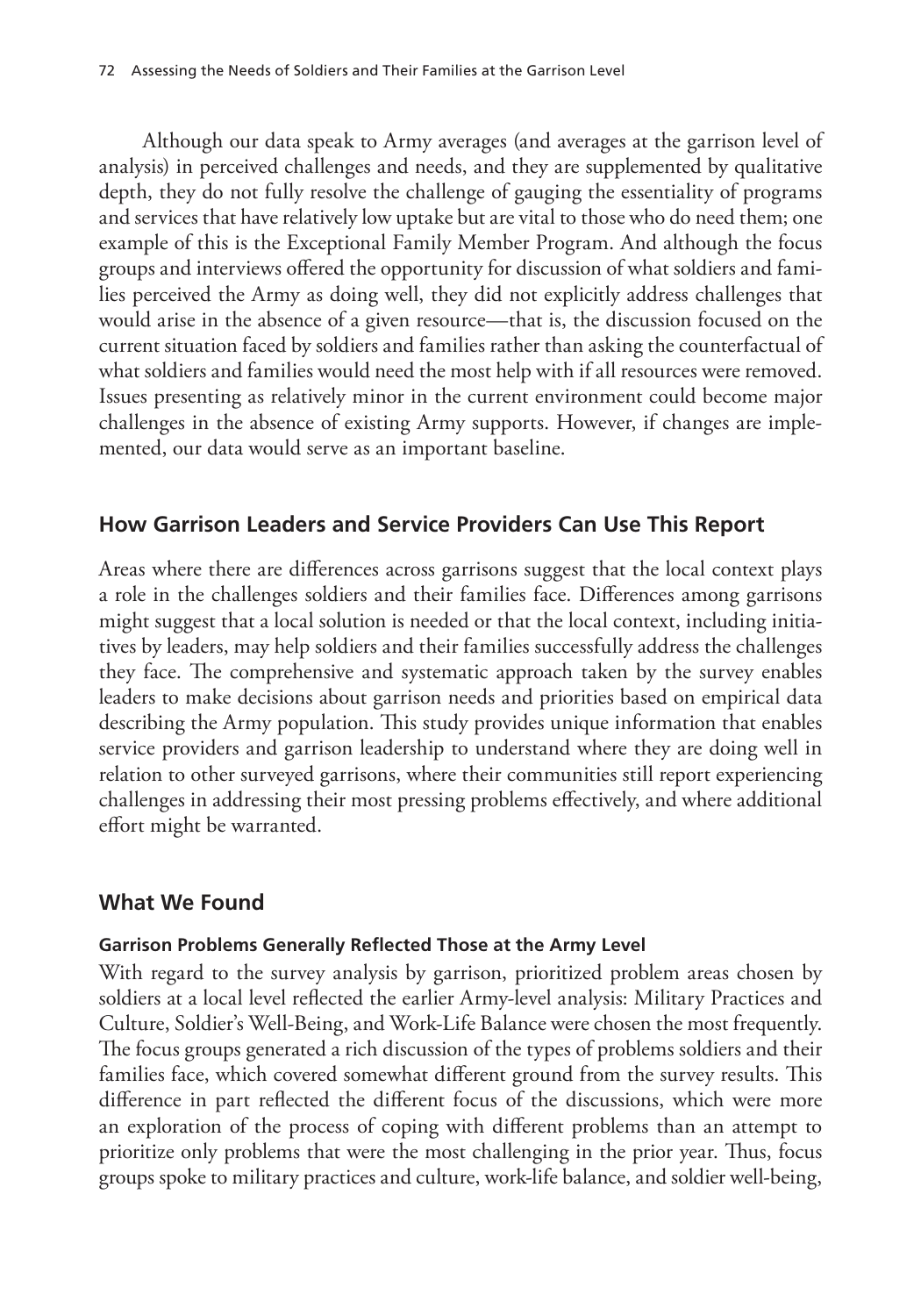Although our data speak to Army averages (and averages at the garrison level of analysis) in perceived challenges and needs, and they are supplemented by qualitative depth, they do not fully resolve the challenge of gauging the essentiality of programs and services that have relatively low uptake but are vital to those who do need them; one example of this is the Exceptional Family Member Program. And although the focus groups and interviews offered the opportunity for discussion of what soldiers and families perceived the Army as doing well, they did not explicitly address challenges that would arise in the absence of a given resource—that is, the discussion focused on the current situation faced by soldiers and families rather than asking the counterfactual of what soldiers and families would need the most help with if all resources were removed. Issues presenting as relatively minor in the current environment could become major challenges in the absence of existing Army supports. However, if changes are implemented, our data would serve as an important baseline.

## How Garrison Leaders and Service Providers Can Use This Report

Areas where there are differences across garrisons suggest that the local context plays a role in the challenges soldiers and their families face. Differences among garrisons might suggest that a local solution is needed or that the local context, including initiatives by leaders, may help soldiers and their families successfully address the challenges they face. The comprehensive and systematic approach taken by the survey enables leaders to make decisions about garrison needs and priorities based on empirical data describing the Army population. This study provides unique information that enables service providers and garrison leadership to understand where they are doing well in relation to other surveyed garrisons, where their communities still report experiencing challenges in addressing their most pressing problems effectively, and where additional effort might be warranted.

## What We Found

### Garrison Problems Generally Reflected Those at the Army Level

With regard to the survey analysis by garrison, prioritized problem areas chosen by soldiers at a local level reflected the earlier Army-level analysis: Military Practices and Culture, Soldier's Well-Being, and Work-Life Balance were chosen the most frequently. The focus groups generated a rich discussion of the types of problems soldiers and their families face, which covered somewhat different ground from the survey results. This difference in part reflected the different focus of the discussions, which were more an exploration of the process of coping with different problems than an attempt to prioritize only problems that were the most challenging in the prior year. Thus, focus groups spoke to military practices and culture, work-life balance, and soldier well-being,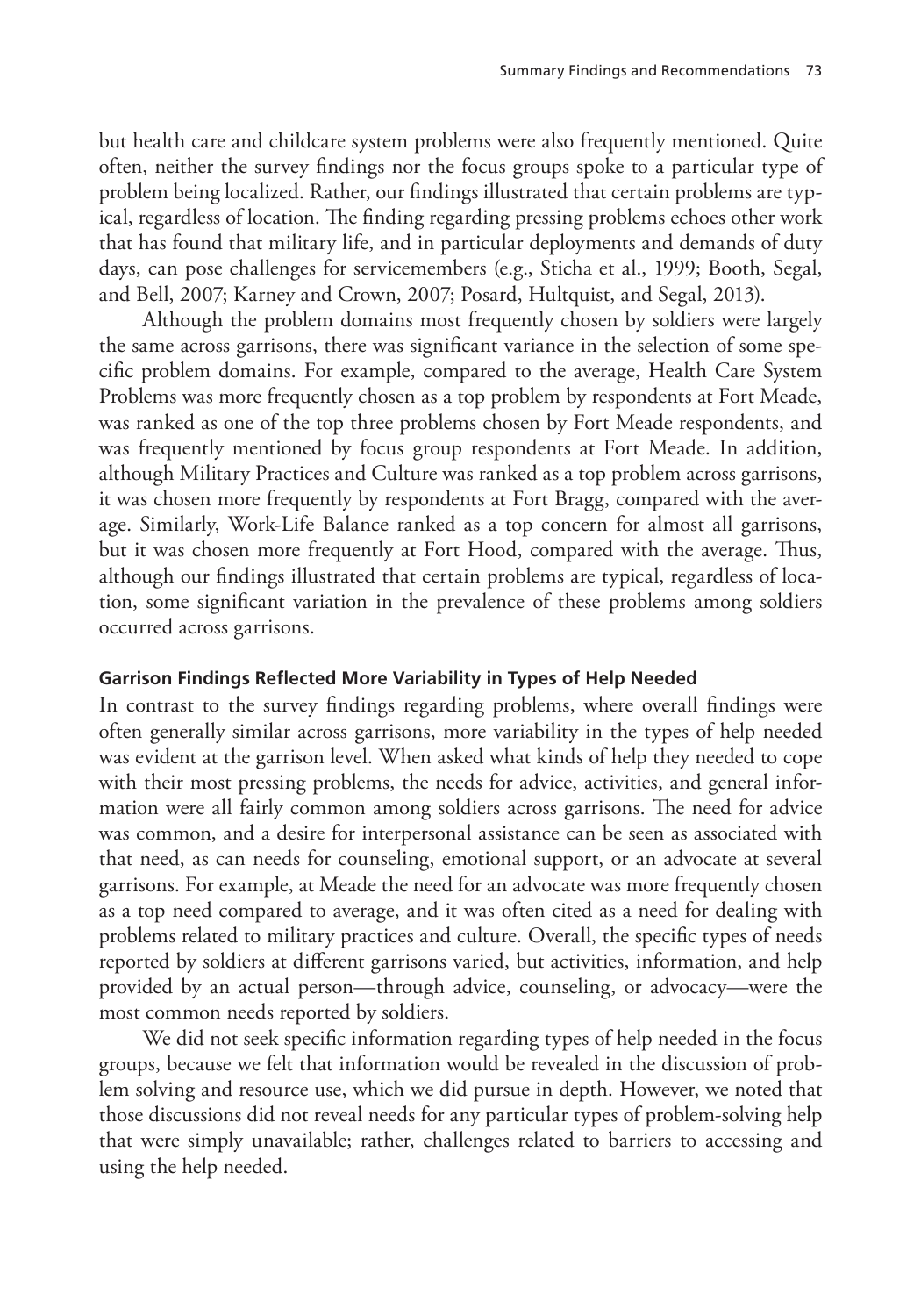but health care and childcare system problems were also frequently mentioned. Quite often, neither the survey findings nor the focus groups spoke to a particular type of problem being localized. Rather, our findings illustrated that certain problems are typical, regardless of location. The finding regarding pressing problems echoes other work that has found that military life, and in particular deployments and demands of duty days, can pose challenges for servicemembers (e.g., Sticha et al., 1999; Booth, Segal, and Bell, 2007; Karney and Crown, 2007; Posard, Hultquist, and Segal, 2013).

Although the problem domains most frequently chosen by soldiers were largely the same across garrisons, there was significant variance in the selection of some specific problem domains. For example, compared to the average, Health Care System Problems was more frequently chosen as a top problem by respondents at Fort Meade, was ranked as one of the top three problems chosen by Fort Meade respondents, and was frequently mentioned by focus group respondents at Fort Meade. In addition, although Military Practices and Culture was ranked as a top problem across garrisons, it was chosen more frequently by respondents at Fort Bragg, compared with the average. Similarly, Work-Life Balance ranked as a top concern for almost all garrisons, but it was chosen more frequently at Fort Hood, compared with the average. Thus, although our findings illustrated that certain problems are typical, regardless of location, some significant variation in the prevalence of these problems among soldiers occurred across garrisons.

#### Garrison Findings Reflected More Variability in Types of Help Needed

In contrast to the survey findings regarding problems, where overall findings were often generally similar across garrisons, more variability in the types of help needed was evident at the garrison level. When asked what kinds of help they needed to cope with their most pressing problems, the needs for advice, activities, and general information were all fairly common among soldiers across garrisons. The need for advice was common, and a desire for interpersonal assistance can be seen as associated with that need, as can needs for counseling, emotional support, or an advocate at several garrisons. For example, at Meade the need for an advocate was more frequently chosen as a top need compared to average, and it was often cited as a need for dealing with problems related to military practices and culture. Overall, the specific types of needs reported by soldiers at different garrisons varied, but activities, information, and help provided by an actual person—through advice, counseling, or advocacy—were the most common needs reported by soldiers.

We did not seek specific information regarding types of help needed in the focus groups, because we felt that information would be revealed in the discussion of problem solving and resource use, which we did pursue in depth. However, we noted that those discussions did not reveal needs for any particular types of problem-solving help that were simply unavailable; rather, challenges related to barriers to accessing and using the help needed.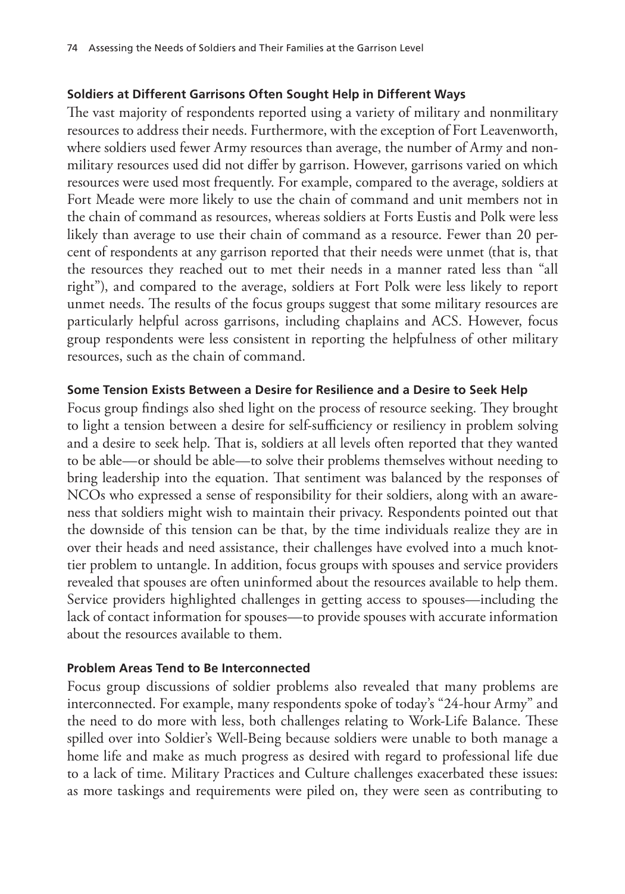### Soldiers at Different Garrisons Often Sought Help in Different Ways

The vast majority of respondents reported using a variety of military and nonmilitary resources to address their needs. Furthermore, with the exception of Fort Leavenworth, where soldiers used fewer Army resources than average, the number of Army and nonmilitary resources used did not differ by garrison. However, garrisons varied on which resources were used most frequently. For example, compared to the average, soldiers at Fort Meade were more likely to use the chain of command and unit members not in the chain of command as resources, whereas soldiers at Forts Eustis and Polk were less likely than average to use their chain of command as a resource. Fewer than 20 percent of respondents at any garrison reported that their needs were unmet (that is, that the resources they reached out to met their needs in a manner rated less than "all right"), and compared to the average, soldiers at Fort Polk were less likely to report unmet needs. The results of the focus groups suggest that some military resources are particularly helpful across garrisons, including chaplains and ACS. However, focus group respondents were less consistent in reporting the helpfulness of other military resources, such as the chain of command.

### Some Tension Exists Between a Desire for Resilience and a Desire to Seek Help

Focus group findings also shed light on the process of resource seeking. They brought to light a tension between a desire for self-sufficiency or resiliency in problem solving and a desire to seek help. That is, soldiers at all levels often reported that they wanted to be able—or should be able—to solve their problems themselves without needing to bring leadership into the equation. That sentiment was balanced by the responses of NCOs who expressed a sense of responsibility for their soldiers, along with an awareness that soldiers might wish to maintain their privacy. Respondents pointed out that the downside of this tension can be that, by the time individuals realize they are in over their heads and need assistance, their challenges have evolved into a much knottier problem to untangle. In addition, focus groups with spouses and service providers revealed that spouses are often uninformed about the resources available to help them. Service providers highlighted challenges in getting access to spouses—including the lack of contact information for spouses—to provide spouses with accurate information about the resources available to them.

### Problem Areas Tend to Be Interconnected

Focus group discussions of soldier problems also revealed that many problems are interconnected. For example, many respondents spoke of today's "24-hour Army" and the need to do more with less, both challenges relating to Work-Life Balance. These spilled over into Soldier's Well-Being because soldiers were unable to both manage a home life and make as much progress as desired with regard to professional life due to a lack of time. Military Practices and Culture challenges exacerbated these issues: as more taskings and requirements were piled on, they were seen as contributing to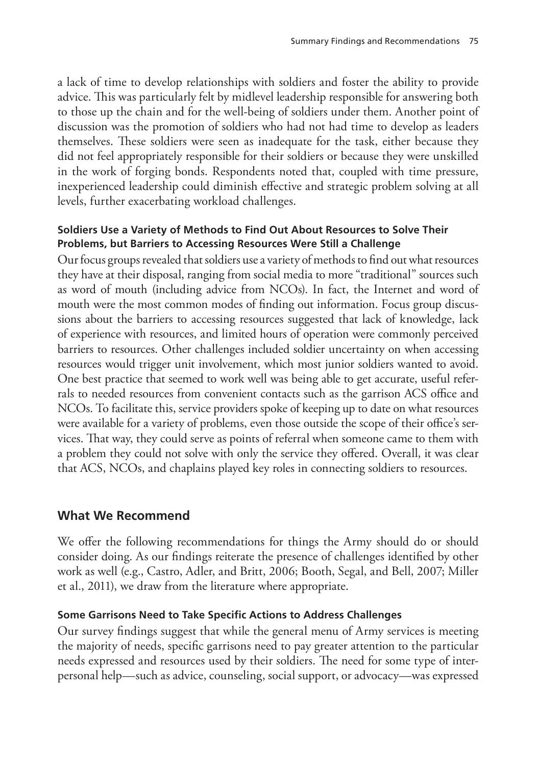a lack of time to develop relationships with soldiers and foster the ability to provide advice. This was particularly felt by midlevel leadership responsible for answering both to those up the chain and for the well-being of soldiers under them. Another point of discussion was the promotion of soldiers who had not had time to develop as leaders themselves. These soldiers were seen as inadequate for the task, either because they did not feel appropriately responsible for their soldiers or because they were unskilled in the work of forging bonds. Respondents noted that, coupled with time pressure, inexperienced leadership could diminish effective and strategic problem solving at all levels, further exacerbating workload challenges.

#### Soldiers Use a Variety of Methods to Find Out About Resources to Solve Their Problems, but Barriers to Accessing Resources Were Still a Challenge

Our focus groups revealed that soldiers use a variety of methods to find out what resources they have at their disposal, ranging from social media to more "traditional" sources such as word of mouth (including advice from NCOs). In fact, the Internet and word of mouth were the most common modes of finding out information. Focus group discussions about the barriers to accessing resources suggested that lack of knowledge, lack of experience with resources, and limited hours of operation were commonly perceived barriers to resources. Other challenges included soldier uncertainty on when accessing resources would trigger unit involvement, which most junior soldiers wanted to avoid. One best practice that seemed to work well was being able to get accurate, useful referrals to needed resources from convenient contacts such as the garrison ACS office and NCOs. To facilitate this, service providers spoke of keeping up to date on what resources were available for a variety of problems, even those outside the scope of their office's services. That way, they could serve as points of referral when someone came to them with a problem they could not solve with only the service they offered. Overall, it was clear that ACS, NCOs, and chaplains played key roles in connecting soldiers to resources.

### What We Recommend

We offer the following recommendations for things the Army should do or should consider doing. As our findings reiterate the presence of challenges identified by other work as well (e.g., Castro, Adler, and Britt, 2006; Booth, Segal, and Bell, 2007; Miller et al., 2011), we draw from the literature where appropriate.

#### Some Garrisons Need to Take Specific Actions to Address Challenges

Our survey findings suggest that while the general menu of Army services is meeting the majority of needs, specific garrisons need to pay greater attention to the particular needs expressed and resources used by their soldiers. The need for some type of interpersonal help—such as advice, counseling, social support, or advocacy—was expressed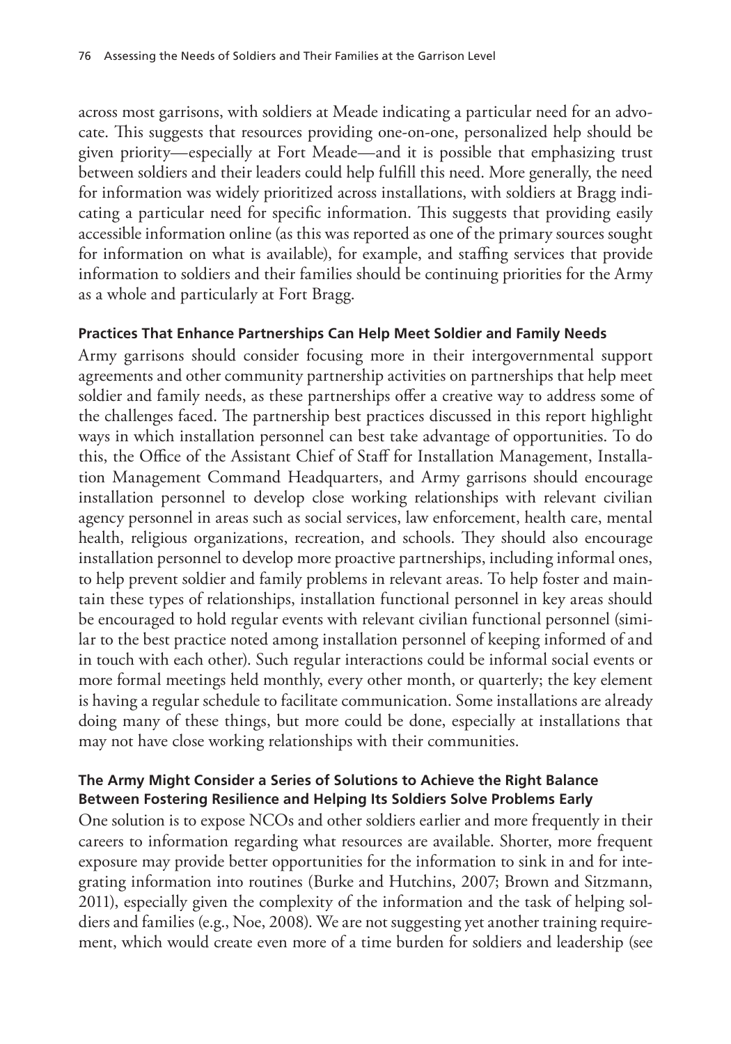across most garrisons, with soldiers at Meade indicating a particular need for an advocate. This suggests that resources providing one-on-one, personalized help should be given priority—especially at Fort Meade—and it is possible that emphasizing trust between soldiers and their leaders could help fulfill this need. More generally, the need for information was widely prioritized across installations, with soldiers at Bragg indicating a particular need for specific information. This suggests that providing easily accessible information online (as this was reported as one of the primary sources sought for information on what is available), for example, and staffing services that provide information to soldiers and their families should be continuing priorities for the Army as a whole and particularly at Fort Bragg.

#### Practices That Enhance Partnerships Can Help Meet Soldier and Family Needs

Army garrisons should consider focusing more in their intergovernmental support agreements and other community partnership activities on partnerships that help meet soldier and family needs, as these partnerships offer a creative way to address some of the challenges faced. The partnership best practices discussed in this report highlight ways in which installation personnel can best take advantage of opportunities. To do this, the Office of the Assistant Chief of Staff for Installation Management, Installation Management Command Headquarters, and Army garrisons should encourage installation personnel to develop close working relationships with relevant civilian agency personnel in areas such as social services, law enforcement, health care, mental health, religious organizations, recreation, and schools. They should also encourage installation personnel to develop more proactive partnerships, including informal ones, to help prevent soldier and family problems in relevant areas. To help foster and maintain these types of relationships, installation functional personnel in key areas should be encouraged to hold regular events with relevant civilian functional personnel (similar to the best practice noted among installation personnel of keeping informed of and in touch with each other). Such regular interactions could be informal social events or more formal meetings held monthly, every other month, or quarterly; the key element is having a regular schedule to facilitate communication. Some installations are already doing many of these things, but more could be done, especially at installations that may not have close working relationships with their communities.

#### The Army Might Consider a Series of Solutions to Achieve the Right Balance Between Fostering Resilience and Helping Its Soldiers Solve Problems Early

One solution is to expose NCOs and other soldiers earlier and more frequently in their careers to information regarding what resources are available. Shorter, more frequent exposure may provide better opportunities for the information to sink in and for integrating information into routines (Burke and Hutchins, 2007; Brown and Sitzmann, 2011), especially given the complexity of the information and the task of helping soldiers and families (e.g., Noe, 2008). We are not suggesting yet another training requirement, which would create even more of a time burden for soldiers and leadership (see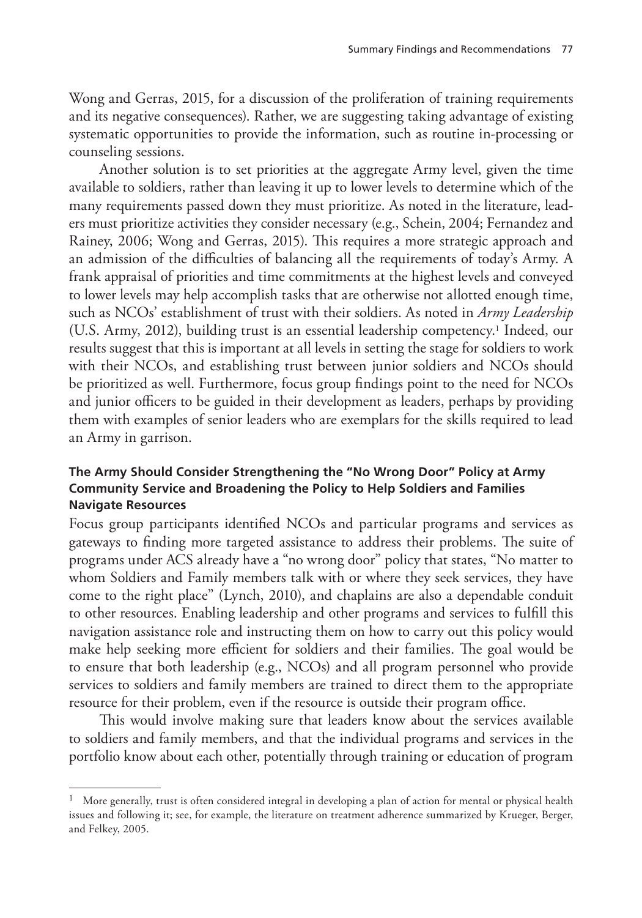Wong and Gerras, 2015, for a discussion of the proliferation of training requirements and its negative consequences). Rather, we are suggesting taking advantage of existing systematic opportunities to provide the information, such as routine in-processing or counseling sessions.

Another solution is to set priorities at the aggregate Army level, given the time available to soldiers, rather than leaving it up to lower levels to determine which of the many requirements passed down they must prioritize. As noted in the literature, leaders must prioritize activities they consider necessary (e.g., Schein, 2004; Fernandez and Rainey, 2006; Wong and Gerras, 2015). This requires a more strategic approach and an admission of the difficulties of balancing all the requirements of today's Army. A frank appraisal of priorities and time commitments at the highest levels and conveyed to lower levels may help accomplish tasks that are otherwise not allotted enough time, such as NCOs' establishment of trust with their soldiers. As noted in *Army Leadership* (U.S. Army, 2012), building trust is an essential leadership competency.[1] Indeed, our results suggest that this is important at all levels in setting the stage for soldiers to work with their NCOs, and establishing trust between junior soldiers and NCOs should be prioritized as well. Furthermore, focus group findings point to the need for NCOs and junior officers to be guided in their development as leaders, perhaps by providing them with examples of senior leaders who are exemplars for the skills required to lead an Army in garrison.

### The Army Should Consider Strengthening the "No Wrong Door" Policy at Army Community Service and Broadening the Policy to Help Soldiers and Families Navigate Resources

Focus group participants identified NCOs and particular programs and services as gateways to finding more targeted assistance to address their problems. The suite of programs under ACS already have a "no wrong door" policy that states, "No matter to whom Soldiers and Family members talk with or where they seek services, they have come to the right place" (Lynch, 2010), and chaplains are also a dependable conduit to other resources. Enabling leadership and other programs and services to fulfill this navigation assistance role and instructing them on how to carry out this policy would make help seeking more efficient for soldiers and their families. The goal would be to ensure that both leadership (e.g., NCOs) and all program personnel who provide services to soldiers and family members are trained to direct them to the appropriate resource for their problem, even if the resource is outside their program office.

This would involve making sure that leaders know about the services available to soldiers and family members, and that the individual programs and services in the portfolio know about each other, potentially through training or education of program

---

[1] More generally, trust is often considered integral in developing a plan of action for mental or physical health issues and following it; see, for example, the literature on treatment adherence summarized by Krueger, Berger, and Felkey, 2005.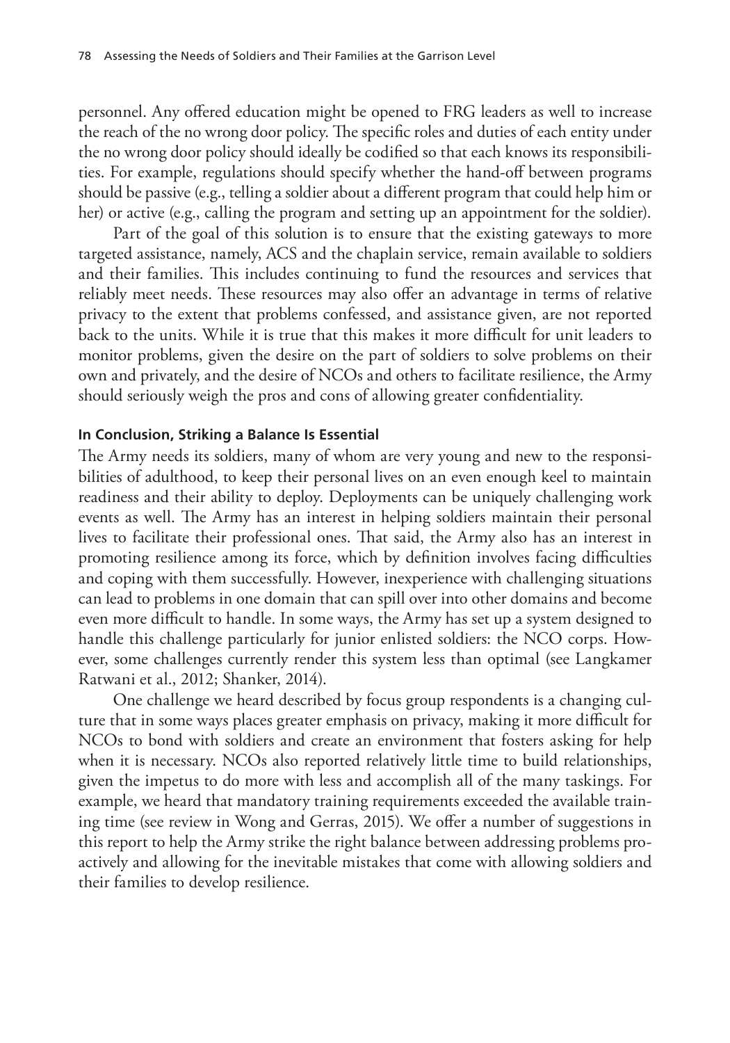personnel. Any offered education might be opened to FRG leaders as well to increase the reach of the no wrong door policy. The specific roles and duties of each entity under the no wrong door policy should ideally be codified so that each knows its responsibilities. For example, regulations should specify whether the hand-off between programs should be passive (e.g., telling a soldier about a different program that could help him or her) or active (e.g., calling the program and setting up an appointment for the soldier).

Part of the goal of this solution is to ensure that the existing gateways to more targeted assistance, namely, ACS and the chaplain service, remain available to soldiers and their families. This includes continuing to fund the resources and services that reliably meet needs. These resources may also offer an advantage in terms of relative privacy to the extent that problems confessed, and assistance given, are not reported back to the units. While it is true that this makes it more difficult for unit leaders to monitor problems, given the desire on the part of soldiers to solve problems on their own and privately, and the desire of NCOs and others to facilitate resilience, the Army should seriously weigh the pros and cons of allowing greater confidentiality.

#### In Conclusion, Striking a Balance Is Essential

The Army needs its soldiers, many of whom are very young and new to the responsibilities of adulthood, to keep their personal lives on an even enough keel to maintain readiness and their ability to deploy. Deployments can be uniquely challenging work events as well. The Army has an interest in helping soldiers maintain their personal lives to facilitate their professional ones. That said, the Army also has an interest in promoting resilience among its force, which by definition involves facing difficulties and coping with them successfully. However, inexperience with challenging situations can lead to problems in one domain that can spill over into other domains and become even more difficult to handle. In some ways, the Army has set up a system designed to handle this challenge particularly for junior enlisted soldiers: the NCO corps. However, some challenges currently render this system less than optimal (see Langkamer Ratwani et al., 2012; Shanker, 2014).

One challenge we heard described by focus group respondents is a changing culture that in some ways places greater emphasis on privacy, making it more difficult for NCOs to bond with soldiers and create an environment that fosters asking for help when it is necessary. NCOs also reported relatively little time to build relationships, given the impetus to do more with less and accomplish all of the many taskings. For example, we heard that mandatory training requirements exceeded the available training time (see review in Wong and Gerras, 2015). We offer a number of suggestions in this report to help the Army strike the right balance between addressing problems proactively and allowing for the inevitable mistakes that come with allowing soldiers and their families to develop resilience.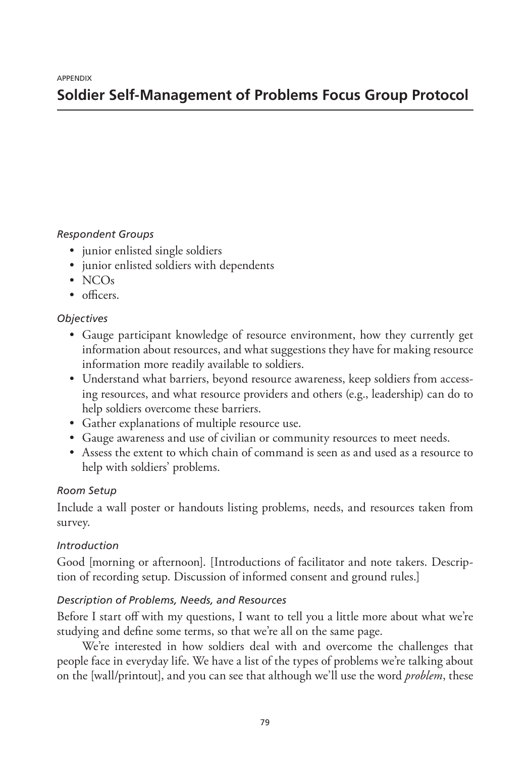APPENDIX

# Soldier Self-Management of Problems Focus Group Protocol

*Respondent Groups*

- junior enlisted single soldiers
- junior enlisted soldiers with dependents
- NCOs
- officers.

*Objectives*

- Gauge participant knowledge of resource environment, how they currently get information about resources, and what suggestions they have for making resource information more readily available to soldiers.
- Understand what barriers, beyond resource awareness, keep soldiers from accessing resources, and what resource providers and others (e.g., leadership) can do to help soldiers overcome these barriers.
- Gather explanations of multiple resource use.
- Gauge awareness and use of civilian or community resources to meet needs.
- Assess the extent to which chain of command is seen as and used as a resource to help with soldiers' problems.

*Room Setup*

Include a wall poster or handouts listing problems, needs, and resources taken from survey.

*Introduction*

Good [morning or afternoon]. [Introductions of facilitator and note takers. Description of recording setup. Discussion of informed consent and ground rules.]

*Description of Problems, Needs, and Resources*

Before I start off with my questions, I want to tell you a little more about what we're studying and define some terms, so that we're all on the same page.

We're interested in how soldiers deal with and overcome the challenges that people face in everyday life. We have a list of the types of problems we're talking about on the [wall/printout], and you can see that although we'll use the word *problem*, these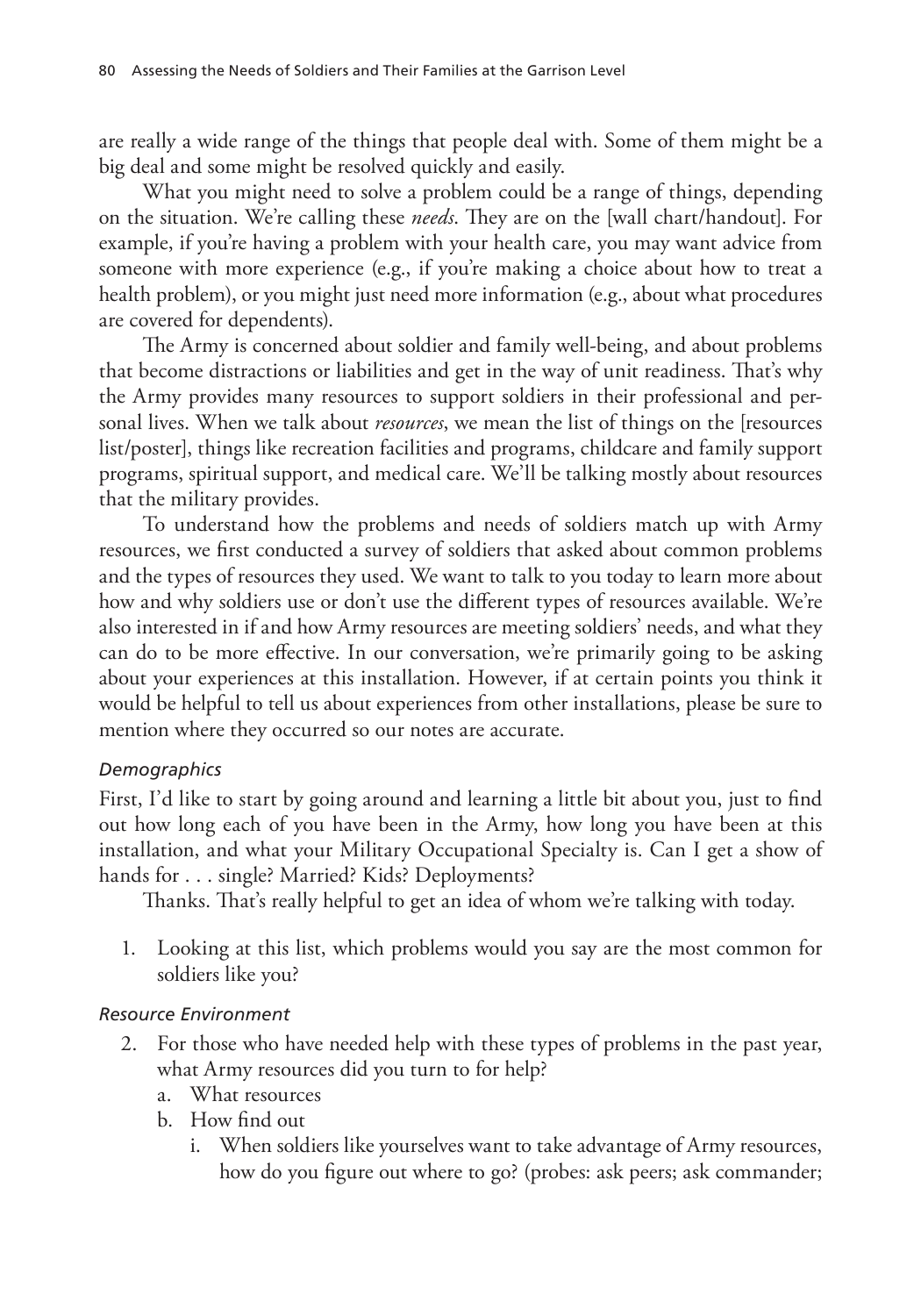are really a wide range of the things that people deal with. Some of them might be a big deal and some might be resolved quickly and easily.

What you might need to solve a problem could be a range of things, depending on the situation. We're calling these *needs*. They are on the [wall chart/handout]. For example, if you're having a problem with your health care, you may want advice from someone with more experience (e.g., if you're making a choice about how to treat a health problem), or you might just need more information (e.g., about what procedures are covered for dependents).

The Army is concerned about soldier and family well-being, and about problems that become distractions or liabilities and get in the way of unit readiness. That's why the Army provides many resources to support soldiers in their professional and personal lives. When we talk about *resources*, we mean the list of things on the [resources list/poster], things like recreation facilities and programs, childcare and family support programs, spiritual support, and medical care. We'll be talking mostly about resources that the military provides.

To understand how the problems and needs of soldiers match up with Army resources, we first conducted a survey of soldiers that asked about common problems and the types of resources they used. We want to talk to you today to learn more about how and why soldiers use or don't use the different types of resources available. We're also interested in if and how Army resources are meeting soldiers' needs, and what they can do to be more effective. In our conversation, we're primarily going to be asking about your experiences at this installation. However, if at certain points you think it would be helpful to tell us about experiences from other installations, please be sure to mention where they occurred so our notes are accurate.

*Demographics*

First, I'd like to start by going around and learning a little bit about you, just to find out how long each of you have been in the Army, how long you have been at this installation, and what your Military Occupational Specialty is. Can I get a show of hands for . . . single? Married? Kids? Deployments?

Thanks. That's really helpful to get an idea of whom we're talking with today.

1. Looking at this list, which problems would you say are the most common for soldiers like you?

*Resource Environment*

2. For those who have needed help with these types of problems in the past year, what Army resources did you turn to for help?
   a. What resources
   b. How find out
      i. When soldiers like yourselves want to take advantage of Army resources, how do you figure out where to go? (probes: ask peers; ask commander;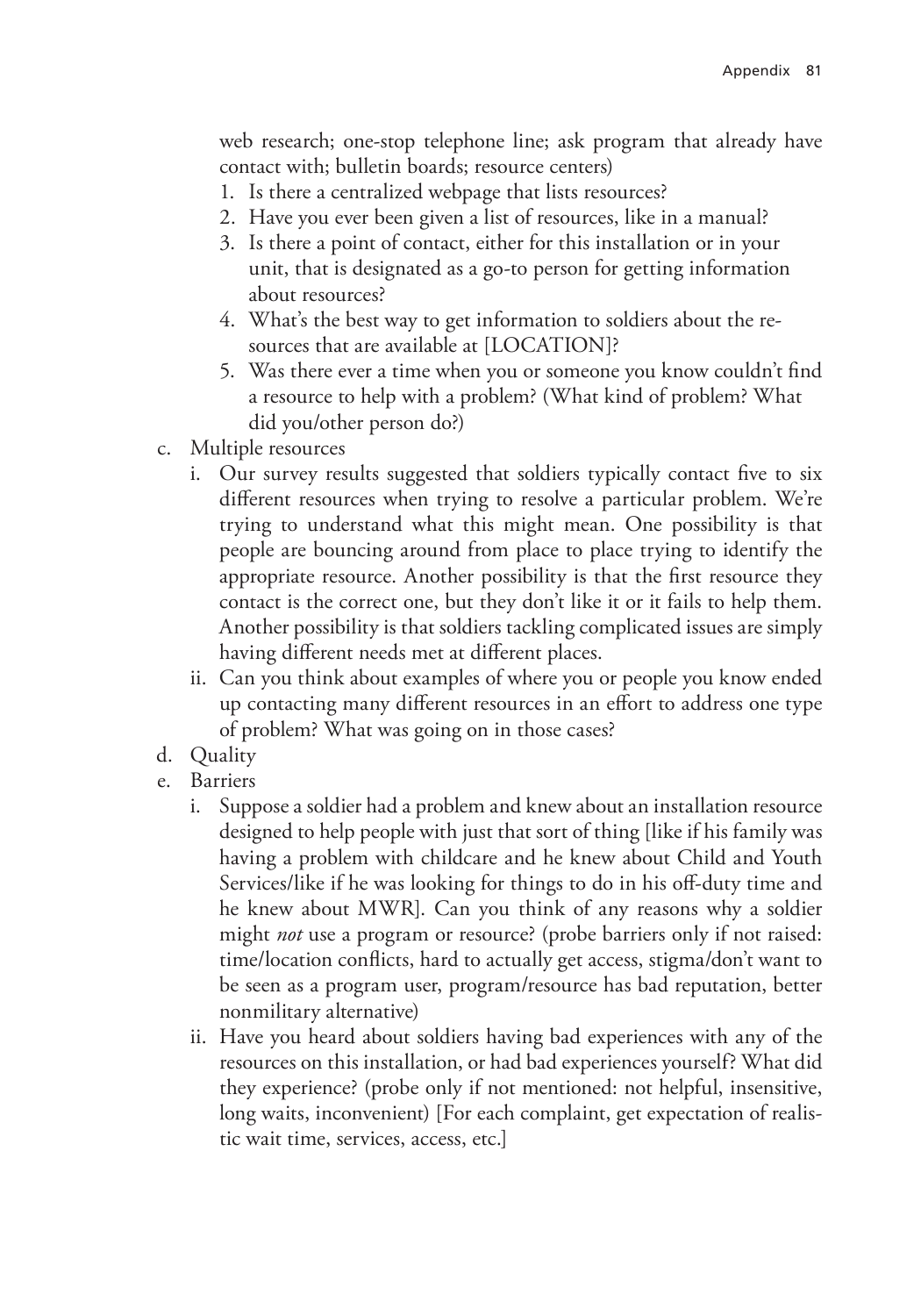web research; one-stop telephone line; ask program that already have contact with; bulletin boards; resource centers)

1. Is there a centralized webpage that lists resources?
2. Have you ever been given a list of resources, like in a manual?
3. Is there a point of contact, either for this installation or in your unit, that is designated as a go-to person for getting information about resources?
4. What's the best way to get information to soldiers about the resources that are available at [LOCATION]?
5. Was there ever a time when you or someone you know couldn't find a resource to help with a problem? (What kind of problem? What did you/other person do?)

c. Multiple resources

   i. Our survey results suggested that soldiers typically contact five to six different resources when trying to resolve a particular problem. We're trying to understand what this might mean. One possibility is that people are bouncing around from place to place trying to identify the appropriate resource. Another possibility is that the first resource they contact is the correct one, but they don't like it or it fails to help them. Another possibility is that soldiers tackling complicated issues are simply having different needs met at different places.

   ii. Can you think about examples of where you or people you know ended up contacting many different resources in an effort to address one type of problem? What was going on in those cases?

d. Quality

e. Barriers

   i. Suppose a soldier had a problem and knew about an installation resource designed to help people with just that sort of thing [like if his family was having a problem with childcare and he knew about Child and Youth Services/like if he was looking for things to do in his off-duty time and he knew about MWR]. Can you think of any reasons why a soldier might *not* use a program or resource? (probe barriers only if not raised: time/location conflicts, hard to actually get access, stigma/don't want to be seen as a program user, program/resource has bad reputation, better nonmilitary alternative)

   ii. Have you heard about soldiers having bad experiences with any of the resources on this installation, or had bad experiences yourself? What did they experience? (probe only if not mentioned: not helpful, insensitive, long waits, inconvenient) [For each complaint, get expectation of realistic wait time, services, access, etc.]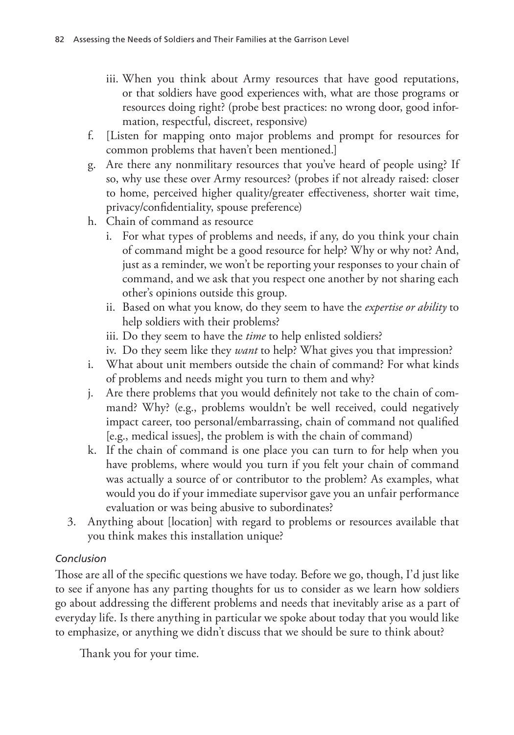iii. When you think about Army resources that have good reputations, or that soldiers have good experiences with, what are those programs or resources doing right? (probe best practices: no wrong door, good information, respectful, discreet, responsive)

f. [Listen for mapping onto major problems and prompt for resources for common problems that haven't been mentioned.]

g. Are there any nonmilitary resources that you've heard of people using? If so, why use these over Army resources? (probes if not already raised: closer to home, perceived higher quality/greater effectiveness, shorter wait time, privacy/confidentiality, spouse preference)

h. Chain of command as resource
   i. For what types of problems and needs, if any, do you think your chain of command might be a good resource for help? Why or why not? And, just as a reminder, we won't be reporting your responses to your chain of command, and we ask that you respect one another by not sharing each other's opinions outside this group.
   ii. Based on what you know, do they seem to have the *expertise or ability* to help soldiers with their problems?
   iii. Do they seem to have the *time* to help enlisted soldiers?
   iv. Do they seem like they *want* to help? What gives you that impression?

i. What about unit members outside the chain of command? For what kinds of problems and needs might you turn to them and why?

j. Are there problems that you would definitely not take to the chain of command? Why? (e.g., problems wouldn't be well received, could negatively impact career, too personal/embarrassing, chain of command not qualified [e.g., medical issues], the problem is with the chain of command)

k. If the chain of command is one place you can turn to for help when you have problems, where would you turn if you felt your chain of command was actually a source of or contributor to the problem? As examples, what would you do if your immediate supervisor gave you an unfair performance evaluation or was being abusive to subordinates?

3. Anything about [location] with regard to problems or resources available that you think makes this installation unique?

*Conclusion*

Those are all of the specific questions we have today. Before we go, though, I'd just like to see if anyone has any parting thoughts for us to consider as we learn how soldiers go about addressing the different problems and needs that inevitably arise as a part of everyday life. Is there anything in particular we spoke about today that you would like to emphasize, or anything we didn't discuss that we should be sure to think about?

Thank you for your time.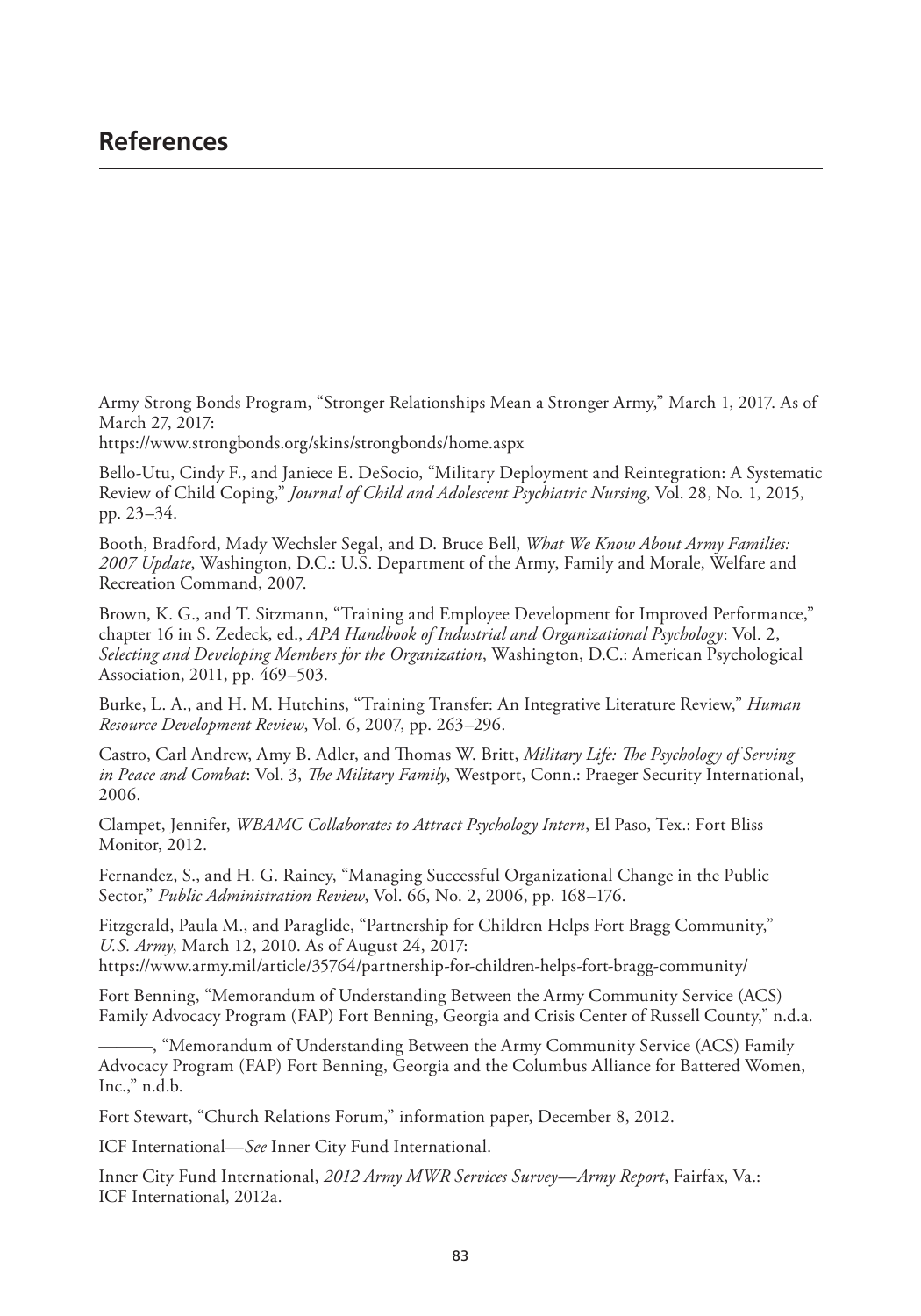## References

Army Strong Bonds Program, "Stronger Relationships Mean a Stronger Army," March 1, 2017. As of March 27, 2017:
https://www.strongbonds.org/skins/strongbonds/home.aspx

Bello-Utu, Cindy F., and Janiece E. DeSocio, "Military Deployment and Reintegration: A Systematic Review of Child Coping," *Journal of Child and Adolescent Psychiatric Nursing*, Vol. 28, No. 1, 2015, pp. 23–34.

Booth, Bradford, Mady Wechsler Segal, and D. Bruce Bell, *What We Know About Army Families: 2007 Update*, Washington, D.C.: U.S. Department of the Army, Family and Morale, Welfare and Recreation Command, 2007.

Brown, K. G., and T. Sitzmann, "Training and Employee Development for Improved Performance," chapter 16 in S. Zedeck, ed., *APA Handbook of Industrial and Organizational Psychology*: Vol. 2, *Selecting and Developing Members for the Organization*, Washington, D.C.: American Psychological Association, 2011, pp. 469–503.

Burke, L. A., and H. M. Hutchins, "Training Transfer: An Integrative Literature Review," *Human Resource Development Review*, Vol. 6, 2007, pp. 263–296.

Castro, Carl Andrew, Amy B. Adler, and Thomas W. Britt, *Military Life: The Psychology of Serving in Peace and Combat*: Vol. 3, *The Military Family*, Westport, Conn.: Praeger Security International, 2006.

Clampet, Jennifer, *WBAMC Collaborates to Attract Psychology Intern*, El Paso, Tex.: Fort Bliss Monitor, 2012.

Fernandez, S., and H. G. Rainey, "Managing Successful Organizational Change in the Public Sector," *Public Administration Review*, Vol. 66, No. 2, 2006, pp. 168–176.

Fitzgerald, Paula M., and Paraglide, "Partnership for Children Helps Fort Bragg Community," *U.S. Army*, March 12, 2010. As of August 24, 2017:
https://www.army.mil/article/35764/partnership-for-children-helps-fort-bragg-community/

Fort Benning, "Memorandum of Understanding Between the Army Community Service (ACS) Family Advocacy Program (FAP) Fort Benning, Georgia and Crisis Center of Russell County," n.d.a.

———, "Memorandum of Understanding Between the Army Community Service (ACS) Family Advocacy Program (FAP) Fort Benning, Georgia and the Columbus Alliance for Battered Women, Inc.," n.d.b.

Fort Stewart, "Church Relations Forum," information paper, December 8, 2012.

ICF International—*See* Inner City Fund International.

Inner City Fund International, *2012 Army MWR Services Survey—Army Report*, Fairfax, Va.: ICF International, 2012a.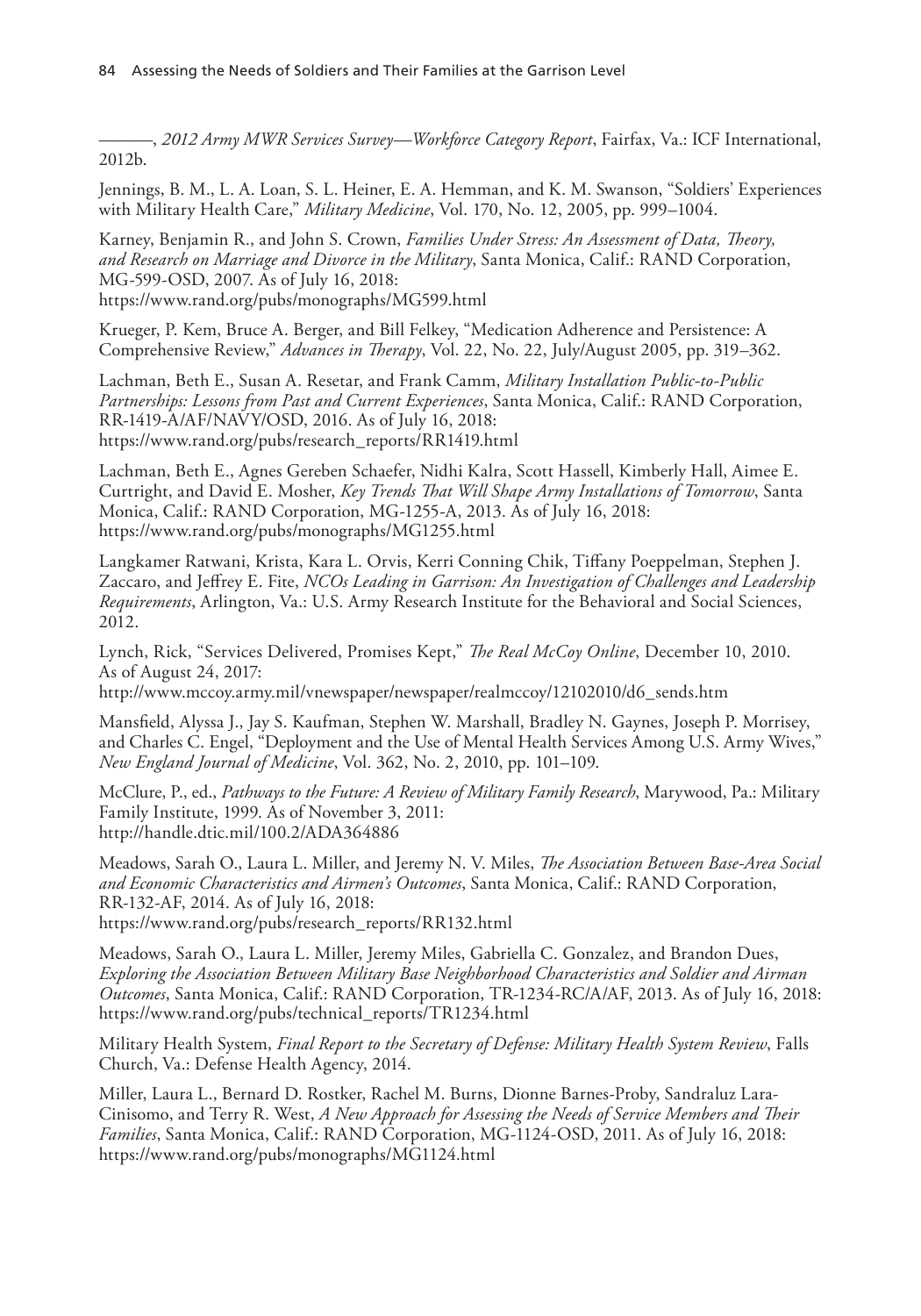———, *2012 Army MWR Services Survey—Workforce Category Report*, Fairfax, Va.: ICF International, 2012b.

Jennings, B. M., L. A. Loan, S. L. Heiner, E. A. Hemman, and K. M. Swanson, "Soldiers' Experiences with Military Health Care," *Military Medicine*, Vol. 170, No. 12, 2005, pp. 999–1004.

Karney, Benjamin R., and John S. Crown, *Families Under Stress: An Assessment of Data, Theory, and Research on Marriage and Divorce in the Military*, Santa Monica, Calif.: RAND Corporation, MG-599-OSD, 2007. As of July 16, 2018:
https://www.rand.org/pubs/monographs/MG599.html

Krueger, P. Kem, Bruce A. Berger, and Bill Felkey, "Medication Adherence and Persistence: A Comprehensive Review," *Advances in Therapy*, Vol. 22, No. 22, July/August 2005, pp. 319–362.

Lachman, Beth E., Susan A. Resetar, and Frank Camm, *Military Installation Public-to-Public Partnerships: Lessons from Past and Current Experiences*, Santa Monica, Calif.: RAND Corporation, RR-1419-A/AF/NAVY/OSD, 2016. As of July 16, 2018:
https://www.rand.org/pubs/research_reports/RR1419.html

Lachman, Beth E., Agnes Gereben Schaefer, Nidhi Kalra, Scott Hassell, Kimberly Hall, Aimee E. Curtright, and David E. Mosher, *Key Trends That Will Shape Army Installations of Tomorrow*, Santa Monica, Calif.: RAND Corporation, MG-1255-A, 2013. As of July 16, 2018:
https://www.rand.org/pubs/monographs/MG1255.html

Langkamer Ratwani, Krista, Kara L. Orvis, Kerri Conning Chik, Tiffany Poeppelman, Stephen J. Zaccaro, and Jeffrey E. Fite, *NCOs Leading in Garrison: An Investigation of Challenges and Leadership Requirements*, Arlington, Va.: U.S. Army Research Institute for the Behavioral and Social Sciences, 2012.

Lynch, Rick, "Services Delivered, Promises Kept," *The Real McCoy Online*, December 10, 2010. As of August 24, 2017:
http://www.mccoy.army.mil/vnewspaper/newspaper/realmccoy/12102010/d6_sends.htm

Mansfield, Alyssa J., Jay S. Kaufman, Stephen W. Marshall, Bradley N. Gaynes, Joseph P. Morrisey, and Charles C. Engel, "Deployment and the Use of Mental Health Services Among U.S. Army Wives," *New England Journal of Medicine*, Vol. 362, No. 2, 2010, pp. 101–109.

McClure, P., ed., *Pathways to the Future: A Review of Military Family Research*, Marywood, Pa.: Military Family Institute, 1999. As of November 3, 2011:
http://handle.dtic.mil/100.2/ADA364886

Meadows, Sarah O., Laura L. Miller, and Jeremy N. V. Miles, *The Association Between Base-Area Social and Economic Characteristics and Airmen's Outcomes*, Santa Monica, Calif.: RAND Corporation, RR-132-AF, 2014. As of July 16, 2018:
https://www.rand.org/pubs/research_reports/RR132.html

Meadows, Sarah O., Laura L. Miller, Jeremy Miles, Gabriella C. Gonzalez, and Brandon Dues, *Exploring the Association Between Military Base Neighborhood Characteristics and Soldier and Airman Outcomes*, Santa Monica, Calif.: RAND Corporation, TR-1234-RC/A/AF, 2013. As of July 16, 2018:
https://www.rand.org/pubs/technical_reports/TR1234.html

Military Health System, *Final Report to the Secretary of Defense: Military Health System Review*, Falls Church, Va.: Defense Health Agency, 2014.

Miller, Laura L., Bernard D. Rostker, Rachel M. Burns, Dionne Barnes-Proby, Sandraluz Lara-Cinisomo, and Terry R. West, *A New Approach for Assessing the Needs of Service Members and Their Families*, Santa Monica, Calif.: RAND Corporation, MG-1124-OSD, 2011. As of July 16, 2018:
https://www.rand.org/pubs/monographs/MG1124.html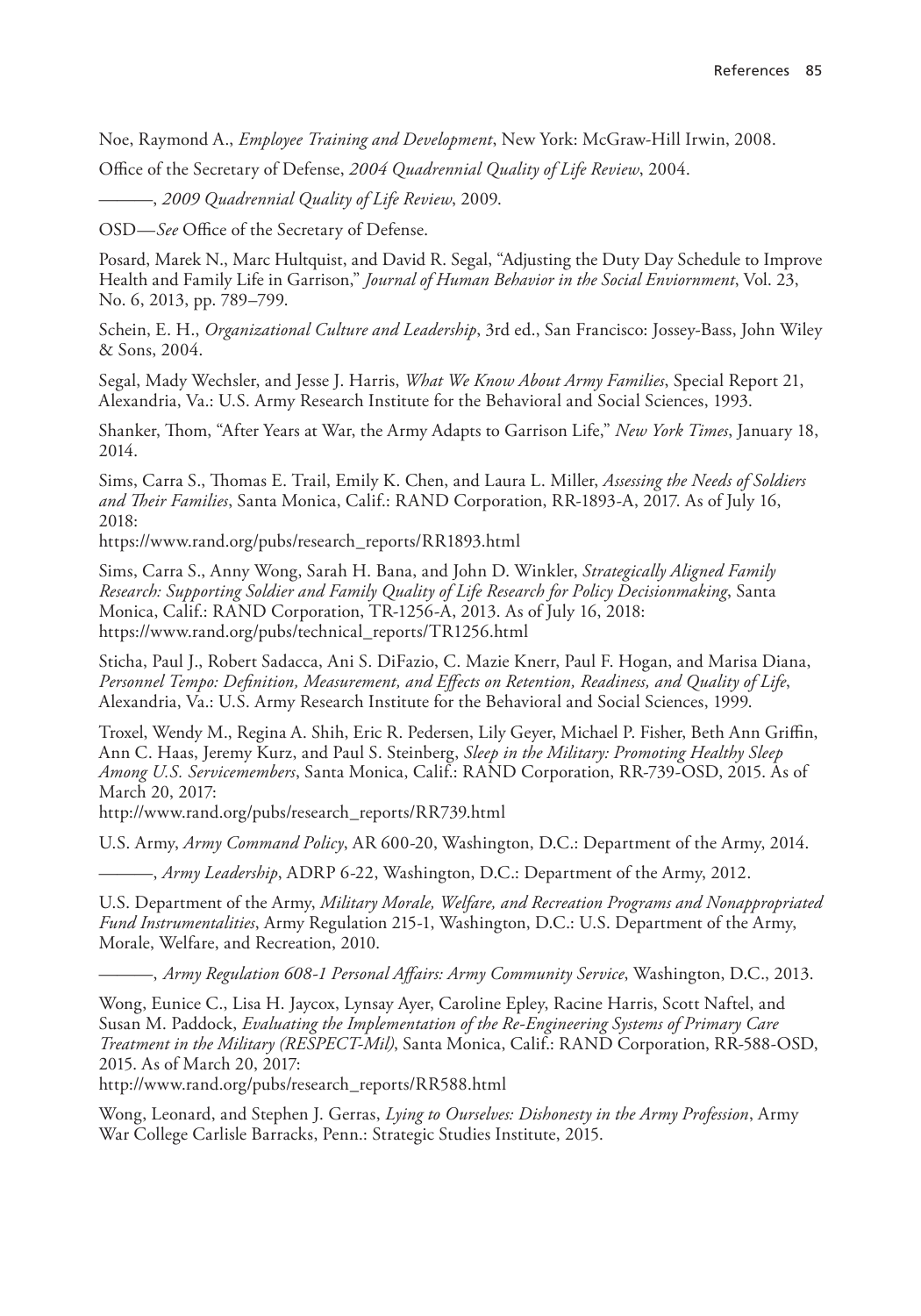Noe, Raymond A., *Employee Training and Development*, New York: McGraw-Hill Irwin, 2008.

Office of the Secretary of Defense, *2004 Quadrennial Quality of Life Review*, 2004.

———, *2009 Quadrennial Quality of Life Review*, 2009.

OSD—*See* Office of the Secretary of Defense.

Posard, Marek N., Marc Hultquist, and David R. Segal, "Adjusting the Duty Day Schedule to Improve Health and Family Life in Garrison," *Journal of Human Behavior in the Social Enviornment*, Vol. 23, No. 6, 2013, pp. 789–799.

Schein, E. H., *Organizational Culture and Leadership*, 3rd ed., San Francisco: Jossey-Bass, John Wiley & Sons, 2004.

Segal, Mady Wechsler, and Jesse J. Harris, *What We Know About Army Families*, Special Report 21, Alexandria, Va.: U.S. Army Research Institute for the Behavioral and Social Sciences, 1993.

Shanker, Thom, "After Years at War, the Army Adapts to Garrison Life," *New York Times*, January 18, 2014.

Sims, Carra S., Thomas E. Trail, Emily K. Chen, and Laura L. Miller, *Assessing the Needs of Soldiers and Their Families*, Santa Monica, Calif.: RAND Corporation, RR-1893-A, 2017. As of July 16, 2018:
https://www.rand.org/pubs/research_reports/RR1893.html

Sims, Carra S., Anny Wong, Sarah H. Bana, and John D. Winkler, *Strategically Aligned Family Research: Supporting Soldier and Family Quality of Life Research for Policy Decisionmaking*, Santa Monica, Calif.: RAND Corporation, TR-1256-A, 2013. As of July 16, 2018:
https://www.rand.org/pubs/technical_reports/TR1256.html

Sticha, Paul J., Robert Sadacca, Ani S. DiFazio, C. Mazie Knerr, Paul F. Hogan, and Marisa Diana, *Personnel Tempo: Definition, Measurement, and Effects on Retention, Readiness, and Quality of Life*, Alexandria, Va.: U.S. Army Research Institute for the Behavioral and Social Sciences, 1999.

Troxel, Wendy M., Regina A. Shih, Eric R. Pedersen, Lily Geyer, Michael P. Fisher, Beth Ann Griffin, Ann C. Haas, Jeremy Kurz, and Paul S. Steinberg, *Sleep in the Military: Promoting Healthy Sleep Among U.S. Servicemembers*, Santa Monica, Calif.: RAND Corporation, RR-739-OSD, 2015. As of March 20, 2017:
http://www.rand.org/pubs/research_reports/RR739.html

U.S. Army, *Army Command Policy*, AR 600-20, Washington, D.C.: Department of the Army, 2014.

———, *Army Leadership*, ADRP 6-22, Washington, D.C.: Department of the Army, 2012.

U.S. Department of the Army, *Military Morale, Welfare, and Recreation Programs and Nonappropriated Fund Instrumentalities*, Army Regulation 215-1, Washington, D.C.: U.S. Department of the Army, Morale, Welfare, and Recreation, 2010.

———, *Army Regulation 608-1 Personal Affairs: Army Community Service*, Washington, D.C., 2013.

Wong, Eunice C., Lisa H. Jaycox, Lynsay Ayer, Caroline Epley, Racine Harris, Scott Naftel, and Susan M. Paddock, *Evaluating the Implementation of the Re-Engineering Systems of Primary Care Treatment in the Military (RESPECT-Mil)*, Santa Monica, Calif.: RAND Corporation, RR-588-OSD, 2015. As of March 20, 2017:
http://www.rand.org/pubs/research_reports/RR588.html

Wong, Leonard, and Stephen J. Gerras, *Lying to Ourselves: Dishonesty in the Army Profession*, Army War College Carlisle Barracks, Penn.: Strategic Studies Institute, 2015.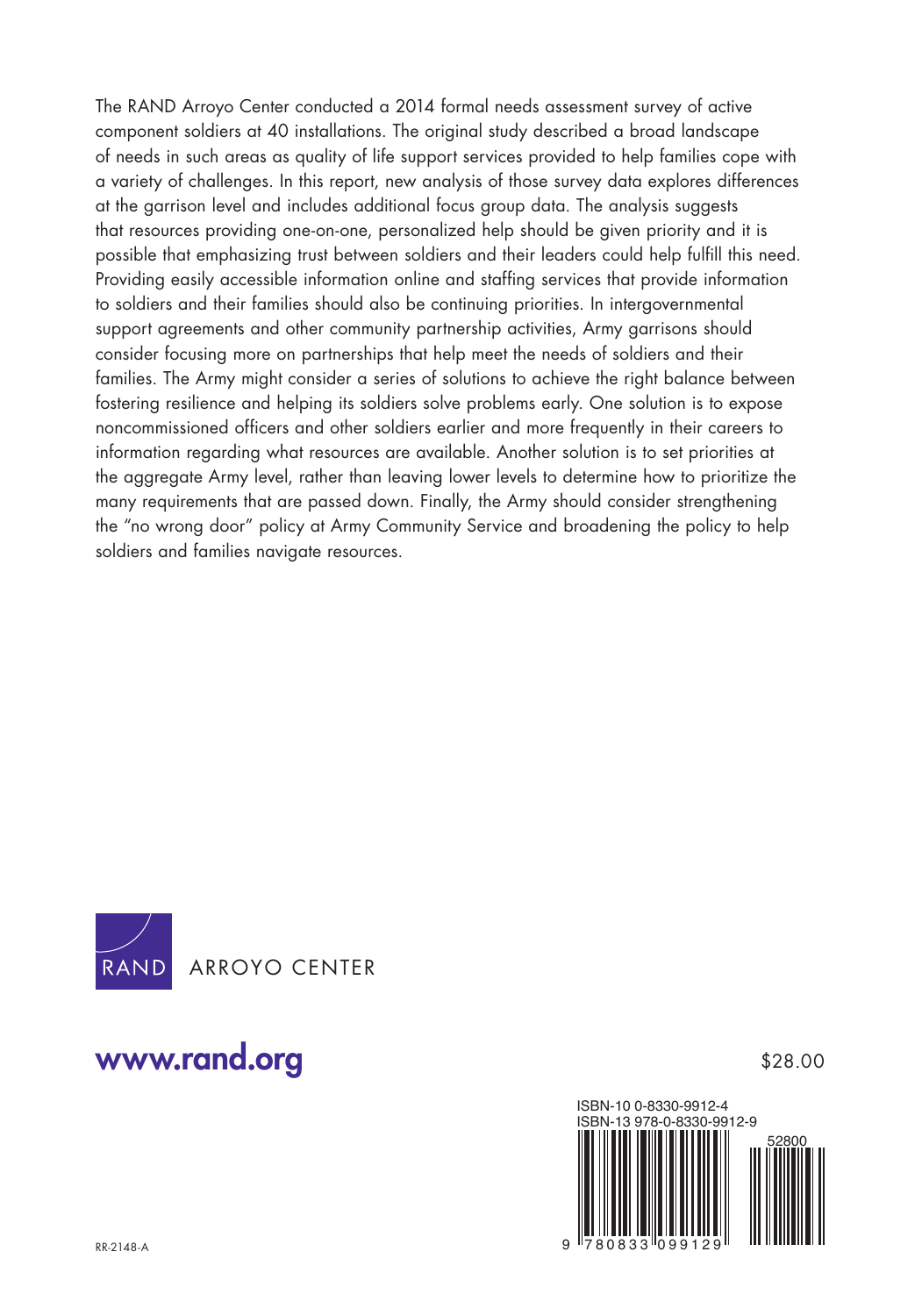The RAND Arroyo Center conducted a 2014 formal needs assessment survey of active component soldiers at 40 installations. The original study described a broad landscape of needs in such areas as quality of life support services provided to help families cope with a variety of challenges. In this report, new analysis of those survey data explores differences at the garrison level and includes additional focus group data. The analysis suggests that resources providing one-on-one, personalized help should be given priority and it is possible that emphasizing trust between soldiers and their leaders could help fulfill this need. Providing easily accessible information online and staffing services that provide information to soldiers and their families should also be continuing priorities. In intergovernmental support agreements and other community partnership activities, Army garrisons should consider focusing more on partnerships that help meet the needs of soldiers and their families. The Army might consider a series of solutions to achieve the right balance between fostering resilience and helping its soldiers solve problems early. One solution is to expose noncommissioned officers and other soldiers earlier and more frequently in their careers to information regarding what resources are available. Another solution is to set priorities at the aggregate Army level, rather than leaving lower levels to determine how to prioritize the many requirements that are passed down. Finally, the Army should consider strengthening the "no wrong door" policy at Army Community Service and broadening the policy to help soldiers and families navigate resources.

RAND ARROYO CENTER

**www.rand.org**

$28.00

ISBN-10 0-8330-9912-4
ISBN-13 978-0-8330-9912-9

52800

9 780833 099129

RR-2148-A